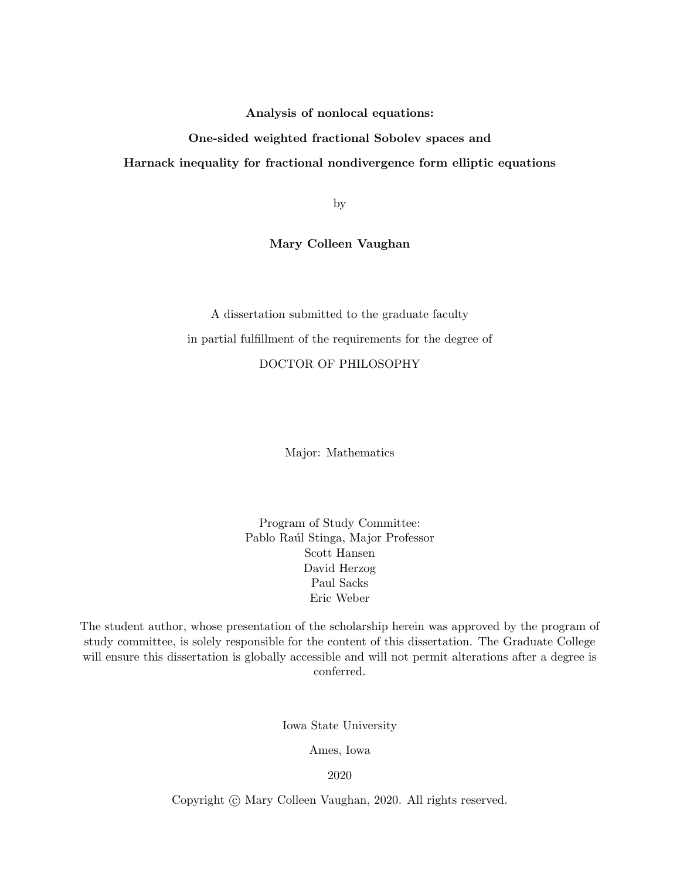# Analysis of nonlocal equations: One-sided weighted fractional Sobolev spaces and Harnack inequality for fractional nondivergence form elliptic equations

by

**Mary Colleen Vaughan**

A dissertation submitted to the graduate faculty

in partial fulfillment of the requirements for the degree of

DOCTOR OF PHILOSOPHY

Major: Mathematics

Program of Study Committee:
Pablo Raúl Stinga, Major Professor
Scott Hansen
David Herzog
Paul Sacks
Eric Weber

The student author, whose presentation of the scholarship herein was approved by the program of study committee, is solely responsible for the content of this dissertation. The Graduate College will ensure this dissertation is globally accessible and will not permit alterations after a degree is conferred.

Iowa State University

Ames, Iowa

2020

Copyright © Mary Colleen Vaughan, 2020. All rights reserved.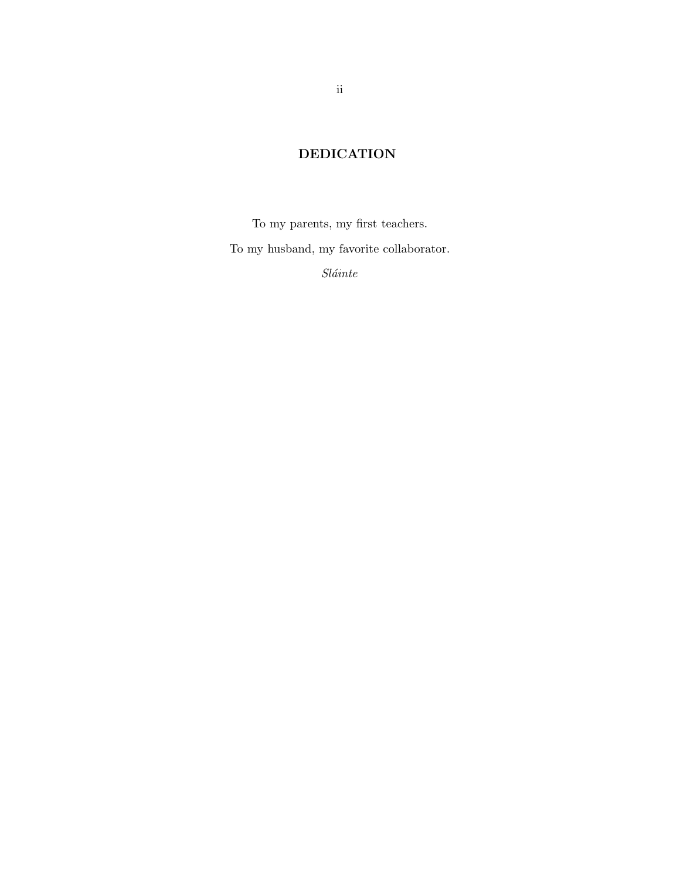# DEDICATION

To my parents, my first teachers.

To my husband, my favorite collaborator.

*Sláinte*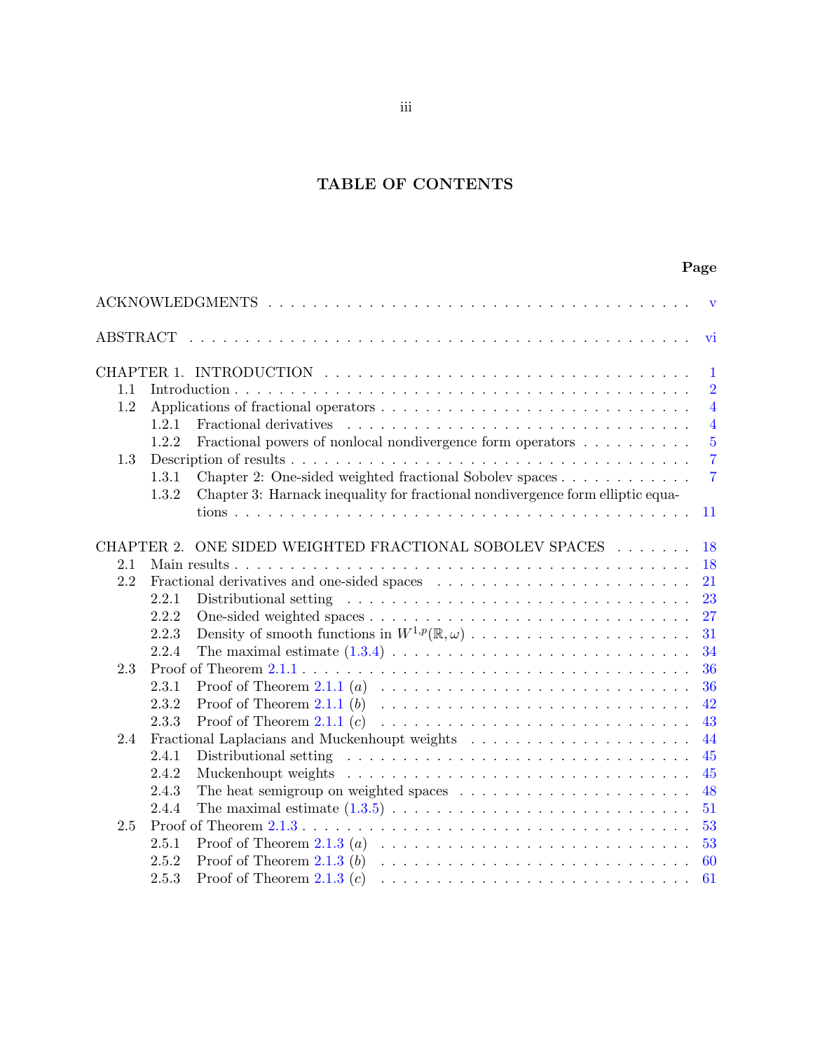# TABLE OF CONTENTS

| | Page |
|---|---|
| ACKNOWLEDGMENTS | v |
| ABSTRACT | vi |
| CHAPTER 1. INTRODUCTION | 1 |
| 1.1 Introduction | 2 |
| 1.2 Applications of fractional operators | 4 |
| 1.2.1 Fractional derivatives | 4 |
| 1.2.2 Fractional powers of nonlocal nondivergence form operators | 5 |
| 1.3 Description of results | 7 |
| 1.3.1 Chapter 2: One-sided weighted fractional Sobolev spaces | 7 |
| 1.3.2 Chapter 3: Harnack inequality for fractional nondivergence form elliptic equations | 11 |
| CHAPTER 2. ONE SIDED WEIGHTED FRACTIONAL SOBOLEV SPACES | 18 |
| 2.1 Main results | 18 |
| 2.2 Fractional derivatives and one-sided spaces | 21 |
| 2.2.1 Distributional setting | 23 |
| 2.2.2 One-sided weighted spaces | 27 |
| 2.2.3 Density of smooth functions in $W^{1,p}(\mathbb{R},\omega)$ | 31 |
| 2.2.4 The maximal estimate (1.3.4) | 34 |
| 2.3 Proof of Theorem 2.1.1 | 36 |
| 2.3.1 Proof of Theorem 2.1.1 $(a)$ | 36 |
| 2.3.2 Proof of Theorem 2.1.1 $(b)$ | 42 |
| 2.3.3 Proof of Theorem 2.1.1 $(c)$ | 43 |
| 2.4 Fractional Laplacians and Muckenhoupt weights | 44 |
| 2.4.1 Distributional setting | 45 |
| 2.4.2 Muckenhoupt weights | 45 |
| 2.4.3 The heat semigroup on weighted spaces | 48 |
| 2.4.4 The maximal estimate (1.3.5) | 51 |
| 2.5 Proof of Theorem 2.1.3 | 53 |
| 2.5.1 Proof of Theorem 2.1.3 $(a)$ | 53 |
| 2.5.2 Proof of Theorem 2.1.3 $(b)$ | 60 |
| 2.5.3 Proof of Theorem 2.1.3 $(c)$ | 61 |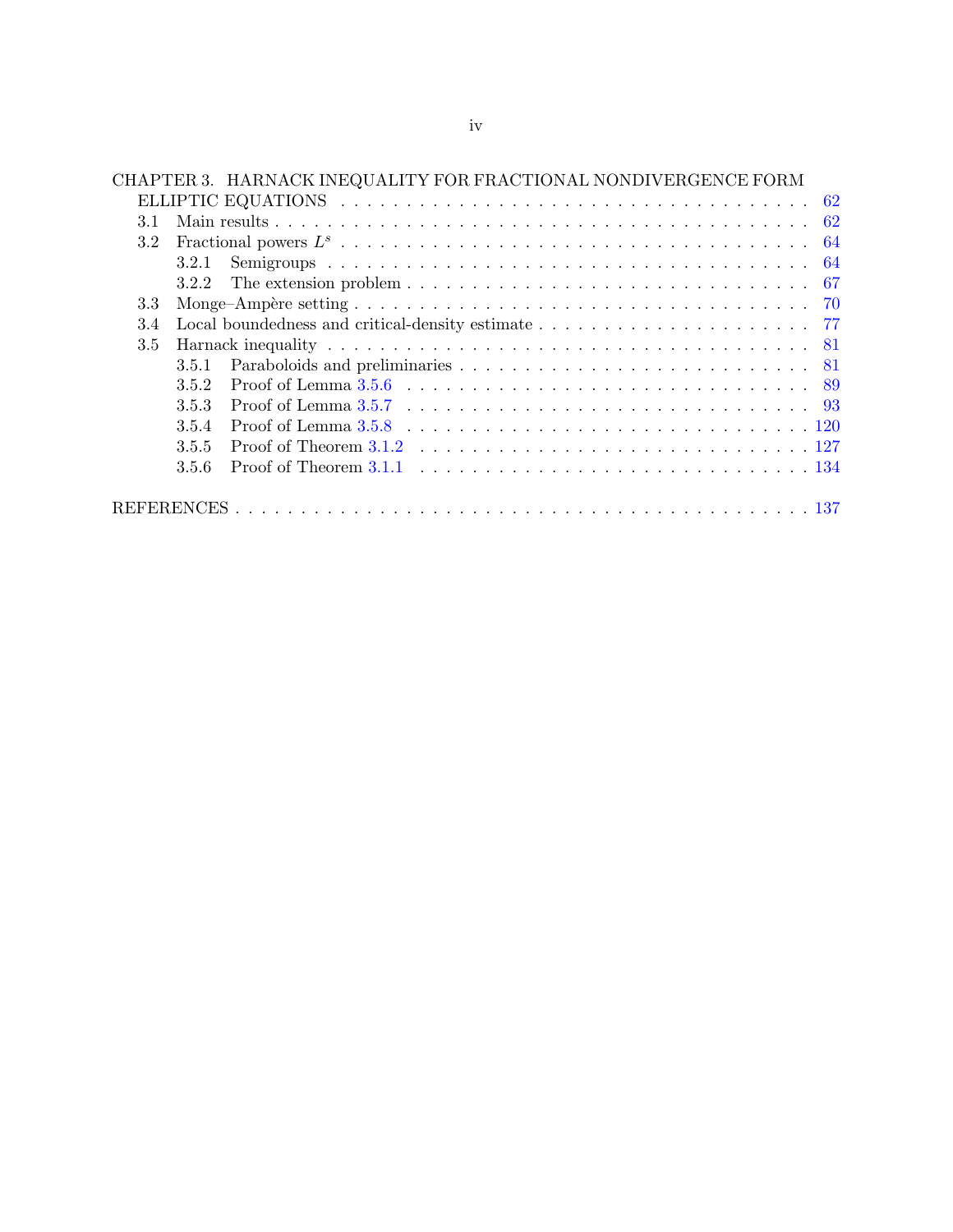CHAPTER 3. HARNACK INEQUALITY FOR FRACTIONAL NONDIVERGENCE FORM ELLIPTIC EQUATIONS . . . . . . . . . . 62

- 3.1 Main results . . . . . . . . . . 62
- 3.2 Fractional powers $L^s$ . . . . . . . . . . 64
  - 3.2.1 Semigroups . . . . . . . . . . 64
  - 3.2.2 The extension problem . . . . . . . . . . 67
- 3.3 Monge–Ampère setting . . . . . . . . . . 70
- 3.4 Local boundedness and critical-density estimate . . . . . . . . . . 77
- 3.5 Harnack inequality . . . . . . . . . . 81
  - 3.5.1 Paraboloids and preliminaries . . . . . . . . . . 81
  - 3.5.2 Proof of Lemma 3.5.6 . . . . . . . . . . 89
  - 3.5.3 Proof of Lemma 3.5.7 . . . . . . . . . . 93
  - 3.5.4 Proof of Lemma 3.5.8 . . . . . . . . . . 120
  - 3.5.5 Proof of Theorem 3.1.2 . . . . . . . . . . 127
  - 3.5.6 Proof of Theorem 3.1.1 . . . . . . . . . . 134

REFERENCES . . . . . . . . . . 137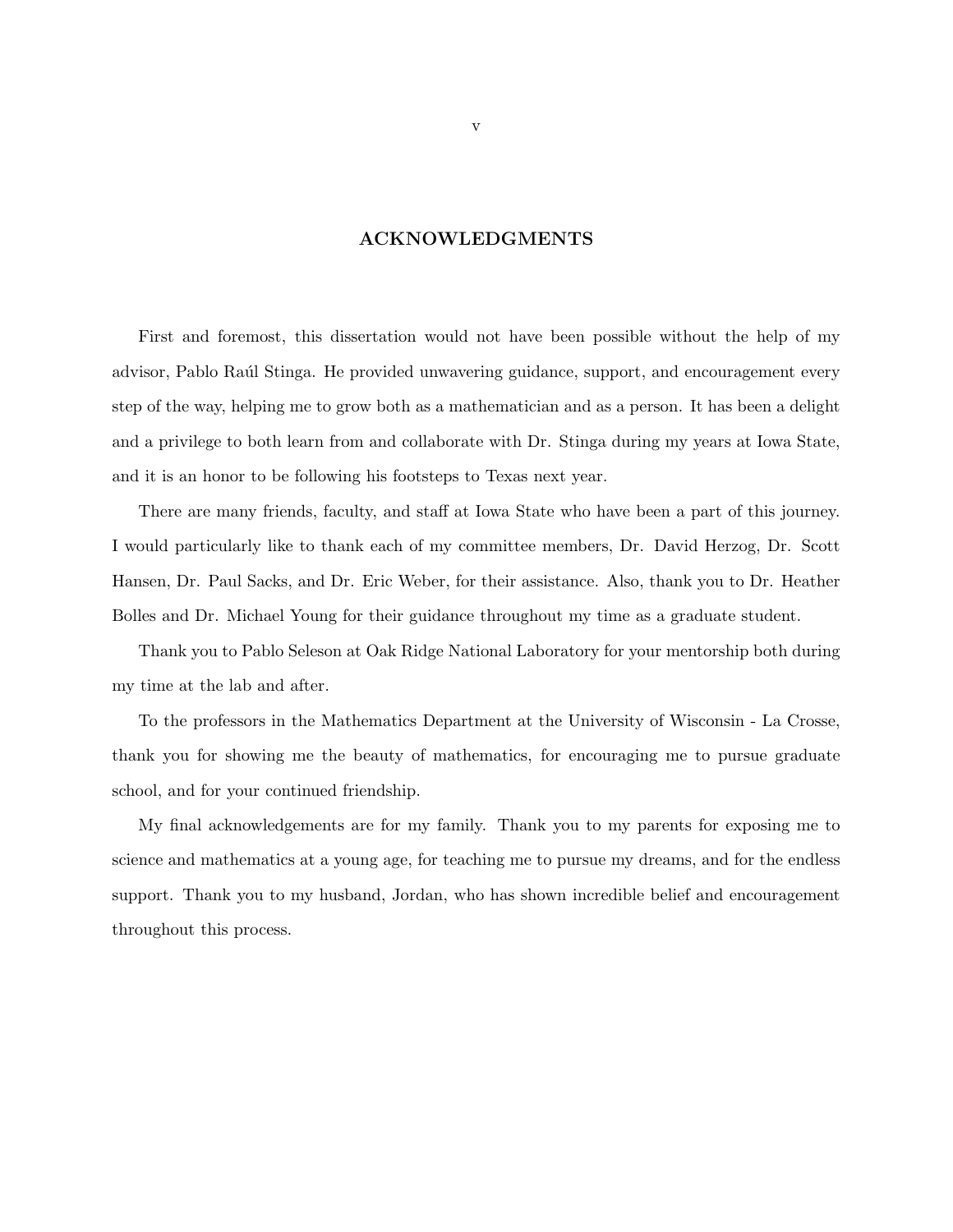## ACKNOWLEDGMENTS

First and foremost, this dissertation would not have been possible without the help of my advisor, Pablo Raúl Stinga. He provided unwavering guidance, support, and encouragement every step of the way, helping me to grow both as a mathematician and as a person. It has been a delight and a privilege to both learn from and collaborate with Dr. Stinga during my years at Iowa State, and it is an honor to be following his footsteps to Texas next year.

There are many friends, faculty, and staff at Iowa State who have been a part of this journey. I would particularly like to thank each of my committee members, Dr. David Herzog, Dr. Scott Hansen, Dr. Paul Sacks, and Dr. Eric Weber, for their assistance. Also, thank you to Dr. Heather Bolles and Dr. Michael Young for their guidance throughout my time as a graduate student.

Thank you to Pablo Seleson at Oak Ridge National Laboratory for your mentorship both during my time at the lab and after.

To the professors in the Mathematics Department at the University of Wisconsin - La Crosse, thank you for showing me the beauty of mathematics, for encouraging me to pursue graduate school, and for your continued friendship.

My final acknowledgements are for my family. Thank you to my parents for exposing me to science and mathematics at a young age, for teaching me to pursue my dreams, and for the endless support. Thank you to my husband, Jordan, who has shown incredible belief and encouragement throughout this process.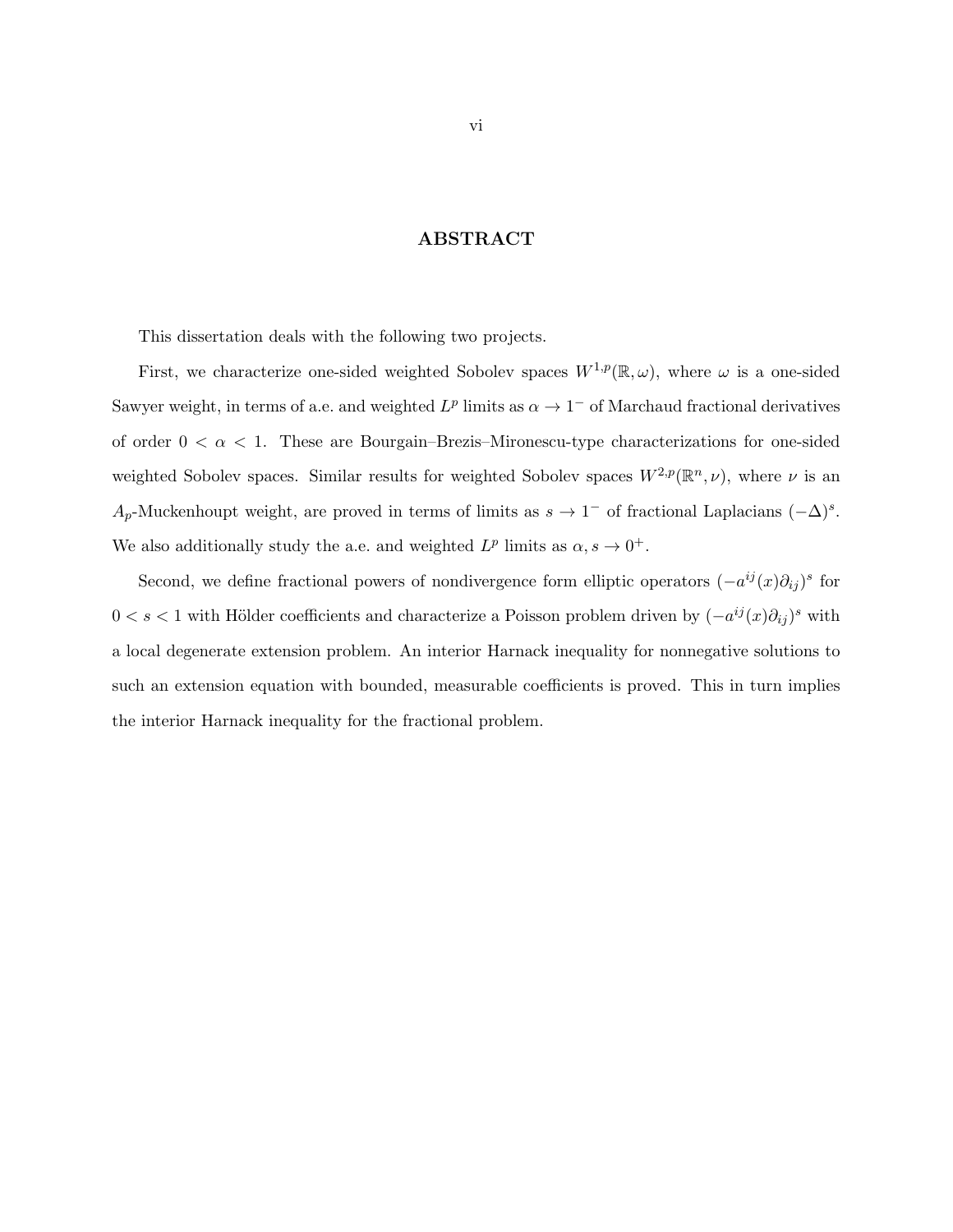# ABSTRACT

This dissertation deals with the following two projects.

First, we characterize one-sided weighted Sobolev spaces $W^{1,p}(\mathbb{R}, \omega)$, where $\omega$ is a one-sided Sawyer weight, in terms of a.e. and weighted $L^p$ limits as $\alpha \to 1^-$ of Marchaud fractional derivatives of order $0 < \alpha < 1$. These are Bourgain–Brezis–Mironescu-type characterizations for one-sided weighted Sobolev spaces. Similar results for weighted Sobolev spaces $W^{2,p}(\mathbb{R}^n, \nu)$, where $\nu$ is an $A_p$-Muckenhoupt weight, are proved in terms of limits as $s \to 1^-$ of fractional Laplacians $(-\Delta)^s$. We also additionally study the a.e. and weighted $L^p$ limits as $\alpha, s \to 0^+$.

Second, we define fractional powers of nondivergence form elliptic operators $(-a^{ij}(x)\partial_{ij})^s$ for $0 < s < 1$ with Hölder coefficients and characterize a Poisson problem driven by $(-a^{ij}(x)\partial_{ij})^s$ with a local degenerate extension problem. An interior Harnack inequality for nonnegative solutions to such an extension equation with bounded, measurable coefficients is proved. This in turn implies the interior Harnack inequality for the fractional problem.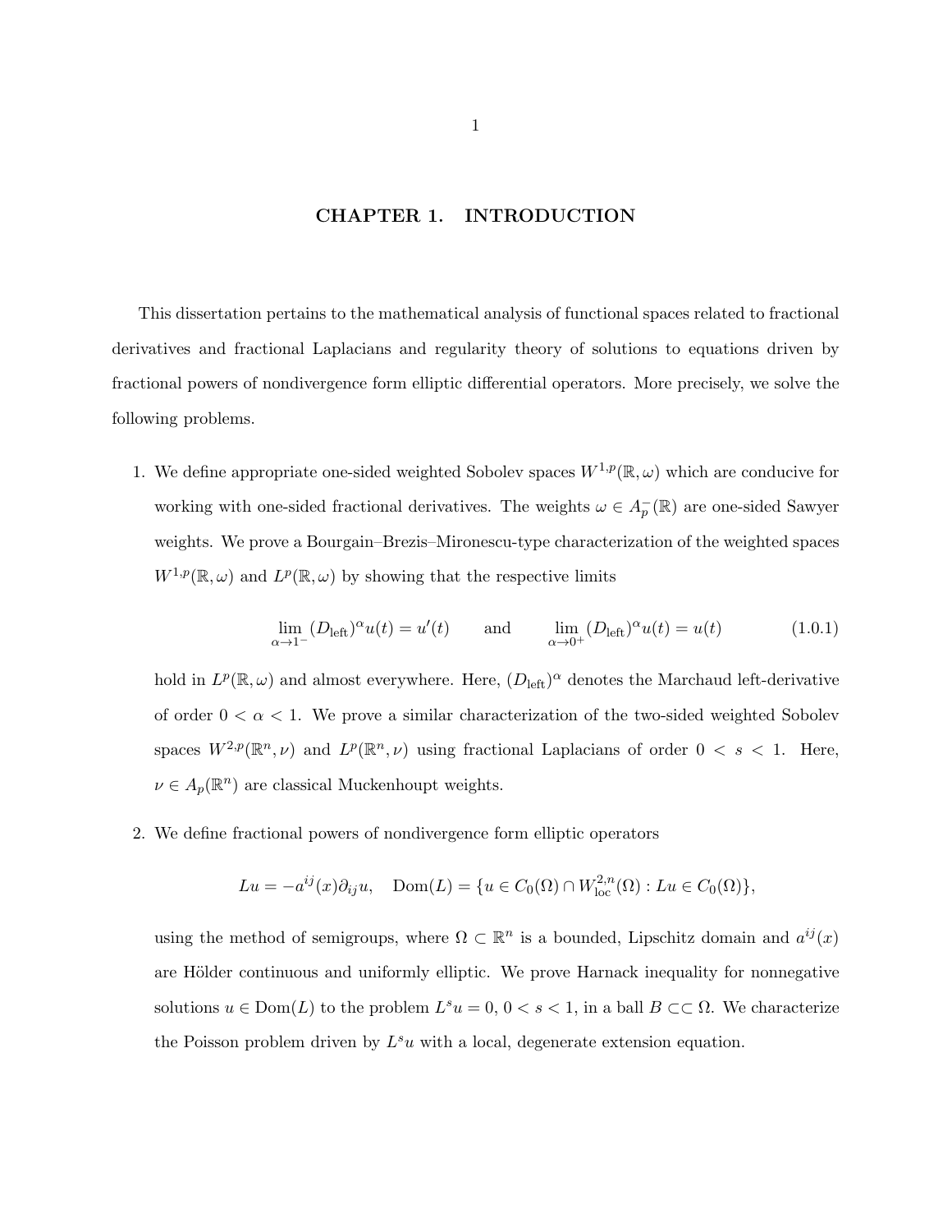# CHAPTER 1. INTRODUCTION

This dissertation pertains to the mathematical analysis of functional spaces related to fractional derivatives and fractional Laplacians and regularity theory of solutions to equations driven by fractional powers of nondivergence form elliptic differential operators. More precisely, we solve the following problems.

1. We define appropriate one-sided weighted Sobolev spaces $W^{1,p}(\mathbb{R},\omega)$ which are conducive for working with one-sided fractional derivatives. The weights $\omega \in A_p^-(\mathbb{R})$ are one-sided Sawyer weights. We prove a Bourgain–Brezis–Mironescu-type characterization of the weighted spaces $W^{1,p}(\mathbb{R},\omega)$ and $L^p(\mathbb{R},\omega)$ by showing that the respective limits

$$\lim_{\alpha\to 1^-}(D_{\mathrm{left}})^\alpha u(t) = u'(t) \qquad \text{and} \qquad \lim_{\alpha\to 0^+}(D_{\mathrm{left}})^\alpha u(t) = u(t) \tag{1.0.1}$$

hold in $L^p(\mathbb{R},\omega)$ and almost everywhere. Here, $(D_{\mathrm{left}})^\alpha$ denotes the Marchaud left-derivative of order $0<\alpha<1$. We prove a similar characterization of the two-sided weighted Sobolev spaces $W^{2,p}(\mathbb{R}^n,\nu)$ and $L^p(\mathbb{R}^n,\nu)$ using fractional Laplacians of order $0<s<1$. Here, $\nu \in A_p(\mathbb{R}^n)$ are classical Muckenhoupt weights.

2. We define fractional powers of nondivergence form elliptic operators

$$Lu = -a^{ij}(x)\partial_{ij}u, \quad \mathrm{Dom}(L) = \{u \in C_0(\Omega)\cap W^{2,n}_{\mathrm{loc}}(\Omega) : Lu \in C_0(\Omega)\},$$

using the method of semigroups, where $\Omega \subset \mathbb{R}^n$ is a bounded, Lipschitz domain and $a^{ij}(x)$ are Hölder continuous and uniformly elliptic. We prove Harnack inequality for nonnegative solutions $u \in \mathrm{Dom}(L)$ to the problem $L^s u = 0$, $0<s<1$, in a ball $B \subset\subset \Omega$. We characterize the Poisson problem driven by $L^s u$ with a local, degenerate extension equation.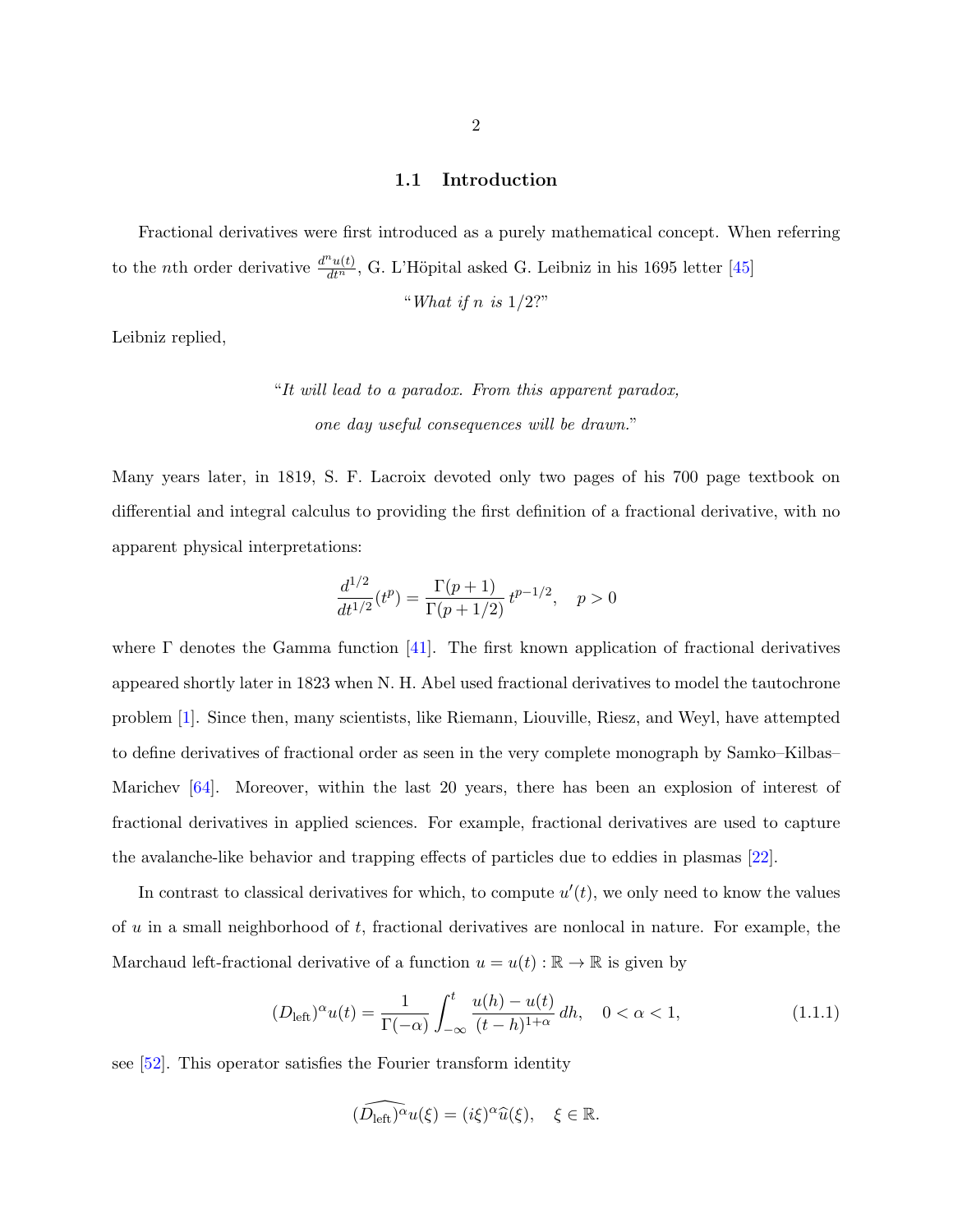## 1.1 Introduction

Fractional derivatives were first introduced as a purely mathematical concept. When referring to the $n$th order derivative $\frac{d^n u(t)}{dt^n}$, G. L'Höpital asked G. Leibniz in his 1695 letter [45]

"*What if* $n$ *is* $1/2$?"

Leibniz replied,

"*It will lead to a paradox. From this apparent paradox,*

*one day useful consequences will be drawn.*"

Many years later, in 1819, S. F. Lacroix devoted only two pages of his 700 page textbook on differential and integral calculus to providing the first definition of a fractional derivative, with no apparent physical interpretations:

$$\frac{d^{1/2}}{dt^{1/2}}(t^p) = \frac{\Gamma(p+1)}{\Gamma(p+1/2)}\, t^{p-1/2}, \quad p > 0$$

where $\Gamma$ denotes the Gamma function [41]. The first known application of fractional derivatives appeared shortly later in 1823 when N. H. Abel used fractional derivatives to model the tautochrone problem [1]. Since then, many scientists, like Riemann, Liouville, Riesz, and Weyl, have attempted to define derivatives of fractional order as seen in the very complete monograph by Samko–Kilbas–Marichev [64]. Moreover, within the last 20 years, there has been an explosion of interest of fractional derivatives in applied sciences. For example, fractional derivatives are used to capture the avalanche-like behavior and trapping effects of particles due to eddies in plasmas [22].

In contrast to classical derivatives for which, to compute $u'(t)$, we only need to know the values of $u$ in a small neighborhood of $t$, fractional derivatives are nonlocal in nature. For example, the Marchaud left-fractional derivative of a function $u = u(t) : \mathbb{R} \to \mathbb{R}$ is given by

$$(D_{\text{left}})^\alpha u(t) = \frac{1}{\Gamma(-\alpha)} \int_{-\infty}^{t} \frac{u(h) - u(t)}{(t-h)^{1+\alpha}}\, dh, \quad 0 < \alpha < 1, \tag{1.1.1}$$

see [52]. This operator satisfies the Fourier transform identity

$$\widehat{(D_{\text{left}})^\alpha} u(\xi) = (i\xi)^\alpha \widehat{u}(\xi), \quad \xi \in \mathbb{R}.$$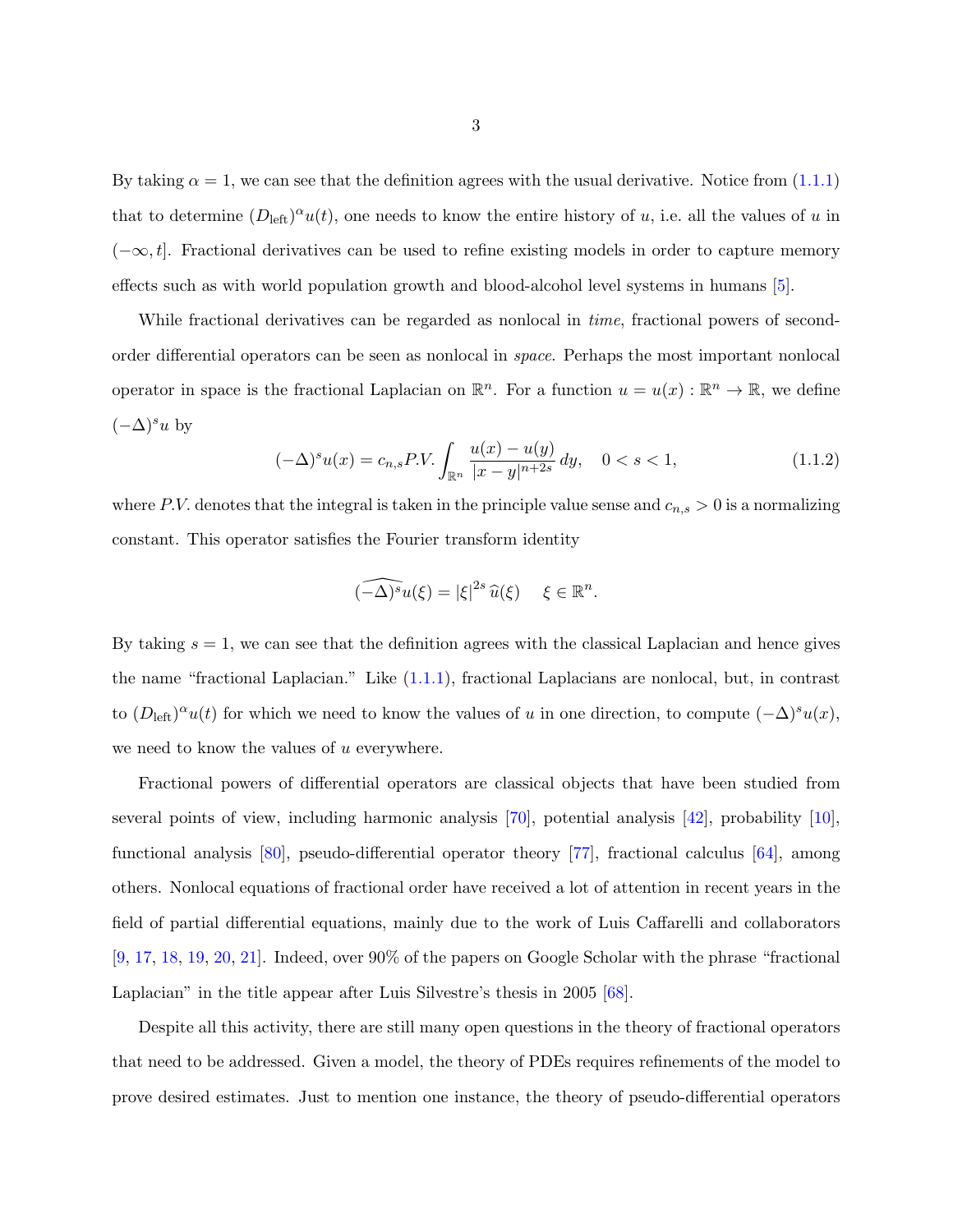By taking $\alpha = 1$, we can see that the definition agrees with the usual derivative. Notice from (1.1.1) that to determine $(D_{\text{left}})^\alpha u(t)$, one needs to know the entire history of $u$, i.e. all the values of $u$ in $(-\infty, t]$. Fractional derivatives can be used to refine existing models in order to capture memory effects such as with world population growth and blood-alcohol level systems in humans [5].

While fractional derivatives can be regarded as nonlocal in *time*, fractional powers of second-order differential operators can be seen as nonlocal in *space*. Perhaps the most important nonlocal operator in space is the fractional Laplacian on $\mathbb{R}^n$. For a function $u = u(x) : \mathbb{R}^n \to \mathbb{R}$, we define $(-\Delta)^s u$ by

$$(-\Delta)^s u(x) = c_{n,s} P.V. \int_{\mathbb{R}^n} \frac{u(x) - u(y)}{|x-y|^{n+2s}}\, dy, \quad 0 < s < 1, \tag{1.1.2}$$

where $P.V.$ denotes that the integral is taken in the principle value sense and $c_{n,s} > 0$ is a normalizing constant. This operator satisfies the Fourier transform identity

$$\widehat{(-\Delta)^s u}(\xi) = |\xi|^{2s}\, \widehat{u}(\xi) \quad\quad \xi \in \mathbb{R}^n.$$

By taking $s = 1$, we can see that the definition agrees with the classical Laplacian and hence gives the name "fractional Laplacian." Like (1.1.1), fractional Laplacians are nonlocal, but, in contrast to $(D_{\text{left}})^\alpha u(t)$ for which we need to know the values of $u$ in one direction, to compute $(-\Delta)^s u(x)$, we need to know the values of $u$ everywhere.

Fractional powers of differential operators are classical objects that have been studied from several points of view, including harmonic analysis [70], potential analysis [42], probability [10], functional analysis [80], pseudo-differential operator theory [77], fractional calculus [64], among others. Nonlocal equations of fractional order have received a lot of attention in recent years in the field of partial differential equations, mainly due to the work of Luis Caffarelli and collaborators [9, 17, 18, 19, 20, 21]. Indeed, over 90% of the papers on Google Scholar with the phrase "fractional Laplacian" in the title appear after Luis Silvestre's thesis in 2005 [68].

Despite all this activity, there are still many open questions in the theory of fractional operators that need to be addressed. Given a model, the theory of PDEs requires refinements of the model to prove desired estimates. Just to mention one instance, the theory of pseudo-differential operators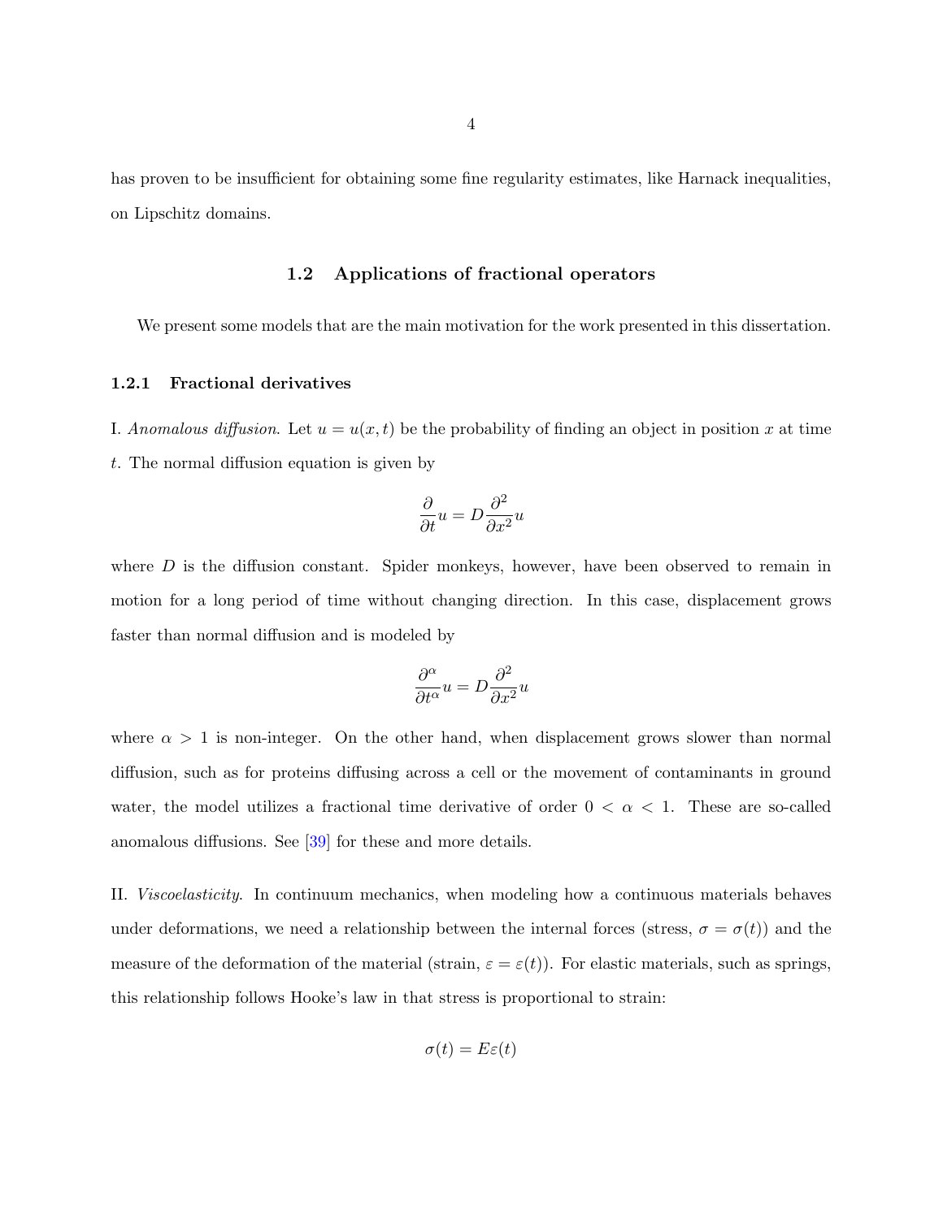has proven to be insufficient for obtaining some fine regularity estimates, like Harnack inequalities, on Lipschitz domains.

## 1.2 Applications of fractional operators

We present some models that are the main motivation for the work presented in this dissertation.

### 1.2.1 Fractional derivatives

I. *Anomalous diffusion*. Let $u = u(x,t)$ be the probability of finding an object in position $x$ at time $t$. The normal diffusion equation is given by

$$\frac{\partial}{\partial t} u = D \frac{\partial^2}{\partial x^2} u$$

where $D$ is the diffusion constant. Spider monkeys, however, have been observed to remain in motion for a long period of time without changing direction. In this case, displacement grows faster than normal diffusion and is modeled by

$$\frac{\partial^\alpha}{\partial t^\alpha} u = D \frac{\partial^2}{\partial x^2} u$$

where $\alpha > 1$ is non-integer. On the other hand, when displacement grows slower than normal diffusion, such as for proteins diffusing across a cell or the movement of contaminants in ground water, the model utilizes a fractional time derivative of order $0 < \alpha < 1$. These are so-called anomalous diffusions. See [39] for these and more details.

II. *Viscoelasticity*. In continuum mechanics, when modeling how a continuous materials behaves under deformations, we need a relationship between the internal forces (stress, $\sigma = \sigma(t)$) and the measure of the deformation of the material (strain, $\varepsilon = \varepsilon(t)$). For elastic materials, such as springs, this relationship follows Hooke's law in that stress is proportional to strain:

$$\sigma(t) = E\varepsilon(t)$$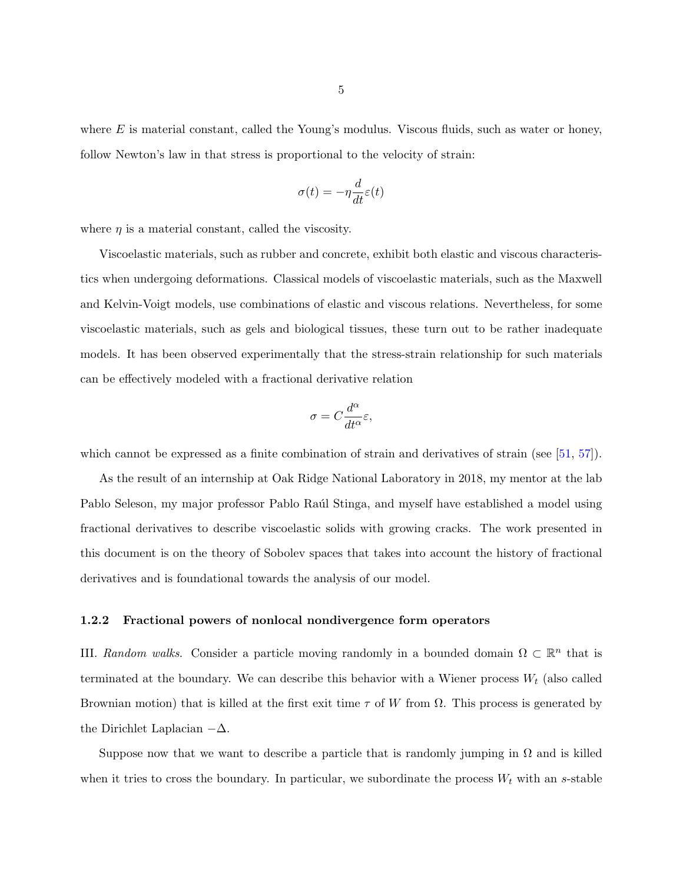where $E$ is material constant, called the Young's modulus. Viscous fluids, such as water or honey, follow Newton's law in that stress is proportional to the velocity of strain:

$$\sigma(t) = -\eta \frac{d}{dt}\varepsilon(t)$$

where $\eta$ is a material constant, called the viscosity.

Viscoelastic materials, such as rubber and concrete, exhibit both elastic and viscous characteristics when undergoing deformations. Classical models of viscoelastic materials, such as the Maxwell and Kelvin-Voigt models, use combinations of elastic and viscous relations. Nevertheless, for some viscoelastic materials, such as gels and biological tissues, these turn out to be rather inadequate models. It has been observed experimentally that the stress-strain relationship for such materials can be effectively modeled with a fractional derivative relation

$$\sigma = C \frac{d^\alpha}{dt^\alpha}\varepsilon,$$

which cannot be expressed as a finite combination of strain and derivatives of strain (see [51, 57]).

As the result of an internship at Oak Ridge National Laboratory in 2018, my mentor at the lab Pablo Seleson, my major professor Pablo Raúl Stinga, and myself have established a model using fractional derivatives to describe viscoelastic solids with growing cracks. The work presented in this document is on the theory of Sobolev spaces that takes into account the history of fractional derivatives and is foundational towards the analysis of our model.

### 1.2.2 Fractional powers of nonlocal nondivergence form operators

III. *Random walks.* Consider a particle moving randomly in a bounded domain $\Omega \subset \mathbb{R}^n$ that is terminated at the boundary. We can describe this behavior with a Wiener process $W_t$ (also called Brownian motion) that is killed at the first exit time $\tau$ of $W$ from $\Omega$. This process is generated by the Dirichlet Laplacian $-\Delta$.

Suppose now that we want to describe a particle that is randomly jumping in $\Omega$ and is killed when it tries to cross the boundary. In particular, we subordinate the process $W_t$ with an $s$-stable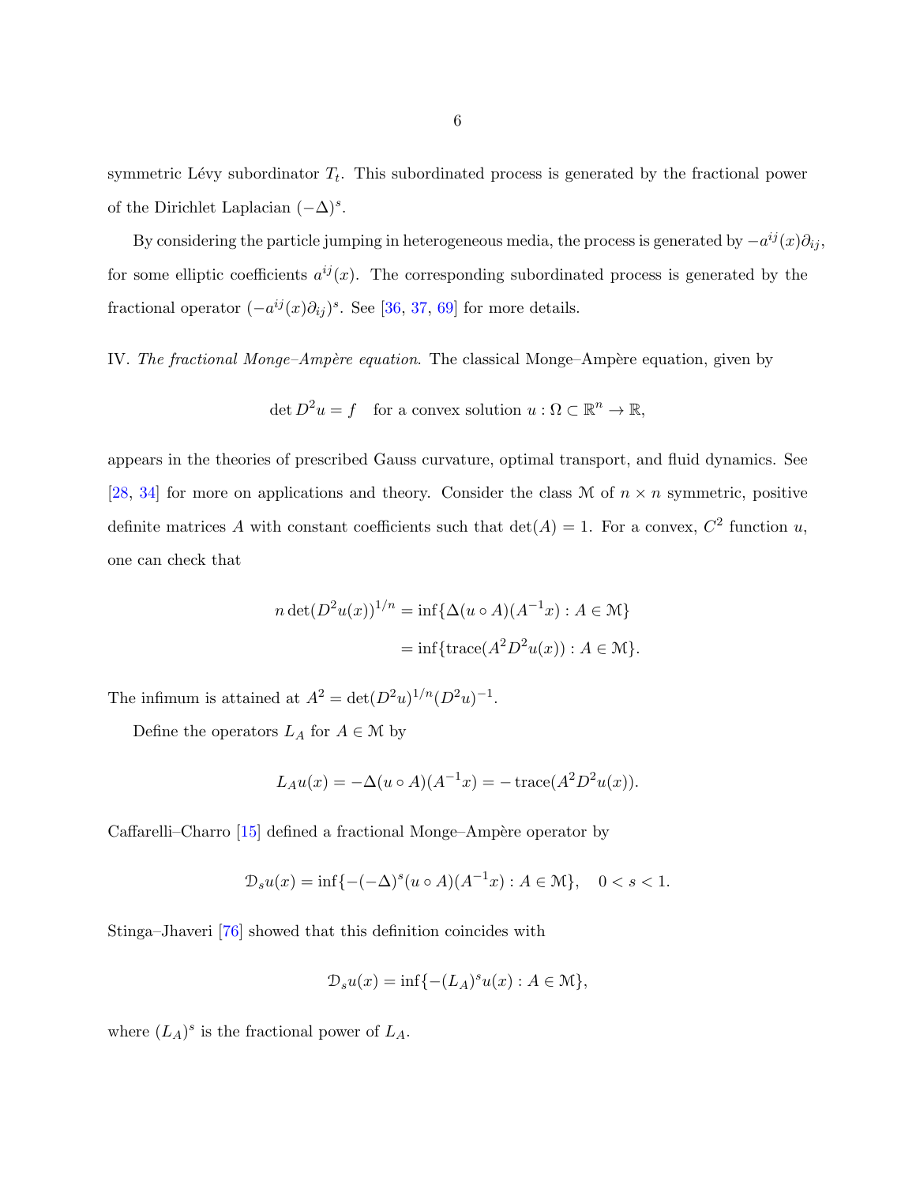symmetric Lévy subordinator $T_t$. This subordinated process is generated by the fractional power of the Dirichlet Laplacian $(-\Delta)^s$.

By considering the particle jumping in heterogeneous media, the process is generated by $-a^{ij}(x)\partial_{ij}$, for some elliptic coefficients $a^{ij}(x)$. The corresponding subordinated process is generated by the fractional operator $(-a^{ij}(x)\partial_{ij})^s$. See [36, 37, 69] for more details.

IV. *The fractional Monge–Ampère equation*. The classical Monge–Ampère equation, given by

$$\det D^2 u = f \quad \text{for a convex solution } u : \Omega \subset \mathbb{R}^n \to \mathbb{R},$$

appears in the theories of prescribed Gauss curvature, optimal transport, and fluid dynamics. See [28, 34] for more on applications and theory. Consider the class $\mathcal{M}$ of $n \times n$ symmetric, positive definite matrices $A$ with constant coefficients such that $\det(A) = 1$. For a convex, $C^2$ function $u$, one can check that

$$\begin{aligned} n\det(D^2u(x))^{1/n} &= \inf\{\Delta(u \circ A)(A^{-1}x) : A \in \mathcal{M}\} \\ &= \inf\{\operatorname{trace}(A^2 D^2 u(x)) : A \in \mathcal{M}\}. \end{aligned}$$

The infimum is attained at $A^2 = \det(D^2u)^{1/n}(D^2u)^{-1}$.

Define the operators $L_A$ for $A \in \mathcal{M}$ by

$$L_A u(x) = -\Delta(u \circ A)(A^{-1}x) = -\operatorname{trace}(A^2 D^2 u(x)).$$

Caffarelli–Charro [15] defined a fractional Monge–Ampère operator by

$$\mathcal{D}_s u(x) = \inf\{-(-\Delta)^s(u \circ A)(A^{-1}x) : A \in \mathcal{M}\}, \quad 0 < s < 1.$$

Stinga–Jhaveri [76] showed that this definition coincides with

$$\mathcal{D}_s u(x) = \inf\{-(L_A)^s u(x) : A \in \mathcal{M}\},$$

where $(L_A)^s$ is the fractional power of $L_A$.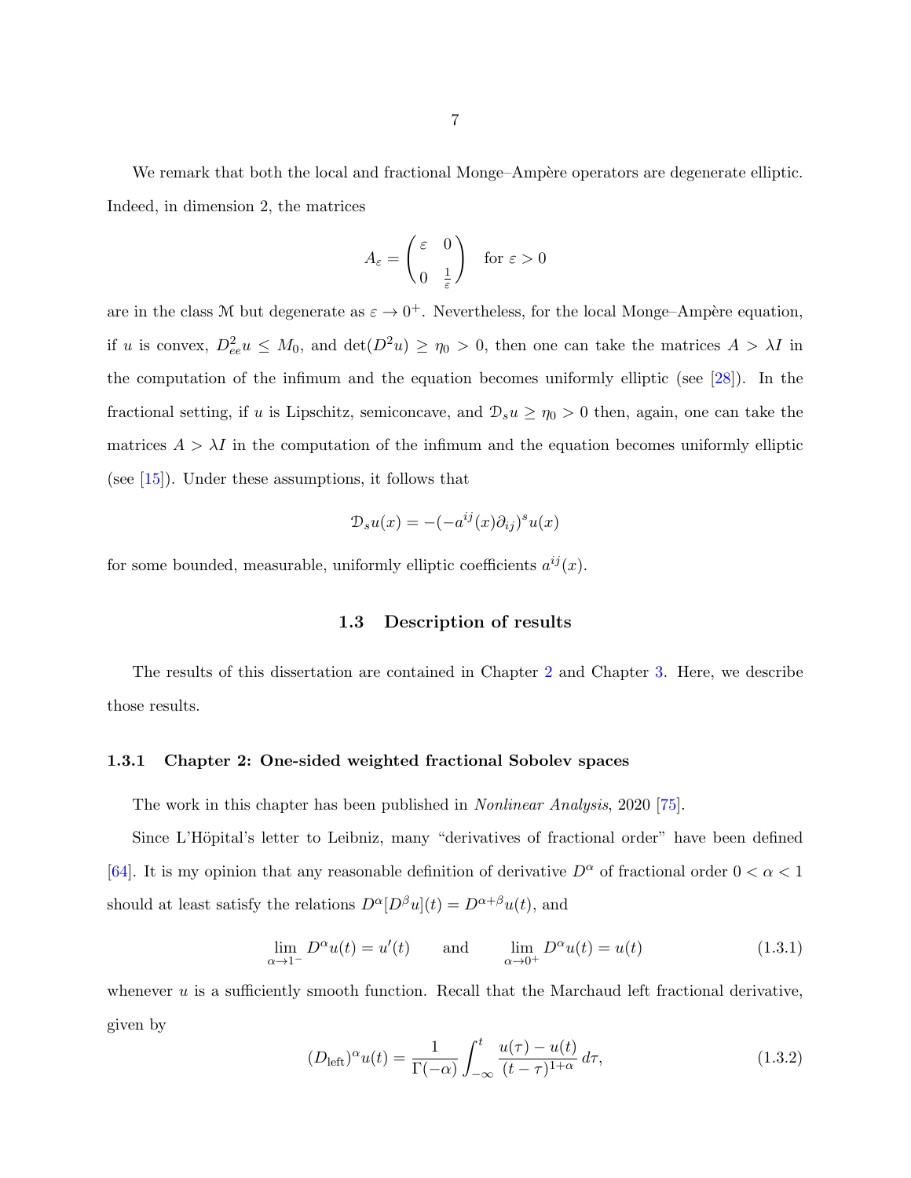We remark that both the local and fractional Monge–Ampère operators are degenerate elliptic. Indeed, in dimension 2, the matrices

$$A_\varepsilon = \begin{pmatrix} \varepsilon & 0 \\ 0 & \frac{1}{\varepsilon} \end{pmatrix} \quad \text{for } \varepsilon > 0$$

are in the class $\mathcal{M}$ but degenerate as $\varepsilon \to 0^+$. Nevertheless, for the local Monge–Ampère equation, if $u$ is convex, $D^2_{ee}u \le M_0$, and $\det(D^2 u) \ge \eta_0 > 0$, then one can take the matrices $A > \lambda I$ in the computation of the infimum and the equation becomes uniformly elliptic (see [28]). In the fractional setting, if $u$ is Lipschitz, semiconcave, and $\mathcal{D}_s u \ge \eta_0 > 0$ then, again, one can take the matrices $A > \lambda I$ in the computation of the infimum and the equation becomes uniformly elliptic (see [15]). Under these assumptions, it follows that

$$\mathcal{D}_s u(x) = -(-a^{ij}(x)\partial_{ij})^s u(x)$$

for some bounded, measurable, uniformly elliptic coefficients $a^{ij}(x)$.

## 1.3 Description of results

The results of this dissertation are contained in Chapter 2 and Chapter 3. Here, we describe those results.

### 1.3.1 Chapter 2: One-sided weighted fractional Sobolev spaces

The work in this chapter has been published in *Nonlinear Analysis*, 2020 [75].

Since L'Höpital's letter to Leibniz, many "derivatives of fractional order" have been defined [64]. It is my opinion that any reasonable definition of derivative $D^\alpha$ of fractional order $0 < \alpha < 1$ should at least satisfy the relations $D^\alpha[D^\beta u](t) = D^{\alpha+\beta}u(t)$, and

$$\lim_{\alpha \to 1^-} D^\alpha u(t) = u'(t) \qquad \text{and} \qquad \lim_{\alpha \to 0^+} D^\alpha u(t) = u(t) \tag{1.3.1}$$

whenever $u$ is a sufficiently smooth function. Recall that the Marchaud left fractional derivative, given by

$$(D_{\text{left}})^\alpha u(t) = \frac{1}{\Gamma(-\alpha)} \int_{-\infty}^{t} \frac{u(\tau) - u(t)}{(t-\tau)^{1+\alpha}}\, d\tau, \tag{1.3.2}$$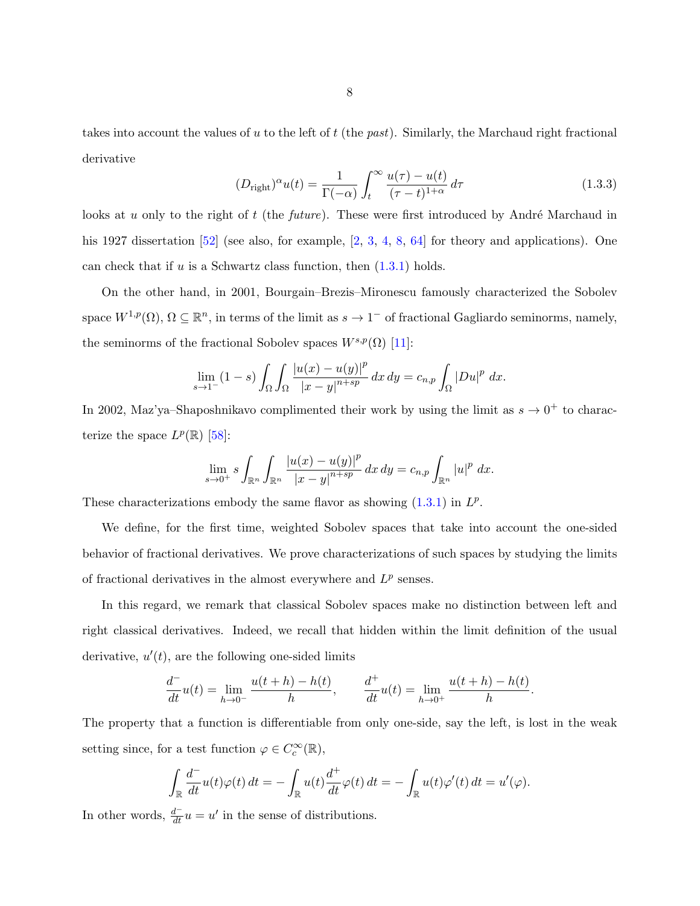takes into account the values of $u$ to the left of $t$ (the *past*). Similarly, the Marchaud right fractional derivative

$$(D_{\text{right}})^{\alpha}u(t) = \frac{1}{\Gamma(-\alpha)} \int_t^{\infty} \frac{u(\tau) - u(t)}{(\tau - t)^{1+\alpha}} \, d\tau \tag{1.3.3}$$

looks at $u$ only to the right of $t$ (the *future*). These were first introduced by André Marchaud in his 1927 dissertation [52] (see also, for example, [2, 3, 4, 8, 64] for theory and applications). One can check that if $u$ is a Schwartz class function, then (1.3.1) holds.

On the other hand, in 2001, Bourgain–Brezis–Mironescu famously characterized the Sobolev space $W^{1,p}(\Omega)$, $\Omega \subseteq \mathbb{R}^n$, in terms of the limit as $s \to 1^-$ of fractional Gagliardo seminorms, namely, the seminorms of the fractional Sobolev spaces $W^{s,p}(\Omega)$ [11]:

$$\lim_{s \to 1^-} (1 - s) \int_{\Omega} \int_{\Omega} \frac{|u(x) - u(y)|^p}{|x - y|^{n+sp}} \, dx \, dy = c_{n,p} \int_{\Omega} |Du|^p \, dx.$$

In 2002, Maz'ya–Shaposhnikavo complimented their work by using the limit as $s \to 0^+$ to characterize the space $L^p(\mathbb{R})$ [58]:

$$\lim_{s \to 0^+} s \int_{\mathbb{R}^n} \int_{\mathbb{R}^n} \frac{|u(x) - u(y)|^p}{|x - y|^{n+sp}} \, dx \, dy = c_{n,p} \int_{\mathbb{R}^n} |u|^p \, dx.$$

These characterizations embody the same flavor as showing (1.3.1) in $L^p$.

We define, for the first time, weighted Sobolev spaces that take into account the one-sided behavior of fractional derivatives. We prove characterizations of such spaces by studying the limits of fractional derivatives in the almost everywhere and $L^p$ senses.

In this regard, we remark that classical Sobolev spaces make no distinction between left and right classical derivatives. Indeed, we recall that hidden within the limit definition of the usual derivative, $u'(t)$, are the following one-sided limits

$$\frac{d^-}{dt}u(t) = \lim_{h \to 0^-} \frac{u(t+h) - h(t)}{h}, \qquad \frac{d^+}{dt}u(t) = \lim_{h \to 0^+} \frac{u(t+h) - h(t)}{h}.$$

The property that a function is differentiable from only one-side, say the left, is lost in the weak setting since, for a test function $\varphi \in C_c^{\infty}(\mathbb{R})$,

$$\int_{\mathbb{R}} \frac{d^-}{dt}u(t)\varphi(t) \, dt = -\int_{\mathbb{R}} u(t) \frac{d^+}{dt}\varphi(t) \, dt = -\int_{\mathbb{R}} u(t)\varphi'(t) \, dt = u'(\varphi).$$

In other words, $\frac{d^-}{dt}u = u'$ in the sense of distributions.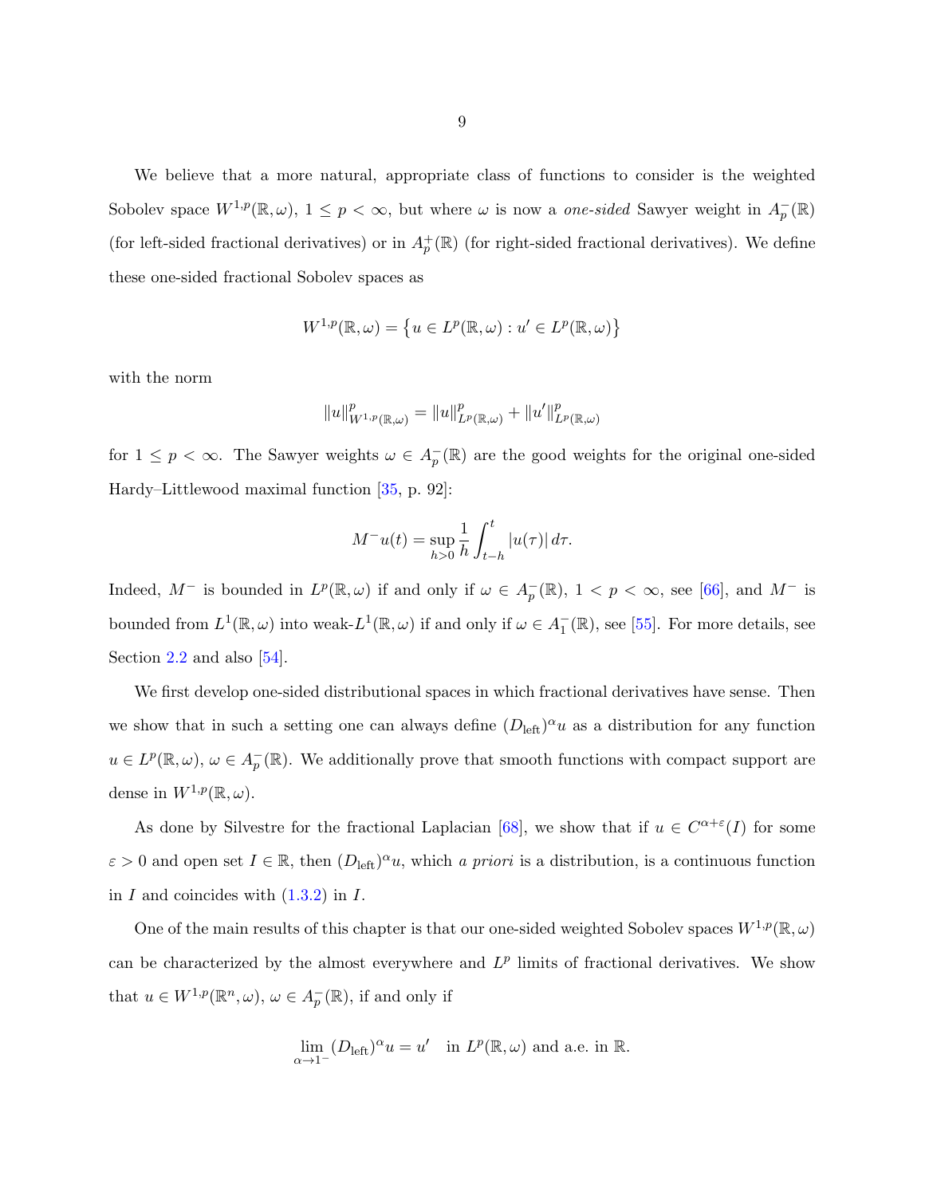We believe that a more natural, appropriate class of functions to consider is the weighted Sobolev space $W^{1,p}(\mathbb{R}, \omega)$, $1 \le p < \infty$, but where $\omega$ is now a *one-sided* Sawyer weight in $A_p^-(\mathbb{R})$ (for left-sided fractional derivatives) or in $A_p^+(\mathbb{R})$ (for right-sided fractional derivatives). We define these one-sided fractional Sobolev spaces as

$$W^{1,p}(\mathbb{R}, \omega) = \left\{ u \in L^p(\mathbb{R}, \omega) : u' \in L^p(\mathbb{R}, \omega) \right\}$$

with the norm

$$\|u\|_{W^{1,p}(\mathbb{R},\omega)}^p = \|u\|_{L^p(\mathbb{R},\omega)}^p + \|u'\|_{L^p(\mathbb{R},\omega)}^p$$

for $1 \le p < \infty$. The Sawyer weights $\omega \in A_p^-(\mathbb{R})$ are the good weights for the original one-sided Hardy–Littlewood maximal function [35, p. 92]:

$$M^- u(t) = \sup_{h>0} \frac{1}{h} \int_{t-h}^{t} |u(\tau)| \, d\tau.$$

Indeed, $M^-$ is bounded in $L^p(\mathbb{R}, \omega)$ if and only if $\omega \in A_p^-(\mathbb{R})$, $1 < p < \infty$, see [66], and $M^-$ is bounded from $L^1(\mathbb{R}, \omega)$ into weak-$L^1(\mathbb{R}, \omega)$ if and only if $\omega \in A_1^-(\mathbb{R})$, see [55]. For more details, see Section 2.2 and also [54].

We first develop one-sided distributional spaces in which fractional derivatives have sense. Then we show that in such a setting one can always define $(D_{\text{left}})^\alpha u$ as a distribution for any function $u \in L^p(\mathbb{R}, \omega)$, $\omega \in A_p^-(\mathbb{R})$. We additionally prove that smooth functions with compact support are dense in $W^{1,p}(\mathbb{R}, \omega)$.

As done by Silvestre for the fractional Laplacian [68], we show that if $u \in C^{\alpha+\varepsilon}(I)$ for some $\varepsilon > 0$ and open set $I \in \mathbb{R}$, then $(D_{\text{left}})^\alpha u$, which *a priori* is a distribution, is a continuous function in $I$ and coincides with (1.3.2) in $I$.

One of the main results of this chapter is that our one-sided weighted Sobolev spaces $W^{1,p}(\mathbb{R}, \omega)$ can be characterized by the almost everywhere and $L^p$ limits of fractional derivatives. We show that $u \in W^{1,p}(\mathbb{R}^n, \omega)$, $\omega \in A_p^-(\mathbb{R})$, if and only if

$$\lim_{\alpha \to 1^-} (D_{\text{left}})^\alpha u = u' \quad \text{in } L^p(\mathbb{R}, \omega) \text{ and a.e. in } \mathbb{R}.$$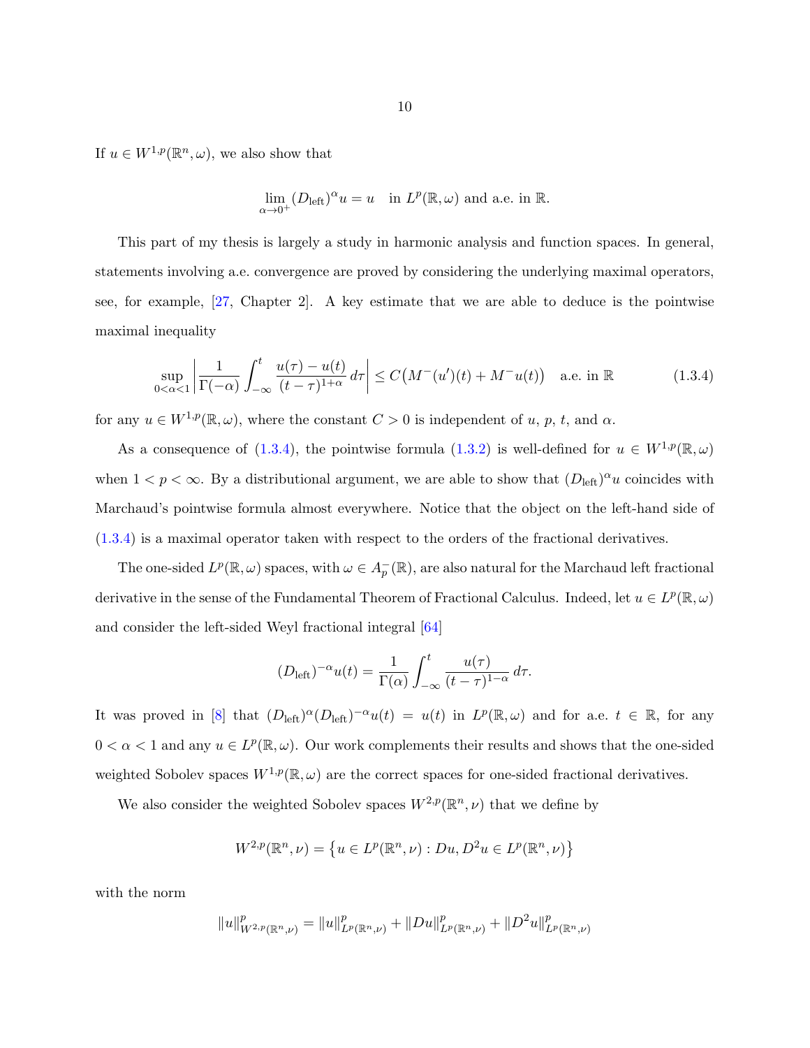If $u \in W^{1,p}(\mathbb{R}^n, \omega)$, we also show that

$$\lim_{\alpha \to 0^+} (D_{\text{left}})^\alpha u = u \quad \text{in } L^p(\mathbb{R}, \omega) \text{ and a.e. in } \mathbb{R}.$$

This part of my thesis is largely a study in harmonic analysis and function spaces. In general, statements involving a.e. convergence are proved by considering the underlying maximal operators, see, for example, [27, Chapter 2]. A key estimate that we are able to deduce is the pointwise maximal inequality

$$\sup_{0<\alpha<1} \left| \frac{1}{\Gamma(-\alpha)} \int_{-\infty}^{t} \frac{u(\tau) - u(t)}{(t-\tau)^{1+\alpha}} \, d\tau \right| \leq C\big(M^-(u')(t) + M^- u(t)\big) \quad \text{a.e. in } \mathbb{R} \tag{1.3.4}$$

for any $u \in W^{1,p}(\mathbb{R}, \omega)$, where the constant $C > 0$ is independent of $u$, $p$, $t$, and $\alpha$.

As a consequence of (1.3.4), the pointwise formula (1.3.2) is well-defined for $u \in W^{1,p}(\mathbb{R}, \omega)$ when $1 < p < \infty$. By a distributional argument, we are able to show that $(D_{\text{left}})^\alpha u$ coincides with Marchaud's pointwise formula almost everywhere. Notice that the object on the left-hand side of (1.3.4) is a maximal operator taken with respect to the orders of the fractional derivatives.

The one-sided $L^p(\mathbb{R}, \omega)$ spaces, with $\omega \in A_p^-(\mathbb{R})$, are also natural for the Marchaud left fractional derivative in the sense of the Fundamental Theorem of Fractional Calculus. Indeed, let $u \in L^p(\mathbb{R}, \omega)$ and consider the left-sided Weyl fractional integral [64]

$$(D_{\text{left}})^{-\alpha} u(t) = \frac{1}{\Gamma(\alpha)} \int_{-\infty}^{t} \frac{u(\tau)}{(t-\tau)^{1-\alpha}} \, d\tau.$$

It was proved in [8] that $(D_{\text{left}})^\alpha (D_{\text{left}})^{-\alpha} u(t) = u(t)$ in $L^p(\mathbb{R}, \omega)$ and for a.e. $t \in \mathbb{R}$, for any $0 < \alpha < 1$ and any $u \in L^p(\mathbb{R}, \omega)$. Our work complements their results and shows that the one-sided weighted Sobolev spaces $W^{1,p}(\mathbb{R}, \omega)$ are the correct spaces for one-sided fractional derivatives.

We also consider the weighted Sobolev spaces $W^{2,p}(\mathbb{R}^n, \nu)$ that we define by

$$W^{2,p}(\mathbb{R}^n, \nu) = \left\{ u \in L^p(\mathbb{R}^n, \nu) : Du, D^2 u \in L^p(\mathbb{R}^n, \nu) \right\}$$

with the norm

$$\|u\|^p_{W^{2,p}(\mathbb{R}^n, \nu)} = \|u\|^p_{L^p(\mathbb{R}^n, \nu)} + \|Du\|^p_{L^p(\mathbb{R}^n, \nu)} + \|D^2 u\|^p_{L^p(\mathbb{R}^n, \nu)}$$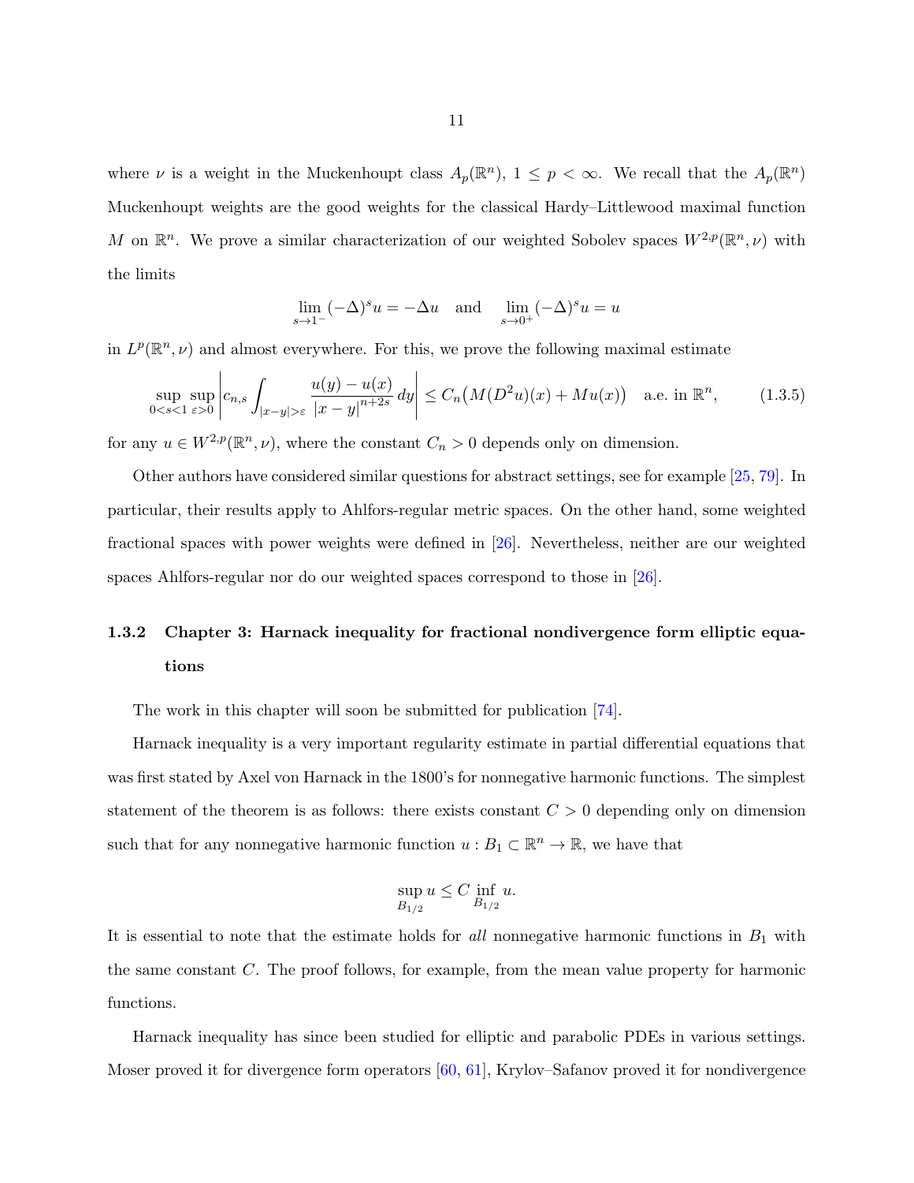where $\nu$ is a weight in the Muckenhoupt class $A_p(\mathbb{R}^n)$, $1 \leq p < \infty$. We recall that the $A_p(\mathbb{R}^n)$ Muckenhoupt weights are the good weights for the classical Hardy–Littlewood maximal function $M$ on $\mathbb{R}^n$. We prove a similar characterization of our weighted Sobolev spaces $W^{2,p}(\mathbb{R}^n, \nu)$ with the limits

$$\lim_{s \to 1^-} (-\Delta)^s u = -\Delta u \quad \text{and} \quad \lim_{s \to 0^+} (-\Delta)^s u = u$$

in $L^p(\mathbb{R}^n, \nu)$ and almost everywhere. For this, we prove the following maximal estimate

$$\sup_{0<s<1} \sup_{\varepsilon>0} \left| c_{n,s} \int_{|x-y|>\varepsilon} \frac{u(y)-u(x)}{|x-y|^{n+2s}} \, dy \right| \leq C_n \big( M(D^2 u)(x) + Mu(x) \big) \quad \text{a.e. in } \mathbb{R}^n, \tag{1.3.5}$$

for any $u \in W^{2,p}(\mathbb{R}^n, \nu)$, where the constant $C_n > 0$ depends only on dimension.

Other authors have considered similar questions for abstract settings, see for example [25, 79]. In particular, their results apply to Ahlfors-regular metric spaces. On the other hand, some weighted fractional spaces with power weights were defined in [26]. Nevertheless, neither are our weighted spaces Ahlfors-regular nor do our weighted spaces correspond to those in [26].

### 1.3.2 Chapter 3: Harnack inequality for fractional nondivergence form elliptic equations

The work in this chapter will soon be submitted for publication [74].

Harnack inequality is a very important regularity estimate in partial differential equations that was first stated by Axel von Harnack in the 1800's for nonnegative harmonic functions. The simplest statement of the theorem is as follows: there exists constant $C > 0$ depending only on dimension such that for any nonnegative harmonic function $u : B_1 \subset \mathbb{R}^n \to \mathbb{R}$, we have that

$$\sup_{B_{1/2}} u \leq C \inf_{B_{1/2}} u.$$

It is essential to note that the estimate holds for *all* nonnegative harmonic functions in $B_1$ with the same constant $C$. The proof follows, for example, from the mean value property for harmonic functions.

Harnack inequality has since been studied for elliptic and parabolic PDEs in various settings. Moser proved it for divergence form operators [60, 61], Krylov–Safanov proved it for nondivergence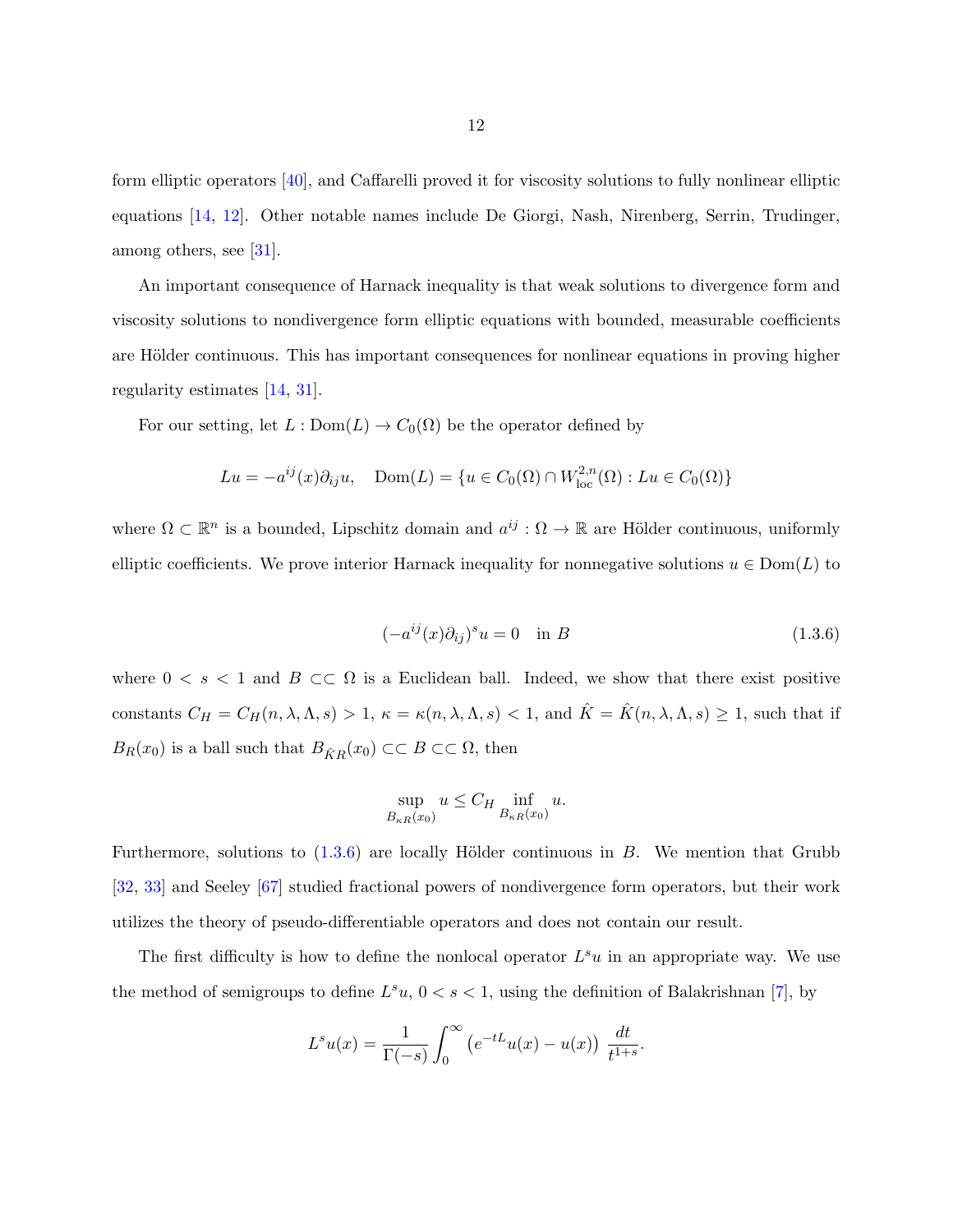form elliptic operators [40], and Caffarelli proved it for viscosity solutions to fully nonlinear elliptic equations [14, 12]. Other notable names include De Giorgi, Nash, Nirenberg, Serrin, Trudinger, among others, see [31].

An important consequence of Harnack inequality is that weak solutions to divergence form and viscosity solutions to nondivergence form elliptic equations with bounded, measurable coefficients are Hölder continuous. This has important consequences for nonlinear equations in proving higher regularity estimates [14, 31].

For our setting, let $L : \mathrm{Dom}(L) \to C_0(\Omega)$ be the operator defined by

$$Lu = -a^{ij}(x)\partial_{ij}u, \quad \mathrm{Dom}(L) = \{u \in C_0(\Omega) \cap W^{2,n}_{\mathrm{loc}}(\Omega) : Lu \in C_0(\Omega)\}$$

where $\Omega \subset \mathbb{R}^n$ is a bounded, Lipschitz domain and $a^{ij} : \Omega \to \mathbb{R}$ are Hölder continuous, uniformly elliptic coefficients. We prove interior Harnack inequality for nonnegative solutions $u \in \mathrm{Dom}(L)$ to

$$(-a^{ij}(x)\partial_{ij})^s u = 0 \quad \text{in } B \tag{1.3.6}$$

where $0 < s < 1$ and $B \subset\subset \Omega$ is a Euclidean ball. Indeed, we show that there exist positive constants $C_H = C_H(n, \lambda, \Lambda, s) > 1$, $\kappa = \kappa(n, \lambda, \Lambda, s) < 1$, and $\hat{K} = \hat{K}(n, \lambda, \Lambda, s) \geq 1$, such that if $B_R(x_0)$ is a ball such that $B_{\hat{K}R}(x_0) \subset\subset B \subset\subset \Omega$, then

$$\sup_{B_{\kappa R}(x_0)} u \leq C_H \inf_{B_{\kappa R}(x_0)} u.$$

Furthermore, solutions to (1.3.6) are locally Hölder continuous in $B$. We mention that Grubb [32, 33] and Seeley [67] studied fractional powers of nondivergence form operators, but their work utilizes the theory of pseudo-differentiable operators and does not contain our result.

The first difficulty is how to define the nonlocal operator $L^s u$ in an appropriate way. We use the method of semigroups to define $L^s u$, $0 < s < 1$, using the definition of Balakrishnan [7], by

$$L^s u(x) = \frac{1}{\Gamma(-s)} \int_0^\infty \left( e^{-tL}u(x) - u(x) \right) \frac{dt}{t^{1+s}}.$$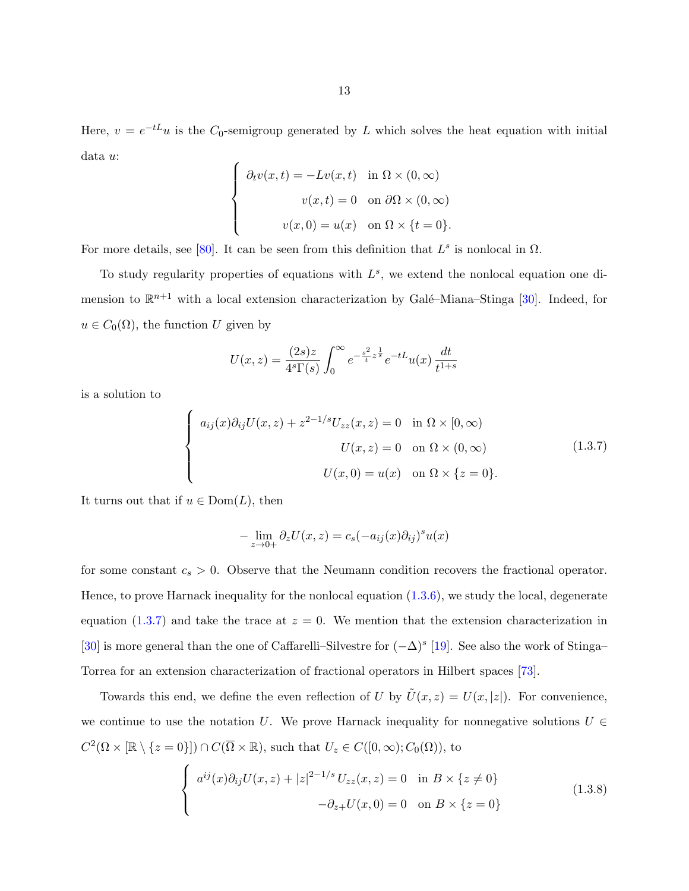Here, $v = e^{-tL}u$ is the $C_0$-semigroup generated by $L$ which solves the heat equation with initial data $u$:

$$\begin{cases} \partial_t v(x,t) = -Lv(x,t) & \text{in } \Omega \times (0,\infty) \\ v(x,t) = 0 & \text{on } \partial\Omega \times (0,\infty) \\ v(x,0) = u(x) & \text{on } \Omega \times \{t = 0\}. \end{cases}$$

For more details, see [80]. It can be seen from this definition that $L^s$ is nonlocal in $\Omega$.

To study regularity properties of equations with $L^s$, we extend the nonlocal equation one dimension to $\mathbb{R}^{n+1}$ with a local extension characterization by Galé–Miana–Stinga [30]. Indeed, for $u \in C_0(\Omega)$, the function $U$ given by

$$U(x,z) = \frac{(2s)z}{4^s\Gamma(s)} \int_0^\infty e^{-\frac{s^2}{t}z^{\frac{1}{s}}} e^{-tL}u(x)\, \frac{dt}{t^{1+s}}$$

is a solution to

$$\begin{cases} a_{ij}(x)\partial_{ij}U(x,z) + z^{2-1/s}U_{zz}(x,z) = 0 & \text{in } \Omega \times [0,\infty) \\ U(x,z) = 0 & \text{on } \Omega \times (0,\infty) \\ U(x,0) = u(x) & \text{on } \Omega \times \{z = 0\}. \end{cases} \tag{1.3.7}$$

It turns out that if $u \in \mathrm{Dom}(L)$, then

$$-\lim_{z \to 0+} \partial_z U(x,z) = c_s(-a_{ij}(x)\partial_{ij})^s u(x)$$

for some constant $c_s > 0$. Observe that the Neumann condition recovers the fractional operator. Hence, to prove Harnack inequality for the nonlocal equation (1.3.6), we study the local, degenerate equation (1.3.7) and take the trace at $z = 0$. We mention that the extension characterization in [30] is more general than the one of Caffarelli–Silvestre for $(-\Delta)^s$ [19]. See also the work of Stinga–Torrea for an extension characterization of fractional operators in Hilbert spaces [73].

Towards this end, we define the even reflection of $U$ by $\tilde{U}(x,z) = U(x,|z|)$. For convenience, we continue to use the notation $U$. We prove Harnack inequality for nonnegative solutions $U \in C^2(\Omega \times [\mathbb{R} \setminus \{z = 0\}]) \cap C(\overline{\Omega} \times \mathbb{R})$, such that $U_z \in C([0,\infty); C_0(\Omega))$, to

$$\begin{cases} a^{ij}(x)\partial_{ij}U(x,z) + |z|^{2-1/s}\, U_{zz}(x,z) = 0 & \text{in } B \times \{z \neq 0\} \\ -\partial_{z+}U(x,0) = 0 & \text{on } B \times \{z = 0\} \end{cases} \tag{1.3.8}$$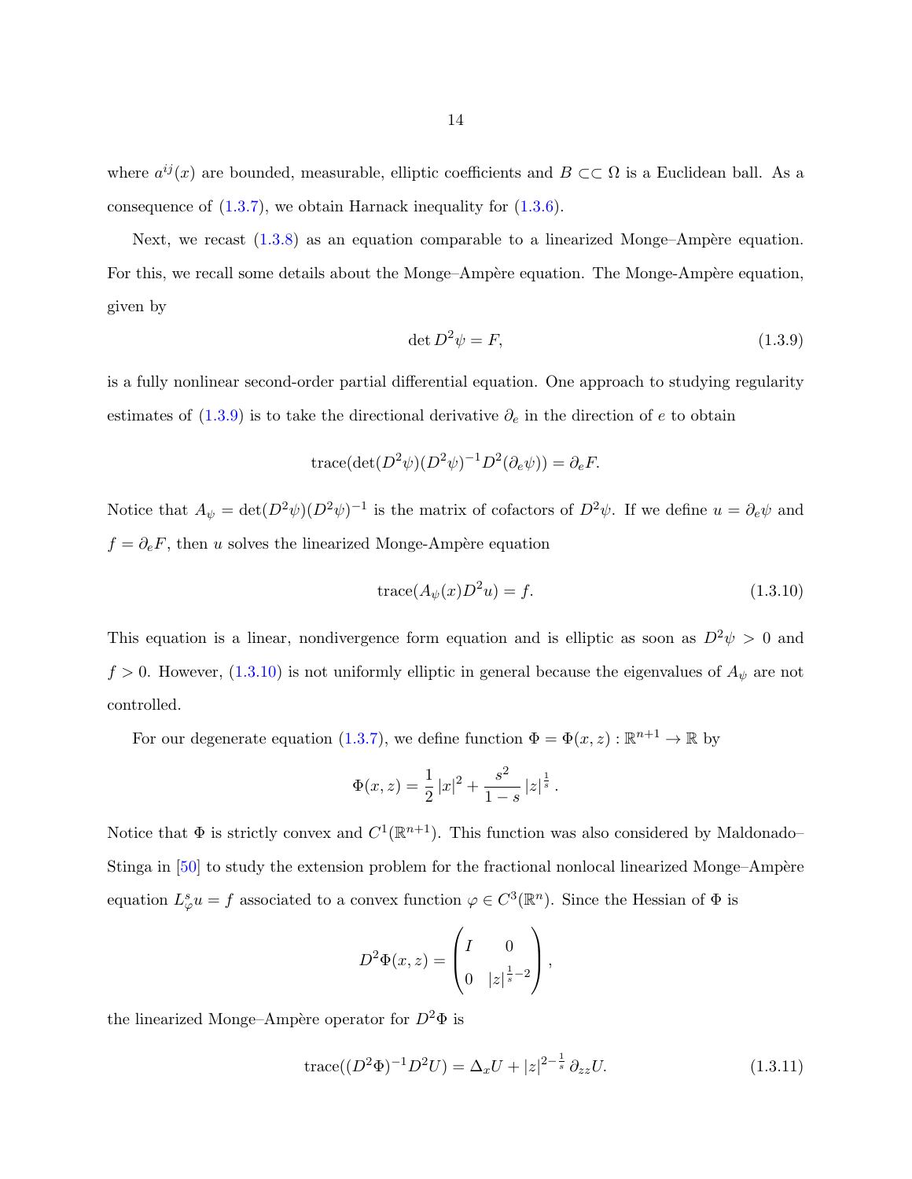where $a^{ij}(x)$ are bounded, measurable, elliptic coefficients and $B \subset\subset \Omega$ is a Euclidean ball. As a consequence of (1.3.7), we obtain Harnack inequality for (1.3.6).

Next, we recast (1.3.8) as an equation comparable to a linearized Monge–Ampère equation. For this, we recall some details about the Monge–Ampère equation. The Monge-Ampère equation, given by

$$\det D^2\psi = F, \tag{1.3.9}$$

is a fully nonlinear second-order partial differential equation. One approach to studying regularity estimates of (1.3.9) is to take the directional derivative $\partial_e$ in the direction of $e$ to obtain

$$\text{trace}(\det(D^2\psi)(D^2\psi)^{-1}D^2(\partial_e\psi)) = \partial_e F.$$

Notice that $A_\psi = \det(D^2\psi)(D^2\psi)^{-1}$ is the matrix of cofactors of $D^2\psi$. If we define $u = \partial_e\psi$ and $f = \partial_e F$, then $u$ solves the linearized Monge-Ampère equation

$$\text{trace}(A_\psi(x)D^2u) = f. \tag{1.3.10}$$

This equation is a linear, nondivergence form equation and is elliptic as soon as $D^2\psi > 0$ and $f > 0$. However, (1.3.10) is not uniformly elliptic in general because the eigenvalues of $A_\psi$ are not controlled.

For our degenerate equation (1.3.7), we define function $\Phi = \Phi(x,z) : \mathbb{R}^{n+1} \to \mathbb{R}$ by

$$\Phi(x,z) = \frac{1}{2}|x|^2 + \frac{s^2}{1-s}|z|^{\frac{1}{s}}.$$

Notice that $\Phi$ is strictly convex and $C^1(\mathbb{R}^{n+1})$. This function was also considered by Maldonado–Stinga in [50] to study the extension problem for the fractional nonlocal linearized Monge–Ampère equation $L^s_\varphi u = f$ associated to a convex function $\varphi \in C^3(\mathbb{R}^n)$. Since the Hessian of $\Phi$ is

$$D^2\Phi(x,z) = \begin{pmatrix} I & 0 \\ 0 & |z|^{\frac{1}{s}-2} \end{pmatrix},$$

the linearized Monge–Ampère operator for $D^2\Phi$ is

$$\text{trace}((D^2\Phi)^{-1}D^2U) = \Delta_x U + |z|^{2-\frac{1}{s}}\partial_{zz}U. \tag{1.3.11}$$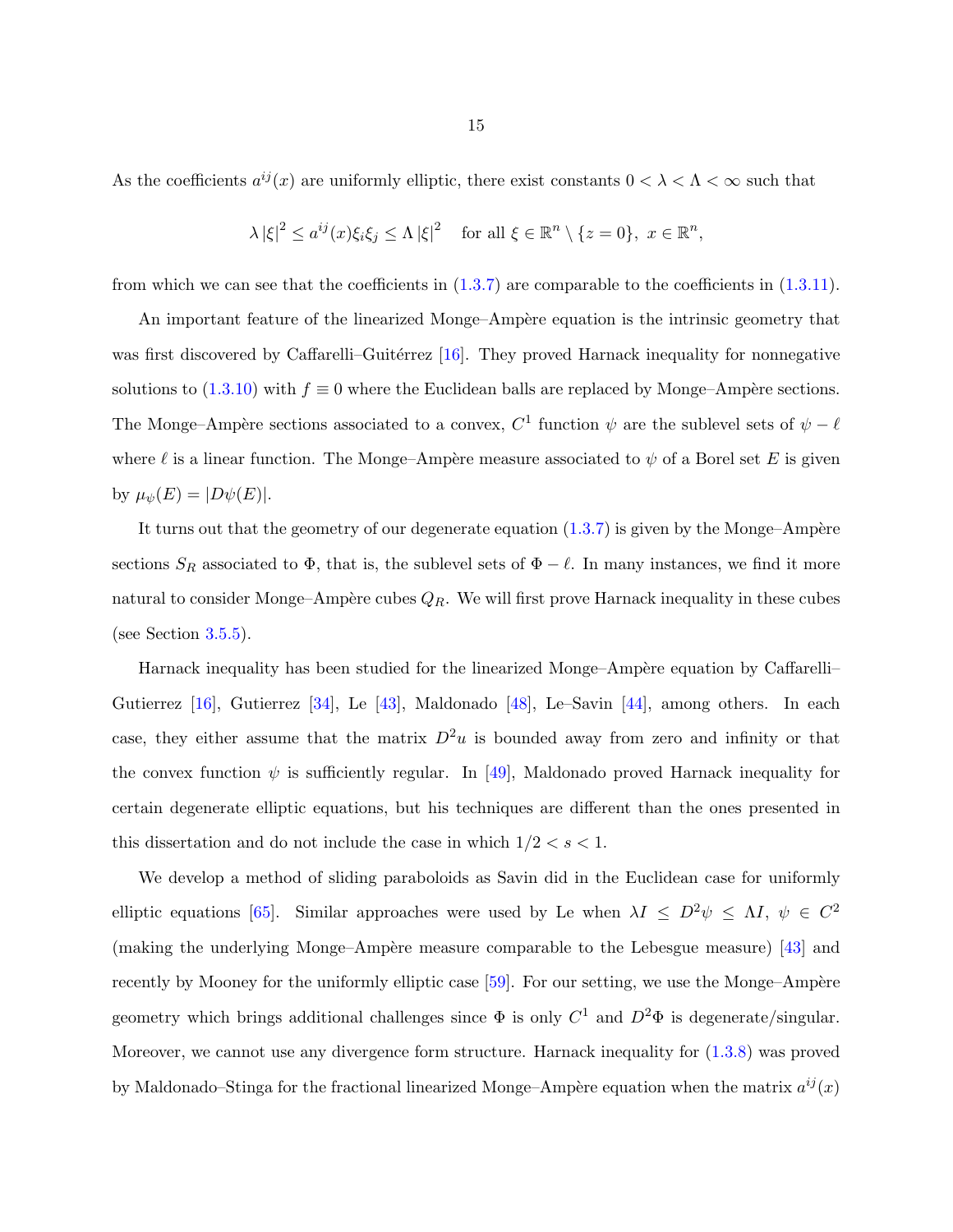As the coefficients $a^{ij}(x)$ are uniformly elliptic, there exist constants $0 < \lambda < \Lambda < \infty$ such that

$$\lambda |\xi|^2 \le a^{ij}(x)\xi_i\xi_j \le \Lambda |\xi|^2 \quad \text{for all } \xi \in \mathbb{R}^n \setminus \{z = 0\},\ x \in \mathbb{R}^n,$$

from which we can see that the coefficients in (1.3.7) are comparable to the coefficients in (1.3.11).

An important feature of the linearized Monge–Ampère equation is the intrinsic geometry that was first discovered by Caffarelli–Guitérrez [16]. They proved Harnack inequality for nonnegative solutions to (1.3.10) with $f \equiv 0$ where the Euclidean balls are replaced by Monge–Ampère sections. The Monge–Ampère sections associated to a convex, $C^1$ function $\psi$ are the sublevel sets of $\psi - \ell$ where $\ell$ is a linear function. The Monge–Ampère measure associated to $\psi$ of a Borel set $E$ is given by $\mu_\psi(E) = |D\psi(E)|$.

It turns out that the geometry of our degenerate equation (1.3.7) is given by the Monge–Ampère sections $S_R$ associated to $\Phi$, that is, the sublevel sets of $\Phi - \ell$. In many instances, we find it more natural to consider Monge–Ampère cubes $Q_R$. We will first prove Harnack inequality in these cubes (see Section 3.5.5).

Harnack inequality has been studied for the linearized Monge–Ampère equation by Caffarelli–Gutierrez [16], Gutierrez [34], Le [43], Maldonado [48], Le–Savin [44], among others. In each case, they either assume that the matrix $D^2u$ is bounded away from zero and infinity or that the convex function $\psi$ is sufficiently regular. In [49], Maldonado proved Harnack inequality for certain degenerate elliptic equations, but his techniques are different than the ones presented in this dissertation and do not include the case in which $1/2 < s < 1$.

We develop a method of sliding paraboloids as Savin did in the Euclidean case for uniformly elliptic equations [65]. Similar approaches were used by Le when $\lambda I \le D^2\psi \le \Lambda I$, $\psi \in C^2$ (making the underlying Monge–Ampère measure comparable to the Lebesgue measure) [43] and recently by Mooney for the uniformly elliptic case [59]. For our setting, we use the Monge–Ampère geometry which brings additional challenges since $\Phi$ is only $C^1$ and $D^2\Phi$ is degenerate/singular. Moreover, we cannot use any divergence form structure. Harnack inequality for (1.3.8) was proved by Maldonado–Stinga for the fractional linearized Monge–Ampère equation when the matrix $a^{ij}(x)$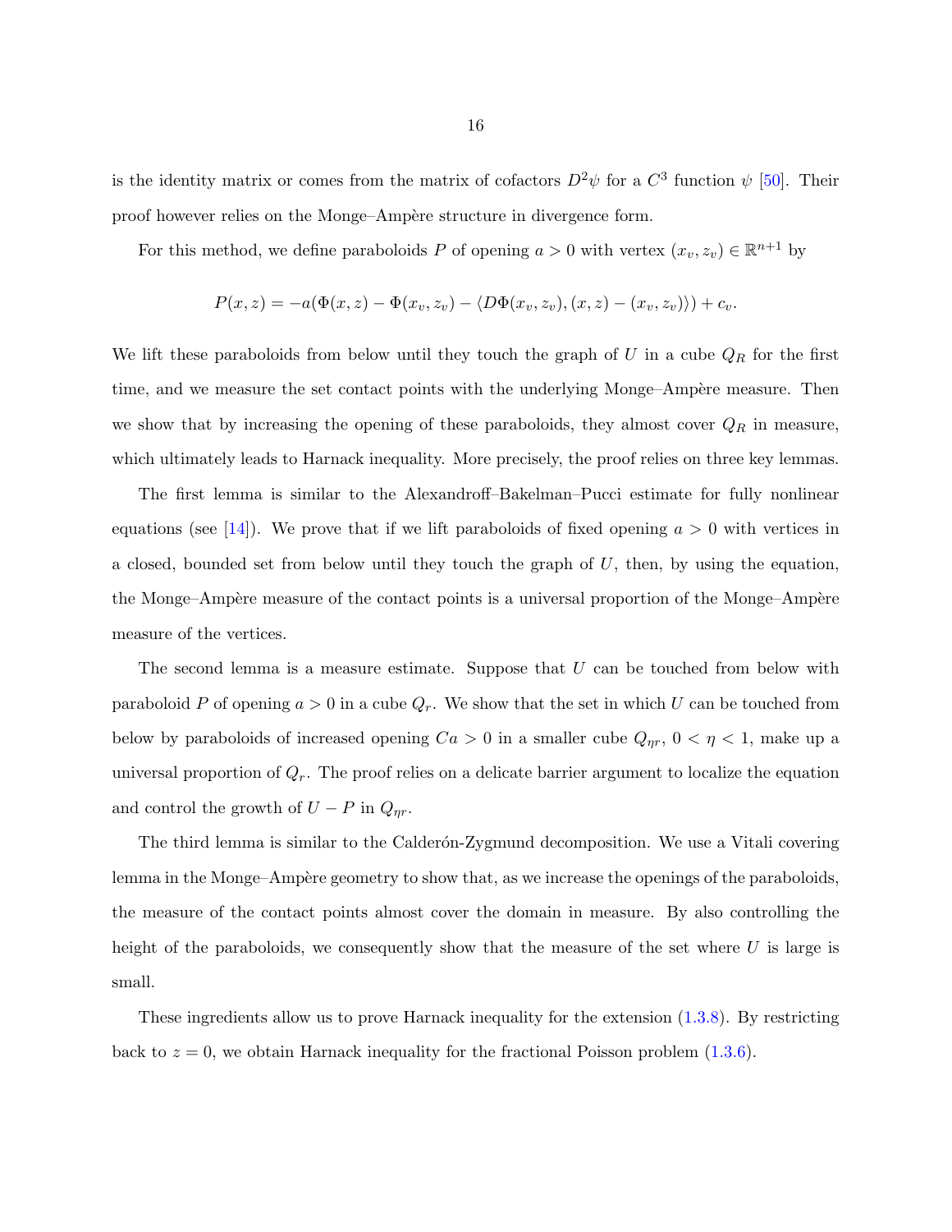is the identity matrix or comes from the matrix of cofactors $D^2\psi$ for a $C^3$ function $\psi$ [50]. Their proof however relies on the Monge–Ampère structure in divergence form.

For this method, we define paraboloids $P$ of opening $a > 0$ with vertex $(x_v, z_v) \in \mathbb{R}^{n+1}$ by

$$P(x,z) = -a(\Phi(x,z) - \Phi(x_v, z_v) - \langle D\Phi(x_v, z_v), (x,z) - (x_v, z_v)\rangle) + c_v.$$

We lift these paraboloids from below until they touch the graph of $U$ in a cube $Q_R$ for the first time, and we measure the set contact points with the underlying Monge–Ampère measure. Then we show that by increasing the opening of these paraboloids, they almost cover $Q_R$ in measure, which ultimately leads to Harnack inequality. More precisely, the proof relies on three key lemmas.

The first lemma is similar to the Alexandroff–Bakelman–Pucci estimate for fully nonlinear equations (see [14]). We prove that if we lift paraboloids of fixed opening $a > 0$ with vertices in a closed, bounded set from below until they touch the graph of $U$, then, by using the equation, the Monge–Ampère measure of the contact points is a universal proportion of the Monge–Ampère measure of the vertices.

The second lemma is a measure estimate. Suppose that $U$ can be touched from below with paraboloid $P$ of opening $a > 0$ in a cube $Q_r$. We show that the set in which $U$ can be touched from below by paraboloids of increased opening $Ca > 0$ in a smaller cube $Q_{\eta r}$, $0 < \eta < 1$, make up a universal proportion of $Q_r$. The proof relies on a delicate barrier argument to localize the equation and control the growth of $U - P$ in $Q_{\eta r}$.

The third lemma is similar to the Calderón-Zygmund decomposition. We use a Vitali covering lemma in the Monge–Ampère geometry to show that, as we increase the openings of the paraboloids, the measure of the contact points almost cover the domain in measure. By also controlling the height of the paraboloids, we consequently show that the measure of the set where $U$ is large is small.

These ingredients allow us to prove Harnack inequality for the extension (1.3.8). By restricting back to $z = 0$, we obtain Harnack inequality for the fractional Poisson problem (1.3.6).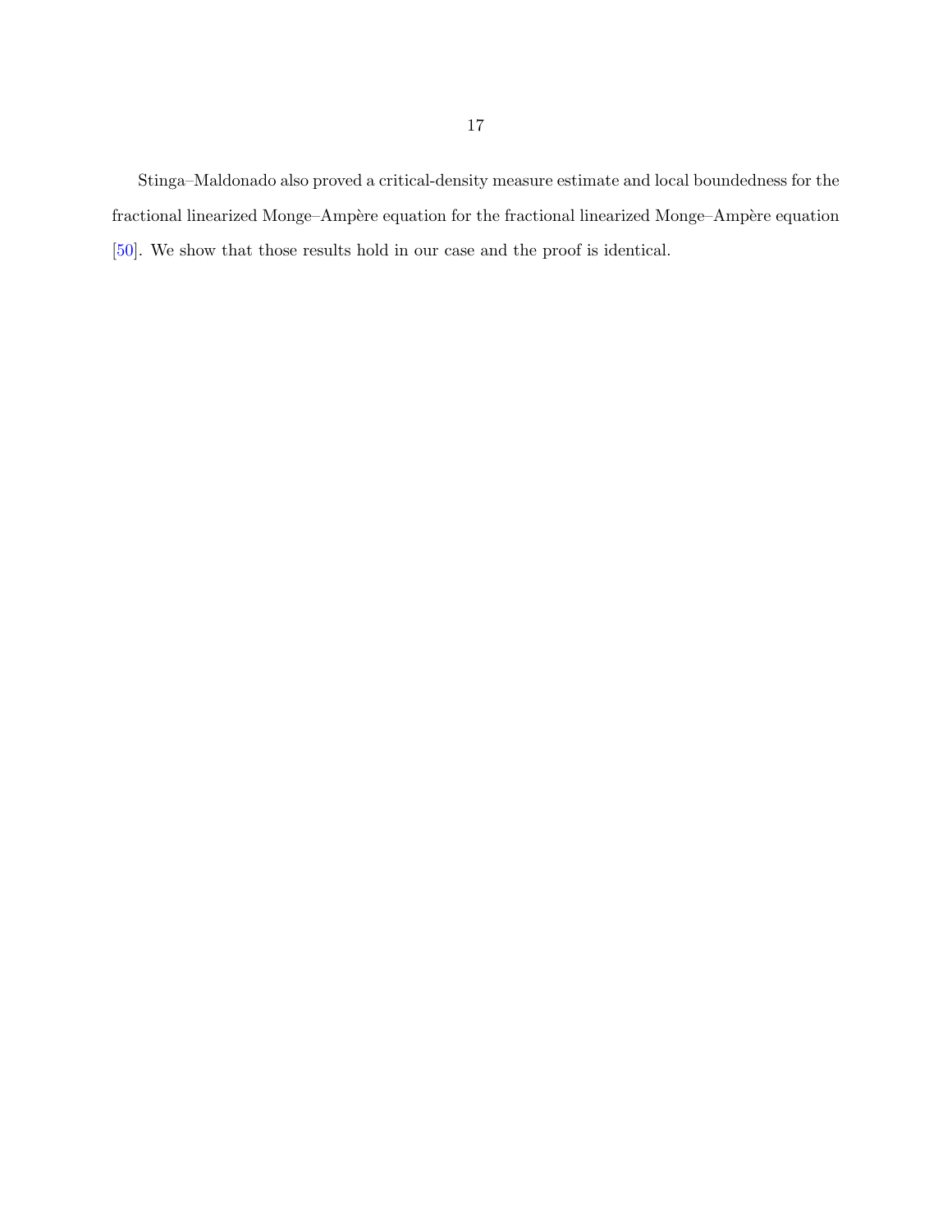Stinga–Maldonado also proved a critical-density measure estimate and local boundedness for the fractional linearized Monge–Ampère equation for the fractional linearized Monge–Ampère equation [50]. We show that those results hold in our case and the proof is identical.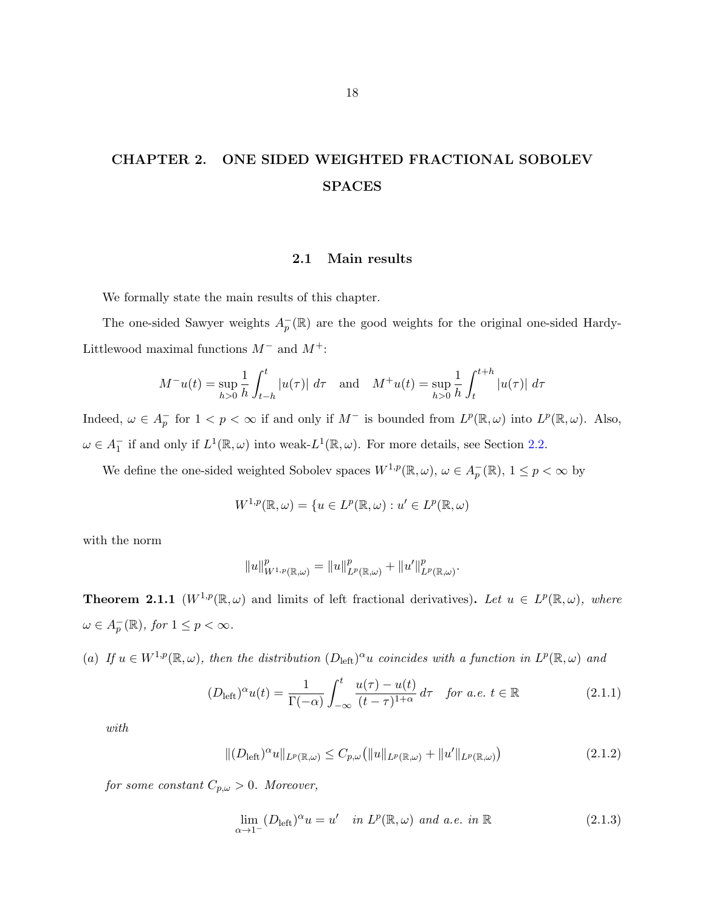# CHAPTER 2. ONE SIDED WEIGHTED FRACTIONAL SOBOLEV SPACES

## 2.1 Main results

We formally state the main results of this chapter.

The one-sided Sawyer weights $A_p^-(\mathbb{R})$ are the good weights for the original one-sided Hardy-Littlewood maximal functions $M^-$ and $M^+$:

$$M^-u(t) = \sup_{h>0} \frac{1}{h}\int_{t-h}^{t} |u(\tau)|\ d\tau \quad \text{and} \quad M^+u(t) = \sup_{h>0} \frac{1}{h}\int_{t}^{t+h} |u(\tau)|\ d\tau$$

Indeed, $\omega \in A_p^-$ for $1 < p < \infty$ if and only if $M^-$ is bounded from $L^p(\mathbb{R}, \omega)$ into $L^p(\mathbb{R}, \omega)$. Also, $\omega \in A_1^-$ if and only if $L^1(\mathbb{R}, \omega)$ into weak-$L^1(\mathbb{R}, \omega)$. For more details, see Section 2.2.

We define the one-sided weighted Sobolev spaces $W^{1,p}(\mathbb{R}, \omega)$, $\omega \in A_p^-(\mathbb{R})$, $1 \leq p < \infty$ by

$$W^{1,p}(\mathbb{R}, \omega) = \{u \in L^p(\mathbb{R}, \omega) : u' \in L^p(\mathbb{R}, \omega)$$

with the norm

$$\|u\|^p_{W^{1,p}(\mathbb{R},\omega)} = \|u\|^p_{L^p(\mathbb{R},\omega)} + \|u'\|^p_{L^p(\mathbb{R},\omega)}.$$

**Theorem 2.1.1** ($W^{1,p}(\mathbb{R}, \omega)$ and limits of left fractional derivatives)**.** *Let $u \in L^p(\mathbb{R}, \omega)$, where $\omega \in A_p^-(\mathbb{R})$, for $1 \leq p < \infty$.*

*(a) If $u \in W^{1,p}(\mathbb{R}, \omega)$, then the distribution $(D_{\text{left}})^\alpha u$ coincides with a function in $L^p(\mathbb{R}, \omega)$ and*

$$(D_{\text{left}})^\alpha u(t) = \frac{1}{\Gamma(-\alpha)}\int_{-\infty}^{t} \frac{u(\tau) - u(t)}{(t-\tau)^{1+\alpha}}\, d\tau \quad \text{for a.e. } t \in \mathbb{R} \tag{2.1.1}$$

*with*

$$\|(D_{\text{left}})^\alpha u\|_{L^p(\mathbb{R},\omega)} \leq C_{p,\omega}\big(\|u\|_{L^p(\mathbb{R},\omega)} + \|u'\|_{L^p(\mathbb{R},\omega)}\big) \tag{2.1.2}$$

*for some constant $C_{p,\omega} > 0$. Moreover,*

$$\lim_{\alpha \to 1^-} (D_{\text{left}})^\alpha u = u' \quad \text{in } L^p(\mathbb{R}, \omega) \text{ and a.e. in } \mathbb{R} \tag{2.1.3}$$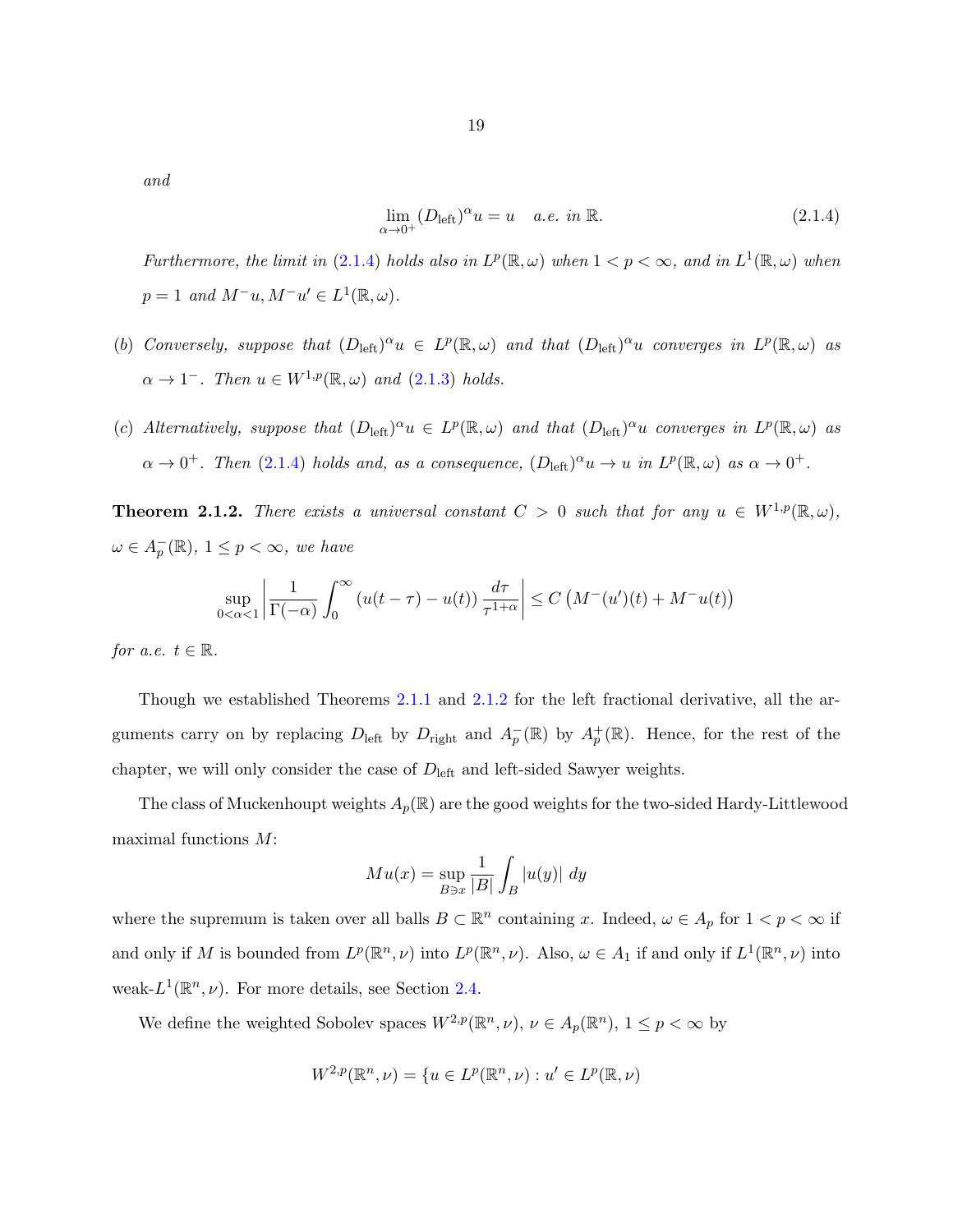*and*

$$\lim_{\alpha \to 0^+} (D_{\text{left}})^\alpha u = u \quad \text{a.e. in } \mathbb{R}. \tag{2.1.4}$$

*Furthermore, the limit in (2.1.4) holds also in* $L^p(\mathbb{R}, \omega)$ *when* $1 < p < \infty$*, and in* $L^1(\mathbb{R}, \omega)$ *when* $p = 1$ *and* $M^- u, M^- u' \in L^1(\mathbb{R}, \omega)$*.*

(b) *Conversely, suppose that* $(D_{\text{left}})^\alpha u \in L^p(\mathbb{R}, \omega)$ *and that* $(D_{\text{left}})^\alpha u$ *converges in* $L^p(\mathbb{R}, \omega)$ *as* $\alpha \to 1^-$*. Then* $u \in W^{1,p}(\mathbb{R}, \omega)$ *and (2.1.3) holds.*

(c) *Alternatively, suppose that* $(D_{\text{left}})^\alpha u \in L^p(\mathbb{R}, \omega)$ *and that* $(D_{\text{left}})^\alpha u$ *converges in* $L^p(\mathbb{R}, \omega)$ *as* $\alpha \to 0^+$*. Then (2.1.4) holds and, as a consequence,* $(D_{\text{left}})^\alpha u \to u$ *in* $L^p(\mathbb{R}, \omega)$ *as* $\alpha \to 0^+$*.*

**Theorem 2.1.2.** *There exists a universal constant* $C > 0$ *such that for any* $u \in W^{1,p}(\mathbb{R}, \omega)$*,* $\omega \in A_p^-(\mathbb{R})$*,* $1 \leq p < \infty$*, we have*

$$\sup_{0<\alpha<1} \left| \frac{1}{\Gamma(-\alpha)} \int_0^\infty (u(t-\tau) - u(t)) \frac{d\tau}{\tau^{1+\alpha}} \right| \leq C \left( M^-(u')(t) + M^- u(t) \right)$$

*for a.e.* $t \in \mathbb{R}$*.*

Though we established Theorems 2.1.1 and 2.1.2 for the left fractional derivative, all the arguments carry on by replacing $D_{\text{left}}$ by $D_{\text{right}}$ and $A_p^-(\mathbb{R})$ by $A_p^+(\mathbb{R})$. Hence, for the rest of the chapter, we will only consider the case of $D_{\text{left}}$ and left-sided Sawyer weights.

The class of Muckenhoupt weights $A_p(\mathbb{R})$ are the good weights for the two-sided Hardy-Littlewood maximal functions $M$:

$$Mu(x) = \sup_{B \ni x} \frac{1}{|B|} \int_B |u(y)| \, dy$$

where the supremum is taken over all balls $B \subset \mathbb{R}^n$ containing $x$. Indeed, $\omega \in A_p$ for $1 < p < \infty$ if and only if $M$ is bounded from $L^p(\mathbb{R}^n, \nu)$ into $L^p(\mathbb{R}^n, \nu)$. Also, $\omega \in A_1$ if and only if $L^1(\mathbb{R}^n, \nu)$ into weak-$L^1(\mathbb{R}^n, \nu)$. For more details, see Section 2.4.

We define the weighted Sobolev spaces $W^{2,p}(\mathbb{R}^n, \nu)$, $\nu \in A_p(\mathbb{R}^n)$, $1 \leq p < \infty$ by

$$W^{2,p}(\mathbb{R}^n, \nu) = \{u \in L^p(\mathbb{R}^n, \nu) : u' \in L^p(\mathbb{R}, \nu)$$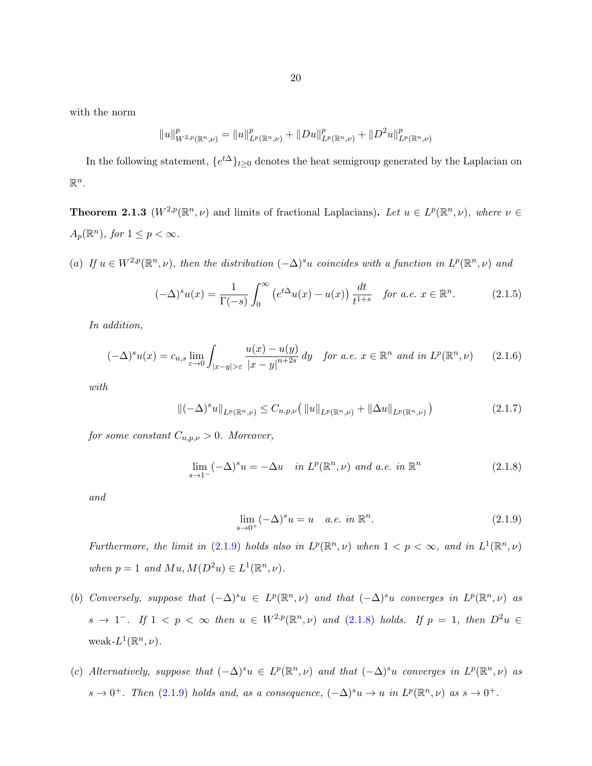with the norm

$$\|u\|^p_{W^{2,p}(\mathbb{R}^n,\nu)} = \|u\|^p_{L^p(\mathbb{R}^n,\nu)} + \|Du\|^p_{L^p(\mathbb{R}^n,\nu)} + \|D^2u\|^p_{L^p(\mathbb{R}^n,\nu)}$$

In the following statement, $\{e^{t\Delta}\}_{t\geq 0}$ denotes the heat semigroup generated by the Laplacian on $\mathbb{R}^n$.

**Theorem 2.1.3** ($W^{2,p}(\mathbb{R}^n,\nu)$ and limits of fractional Laplacians)**.** *Let $u \in L^p(\mathbb{R}^n,\nu)$, where $\nu \in A_p(\mathbb{R}^n)$, for $1 \leq p < \infty$.*

*(a) If $u \in W^{2,p}(\mathbb{R}^n,\nu)$, then the distribution $(-\Delta)^s u$ coincides with a function in $L^p(\mathbb{R}^n,\nu)$ and*

$$(-\Delta)^s u(x) = \frac{1}{\Gamma(-s)} \int_0^\infty \left(e^{t\Delta}u(x) - u(x)\right) \frac{dt}{t^{1+s}} \quad \text{for a.e. } x \in \mathbb{R}^n. \tag{2.1.5}$$

*In addition,*

$$(-\Delta)^s u(x) = c_{n,s} \lim_{\varepsilon\to 0} \int_{|x-y|>\varepsilon} \frac{u(x)-u(y)}{|x-y|^{n+2s}}\, dy \quad \text{for a.e. } x \in \mathbb{R}^n \text{ and in } L^p(\mathbb{R}^n,\nu) \tag{2.1.6}$$

*with*

$$\|(-\Delta)^s u\|_{L^p(\mathbb{R}^n,\nu)} \leq C_{n,p,\nu}\big(\|u\|_{L^p(\mathbb{R}^n,\nu)} + \|\Delta u\|_{L^p(\mathbb{R}^n,\nu)}\big) \tag{2.1.7}$$

*for some constant $C_{n,p,\nu} > 0$. Moreover,*

$$\lim_{s\to 1^-} (-\Delta)^s u = -\Delta u \quad \text{in } L^p(\mathbb{R}^n,\nu) \text{ and a.e. in } \mathbb{R}^n \tag{2.1.8}$$

*and*

$$\lim_{s\to 0^+} (-\Delta)^s u = u \quad \text{a.e. in } \mathbb{R}^n. \tag{2.1.9}$$

*Furthermore, the limit in (2.1.9) holds also in $L^p(\mathbb{R}^n,\nu)$ when $1 < p < \infty$, and in $L^1(\mathbb{R}^n,\nu)$ when $p = 1$ and $Mu, M(D^2u) \in L^1(\mathbb{R}^n,\nu)$.*

*(b) Conversely, suppose that $(-\Delta)^s u \in L^p(\mathbb{R}^n,\nu)$ and that $(-\Delta)^s u$ converges in $L^p(\mathbb{R}^n,\nu)$ as $s \to 1^-$. If $1 < p < \infty$ then $u \in W^{2,p}(\mathbb{R}^n,\nu)$ and (2.1.8) holds. If $p = 1$, then $D^2u \in$ weak-$L^1(\mathbb{R}^n,\nu)$.*

*(c) Alternatively, suppose that $(-\Delta)^s u \in L^p(\mathbb{R}^n,\nu)$ and that $(-\Delta)^s u$ converges in $L^p(\mathbb{R}^n,\nu)$ as $s \to 0^+$. Then (2.1.9) holds and, as a consequence, $(-\Delta)^s u \to u$ in $L^p(\mathbb{R}^n,\nu)$ as $s \to 0^+$.*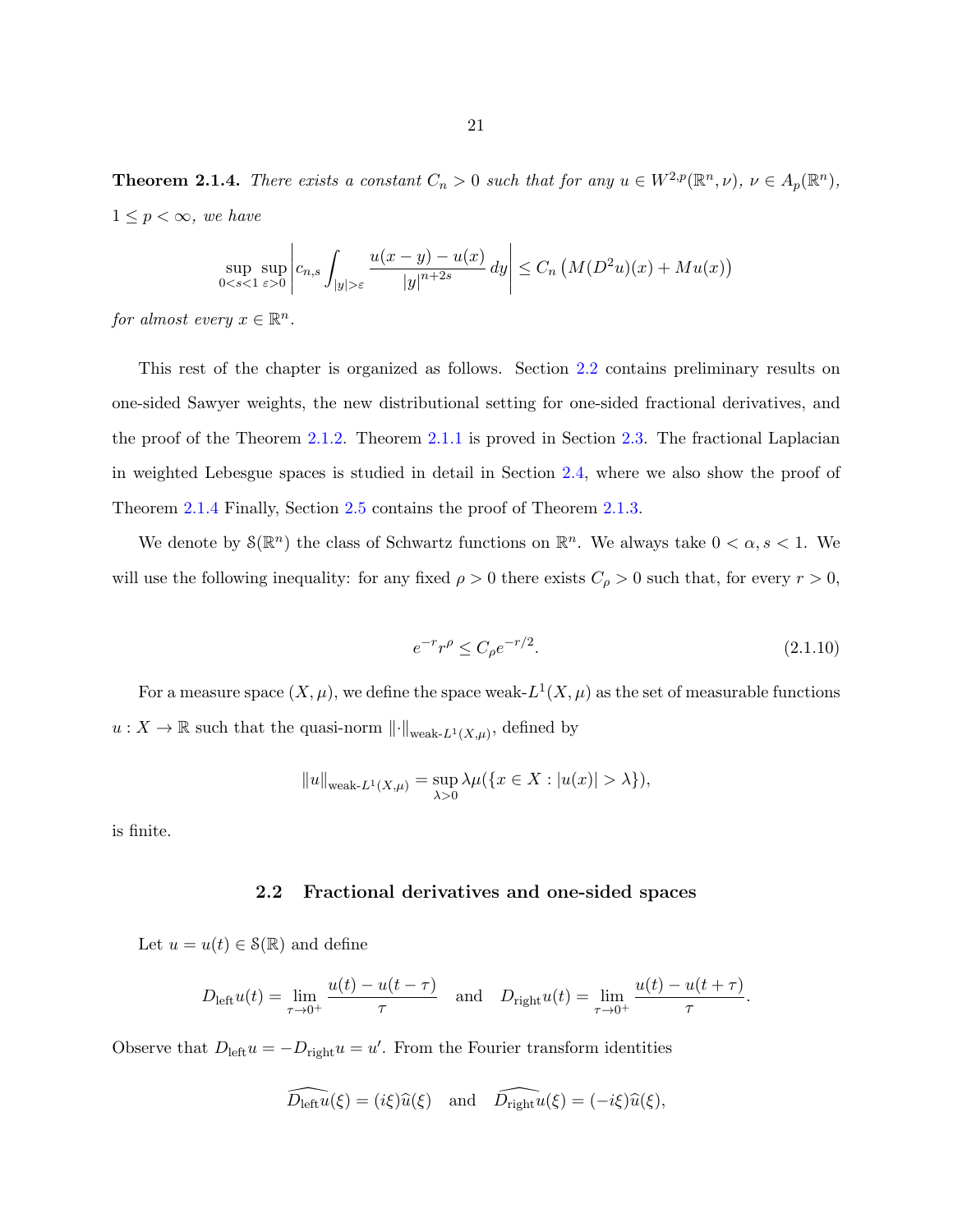**Theorem 2.1.4.** *There exists a constant $C_n > 0$ such that for any $u \in W^{2,p}(\mathbb{R}^n, \nu)$, $\nu \in A_p(\mathbb{R}^n)$, $1 \leq p < \infty$, we have*

$$\sup_{0<s<1} \sup_{\varepsilon>0} \left| c_{n,s} \int_{|y|>\varepsilon} \frac{u(x-y) - u(x)}{|y|^{n+2s}} \, dy \right| \leq C_n \left( M(D^2 u)(x) + Mu(x) \right)$$

*for almost every $x \in \mathbb{R}^n$.*

This rest of the chapter is organized as follows. Section 2.2 contains preliminary results on one-sided Sawyer weights, the new distributional setting for one-sided fractional derivatives, and the proof of the Theorem 2.1.2. Theorem 2.1.1 is proved in Section 2.3. The fractional Laplacian in weighted Lebesgue spaces is studied in detail in Section 2.4, where we also show the proof of Theorem 2.1.4 Finally, Section 2.5 contains the proof of Theorem 2.1.3.

We denote by $\mathcal{S}(\mathbb{R}^n)$ the class of Schwartz functions on $\mathbb{R}^n$. We always take $0 < \alpha, s < 1$. We will use the following inequality: for any fixed $\rho > 0$ there exists $C_\rho > 0$ such that, for every $r > 0$,

$$e^{-r} r^\rho \leq C_\rho e^{-r/2}. \tag{2.1.10}$$

For a measure space $(X, \mu)$, we define the space weak-$L^1(X, \mu)$ as the set of measurable functions $u : X \to \mathbb{R}$ such that the quasi-norm $\|\cdot\|_{\text{weak-}L^1(X,\mu)}$, defined by

$$\|u\|_{\text{weak-}L^1(X,\mu)} = \sup_{\lambda>0} \lambda \mu(\{x \in X : |u(x)| > \lambda\}),$$

is finite.

## 2.2 Fractional derivatives and one-sided spaces

Let $u = u(t) \in \mathcal{S}(\mathbb{R})$ and define

$$D_{\text{left}} u(t) = \lim_{\tau \to 0^+} \frac{u(t) - u(t-\tau)}{\tau} \quad \text{and} \quad D_{\text{right}} u(t) = \lim_{\tau \to 0^+} \frac{u(t) - u(t+\tau)}{\tau}.$$

Observe that $D_{\text{left}} u = -D_{\text{right}} u = u'$. From the Fourier transform identities

$$\widehat{D_{\text{left}} u}(\xi) = (i\xi)\widehat{u}(\xi) \quad \text{and} \quad \widehat{D_{\text{right}} u}(\xi) = (-i\xi)\widehat{u}(\xi),$$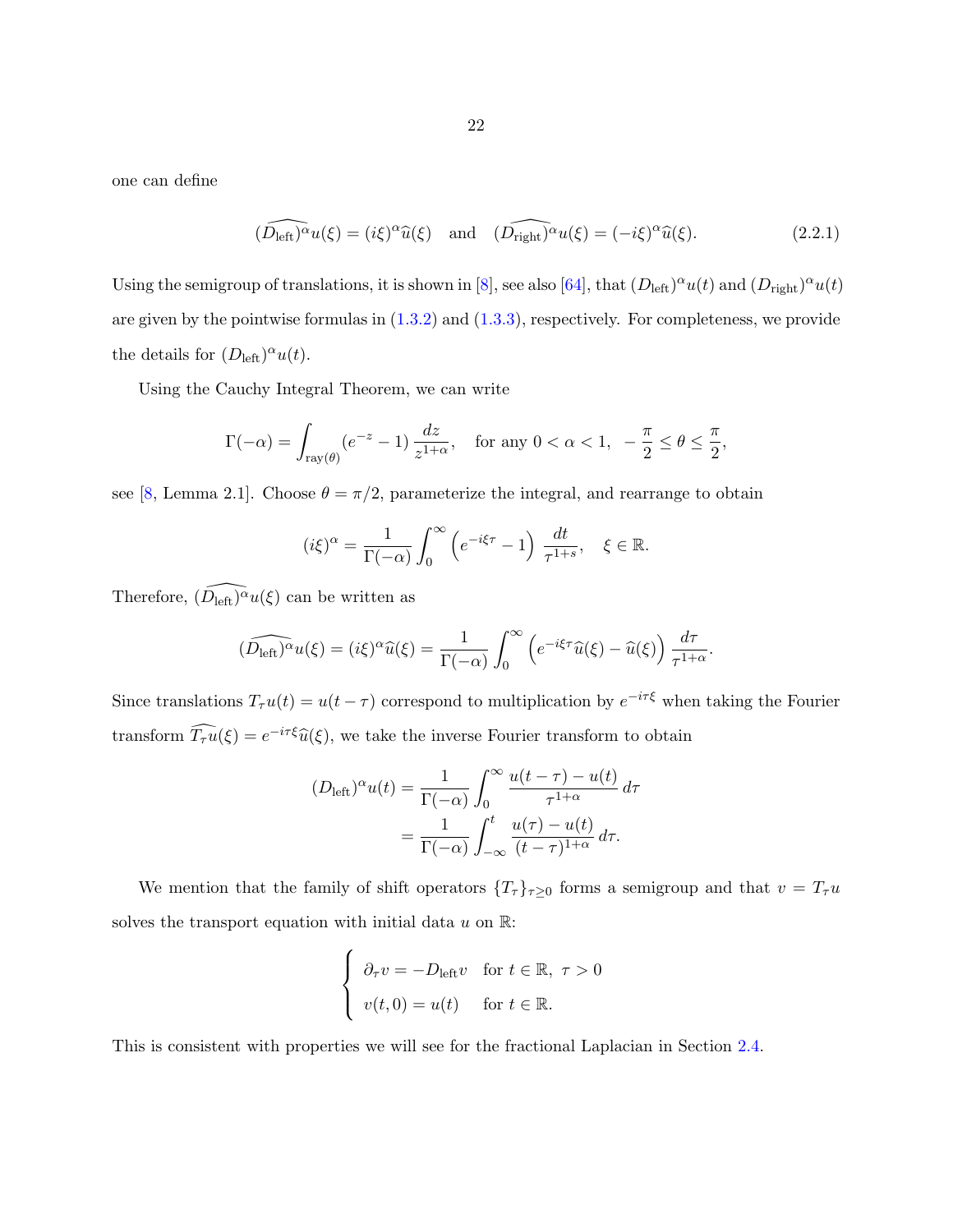one can define

$$\widehat{(D_{\text{left}})^\alpha u}(\xi) = (i\xi)^\alpha \widehat{u}(\xi) \quad \text{and} \quad \widehat{(D_{\text{right}})^\alpha u}(\xi) = (-i\xi)^\alpha \widehat{u}(\xi). \tag{2.2.1}$$

Using the semigroup of translations, it is shown in [8], see also [64], that $(D_{\text{left}})^\alpha u(t)$ and $(D_{\text{right}})^\alpha u(t)$ are given by the pointwise formulas in (1.3.2) and (1.3.3), respectively. For completeness, we provide the details for $(D_{\text{left}})^\alpha u(t)$.

Using the Cauchy Integral Theorem, we can write

$$\Gamma(-\alpha) = \int_{\text{ray}(\theta)} (e^{-z} - 1) \, \frac{dz}{z^{1+\alpha}}, \quad \text{for any } 0 < \alpha < 1, \; -\frac{\pi}{2} \leq \theta \leq \frac{\pi}{2},$$

see [8, Lemma 2.1]. Choose $\theta = \pi/2$, parameterize the integral, and rearrange to obtain

$$(i\xi)^\alpha = \frac{1}{\Gamma(-\alpha)} \int_0^\infty \left( e^{-i\xi\tau} - 1 \right) \, \frac{dt}{\tau^{1+s}}, \quad \xi \in \mathbb{R}.$$

Therefore, $\widehat{(D_{\text{left}})^\alpha u}(\xi)$ can be written as

$$\widehat{(D_{\text{left}})^\alpha u}(\xi) = (i\xi)^\alpha \widehat{u}(\xi) = \frac{1}{\Gamma(-\alpha)} \int_0^\infty \left( e^{-i\xi\tau} \widehat{u}(\xi) - \widehat{u}(\xi) \right) \frac{d\tau}{\tau^{1+\alpha}}.$$

Since translations $T_\tau u(t) = u(t - \tau)$ correspond to multiplication by $e^{-i\tau\xi}$ when taking the Fourier transform $\widehat{T_\tau u}(\xi) = e^{-i\tau\xi}\widehat{u}(\xi)$, we take the inverse Fourier transform to obtain

$$\begin{aligned}
(D_{\text{left}})^\alpha u(t) &= \frac{1}{\Gamma(-\alpha)} \int_0^\infty \frac{u(t-\tau) - u(t)}{\tau^{1+\alpha}} \, d\tau \\
&= \frac{1}{\Gamma(-\alpha)} \int_{-\infty}^t \frac{u(\tau) - u(t)}{(t-\tau)^{1+\alpha}} \, d\tau.
\end{aligned}$$

We mention that the family of shift operators $\{T_\tau\}_{\tau \geq 0}$ forms a semigroup and that $v = T_\tau u$ solves the transport equation with initial data $u$ on $\mathbb{R}$:

$$\begin{cases}
\partial_\tau v = -D_{\text{left}} v & \text{for } t \in \mathbb{R}, \; \tau > 0 \\
v(t, 0) = u(t) & \text{for } t \in \mathbb{R}.
\end{cases}$$

This is consistent with properties we will see for the fractional Laplacian in Section 2.4.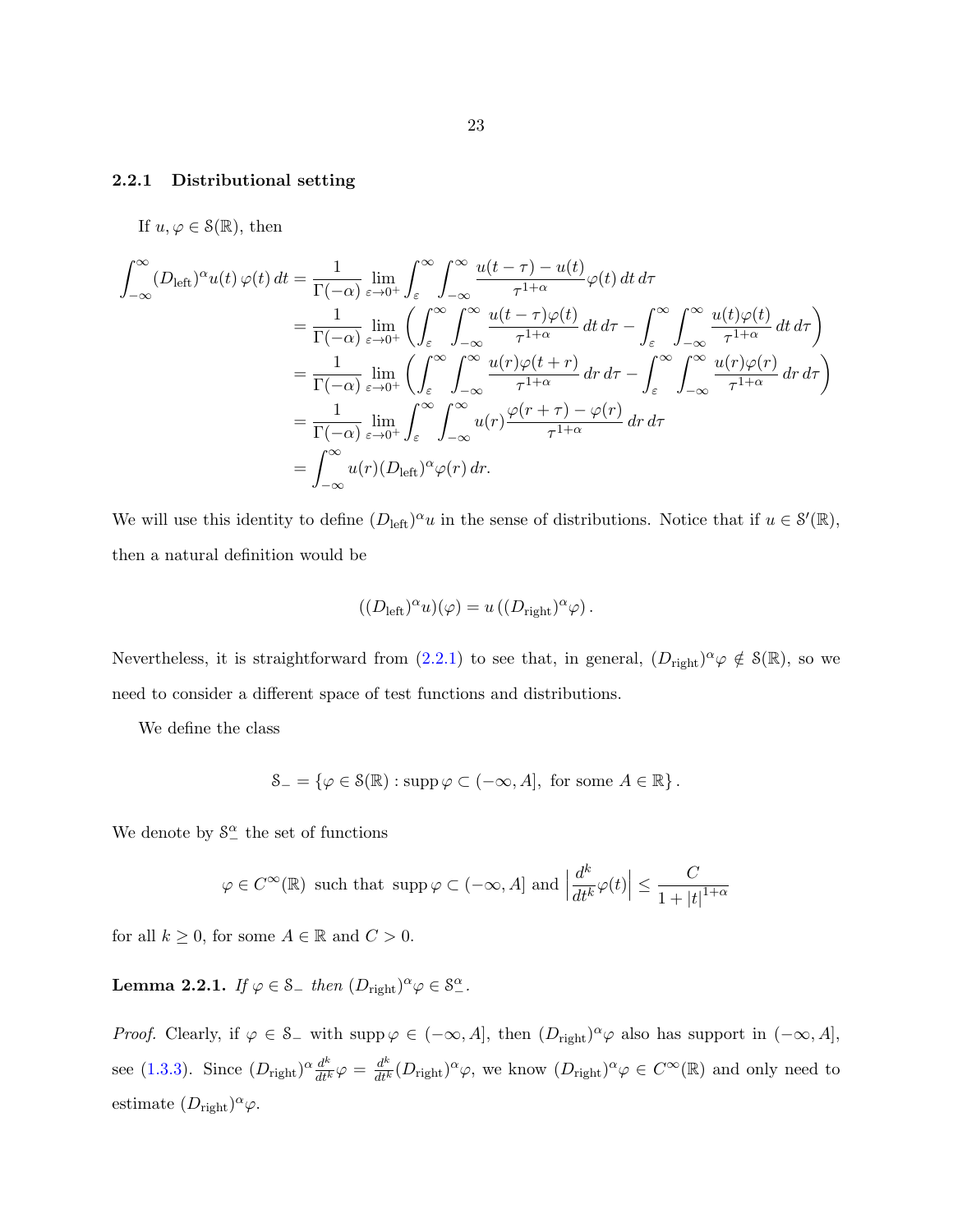### 2.2.1 Distributional setting

If $u, \varphi \in \mathcal{S}(\mathbb{R})$, then

$$
\begin{aligned}
\int_{-\infty}^{\infty} (D_{\text{left}})^{\alpha} u(t)\, \varphi(t)\, dt &= \frac{1}{\Gamma(-\alpha)} \lim_{\varepsilon \to 0^+} \int_{\varepsilon}^{\infty} \int_{-\infty}^{\infty} \frac{u(t-\tau) - u(t)}{\tau^{1+\alpha}} \varphi(t)\, dt\, d\tau \\
&= \frac{1}{\Gamma(-\alpha)} \lim_{\varepsilon \to 0^+} \left( \int_{\varepsilon}^{\infty} \int_{-\infty}^{\infty} \frac{u(t-\tau)\varphi(t)}{\tau^{1+\alpha}}\, dt\, d\tau - \int_{\varepsilon}^{\infty} \int_{-\infty}^{\infty} \frac{u(t)\varphi(t)}{\tau^{1+\alpha}}\, dt\, d\tau \right) \\
&= \frac{1}{\Gamma(-\alpha)} \lim_{\varepsilon \to 0^+} \left( \int_{\varepsilon}^{\infty} \int_{-\infty}^{\infty} \frac{u(r)\varphi(t+r)}{\tau^{1+\alpha}}\, dr\, d\tau - \int_{\varepsilon}^{\infty} \int_{-\infty}^{\infty} \frac{u(r)\varphi(r)}{\tau^{1+\alpha}}\, dr\, d\tau \right) \\
&= \frac{1}{\Gamma(-\alpha)} \lim_{\varepsilon \to 0^+} \int_{\varepsilon}^{\infty} \int_{-\infty}^{\infty} u(r) \frac{\varphi(r+\tau) - \varphi(r)}{\tau^{1+\alpha}}\, dr\, d\tau \\
&= \int_{-\infty}^{\infty} u(r) (D_{\text{left}})^{\alpha} \varphi(r)\, dr.
\end{aligned}
$$

We will use this identity to define $(D_{\text{left}})^{\alpha} u$ in the sense of distributions. Notice that if $u \in \mathcal{S}'(\mathbb{R})$, then a natural definition would be

$$
((D_{\text{left}})^{\alpha} u)(\varphi) = u\left((D_{\text{right}})^{\alpha} \varphi\right).
$$

Nevertheless, it is straightforward from (2.2.1) to see that, in general, $(D_{\text{right}})^{\alpha} \varphi \notin \mathcal{S}(\mathbb{R})$, so we need to consider a different space of test functions and distributions.

We define the class

$$
\mathcal{S}_- = \{\varphi \in \mathcal{S}(\mathbb{R}) : \operatorname{supp} \varphi \subset (-\infty, A], \text{ for some } A \in \mathbb{R}\}.
$$

We denote by $\mathcal{S}_-^{\alpha}$ the set of functions

$$
\varphi \in C^{\infty}(\mathbb{R}) \text{ such that } \operatorname{supp} \varphi \subset (-\infty, A] \text{ and } \left| \frac{d^k}{dt^k} \varphi(t) \right| \leq \frac{C}{1 + |t|^{1+\alpha}}
$$

for all $k \geq 0$, for some $A \in \mathbb{R}$ and $C > 0$.

**Lemma 2.2.1.** *If $\varphi \in \mathcal{S}_-$ then $(D_{\text{right}})^{\alpha} \varphi \in \mathcal{S}_-^{\alpha}$.*

*Proof.* Clearly, if $\varphi \in \mathcal{S}_-$ with $\operatorname{supp} \varphi \in (-\infty, A]$, then $(D_{\text{right}})^{\alpha} \varphi$ also has support in $(-\infty, A]$, see (1.3.3). Since $(D_{\text{right}})^{\alpha} \frac{d^k}{dt^k} \varphi = \frac{d^k}{dt^k} (D_{\text{right}})^{\alpha} \varphi$, we know $(D_{\text{right}})^{\alpha} \varphi \in C^{\infty}(\mathbb{R})$ and only need to estimate $(D_{\text{right}})^{\alpha} \varphi$.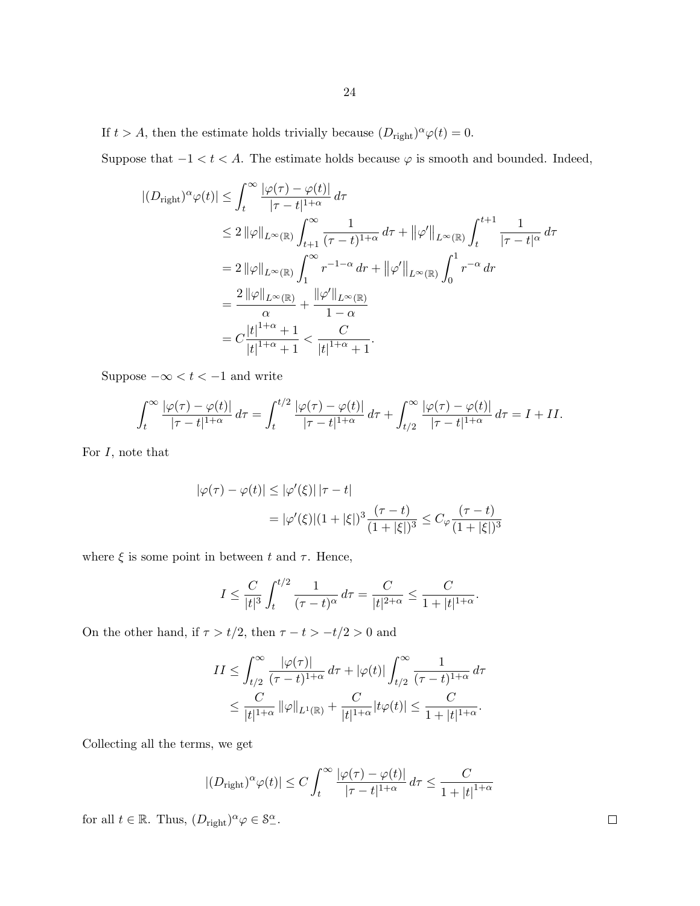If $t > A$, then the estimate holds trivially because $(D_{\text{right}})^\alpha \varphi(t) = 0$.

Suppose that $-1 < t < A$. The estimate holds because $\varphi$ is smooth and bounded. Indeed,

$$
\begin{aligned}
|(D_{\text{right}})^\alpha \varphi(t)| &\leq \int_t^\infty \frac{|\varphi(\tau) - \varphi(t)|}{|\tau - t|^{1+\alpha}} \, d\tau \\
&\leq 2 \left\| \varphi \right\|_{L^\infty(\mathbb{R})} \int_{t+1}^\infty \frac{1}{(\tau - t)^{1+\alpha}} \, d\tau + \left\| \varphi' \right\|_{L^\infty(\mathbb{R})} \int_t^{t+1} \frac{1}{|\tau - t|^\alpha} \, d\tau \\
&= 2 \left\| \varphi \right\|_{L^\infty(\mathbb{R})} \int_1^\infty r^{-1-\alpha} \, dr + \left\| \varphi' \right\|_{L^\infty(\mathbb{R})} \int_0^1 r^{-\alpha} \, dr \\
&= \frac{2 \left\| \varphi \right\|_{L^\infty(\mathbb{R})}}{\alpha} + \frac{\left\| \varphi' \right\|_{L^\infty(\mathbb{R})}}{1 - \alpha} \\
&= C \frac{|t|^{1+\alpha} + 1}{|t|^{1+\alpha} + 1} < \frac{C}{|t|^{1+\alpha} + 1}.
\end{aligned}
$$

Suppose $-\infty < t < -1$ and write

$$
\int_t^\infty \frac{|\varphi(\tau) - \varphi(t)|}{|\tau - t|^{1+\alpha}} \, d\tau = \int_t^{t/2} \frac{|\varphi(\tau) - \varphi(t)|}{|\tau - t|^{1+\alpha}} \, d\tau + \int_{t/2}^\infty \frac{|\varphi(\tau) - \varphi(t)|}{|\tau - t|^{1+\alpha}} \, d\tau = I + II.
$$

For $I$, note that

$$
\begin{aligned}
|\varphi(\tau) - \varphi(t)| &\leq |\varphi'(\xi)| \, |\tau - t| \\
&= |\varphi'(\xi)|(1 + |\xi|)^3 \frac{(\tau - t)}{(1 + |\xi|)^3} \leq C_\varphi \frac{(\tau - t)}{(1 + |\xi|)^3}
\end{aligned}
$$

where $\xi$ is some point in between $t$ and $\tau$. Hence,

$$
I \leq \frac{C}{|t|^3} \int_t^{t/2} \frac{1}{(\tau - t)^\alpha} \, d\tau = \frac{C}{|t|^{2+\alpha}} \leq \frac{C}{1 + |t|^{1+\alpha}}.
$$

On the other hand, if $\tau > t/2$, then $\tau - t > -t/2 > 0$ and

$$
\begin{aligned}
II &\leq \int_{t/2}^\infty \frac{|\varphi(\tau)|}{(\tau - t)^{1+\alpha}} \, d\tau + |\varphi(t)| \int_{t/2}^\infty \frac{1}{(\tau - t)^{1+\alpha}} \, d\tau \\
&\leq \frac{C}{|t|^{1+\alpha}} \left\| \varphi \right\|_{L^1(\mathbb{R})} + \frac{C}{|t|^{1+\alpha}} |t\varphi(t)| \leq \frac{C}{1 + |t|^{1+\alpha}}.
\end{aligned}
$$

Collecting all the terms, we get

$$
|(D_{\text{right}})^\alpha \varphi(t)| \leq C \int_t^\infty \frac{|\varphi(\tau) - \varphi(t)|}{|\tau - t|^{1+\alpha}} \, d\tau \leq \frac{C}{1 + |t|^{1+\alpha}}
$$

for all $t \in \mathbb{R}$. Thus, $(D_{\text{right}})^\alpha \varphi \in \mathcal{S}_-^\alpha$. $\square$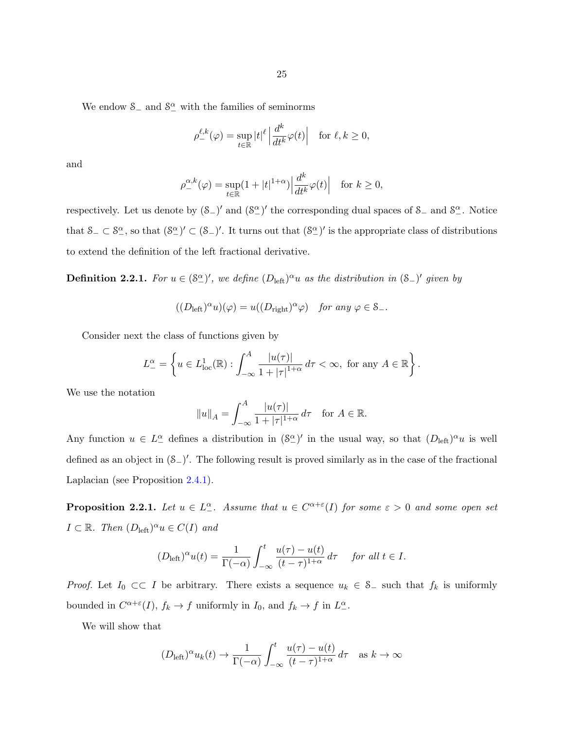We endow $\mathcal{S}_-$ and $\mathcal{S}_-^\alpha$ with the families of seminorms

$$\rho_-^{\ell,k}(\varphi) = \sup_{t\in\mathbb{R}} |t|^\ell \left| \frac{d^k}{dt^k}\varphi(t) \right| \quad \text{for } \ell, k \geq 0,$$

and

$$\rho_-^{\alpha,k}(\varphi) = \sup_{t\in\mathbb{R}} (1 + |t|^{1+\alpha}) \left| \frac{d^k}{dt^k}\varphi(t) \right| \quad \text{for } k \geq 0,$$

respectively. Let us denote by $(\mathcal{S}_-)'$ and $(\mathcal{S}_-^\alpha)'$ the corresponding dual spaces of $\mathcal{S}_-$ and $\mathcal{S}_-^\alpha$. Notice that $\mathcal{S}_- \subset \mathcal{S}_-^\alpha$, so that $(\mathcal{S}_-^\alpha)' \subset (\mathcal{S}_-)'$. It turns out that $(\mathcal{S}_-^\alpha)'$ is the appropriate class of distributions to extend the definition of the left fractional derivative.

**Definition 2.2.1.** *For $u \in (\mathcal{S}_-^\alpha)'$, we define $(D_{\text{left}})^\alpha u$ as the distribution in $(\mathcal{S}_-)'$ given by*

$$((D_{\text{left}})^\alpha u)(\varphi) = u((D_{\text{right}})^\alpha \varphi) \quad \textit{for any } \varphi \in \mathcal{S}_-.$$

Consider next the class of functions given by

$$L_-^\alpha = \left\{ u \in L^1_{\text{loc}}(\mathbb{R}) : \int_{-\infty}^A \frac{|u(\tau)|}{1 + |\tau|^{1+\alpha}} \, d\tau < \infty, \text{ for any } A \in \mathbb{R} \right\}.$$

We use the notation

$$\|u\|_A = \int_{-\infty}^A \frac{|u(\tau)|}{1 + |\tau|^{1+\alpha}} \, d\tau \quad \text{for } A \in \mathbb{R}.$$

Any function $u \in L_-^\alpha$ defines a distribution in $(\mathcal{S}_-^\alpha)'$ in the usual way, so that $(D_{\text{left}})^\alpha u$ is well defined as an object in $(\mathcal{S}_-)'$. The following result is proved similarly as in the case of the fractional Laplacian (see Proposition 2.4.1).

**Proposition 2.2.1.** *Let $u \in L_-^\alpha$. Assume that $u \in C^{\alpha+\varepsilon}(I)$ for some $\varepsilon > 0$ and some open set $I \subset \mathbb{R}$. Then $(D_{\text{left}})^\alpha u \in C(I)$ and*

$$(D_{\text{left}})^\alpha u(t) = \frac{1}{\Gamma(-\alpha)} \int_{-\infty}^t \frac{u(\tau) - u(t)}{(t-\tau)^{1+\alpha}} \, d\tau \quad \textit{for all } t \in I.$$

*Proof.* Let $I_0 \subset\subset I$ be arbitrary. There exists a sequence $u_k \in \mathcal{S}_-$ such that $f_k$ is uniformly bounded in $C^{\alpha+\varepsilon}(I)$, $f_k \to f$ uniformly in $I_0$, and $f_k \to f$ in $L_-^\alpha$.

We will show that

$$(D_{\text{left}})^\alpha u_k(t) \to \frac{1}{\Gamma(-\alpha)} \int_{-\infty}^t \frac{u(\tau) - u(t)}{(t-\tau)^{1+\alpha}} \, d\tau \quad \text{as } k \to \infty$$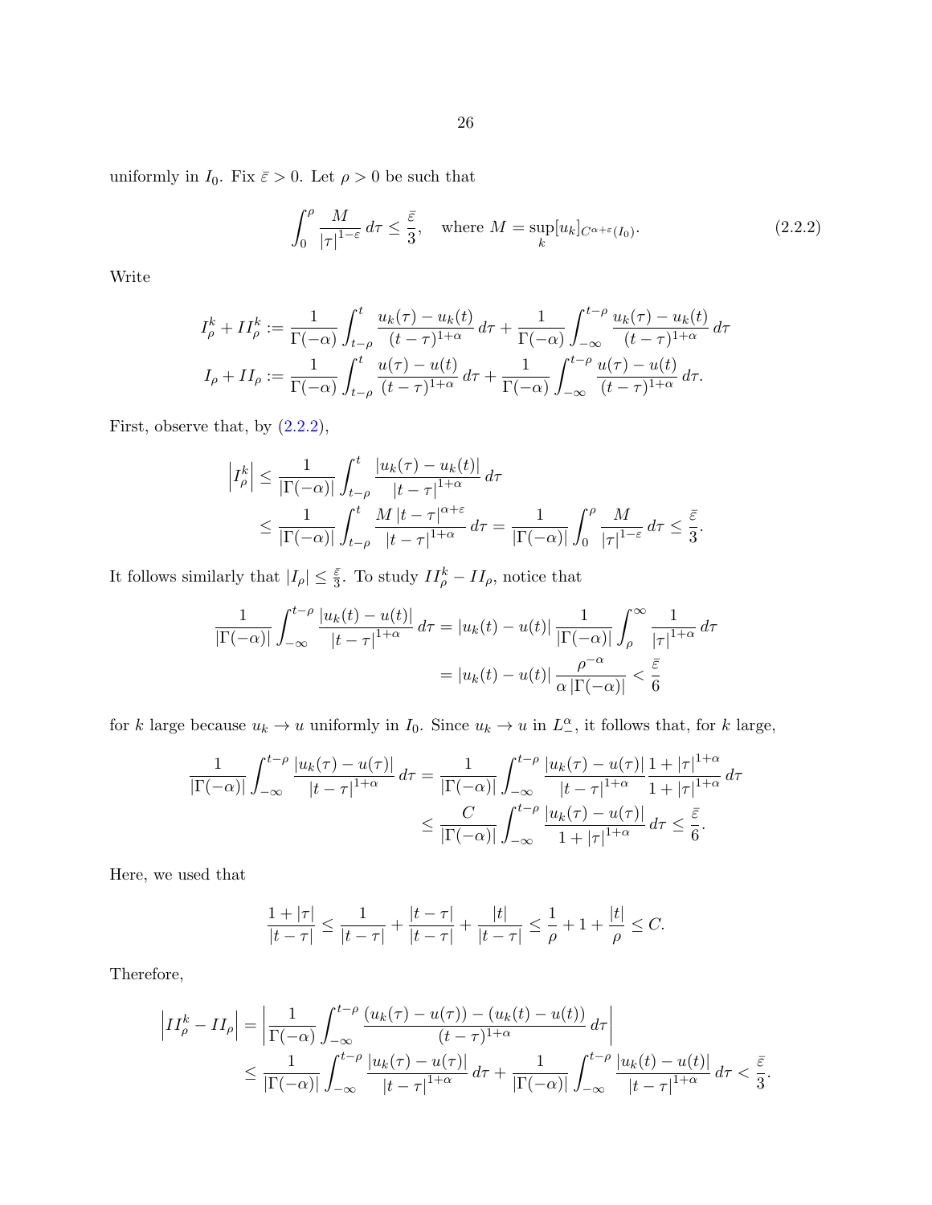uniformly in $I_0$. Fix $\bar{\varepsilon} > 0$. Let $\rho > 0$ be such that

$$\int_0^{\rho} \frac{M}{|\tau|^{1-\varepsilon}}\, d\tau \leq \frac{\bar{\varepsilon}}{3}, \quad \text{where } M = \sup_k [u_k]_{C^{\alpha+\varepsilon}(I_0)}. \tag{2.2.2}$$

Write

$$\begin{aligned}
I_\rho^k + II_\rho^k &:= \frac{1}{\Gamma(-\alpha)} \int_{t-\rho}^{t} \frac{u_k(\tau) - u_k(t)}{(t-\tau)^{1+\alpha}}\, d\tau + \frac{1}{\Gamma(-\alpha)} \int_{-\infty}^{t-\rho} \frac{u_k(\tau) - u_k(t)}{(t-\tau)^{1+\alpha}}\, d\tau \\
I_\rho + II_\rho &:= \frac{1}{\Gamma(-\alpha)} \int_{t-\rho}^{t} \frac{u(\tau) - u(t)}{(t-\tau)^{1+\alpha}}\, d\tau + \frac{1}{\Gamma(-\alpha)} \int_{-\infty}^{t-\rho} \frac{u(\tau) - u(t)}{(t-\tau)^{1+\alpha}}\, d\tau.
\end{aligned}$$

First, observe that, by (2.2.2),

$$\begin{aligned}
\left| I_\rho^k \right| &\leq \frac{1}{|\Gamma(-\alpha)|} \int_{t-\rho}^{t} \frac{|u_k(\tau) - u_k(t)|}{|t-\tau|^{1+\alpha}}\, d\tau \\
&\leq \frac{1}{|\Gamma(-\alpha)|} \int_{t-\rho}^{t} \frac{M\, |t-\tau|^{\alpha+\varepsilon}}{|t-\tau|^{1+\alpha}}\, d\tau = \frac{1}{|\Gamma(-\alpha)|} \int_0^{\rho} \frac{M}{|\tau|^{1-\varepsilon}}\, d\tau \leq \frac{\bar{\varepsilon}}{3}.
\end{aligned}$$

It follows similarly that $|I_\rho| \leq \frac{\bar{\varepsilon}}{3}$. To study $II_\rho^k - II_\rho$, notice that

$$\begin{aligned}
\frac{1}{|\Gamma(-\alpha)|} \int_{-\infty}^{t-\rho} \frac{|u_k(t) - u(t)|}{|t-\tau|^{1+\alpha}}\, d\tau &= |u_k(t) - u(t)|\, \frac{1}{|\Gamma(-\alpha)|} \int_{\rho}^{\infty} \frac{1}{|\tau|^{1+\alpha}}\, d\tau \\
&= |u_k(t) - u(t)|\, \frac{\rho^{-\alpha}}{\alpha\, |\Gamma(-\alpha)|} < \frac{\bar{\varepsilon}}{6}
\end{aligned}$$

for $k$ large because $u_k \to u$ uniformly in $I_0$. Since $u_k \to u$ in $L_-^\alpha$, it follows that, for $k$ large,

$$\begin{aligned}
\frac{1}{|\Gamma(-\alpha)|} \int_{-\infty}^{t-\rho} \frac{|u_k(\tau) - u(\tau)|}{|t-\tau|^{1+\alpha}}\, d\tau &= \frac{1}{|\Gamma(-\alpha)|} \int_{-\infty}^{t-\rho} \frac{|u_k(\tau) - u(\tau)|}{|t-\tau|^{1+\alpha}} \frac{1 + |\tau|^{1+\alpha}}{1 + |\tau|^{1+\alpha}}\, d\tau \\
&\leq \frac{C}{|\Gamma(-\alpha)|} \int_{-\infty}^{t-\rho} \frac{|u_k(\tau) - u(\tau)|}{1 + |\tau|^{1+\alpha}}\, d\tau \leq \frac{\bar{\varepsilon}}{6}.
\end{aligned}$$

Here, we used that

$$\frac{1 + |\tau|}{|t-\tau|} \leq \frac{1}{|t-\tau|} + \frac{|t-\tau|}{|t-\tau|} + \frac{|t|}{|t-\tau|} \leq \frac{1}{\rho} + 1 + \frac{|t|}{\rho} \leq C.$$

Therefore,

$$\begin{aligned}
\left| II_\rho^k - II_\rho \right| &= \left| \frac{1}{\Gamma(-\alpha)} \int_{-\infty}^{t-\rho} \frac{(u_k(\tau) - u(\tau)) - (u_k(t) - u(t))}{(t-\tau)^{1+\alpha}}\, d\tau \right| \\
&\leq \frac{1}{|\Gamma(-\alpha)|} \int_{-\infty}^{t-\rho} \frac{|u_k(\tau) - u(\tau)|}{|t-\tau|^{1+\alpha}}\, d\tau + \frac{1}{|\Gamma(-\alpha)|} \int_{-\infty}^{t-\rho} \frac{|u_k(t) - u(t)|}{|t-\tau|^{1+\alpha}}\, d\tau < \frac{\bar{\varepsilon}}{3}.
\end{aligned}$$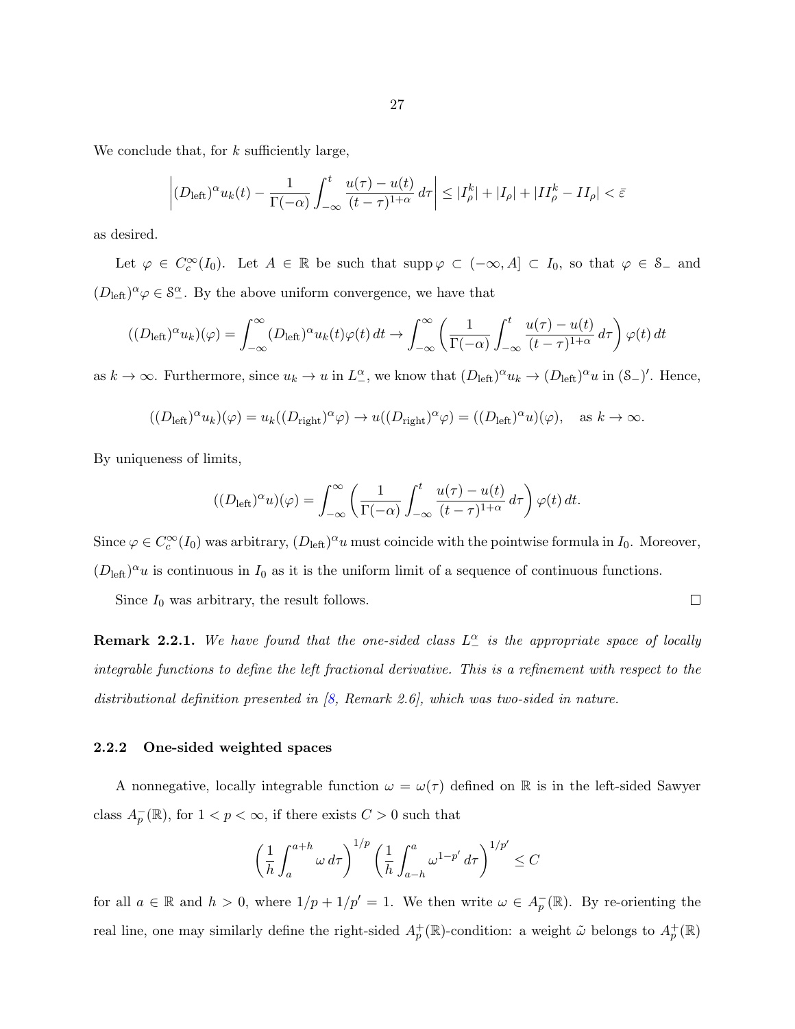We conclude that, for $k$ sufficiently large,

$$\left|(D_{\text{left}})^{\alpha}u_k(t) - \frac{1}{\Gamma(-\alpha)}\int_{-\infty}^{t}\frac{u(\tau)-u(t)}{(t-\tau)^{1+\alpha}}\,d\tau\right| \leq |I_{\rho}^{k}| + |I_{\rho}| + |II_{\rho}^{k} - II_{\rho}| < \bar{\varepsilon}$$

as desired.

Let $\varphi \in C_c^{\infty}(I_0)$. Let $A \in \mathbb{R}$ be such that $\operatorname{supp}\varphi \subset (-\infty, A] \subset I_0$, so that $\varphi \in \mathcal{S}_-$ and $(D_{\text{left}})^{\alpha}\varphi \in \mathcal{S}_-^{\alpha}$. By the above uniform convergence, we have that

$$((D_{\text{left}})^{\alpha}u_k)(\varphi) = \int_{-\infty}^{\infty}(D_{\text{left}})^{\alpha}u_k(t)\varphi(t)\,dt \to \int_{-\infty}^{\infty}\left(\frac{1}{\Gamma(-\alpha)}\int_{-\infty}^{t}\frac{u(\tau)-u(t)}{(t-\tau)^{1+\alpha}}\,d\tau\right)\varphi(t)\,dt$$

as $k \to \infty$. Furthermore, since $u_k \to u$ in $L_-^{\alpha}$, we know that $(D_{\text{left}})^{\alpha}u_k \to (D_{\text{left}})^{\alpha}u$ in $(\mathcal{S}_-)'$. Hence,

$$((D_{\text{left}})^{\alpha}u_k)(\varphi) = u_k((D_{\text{right}})^{\alpha}\varphi) \to u((D_{\text{right}})^{\alpha}\varphi) = ((D_{\text{left}})^{\alpha}u)(\varphi), \quad \text{as } k \to \infty.$$

By uniqueness of limits,

$$((D_{\text{left}})^{\alpha}u)(\varphi) = \int_{-\infty}^{\infty}\left(\frac{1}{\Gamma(-\alpha)}\int_{-\infty}^{t}\frac{u(\tau)-u(t)}{(t-\tau)^{1+\alpha}}\,d\tau\right)\varphi(t)\,dt.$$

Since $\varphi \in C_c^{\infty}(I_0)$ was arbitrary, $(D_{\text{left}})^{\alpha}u$ must coincide with the pointwise formula in $I_0$. Moreover, $(D_{\text{left}})^{\alpha}u$ is continuous in $I_0$ as it is the uniform limit of a sequence of continuous functions.

Since $I_0$ was arbitrary, the result follows. $\square$

**Remark 2.2.1.** *We have found that the one-sided class $L_-^{\alpha}$ is the appropriate space of locally integrable functions to define the left fractional derivative. This is a refinement with respect to the distributional definition presented in [8, Remark 2.6], which was two-sided in nature.*

### 2.2.2 One-sided weighted spaces

A nonnegative, locally integrable function $\omega = \omega(\tau)$ defined on $\mathbb{R}$ is in the left-sided Sawyer class $A_p^-(\mathbb{R})$, for $1 < p < \infty$, if there exists $C > 0$ such that

$$\left(\frac{1}{h}\int_{a}^{a+h}\omega\,d\tau\right)^{1/p}\left(\frac{1}{h}\int_{a-h}^{a}\omega^{1-p'}\,d\tau\right)^{1/p'} \leq C$$

for all $a \in \mathbb{R}$ and $h > 0$, where $1/p + 1/p' = 1$. We then write $\omega \in A_p^-(\mathbb{R})$. By re-orienting the real line, one may similarly define the right-sided $A_p^+(\mathbb{R})$-condition: a weight $\tilde{\omega}$ belongs to $A_p^+(\mathbb{R})$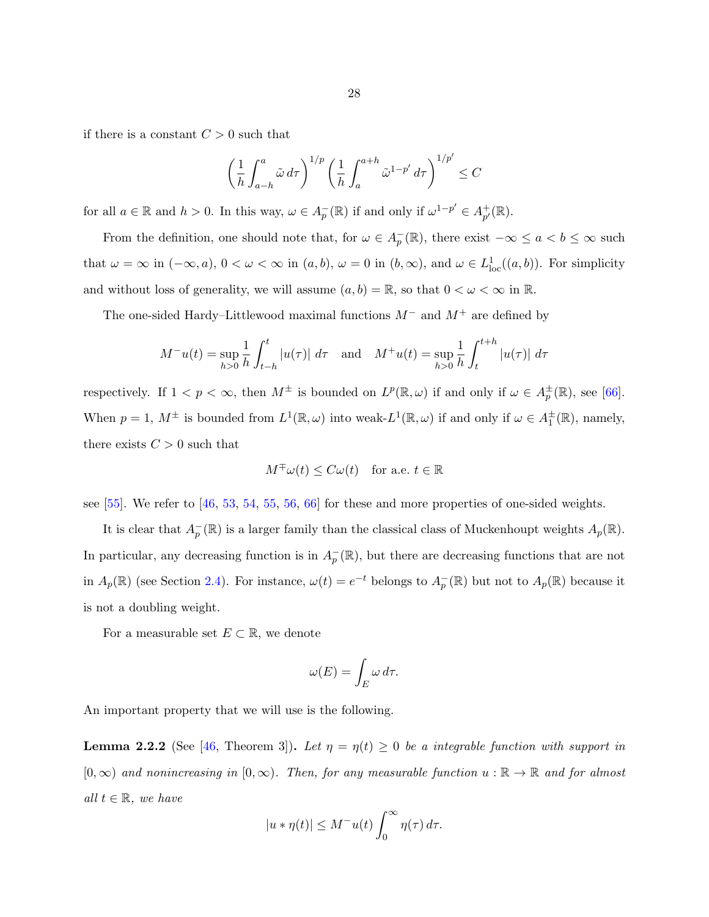if there is a constant $C > 0$ such that

$$\left(\frac{1}{h}\int_{a-h}^{a} \tilde{\omega}\, d\tau\right)^{1/p} \left(\frac{1}{h}\int_{a}^{a+h} \tilde{\omega}^{1-p'}\, d\tau\right)^{1/p'} \leq C$$

for all $a \in \mathbb{R}$ and $h > 0$. In this way, $\omega \in A_p^-(\mathbb{R})$ if and only if $\omega^{1-p'} \in A_{p'}^+(\mathbb{R})$.

From the definition, one should note that, for $\omega \in A_p^-(\mathbb{R})$, there exist $-\infty \leq a < b \leq \infty$ such that $\omega = \infty$ in $(-\infty, a)$, $0 < \omega < \infty$ in $(a, b)$, $\omega = 0$ in $(b, \infty)$, and $\omega \in L^1_{\mathrm{loc}}((a, b))$. For simplicity and without loss of generality, we will assume $(a, b) = \mathbb{R}$, so that $0 < \omega < \infty$ in $\mathbb{R}$.

The one-sided Hardy–Littlewood maximal functions $M^-$ and $M^+$ are defined by

$$M^- u(t) = \sup_{h>0} \frac{1}{h}\int_{t-h}^{t} |u(\tau)|\, d\tau \quad \text{and} \quad M^+ u(t) = \sup_{h>0} \frac{1}{h}\int_{t}^{t+h} |u(\tau)|\, d\tau$$

respectively. If $1 < p < \infty$, then $M^\pm$ is bounded on $L^p(\mathbb{R}, \omega)$ if and only if $\omega \in A_p^\pm(\mathbb{R})$, see [66]. When $p = 1$, $M^\pm$ is bounded from $L^1(\mathbb{R}, \omega)$ into weak-$L^1(\mathbb{R}, \omega)$ if and only if $\omega \in A_1^\pm(\mathbb{R})$, namely, there exists $C > 0$ such that

$$M^\mp \omega(t) \leq C\omega(t) \quad \text{for a.e. } t \in \mathbb{R}$$

see [55]. We refer to [46, 53, 54, 55, 56, 66] for these and more properties of one-sided weights.

It is clear that $A_p^-(\mathbb{R})$ is a larger family than the classical class of Muckenhoupt weights $A_p(\mathbb{R})$. In particular, any decreasing function is in $A_p^-(\mathbb{R})$, but there are decreasing functions that are not in $A_p(\mathbb{R})$ (see Section 2.4). For instance, $\omega(t) = e^{-t}$ belongs to $A_p^-(\mathbb{R})$ but not to $A_p(\mathbb{R})$ because it is not a doubling weight.

For a measurable set $E \subset \mathbb{R}$, we denote

$$\omega(E) = \int_E \omega\, d\tau.$$

An important property that we will use is the following.

**Lemma 2.2.2** (See [46, Theorem 3]). *Let $\eta = \eta(t) \geq 0$ be a integrable function with support in $[0, \infty)$ and nonincreasing in $[0, \infty)$. Then, for any measurable function $u : \mathbb{R} \to \mathbb{R}$ and for almost all $t \in \mathbb{R}$, we have*

$$|u * \eta(t)| \leq M^- u(t) \int_0^\infty \eta(\tau)\, d\tau.$$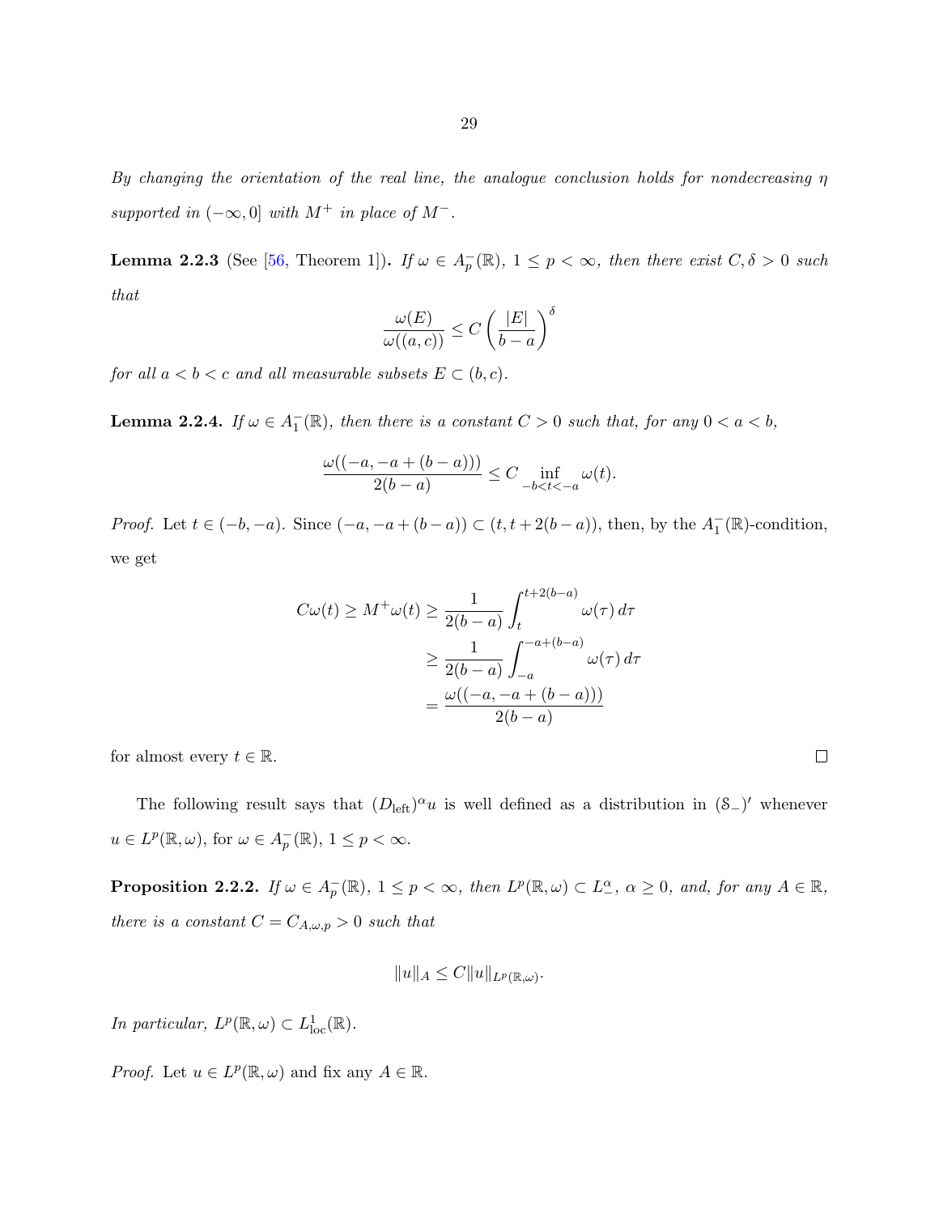*By changing the orientation of the real line, the analogue conclusion holds for nondecreasing $\eta$ supported in $(-\infty, 0]$ with $M^+$ in place of $M^-$.*

**Lemma 2.2.3** (See [56, Theorem 1])**.** *If $\omega \in A_p^-(\mathbb{R})$, $1 \le p < \infty$, then there exist $C, \delta > 0$ such that*

$$\frac{\omega(E)}{\omega((a,c))} \le C \left( \frac{|E|}{b-a} \right)^{\delta}$$

*for all $a < b < c$ and all measurable subsets $E \subset (b, c)$.*

**Lemma 2.2.4.** *If $\omega \in A_1^-(\mathbb{R})$, then there is a constant $C > 0$ such that, for any $0 < a < b$,*

$$\frac{\omega((-a, -a + (b-a)))}{2(b-a)} \le C \inf_{-b < t < -a} \omega(t).$$

*Proof.* Let $t \in (-b, -a)$. Since $(-a, -a + (b-a)) \subset (t, t + 2(b-a))$, then, by the $A_1^-(\mathbb{R})$-condition, we get

$$\begin{aligned}
C\omega(t) \ge M^+\omega(t) &\ge \frac{1}{2(b-a)} \int_t^{t+2(b-a)} \omega(\tau)\, d\tau \\
&\ge \frac{1}{2(b-a)} \int_{-a}^{-a+(b-a)} \omega(\tau)\, d\tau \\
&= \frac{\omega((-a, -a + (b-a)))}{2(b-a)}
\end{aligned}$$

for almost every $t \in \mathbb{R}$. $\square$

The following result says that $(D_{\text{left}})^{\alpha} u$ is well defined as a distribution in $(\mathcal{S}_-)'$ whenever $u \in L^p(\mathbb{R}, \omega)$, for $\omega \in A_p^-(\mathbb{R})$, $1 \le p < \infty$.

**Proposition 2.2.2.** *If $\omega \in A_p^-(\mathbb{R})$, $1 \le p < \infty$, then $L^p(\mathbb{R}, \omega) \subset L_-^{\alpha}$, $\alpha \ge 0$, and, for any $A \in \mathbb{R}$, there is a constant $C = C_{A,\omega,p} > 0$ such that*

$$\|u\|_A \le C \|u\|_{L^p(\mathbb{R},\omega)}.$$

*In particular, $L^p(\mathbb{R}, \omega) \subset L^1_{\text{loc}}(\mathbb{R})$.*

*Proof.* Let $u \in L^p(\mathbb{R}, \omega)$ and fix any $A \in \mathbb{R}$.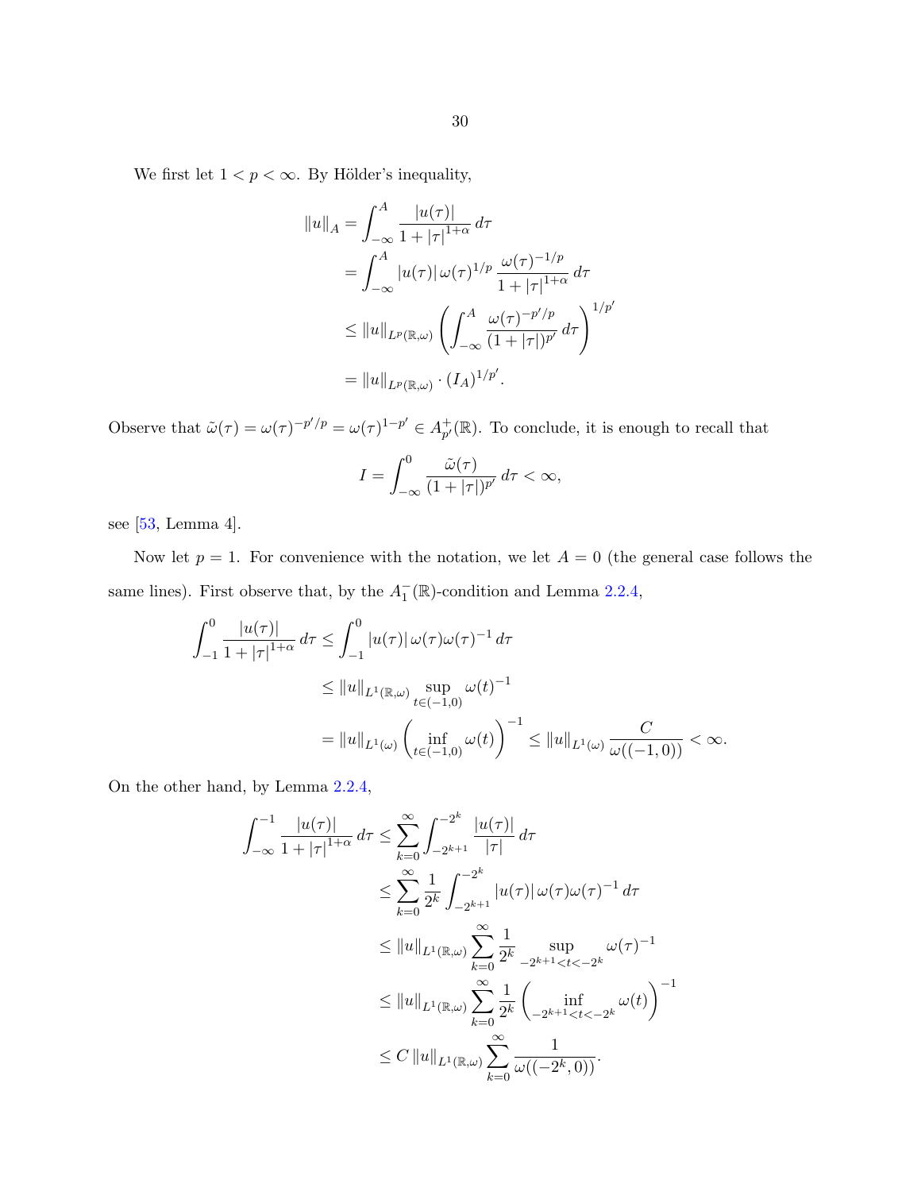We first let $1 < p < \infty$. By Hölder's inequality,

$$
\begin{aligned}
\|u\|_A &= \int_{-\infty}^{A} \frac{|u(\tau)|}{1 + |\tau|^{1+\alpha}}\, d\tau \\
&= \int_{-\infty}^{A} |u(\tau)|\, \omega(\tau)^{1/p}\, \frac{\omega(\tau)^{-1/p}}{1 + |\tau|^{1+\alpha}}\, d\tau \\
&\leq \|u\|_{L^p(\mathbb{R},\omega)} \left( \int_{-\infty}^{A} \frac{\omega(\tau)^{-p'/p}}{(1 + |\tau|)^{p'}}\, d\tau \right)^{1/p'} \\
&= \|u\|_{L^p(\mathbb{R},\omega)} \cdot (I_A)^{1/p'}.
\end{aligned}
$$

Observe that $\tilde{\omega}(\tau) = \omega(\tau)^{-p'/p} = \omega(\tau)^{1-p'} \in A_{p'}^{+}(\mathbb{R})$. To conclude, it is enough to recall that

$$
I = \int_{-\infty}^{0} \frac{\tilde{\omega}(\tau)}{(1 + |\tau|)^{p'}}\, d\tau < \infty,
$$

see [53, Lemma 4].

Now let $p = 1$. For convenience with the notation, we let $A = 0$ (the general case follows the same lines). First observe that, by the $A_1^{-}(\mathbb{R})$-condition and Lemma 2.2.4,

$$
\begin{aligned}
\int_{-1}^{0} \frac{|u(\tau)|}{1 + |\tau|^{1+\alpha}}\, d\tau &\leq \int_{-1}^{0} |u(\tau)|\, \omega(\tau)\omega(\tau)^{-1}\, d\tau \\
&\leq \|u\|_{L^1(\mathbb{R},\omega)} \sup_{t \in (-1,0)} \omega(t)^{-1} \\
&= \|u\|_{L^1(\omega)} \left( \inf_{t \in (-1,0)} \omega(t) \right)^{-1} \leq \|u\|_{L^1(\omega)} \frac{C}{\omega((-1,0))} < \infty.
\end{aligned}
$$

On the other hand, by Lemma 2.2.4,

$$
\begin{aligned}
\int_{-\infty}^{-1} \frac{|u(\tau)|}{1 + |\tau|^{1+\alpha}}\, d\tau &\leq \sum_{k=0}^{\infty} \int_{-2^{k+1}}^{-2^k} \frac{|u(\tau)|}{|\tau|}\, d\tau \\
&\leq \sum_{k=0}^{\infty} \frac{1}{2^k} \int_{-2^{k+1}}^{-2^k} |u(\tau)|\, \omega(\tau)\omega(\tau)^{-1}\, d\tau \\
&\leq \|u\|_{L^1(\mathbb{R},\omega)} \sum_{k=0}^{\infty} \frac{1}{2^k} \sup_{-2^{k+1} < t < -2^k} \omega(\tau)^{-1} \\
&\leq \|u\|_{L^1(\mathbb{R},\omega)} \sum_{k=0}^{\infty} \frac{1}{2^k} \left( \inf_{-2^{k+1} < t < -2^k} \omega(t) \right)^{-1} \\
&\leq C\, \|u\|_{L^1(\mathbb{R},\omega)} \sum_{k=0}^{\infty} \frac{1}{\omega((-2^k, 0))}.
\end{aligned}
$$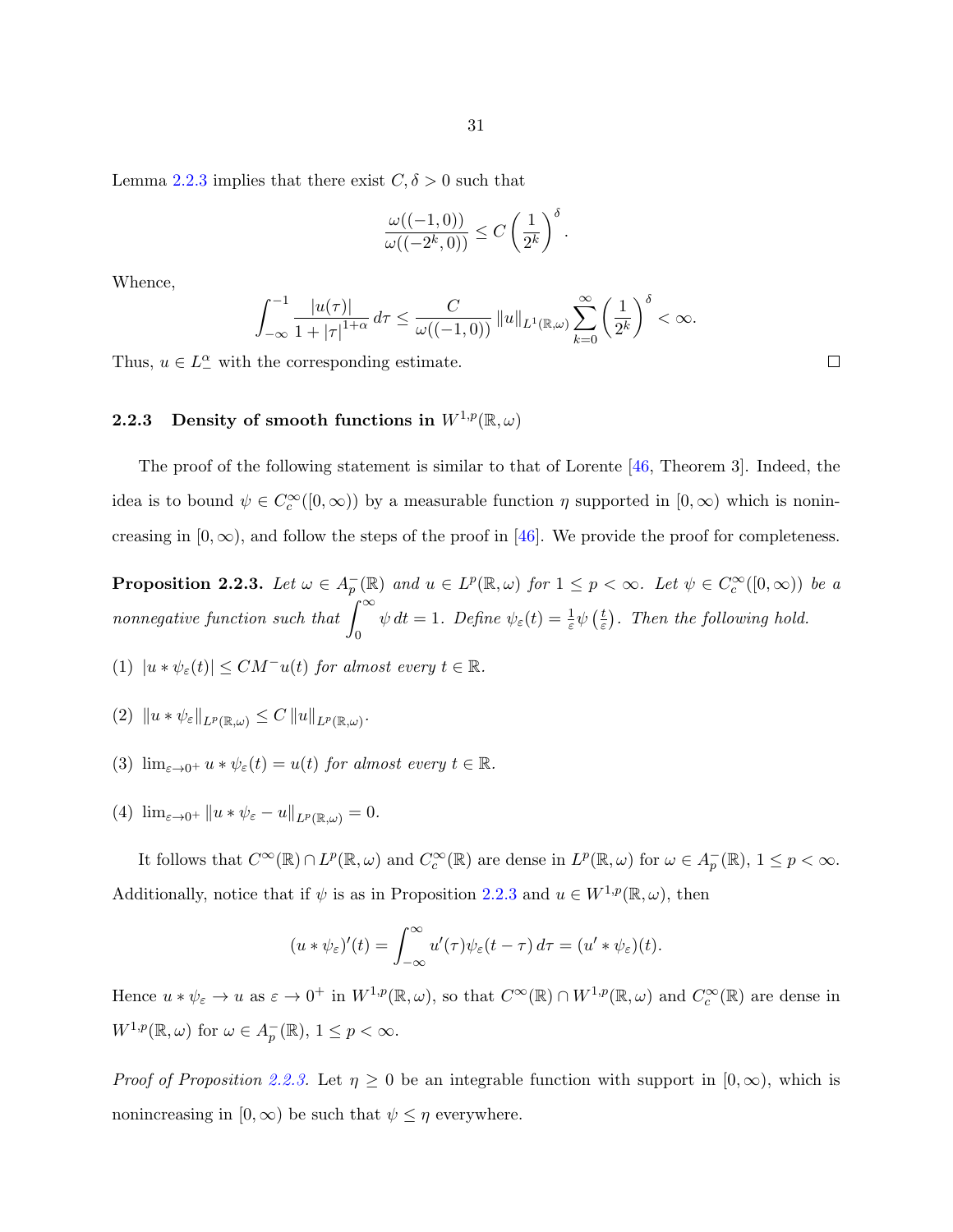Lemma 2.2.3 implies that there exist $C, \delta > 0$ such that

$$\frac{\omega((-1,0))}{\omega((-2^k,0))} \leq C \left(\frac{1}{2^k}\right)^{\delta}.$$

Whence,

$$\int_{-\infty}^{-1} \frac{|u(\tau)|}{1+|\tau|^{1+\alpha}}\, d\tau \leq \frac{C}{\omega((-1,0))} \|u\|_{L^1(\mathbb{R},\omega)} \sum_{k=0}^{\infty} \left(\frac{1}{2^k}\right)^{\delta} < \infty.$$

Thus, $u \in L^{\alpha}_{-}$ with the corresponding estimate. $\square$

### 2.2.3 Density of smooth functions in $W^{1,p}(\mathbb{R}, \omega)$

The proof of the following statement is similar to that of Lorente [46, Theorem 3]. Indeed, the idea is to bound $\psi \in C_c^{\infty}([0,\infty))$ by a measurable function $\eta$ supported in $[0,\infty)$ which is nonincreasing in $[0,\infty)$, and follow the steps of the proof in [46]. We provide the proof for completeness.

**Proposition 2.2.3.** *Let $\omega \in A_p^-(\mathbb{R})$ and $u \in L^p(\mathbb{R},\omega)$ for $1 \leq p < \infty$. Let $\psi \in C_c^{\infty}([0,\infty))$ be a nonnegative function such that $\int_0^{\infty} \psi\, dt = 1$. Define $\psi_{\varepsilon}(t) = \frac{1}{\varepsilon}\psi\left(\frac{t}{\varepsilon}\right)$. Then the following hold.*

(1) $|u * \psi_{\varepsilon}(t)| \leq CM^{-}u(t)$ *for almost every $t \in \mathbb{R}$.*

(2) $\|u * \psi_{\varepsilon}\|_{L^p(\mathbb{R},\omega)} \leq C\|u\|_{L^p(\mathbb{R},\omega)}$.

(3) $\lim_{\varepsilon \to 0^+} u * \psi_{\varepsilon}(t) = u(t)$ *for almost every $t \in \mathbb{R}$.*

(4) $\lim_{\varepsilon \to 0^+} \|u * \psi_{\varepsilon} - u\|_{L^p(\mathbb{R},\omega)} = 0$.

It follows that $C^{\infty}(\mathbb{R}) \cap L^p(\mathbb{R},\omega)$ and $C_c^{\infty}(\mathbb{R})$ are dense in $L^p(\mathbb{R},\omega)$ for $\omega \in A_p^-(\mathbb{R})$, $1 \leq p < \infty$. Additionally, notice that if $\psi$ is as in Proposition 2.2.3 and $u \in W^{1,p}(\mathbb{R},\omega)$, then

$$(u * \psi_{\varepsilon})'(t) = \int_{-\infty}^{\infty} u'(\tau)\psi_{\varepsilon}(t-\tau)\, d\tau = (u' * \psi_{\varepsilon})(t).$$

Hence $u * \psi_{\varepsilon} \to u$ as $\varepsilon \to 0^+$ in $W^{1,p}(\mathbb{R},\omega)$, so that $C^{\infty}(\mathbb{R}) \cap W^{1,p}(\mathbb{R},\omega)$ and $C_c^{\infty}(\mathbb{R})$ are dense in $W^{1,p}(\mathbb{R},\omega)$ for $\omega \in A_p^-(\mathbb{R})$, $1 \leq p < \infty$.

*Proof of Proposition 2.2.3.* Let $\eta \geq 0$ be an integrable function with support in $[0,\infty)$, which is nonincreasing in $[0,\infty)$ be such that $\psi \leq \eta$ everywhere.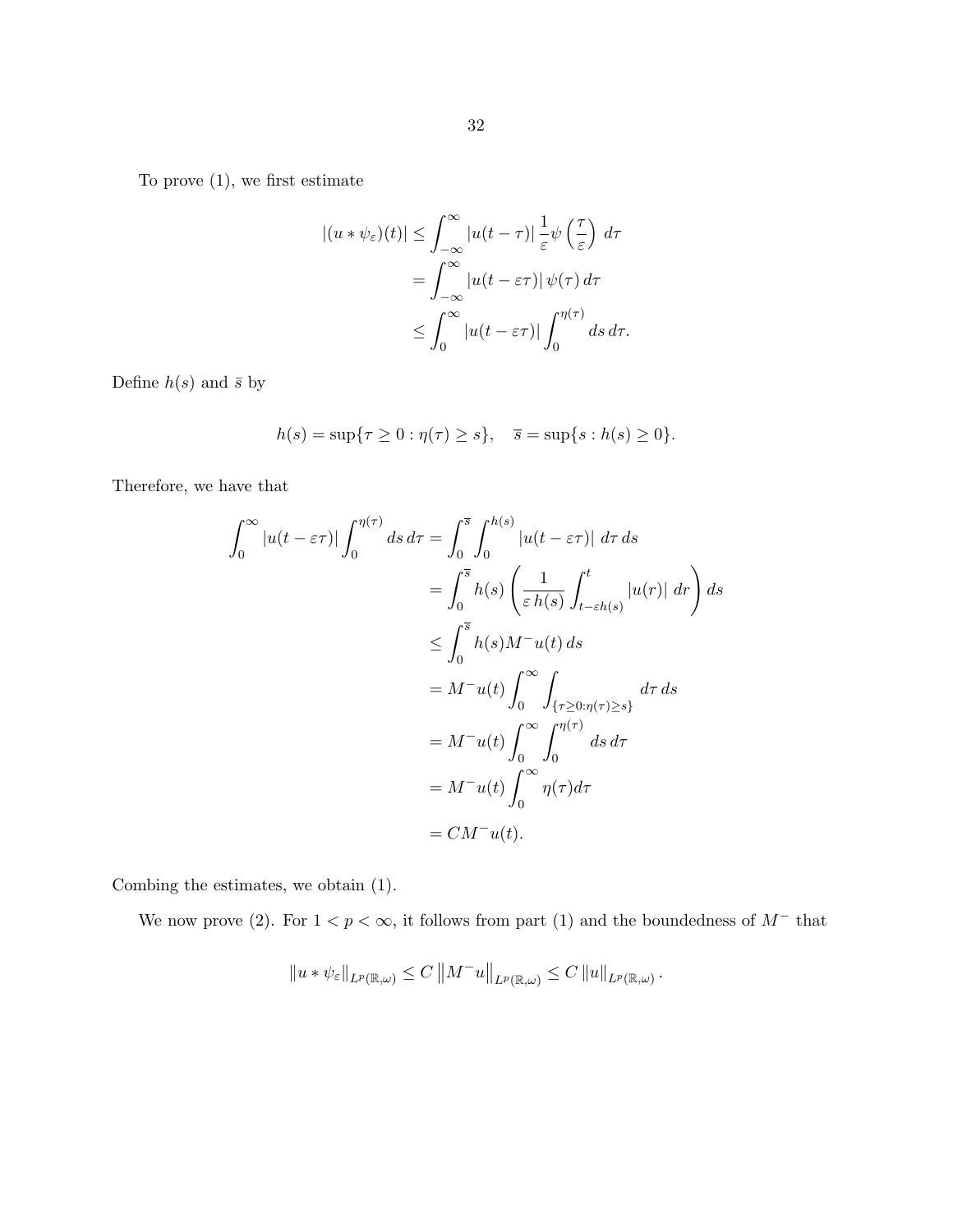To prove (1), we first estimate

$$
\begin{aligned}
|(u * \psi_\varepsilon)(t)| &\leq \int_{-\infty}^{\infty} |u(t-\tau)| \frac{1}{\varepsilon} \psi\left(\frac{\tau}{\varepsilon}\right) \, d\tau \\
&= \int_{-\infty}^{\infty} |u(t-\varepsilon\tau)| \, \psi(\tau) \, d\tau \\
&\leq \int_{0}^{\infty} |u(t-\varepsilon\tau)| \int_{0}^{\eta(\tau)} ds \, d\tau.
\end{aligned}
$$

Define $h(s)$ and $\bar{s}$ by

$$
h(s) = \sup\{\tau \geq 0 : \eta(\tau) \geq s\}, \quad \overline{s} = \sup\{s : h(s) \geq 0\}.
$$

Therefore, we have that

$$
\begin{aligned}
\int_{0}^{\infty} |u(t-\varepsilon\tau)| \int_{0}^{\eta(\tau)} ds \, d\tau &= \int_{0}^{\overline{s}} \int_{0}^{h(s)} |u(t-\varepsilon\tau)| \, d\tau \, ds \\
&= \int_{0}^{\overline{s}} h(s) \left( \frac{1}{\varepsilon \, h(s)} \int_{t-\varepsilon h(s)}^{t} |u(r)| \, dr \right) ds \\
&\leq \int_{0}^{\overline{s}} h(s) M^{-}u(t) \, ds \\
&= M^{-}u(t) \int_{0}^{\infty} \int_{\{\tau \geq 0 : \eta(\tau) \geq s\}} d\tau \, ds \\
&= M^{-}u(t) \int_{0}^{\infty} \int_{0}^{\eta(\tau)} ds \, d\tau \\
&= M^{-}u(t) \int_{0}^{\infty} \eta(\tau) d\tau \\
&= C M^{-}u(t).
\end{aligned}
$$

Combing the estimates, we obtain (1).

We now prove (2). For $1 < p < \infty$, it follows from part (1) and the boundedness of $M^{-}$ that

$$
\|u * \psi_\varepsilon\|_{L^p(\mathbb{R},\omega)} \leq C \left\| M^{-}u \right\|_{L^p(\mathbb{R},\omega)} \leq C \, \|u\|_{L^p(\mathbb{R},\omega)} \, .
$$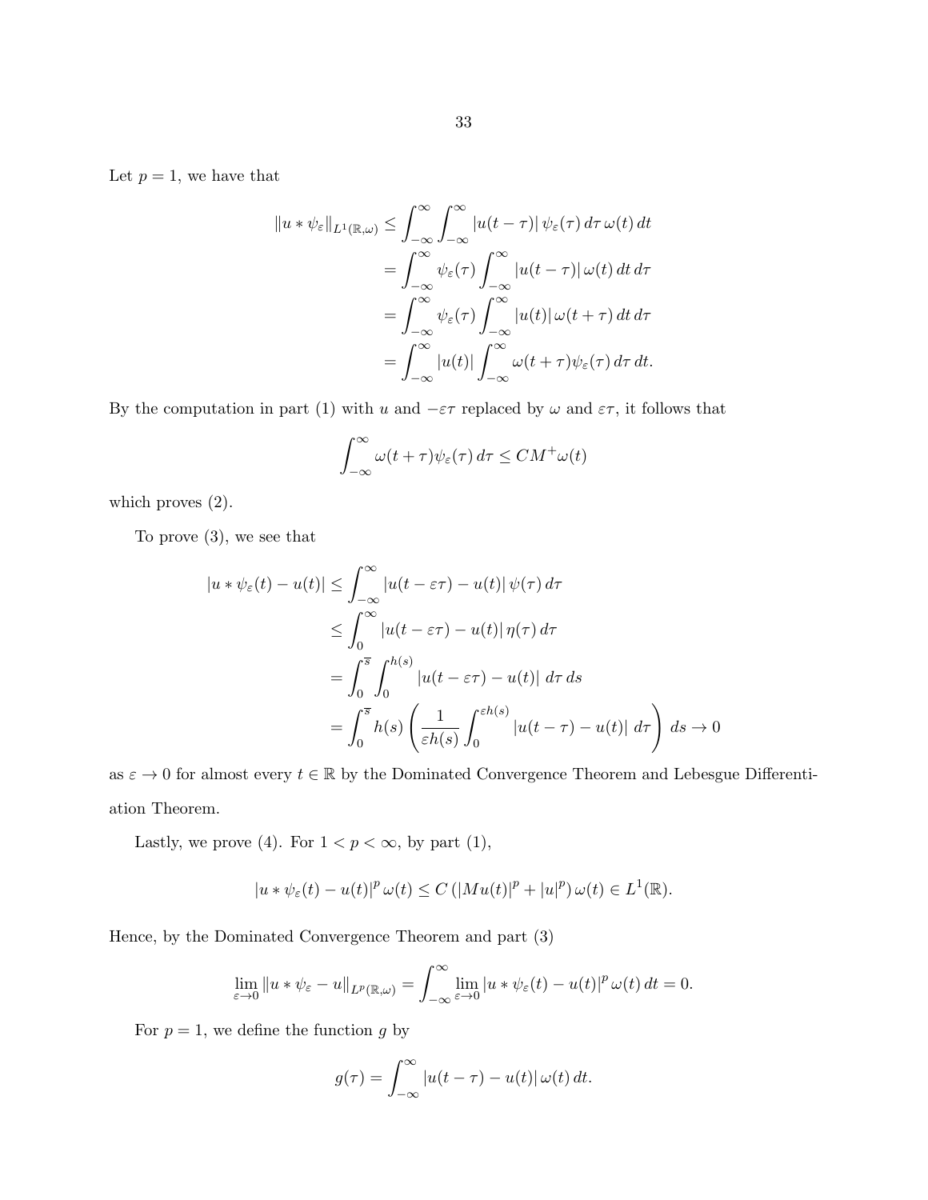Let $p = 1$, we have that

$$
\begin{aligned}
\|u * \psi_\varepsilon\|_{L^1(\mathbb{R},\omega)} &\leq \int_{-\infty}^{\infty} \int_{-\infty}^{\infty} |u(t-\tau)|\, \psi_\varepsilon(\tau)\, d\tau\, \omega(t)\, dt \\
&= \int_{-\infty}^{\infty} \psi_\varepsilon(\tau) \int_{-\infty}^{\infty} |u(t-\tau)|\, \omega(t)\, dt\, d\tau \\
&= \int_{-\infty}^{\infty} \psi_\varepsilon(\tau) \int_{-\infty}^{\infty} |u(t)|\, \omega(t+\tau)\, dt\, d\tau \\
&= \int_{-\infty}^{\infty} |u(t)| \int_{-\infty}^{\infty} \omega(t+\tau)\psi_\varepsilon(\tau)\, d\tau\, dt.
\end{aligned}
$$

By the computation in part (1) with $u$ and $-\varepsilon\tau$ replaced by $\omega$ and $\varepsilon\tau$, it follows that

$$
\int_{-\infty}^{\infty} \omega(t+\tau)\psi_\varepsilon(\tau)\, d\tau \leq CM^+\omega(t)
$$

which proves (2).

To prove (3), we see that

$$
\begin{aligned}
|u * \psi_\varepsilon(t) - u(t)| &\leq \int_{-\infty}^{\infty} |u(t-\varepsilon\tau) - u(t)|\, \psi(\tau)\, d\tau \\
&\leq \int_{0}^{\infty} |u(t-\varepsilon\tau) - u(t)|\, \eta(\tau)\, d\tau \\
&= \int_0^{\overline{s}} \int_0^{h(s)} |u(t-\varepsilon\tau) - u(t)|\; d\tau\, ds \\
&= \int_0^{\overline{s}} h(s) \left( \frac{1}{\varepsilon h(s)} \int_0^{\varepsilon h(s)} |u(t-\tau) - u(t)|\; d\tau \right)\, ds \to 0
\end{aligned}
$$

as $\varepsilon \to 0$ for almost every $t \in \mathbb{R}$ by the Dominated Convergence Theorem and Lebesgue Differentiation Theorem.

Lastly, we prove (4). For $1 < p < \infty$, by part (1),

$$
|u * \psi_\varepsilon(t) - u(t)|^p\, \omega(t) \leq C\left(|Mu(t)|^p + |u|^p\right)\omega(t) \in L^1(\mathbb{R}).
$$

Hence, by the Dominated Convergence Theorem and part (3)

$$
\lim_{\varepsilon\to 0} \|u * \psi_\varepsilon - u\|_{L^p(\mathbb{R},\omega)} = \int_{-\infty}^{\infty} \lim_{\varepsilon \to 0} |u * \psi_\varepsilon(t) - u(t)|^p\, \omega(t)\, dt = 0.
$$

For $p = 1$, we define the function $g$ by

$$
g(\tau) = \int_{-\infty}^{\infty} |u(t-\tau) - u(t)|\, \omega(t)\, dt.
$$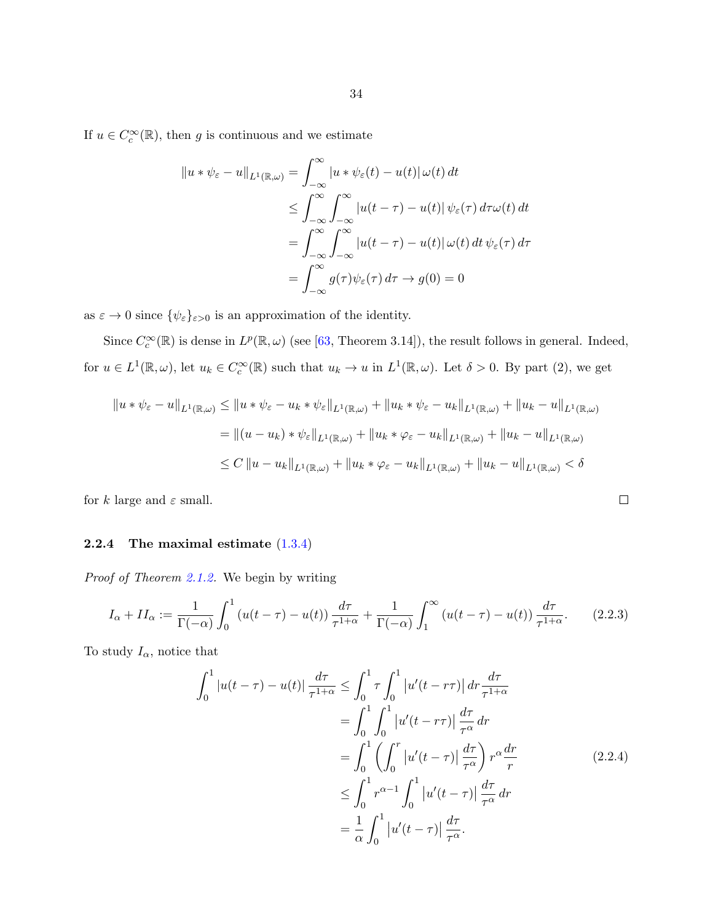If $u \in C_c^\infty(\mathbb{R})$, then $g$ is continuous and we estimate

$$
\begin{aligned}
\|u * \psi_\varepsilon - u\|_{L^1(\mathbb{R},\omega)} &= \int_{-\infty}^{\infty} |u * \psi_\varepsilon(t) - u(t)|\, \omega(t)\, dt \\
&\leq \int_{-\infty}^{\infty} \int_{-\infty}^{\infty} |u(t-\tau) - u(t)|\, \psi_\varepsilon(\tau)\, d\tau \omega(t)\, dt \\
&= \int_{-\infty}^{\infty} \int_{-\infty}^{\infty} |u(t-\tau) - u(t)|\, \omega(t)\, dt\, \psi_\varepsilon(\tau)\, d\tau \\
&= \int_{-\infty}^{\infty} g(\tau) \psi_\varepsilon(\tau)\, d\tau \to g(0) = 0
\end{aligned}
$$

as $\varepsilon \to 0$ since $\{\psi_\varepsilon\}_{\varepsilon>0}$ is an approximation of the identity.

Since $C_c^\infty(\mathbb{R})$ is dense in $L^p(\mathbb{R}, \omega)$ (see [63, Theorem 3.14]), the result follows in general. Indeed, for $u \in L^1(\mathbb{R}, \omega)$, let $u_k \in C_c^\infty(\mathbb{R})$ such that $u_k \to u$ in $L^1(\mathbb{R}, \omega)$. Let $\delta > 0$. By part (2), we get

$$
\begin{aligned}
\|u * \psi_\varepsilon - u\|_{L^1(\mathbb{R},\omega)} &\leq \|u * \psi_\varepsilon - u_k * \psi_\varepsilon\|_{L^1(\mathbb{R},\omega)} + \|u_k * \psi_\varepsilon - u_k\|_{L^1(\mathbb{R},\omega)} + \|u_k - u\|_{L^1(\mathbb{R},\omega)} \\
&= \|(u - u_k) * \psi_\varepsilon\|_{L^1(\mathbb{R},\omega)} + \|u_k * \varphi_\varepsilon - u_k\|_{L^1(\mathbb{R},\omega)} + \|u_k - u\|_{L^1(\mathbb{R},\omega)} \\
&\leq C\, \|u - u_k\|_{L^1(\mathbb{R},\omega)} + \|u_k * \varphi_\varepsilon - u_k\|_{L^1(\mathbb{R},\omega)} + \|u_k - u\|_{L^1(\mathbb{R},\omega)} < \delta
\end{aligned}
$$

for $k$ large and $\varepsilon$ small. $\square$

### 2.2.4 The maximal estimate (1.3.4)

*Proof of Theorem 2.1.2.* We begin by writing

$$
I_\alpha + II_\alpha := \frac{1}{\Gamma(-\alpha)} \int_0^1 (u(t-\tau) - u(t))\, \frac{d\tau}{\tau^{1+\alpha}} + \frac{1}{\Gamma(-\alpha)} \int_1^\infty (u(t-\tau) - u(t))\, \frac{d\tau}{\tau^{1+\alpha}}. \tag{2.2.3}
$$

To study $I_\alpha$, notice that

$$
\begin{aligned}
\int_0^1 |u(t-\tau) - u(t)|\, \frac{d\tau}{\tau^{1+\alpha}} &\leq \int_0^1 \tau \int_0^1 |u'(t - r\tau)|\, dr \frac{d\tau}{\tau^{1+\alpha}} \\
&= \int_0^1 \int_0^1 |u'(t - r\tau)|\, \frac{d\tau}{\tau^\alpha}\, dr \\
&= \int_0^1 \left( \int_0^r |u'(t-\tau)|\, \frac{d\tau}{\tau^\alpha} \right) r^\alpha \frac{dr}{r} \\
&\leq \int_0^1 r^{\alpha-1} \int_0^1 |u'(t-\tau)|\, \frac{d\tau}{\tau^\alpha}\, dr \\
&= \frac{1}{\alpha} \int_0^1 |u'(t-\tau)|\, \frac{d\tau}{\tau^\alpha}.
\end{aligned} \tag{2.2.4}
$$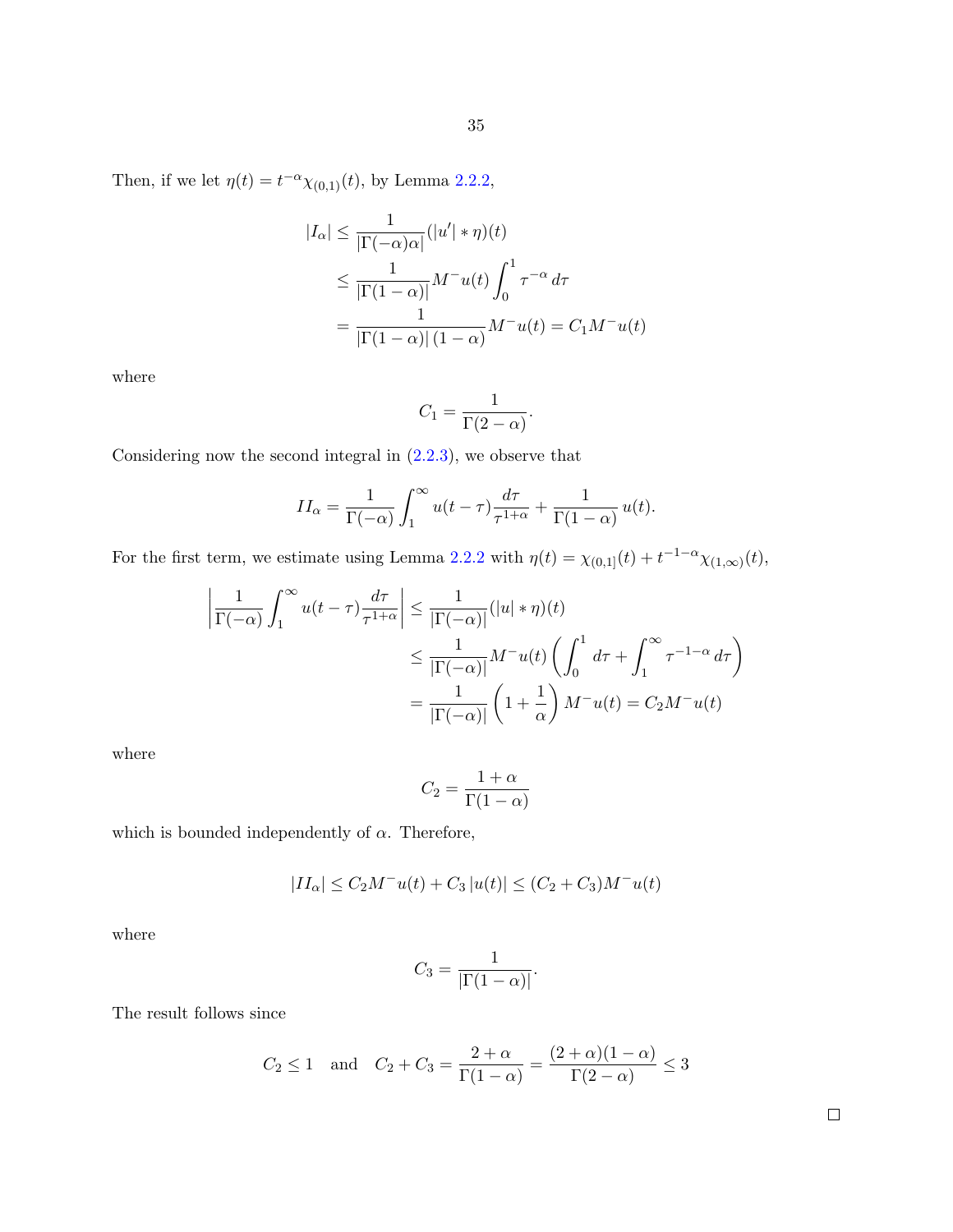Then, if we let $\eta(t) = t^{-\alpha}\chi_{(0,1)}(t)$, by Lemma 2.2.2,

$$
\begin{aligned}
|I_\alpha| &\le \frac{1}{|\Gamma(-\alpha)\alpha|}(|u'| * \eta)(t) \\
&\le \frac{1}{|\Gamma(1-\alpha)|} M^- u(t) \int_0^1 \tau^{-\alpha}\, d\tau \\
&= \frac{1}{|\Gamma(1-\alpha)|\,(1-\alpha)} M^- u(t) = C_1 M^- u(t)
\end{aligned}
$$

where

$$
C_1 = \frac{1}{\Gamma(2-\alpha)}.
$$

Considering now the second integral in (2.2.3), we observe that

$$
II_\alpha = \frac{1}{\Gamma(-\alpha)} \int_1^\infty u(t-\tau) \frac{d\tau}{\tau^{1+\alpha}} + \frac{1}{\Gamma(1-\alpha)}\, u(t).
$$

For the first term, we estimate using Lemma 2.2.2 with $\eta(t) = \chi_{(0,1]}(t) + t^{-1-\alpha}\chi_{(1,\infty)}(t)$,

$$
\begin{aligned}
\left| \frac{1}{\Gamma(-\alpha)} \int_1^\infty u(t-\tau) \frac{d\tau}{\tau^{1+\alpha}} \right| &\le \frac{1}{|\Gamma(-\alpha)|}(|u| * \eta)(t) \\
&\le \frac{1}{|\Gamma(-\alpha)|} M^- u(t) \left( \int_0^1 d\tau + \int_1^\infty \tau^{-1-\alpha}\, d\tau \right) \\
&= \frac{1}{|\Gamma(-\alpha)|} \left(1 + \frac{1}{\alpha}\right) M^- u(t) = C_2 M^- u(t)
\end{aligned}
$$

where

$$
C_2 = \frac{1+\alpha}{\Gamma(1-\alpha)}
$$

which is bounded independently of $\alpha$. Therefore,

$$
|II_\alpha| \le C_2 M^- u(t) + C_3\,|u(t)| \le (C_2 + C_3) M^- u(t)
$$

where

$$
C_3 = \frac{1}{|\Gamma(1-\alpha)|}.
$$

The result follows since

$$
C_2 \le 1 \quad \text{and} \quad C_2 + C_3 = \frac{2+\alpha}{\Gamma(1-\alpha)} = \frac{(2+\alpha)(1-\alpha)}{\Gamma(2-\alpha)} \le 3
$$

$\square$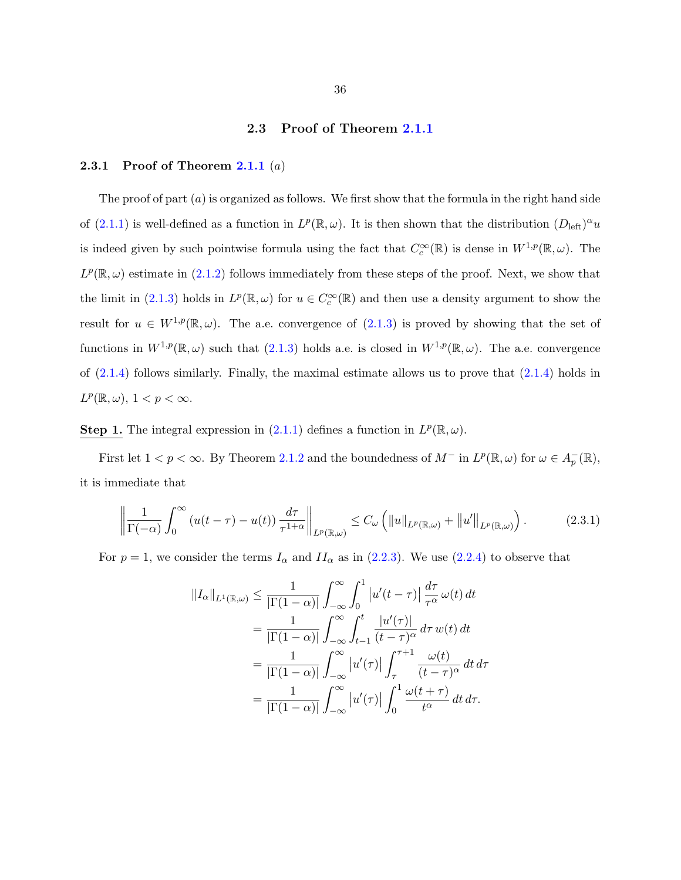## 2.3 Proof of Theorem 2.1.1

### 2.3.1 Proof of Theorem 2.1.1 $(a)$

The proof of part $(a)$ is organized as follows. We first show that the formula in the right hand side of (2.1.1) is well-defined as a function in $L^p(\mathbb{R},\omega)$. It is then shown that the distribution $(D_{\text{left}})^\alpha u$ is indeed given by such pointwise formula using the fact that $C_c^\infty(\mathbb{R})$ is dense in $W^{1,p}(\mathbb{R},\omega)$. The $L^p(\mathbb{R},\omega)$ estimate in (2.1.2) follows immediately from these steps of the proof. Next, we show that the limit in (2.1.3) holds in $L^p(\mathbb{R},\omega)$ for $u \in C_c^\infty(\mathbb{R})$ and then use a density argument to show the result for $u \in W^{1,p}(\mathbb{R},\omega)$. The a.e. convergence of (2.1.3) is proved by showing that the set of functions in $W^{1,p}(\mathbb{R},\omega)$ such that (2.1.3) holds a.e. is closed in $W^{1,p}(\mathbb{R},\omega)$. The a.e. convergence of (2.1.4) follows similarly. Finally, the maximal estimate allows us to prove that (2.1.4) holds in $L^p(\mathbb{R},\omega)$, $1 < p < \infty$.

**Step 1.** The integral expression in (2.1.1) defines a function in $L^p(\mathbb{R},\omega)$.

First let $1 < p < \infty$. By Theorem 2.1.2 and the boundedness of $M^-$ in $L^p(\mathbb{R},\omega)$ for $\omega \in A_p^-(\mathbb{R})$, it is immediate that

$$\left\| \frac{1}{\Gamma(-\alpha)} \int_0^\infty (u(t-\tau) - u(t)) \frac{d\tau}{\tau^{1+\alpha}} \right\|_{L^p(\mathbb{R},\omega)} \leq C_\omega \left( \|u\|_{L^p(\mathbb{R},\omega)} + \|u'\|_{L^p(\mathbb{R},\omega)} \right). \tag{2.3.1}$$

For $p = 1$, we consider the terms $I_\alpha$ and $II_\alpha$ as in (2.2.3). We use (2.2.4) to observe that

$$\begin{aligned}
\|I_\alpha\|_{L^1(\mathbb{R},\omega)} &\leq \frac{1}{|\Gamma(1-\alpha)|} \int_{-\infty}^\infty \int_0^1 \left|u'(t-\tau)\right| \frac{d\tau}{\tau^\alpha}\, \omega(t)\, dt \\
&= \frac{1}{|\Gamma(1-\alpha)|} \int_{-\infty}^\infty \int_{t-1}^t \frac{|u'(\tau)|}{(t-\tau)^\alpha}\, d\tau\, w(t)\, dt \\
&= \frac{1}{|\Gamma(1-\alpha)|} \int_{-\infty}^\infty \left|u'(\tau)\right| \int_\tau^{\tau+1} \frac{\omega(t)}{(t-\tau)^\alpha}\, dt\, d\tau \\
&= \frac{1}{|\Gamma(1-\alpha)|} \int_{-\infty}^\infty \left|u'(\tau)\right| \int_0^1 \frac{\omega(t+\tau)}{t^\alpha}\, dt\, d\tau.
\end{aligned}$$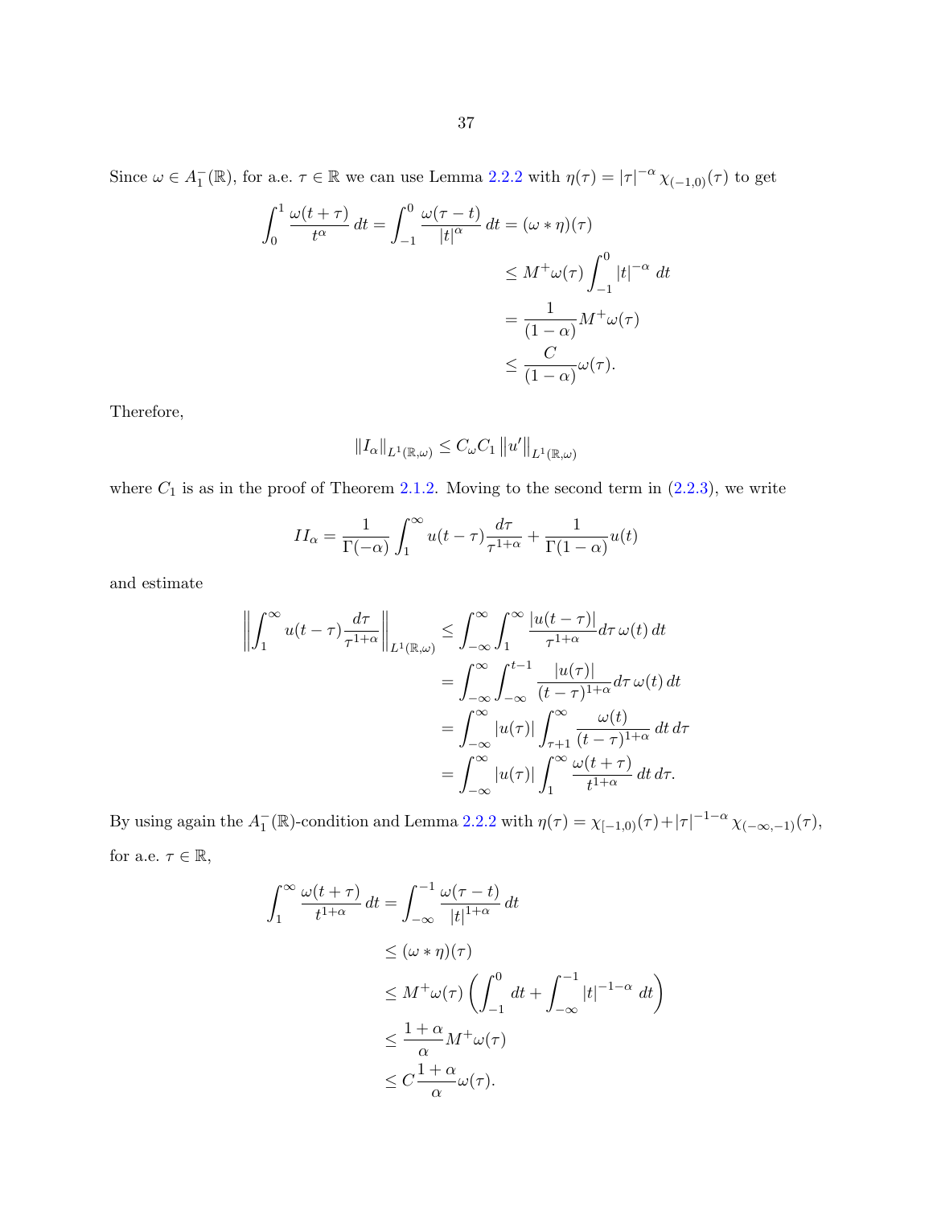Since $\omega \in A_1^-(\mathbb{R})$, for a.e. $\tau \in \mathbb{R}$ we can use Lemma 2.2.2 with $\eta(\tau) = |\tau|^{-\alpha} \chi_{(-1,0)}(\tau)$ to get

$$
\begin{aligned}
\int_0^1 \frac{\omega(t+\tau)}{t^\alpha}\, dt = \int_{-1}^0 \frac{\omega(\tau - t)}{|t|^\alpha}\, dt &= (\omega * \eta)(\tau) \\
&\leq M^+\omega(\tau) \int_{-1}^0 |t|^{-\alpha}\, dt \\
&= \frac{1}{(1-\alpha)} M^+\omega(\tau) \\
&\leq \frac{C}{(1-\alpha)} \omega(\tau).
\end{aligned}
$$

Therefore,

$$
\|I_\alpha\|_{L^1(\mathbb{R},\omega)} \leq C_\omega C_1 \|u'\|_{L^1(\mathbb{R},\omega)}
$$

where $C_1$ is as in the proof of Theorem 2.1.2. Moving to the second term in (2.2.3), we write

$$
II_\alpha = \frac{1}{\Gamma(-\alpha)} \int_1^\infty u(t-\tau) \frac{d\tau}{\tau^{1+\alpha}} + \frac{1}{\Gamma(1-\alpha)} u(t)
$$

and estimate

$$
\begin{aligned}
\left\| \int_1^\infty u(t-\tau) \frac{d\tau}{\tau^{1+\alpha}} \right\|_{L^1(\mathbb{R},\omega)} &\leq \int_{-\infty}^\infty \int_1^\infty \frac{|u(t-\tau)|}{\tau^{1+\alpha}} d\tau\, \omega(t)\, dt \\
&= \int_{-\infty}^\infty \int_{-\infty}^{t-1} \frac{|u(\tau)|}{(t-\tau)^{1+\alpha}} d\tau\, \omega(t)\, dt \\
&= \int_{-\infty}^\infty |u(\tau)| \int_{\tau+1}^\infty \frac{\omega(t)}{(t-\tau)^{1+\alpha}}\, dt\, d\tau \\
&= \int_{-\infty}^\infty |u(\tau)| \int_1^\infty \frac{\omega(t+\tau)}{t^{1+\alpha}}\, dt\, d\tau.
\end{aligned}
$$

By using again the $A_1^-(\mathbb{R})$-condition and Lemma 2.2.2 with $\eta(\tau) = \chi_{[-1,0)}(\tau) + |\tau|^{-1-\alpha} \chi_{(-\infty,-1)}(\tau)$, for a.e. $\tau \in \mathbb{R}$,

$$
\begin{aligned}
\int_1^\infty \frac{\omega(t+\tau)}{t^{1+\alpha}}\, dt &= \int_{-\infty}^{-1} \frac{\omega(\tau - t)}{|t|^{1+\alpha}}\, dt \\
&\leq (\omega * \eta)(\tau) \\
&\leq M^+\omega(\tau) \left( \int_{-1}^0 dt + \int_{-\infty}^{-1} |t|^{-1-\alpha}\, dt \right) \\
&\leq \frac{1+\alpha}{\alpha} M^+\omega(\tau) \\
&\leq C \frac{1+\alpha}{\alpha} \omega(\tau).
\end{aligned}
$$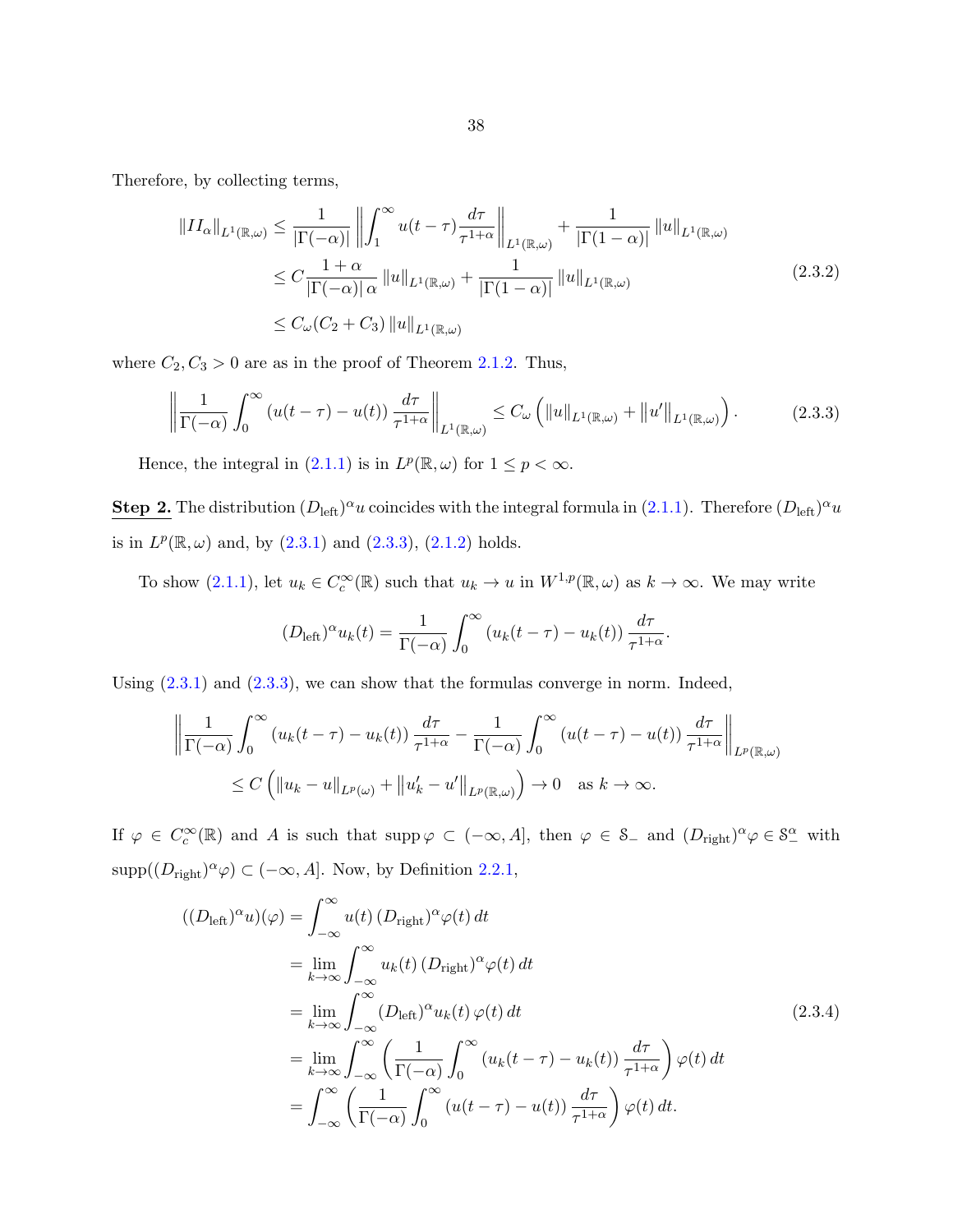Therefore, by collecting terms,

$$
\begin{aligned}
\|II_\alpha\|_{L^1(\mathbb{R},\omega)} &\le \frac{1}{|\Gamma(-\alpha)|}\left\|\int_1^\infty u(t-\tau)\frac{d\tau}{\tau^{1+\alpha}}\right\|_{L^1(\mathbb{R},\omega)} + \frac{1}{|\Gamma(1-\alpha)|}\|u\|_{L^1(\mathbb{R},\omega)} \\
&\le C\frac{1+\alpha}{|\Gamma(-\alpha)|\,\alpha}\|u\|_{L^1(\mathbb{R},\omega)} + \frac{1}{|\Gamma(1-\alpha)|}\|u\|_{L^1(\mathbb{R},\omega)} \\
&\le C_\omega(C_2+C_3)\|u\|_{L^1(\mathbb{R},\omega)}
\end{aligned}
\tag{2.3.2}
$$

where $C_2, C_3 > 0$ are as in the proof of Theorem 2.1.2. Thus,

$$
\left\|\frac{1}{\Gamma(-\alpha)}\int_0^\infty (u(t-\tau)-u(t))\frac{d\tau}{\tau^{1+\alpha}}\right\|_{L^1(\mathbb{R},\omega)} \le C_\omega\left(\|u\|_{L^1(\mathbb{R},\omega)} + \|u'\|_{L^1(\mathbb{R},\omega)}\right). \tag{2.3.3}
$$

Hence, the integral in (2.1.1) is in $L^p(\mathbb{R},\omega)$ for $1 \le p < \infty$.

**Step 2.** The distribution $(D_{\text{left}})^\alpha u$ coincides with the integral formula in (2.1.1). Therefore $(D_{\text{left}})^\alpha u$ is in $L^p(\mathbb{R},\omega)$ and, by (2.3.1) and (2.3.3), (2.1.2) holds.

To show (2.1.1), let $u_k \in C_c^\infty(\mathbb{R})$ such that $u_k \to u$ in $W^{1,p}(\mathbb{R},\omega)$ as $k \to \infty$. We may write

$$
(D_{\text{left}})^\alpha u_k(t) = \frac{1}{\Gamma(-\alpha)}\int_0^\infty (u_k(t-\tau)-u_k(t))\frac{d\tau}{\tau^{1+\alpha}}.
$$

Using (2.3.1) and (2.3.3), we can show that the formulas converge in norm. Indeed,

$$
\begin{aligned}
&\left\|\frac{1}{\Gamma(-\alpha)}\int_0^\infty (u_k(t-\tau)-u_k(t))\frac{d\tau}{\tau^{1+\alpha}} - \frac{1}{\Gamma(-\alpha)}\int_0^\infty (u(t-\tau)-u(t))\frac{d\tau}{\tau^{1+\alpha}}\right\|_{L^p(\mathbb{R},\omega)} \\
&\qquad \le C\left(\|u_k-u\|_{L^p(\omega)} + \|u_k'-u'\|_{L^p(\mathbb{R},\omega)}\right) \to 0 \quad \text{as } k\to\infty.
\end{aligned}
$$

If $\varphi \in C_c^\infty(\mathbb{R})$ and $A$ is such that $\operatorname{supp}\varphi \subset (-\infty, A]$, then $\varphi \in \mathcal{S}_-$ and $(D_{\text{right}})^\alpha\varphi \in \mathcal{S}_-^\alpha$ with $\operatorname{supp}((D_{\text{right}})^\alpha\varphi) \subset (-\infty, A]$. Now, by Definition 2.2.1,

$$
\begin{aligned}
((D_{\text{left}})^\alpha u)(\varphi) &= \int_{-\infty}^\infty u(t)\,(D_{\text{right}})^\alpha\varphi(t)\,dt \\
&= \lim_{k\to\infty}\int_{-\infty}^\infty u_k(t)\,(D_{\text{right}})^\alpha\varphi(t)\,dt \\
&= \lim_{k\to\infty}\int_{-\infty}^\infty (D_{\text{left}})^\alpha u_k(t)\,\varphi(t)\,dt \\
&= \lim_{k\to\infty}\int_{-\infty}^\infty \left(\frac{1}{\Gamma(-\alpha)}\int_0^\infty (u_k(t-\tau)-u_k(t))\frac{d\tau}{\tau^{1+\alpha}}\right)\varphi(t)\,dt \\
&= \int_{-\infty}^\infty \left(\frac{1}{\Gamma(-\alpha)}\int_0^\infty (u(t-\tau)-u(t))\frac{d\tau}{\tau^{1+\alpha}}\right)\varphi(t)\,dt.
\end{aligned}
\tag{2.3.4}
$$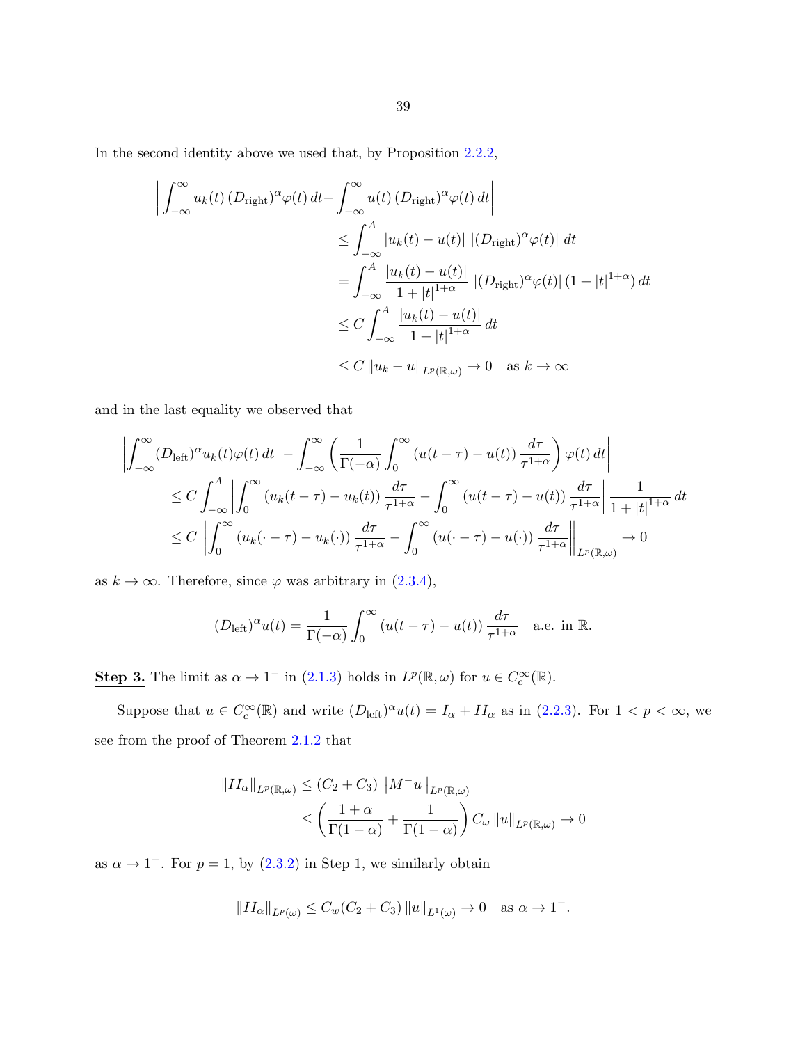In the second identity above we used that, by Proposition 2.2.2,

$$
\begin{aligned}
\left| \int_{-\infty}^{\infty} u_k(t)\, (D_{\text{right}})^{\alpha} \varphi(t)\, dt - \int_{-\infty}^{\infty} u(t)\, (D_{\text{right}})^{\alpha} \varphi(t)\, dt \right| \\
&\leq \int_{-\infty}^{A} |u_k(t) - u(t)|\ |(D_{\text{right}})^{\alpha} \varphi(t)|\ dt \\
&= \int_{-\infty}^{A} \frac{|u_k(t) - u(t)|}{1 + |t|^{1+\alpha}}\ |(D_{\text{right}})^{\alpha} \varphi(t)|\, (1 + |t|^{1+\alpha})\, dt \\
&\leq C \int_{-\infty}^{A} \frac{|u_k(t) - u(t)|}{1 + |t|^{1+\alpha}}\, dt \\
&\leq C\, \|u_k - u\|_{L^p(\mathbb{R},\omega)} \to 0 \quad \text{as } k \to \infty
\end{aligned}
$$

and in the last equality we observed that

$$
\begin{aligned}
\left| \int_{-\infty}^{\infty} (D_{\text{left}})^{\alpha} u_k(t) \varphi(t)\, dt \ - \int_{-\infty}^{\infty} \left( \frac{1}{\Gamma(-\alpha)} \int_0^{\infty} (u(t-\tau) - u(t))\, \frac{d\tau}{\tau^{1+\alpha}} \right) \varphi(t)\, dt \right| \\
\leq C \int_{-\infty}^{A} \left| \int_0^{\infty} (u_k(t-\tau) - u_k(t))\, \frac{d\tau}{\tau^{1+\alpha}} - \int_0^{\infty} (u(t-\tau) - u(t))\, \frac{d\tau}{\tau^{1+\alpha}} \right| \frac{1}{1 + |t|^{1+\alpha}}\, dt \\
\leq C \left\| \int_0^{\infty} (u_k(\cdot - \tau) - u_k(\cdot))\, \frac{d\tau}{\tau^{1+\alpha}} - \int_0^{\infty} (u(\cdot - \tau) - u(\cdot))\, \frac{d\tau}{\tau^{1+\alpha}} \right\|_{L^p(\mathbb{R},\omega)} \to 0
\end{aligned}
$$

as $k \to \infty$. Therefore, since $\varphi$ was arbitrary in (2.3.4),

$$
(D_{\text{left}})^{\alpha} u(t) = \frac{1}{\Gamma(-\alpha)} \int_0^{\infty} (u(t-\tau) - u(t))\, \frac{d\tau}{\tau^{1+\alpha}} \quad \text{a.e. in } \mathbb{R}.
$$

**Step 3.** The limit as $\alpha \to 1^-$ in (2.1.3) holds in $L^p(\mathbb{R},\omega)$ for $u \in C_c^{\infty}(\mathbb{R})$.

Suppose that $u \in C_c^{\infty}(\mathbb{R})$ and write $(D_{\text{left}})^{\alpha} u(t) = I_{\alpha} + II_{\alpha}$ as in (2.2.3). For $1 < p < \infty$, we see from the proof of Theorem 2.1.2 that

$$
\begin{aligned}
\|II_{\alpha}\|_{L^p(\mathbb{R},\omega)} &\leq (C_2 + C_3)\, \|M^- u\|_{L^p(\mathbb{R},\omega)} \\
&\leq \left( \frac{1+\alpha}{\Gamma(1-\alpha)} + \frac{1}{\Gamma(1-\alpha)} \right) C_{\omega}\, \|u\|_{L^p(\mathbb{R},\omega)} \to 0
\end{aligned}
$$

as $\alpha \to 1^-$. For $p = 1$, by (2.3.2) in Step 1, we similarly obtain

$$
\|II_{\alpha}\|_{L^p(\omega)} \leq C_w (C_2 + C_3)\, \|u\|_{L^1(\omega)} \to 0 \quad \text{as } \alpha \to 1^-.
$$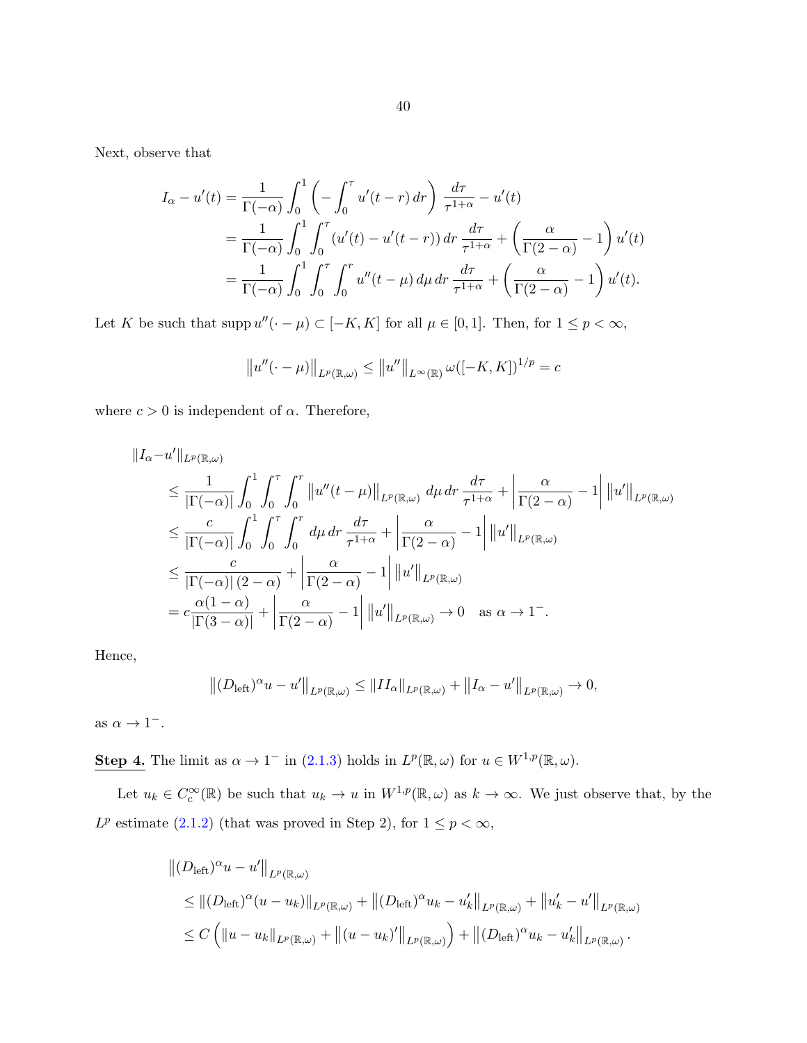Next, observe that

$$
\begin{aligned}
I_\alpha - u'(t) &= \frac{1}{\Gamma(-\alpha)} \int_0^1 \left( -\int_0^\tau u'(t-r)\,dr \right) \frac{d\tau}{\tau^{1+\alpha}} - u'(t) \\
&= \frac{1}{\Gamma(-\alpha)} \int_0^1 \int_0^\tau (u'(t) - u'(t-r))\,dr\, \frac{d\tau}{\tau^{1+\alpha}} + \left( \frac{\alpha}{\Gamma(2-\alpha)} - 1 \right) u'(t) \\
&= \frac{1}{\Gamma(-\alpha)} \int_0^1 \int_0^\tau \int_0^r u''(t-\mu)\,d\mu\,dr\, \frac{d\tau}{\tau^{1+\alpha}} + \left( \frac{\alpha}{\Gamma(2-\alpha)} - 1 \right) u'(t).
\end{aligned}
$$

Let $K$ be such that $\operatorname{supp} u''(\cdot - \mu) \subset [-K, K]$ for all $\mu \in [0,1]$. Then, for $1 \le p < \infty$,

$$
\left\| u''(\cdot - \mu) \right\|_{L^p(\mathbb{R},\omega)} \le \left\| u'' \right\|_{L^\infty(\mathbb{R})} \omega([-K,K])^{1/p} = c
$$

where $c > 0$ is independent of $\alpha$. Therefore,

$$
\begin{aligned}
&\|I_\alpha - u'\|_{L^p(\mathbb{R},\omega)} \\
&\quad \le \frac{1}{|\Gamma(-\alpha)|} \int_0^1 \int_0^\tau \int_0^r \left\| u''(t-\mu) \right\|_{L^p(\mathbb{R},\omega)}\, d\mu\,dr\, \frac{d\tau}{\tau^{1+\alpha}} + \left| \frac{\alpha}{\Gamma(2-\alpha)} - 1 \right| \left\| u' \right\|_{L^p(\mathbb{R},\omega)} \\
&\quad \le \frac{c}{|\Gamma(-\alpha)|} \int_0^1 \int_0^\tau \int_0^r d\mu\,dr\, \frac{d\tau}{\tau^{1+\alpha}} + \left| \frac{\alpha}{\Gamma(2-\alpha)} - 1 \right| \left\| u' \right\|_{L^p(\mathbb{R},\omega)} \\
&\quad \le \frac{c}{|\Gamma(-\alpha)|\,(2-\alpha)} + \left| \frac{\alpha}{\Gamma(2-\alpha)} - 1 \right| \left\| u' \right\|_{L^p(\mathbb{R},\omega)} \\
&\quad = c \frac{\alpha(1-\alpha)}{|\Gamma(3-\alpha)|} + \left| \frac{\alpha}{\Gamma(2-\alpha)} - 1 \right| \left\| u' \right\|_{L^p(\mathbb{R},\omega)} \to 0 \quad \text{as } \alpha \to 1^-.
\end{aligned}
$$

Hence,

$$
\left\| (D_{\text{left}})^\alpha u - u' \right\|_{L^p(\mathbb{R},\omega)} \le \|II_\alpha\|_{L^p(\mathbb{R},\omega)} + \left\| I_\alpha - u' \right\|_{L^p(\mathbb{R},\omega)} \to 0,
$$

as $\alpha \to 1^-$.

**Step 4.** The limit as $\alpha \to 1^-$ in (2.1.3) holds in $L^p(\mathbb{R},\omega)$ for $u \in W^{1,p}(\mathbb{R},\omega)$.

Let $u_k \in C_c^\infty(\mathbb{R})$ be such that $u_k \to u$ in $W^{1,p}(\mathbb{R},\omega)$ as $k \to \infty$. We just observe that, by the $L^p$ estimate (2.1.2) (that was proved in Step 2), for $1 \le p < \infty$,

$$
\begin{aligned}
&\left\| (D_{\text{left}})^\alpha u - u' \right\|_{L^p(\mathbb{R},\omega)} \\
&\quad \le \|(D_{\text{left}})^\alpha (u - u_k)\|_{L^p(\mathbb{R},\omega)} + \left\| (D_{\text{left}})^\alpha u_k - u_k' \right\|_{L^p(\mathbb{R},\omega)} + \left\| u_k' - u' \right\|_{L^p(\mathbb{R},\omega)} \\
&\quad \le C \left( \|u - u_k\|_{L^p(\mathbb{R},\omega)} + \left\| (u - u_k)' \right\|_{L^p(\mathbb{R},\omega)} \right) + \left\| (D_{\text{left}})^\alpha u_k - u_k' \right\|_{L^p(\mathbb{R},\omega)}.
\end{aligned}
$$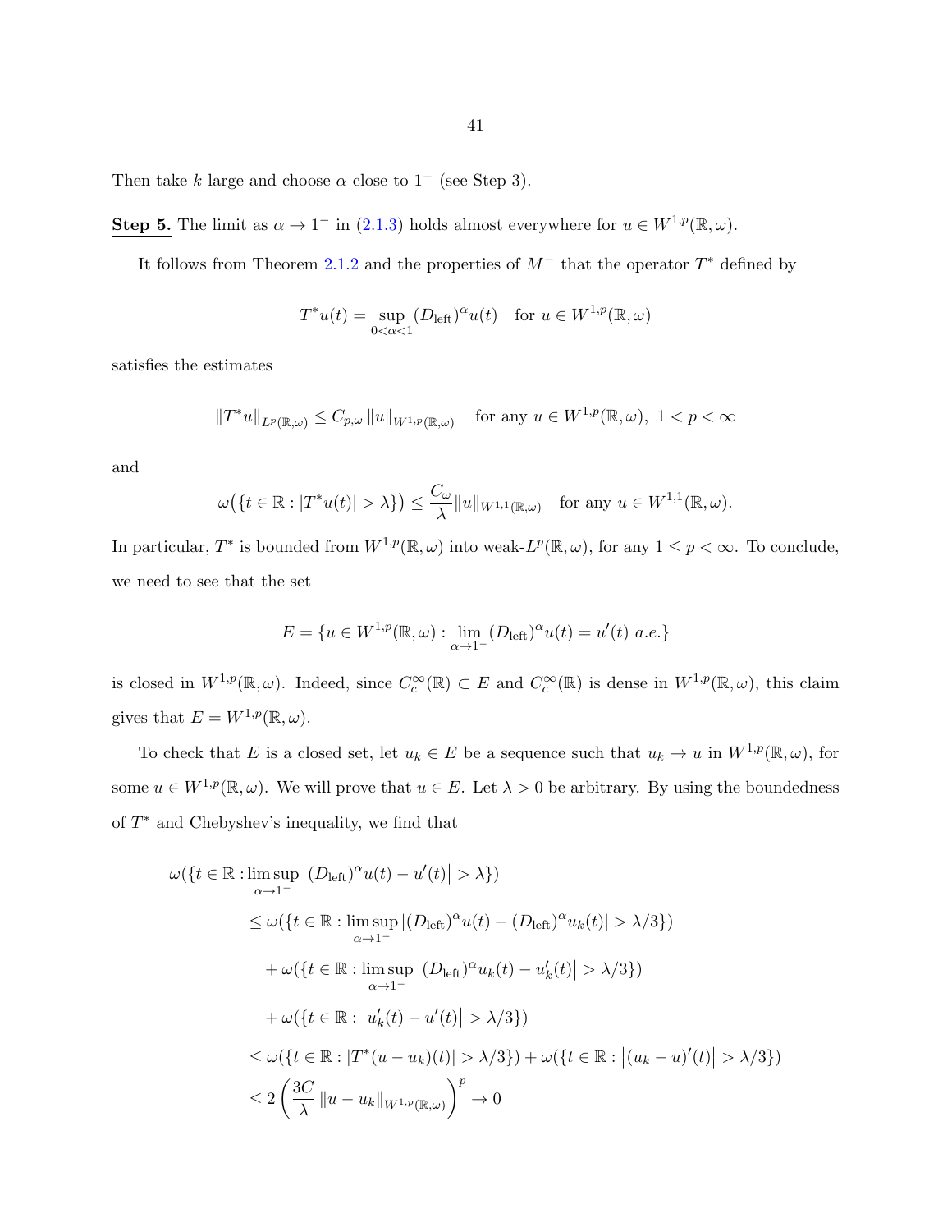Then take $k$ large and choose $\alpha$ close to $1^-$ (see Step 3).

**Step 5.** The limit as $\alpha \to 1^-$ in (2.1.3) holds almost everywhere for $u \in W^{1,p}(\mathbb{R}, \omega)$.

It follows from Theorem 2.1.2 and the properties of $M^-$ that the operator $T^*$ defined by

$$T^*u(t) = \sup_{0<\alpha<1} (D_{\text{left}})^\alpha u(t) \quad \text{for } u \in W^{1,p}(\mathbb{R}, \omega)$$

satisfies the estimates

$$\|T^*u\|_{L^p(\mathbb{R},\omega)} \leq C_{p,\omega} \|u\|_{W^{1,p}(\mathbb{R},\omega)} \quad \text{for any } u \in W^{1,p}(\mathbb{R}, \omega),\ 1 < p < \infty$$

and

$$\omega\big(\{t \in \mathbb{R} : |T^*u(t)| > \lambda\}\big) \leq \frac{C_\omega}{\lambda} \|u\|_{W^{1,1}(\mathbb{R},\omega)} \quad \text{for any } u \in W^{1,1}(\mathbb{R}, \omega).$$

In particular, $T^*$ is bounded from $W^{1,p}(\mathbb{R}, \omega)$ into weak-$L^p(\mathbb{R}, \omega)$, for any $1 \leq p < \infty$. To conclude, we need to see that the set

$$E = \{u \in W^{1,p}(\mathbb{R}, \omega) : \lim_{\alpha \to 1^-} (D_{\text{left}})^\alpha u(t) = u'(t) \textit{ a.e.}\}$$

is closed in $W^{1,p}(\mathbb{R}, \omega)$. Indeed, since $C_c^\infty(\mathbb{R}) \subset E$ and $C_c^\infty(\mathbb{R})$ is dense in $W^{1,p}(\mathbb{R}, \omega)$, this claim gives that $E = W^{1,p}(\mathbb{R}, \omega)$.

To check that $E$ is a closed set, let $u_k \in E$ be a sequence such that $u_k \to u$ in $W^{1,p}(\mathbb{R}, \omega)$, for some $u \in W^{1,p}(\mathbb{R}, \omega)$. We will prove that $u \in E$. Let $\lambda > 0$ be arbitrary. By using the boundedness of $T^*$ and Chebyshev's inequality, we find that

$$\begin{aligned}
&\omega(\{t \in \mathbb{R} : \limsup_{\alpha \to 1^-} \big|(D_{\text{left}})^\alpha u(t) - u'(t)\big| > \lambda\}) \\
&\quad \leq \omega(\{t \in \mathbb{R} : \limsup_{\alpha \to 1^-} |(D_{\text{left}})^\alpha u(t) - (D_{\text{left}})^\alpha u_k(t)| > \lambda/3\}) \\
&\qquad + \omega(\{t \in \mathbb{R} : \limsup_{\alpha \to 1^-} \big|(D_{\text{left}})^\alpha u_k(t) - u_k'(t)\big| > \lambda/3\}) \\
&\qquad + \omega(\{t \in \mathbb{R} : \big|u_k'(t) - u'(t)\big| > \lambda/3\}) \\
&\quad \leq \omega(\{t \in \mathbb{R} : |T^*(u - u_k)(t)| > \lambda/3\}) + \omega(\{t \in \mathbb{R} : \big|(u_k - u)'(t)\big| > \lambda/3\}) \\
&\quad \leq 2 \left( \frac{3C}{\lambda} \|u - u_k\|_{W^{1,p}(\mathbb{R},\omega)} \right)^p \to 0
\end{aligned}$$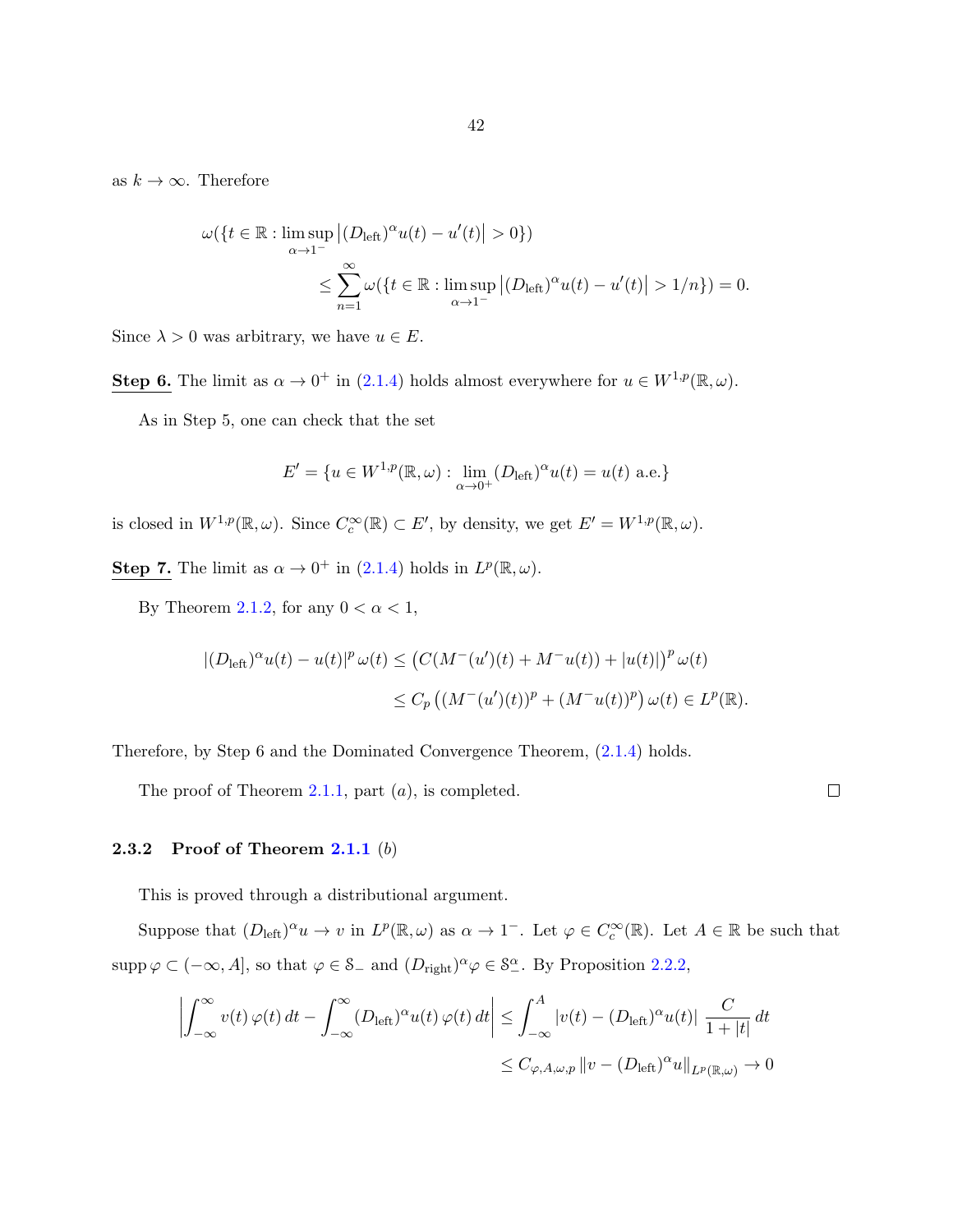as $k \to \infty$. Therefore

$$
\begin{aligned}
\omega(\{t \in \mathbb{R} : \limsup_{\alpha \to 1^-} \left|(D_{\text{left}})^\alpha u(t) - u'(t)\right| > 0\})& \\
\leq \sum_{n=1}^{\infty} \omega(\{t \in \mathbb{R} : \limsup_{\alpha \to 1^-} \left|(D_{\text{left}})^\alpha u(t) - u'(t)\right| > 1/n\}) = 0.&
\end{aligned}
$$

Since $\lambda > 0$ was arbitrary, we have $u \in E$.

**Step 6.** The limit as $\alpha \to 0^+$ in (2.1.4) holds almost everywhere for $u \in W^{1,p}(\mathbb{R}, \omega)$.

As in Step 5, one can check that the set

$$
E' = \{u \in W^{1,p}(\mathbb{R}, \omega) : \lim_{\alpha \to 0^+} (D_{\text{left}})^\alpha u(t) = u(t) \text{ a.e.}\}
$$

is closed in $W^{1,p}(\mathbb{R}, \omega)$. Since $C_c^\infty(\mathbb{R}) \subset E'$, by density, we get $E' = W^{1,p}(\mathbb{R}, \omega)$.

**Step 7.** The limit as $\alpha \to 0^+$ in (2.1.4) holds in $L^p(\mathbb{R}, \omega)$.

By Theorem 2.1.2, for any $0 < \alpha < 1$,

$$
\begin{aligned}
|(D_{\text{left}})^\alpha u(t) - u(t)|^p \, \omega(t) &\leq \left(C(M^-(u')(t) + M^- u(t)) + |u(t)|\right)^p \omega(t) \\
&\leq C_p \left((M^-(u')(t))^p + (M^- u(t))^p\right) \omega(t) \in L^p(\mathbb{R}).
\end{aligned}
$$

Therefore, by Step 6 and the Dominated Convergence Theorem, (2.1.4) holds.

The proof of Theorem 2.1.1, part $(a)$, is completed. □

### 2.3.2 Proof of Theorem 2.1.1 $(b)$

This is proved through a distributional argument.

Suppose that $(D_{\text{left}})^\alpha u \to v$ in $L^p(\mathbb{R}, \omega)$ as $\alpha \to 1^-$. Let $\varphi \in C_c^\infty(\mathbb{R})$. Let $A \in \mathbb{R}$ be such that $\operatorname{supp} \varphi \subset (-\infty, A]$, so that $\varphi \in \mathcal{S}_-$ and $(D_{\text{right}})^\alpha \varphi \in \mathcal{S}_-^\alpha$. By Proposition 2.2.2,

$$
\begin{aligned}
\left| \int_{-\infty}^{\infty} v(t) \, \varphi(t) \, dt - \int_{-\infty}^{\infty} (D_{\text{left}})^\alpha u(t) \, \varphi(t) \, dt \right| &\leq \int_{-\infty}^{A} |v(t) - (D_{\text{left}})^\alpha u(t)| \, \frac{C}{1 + |t|} \, dt \\
&\leq C_{\varphi, A, \omega, p} \, \|v - (D_{\text{left}})^\alpha u\|_{L^p(\mathbb{R}, \omega)} \to 0
\end{aligned}
$$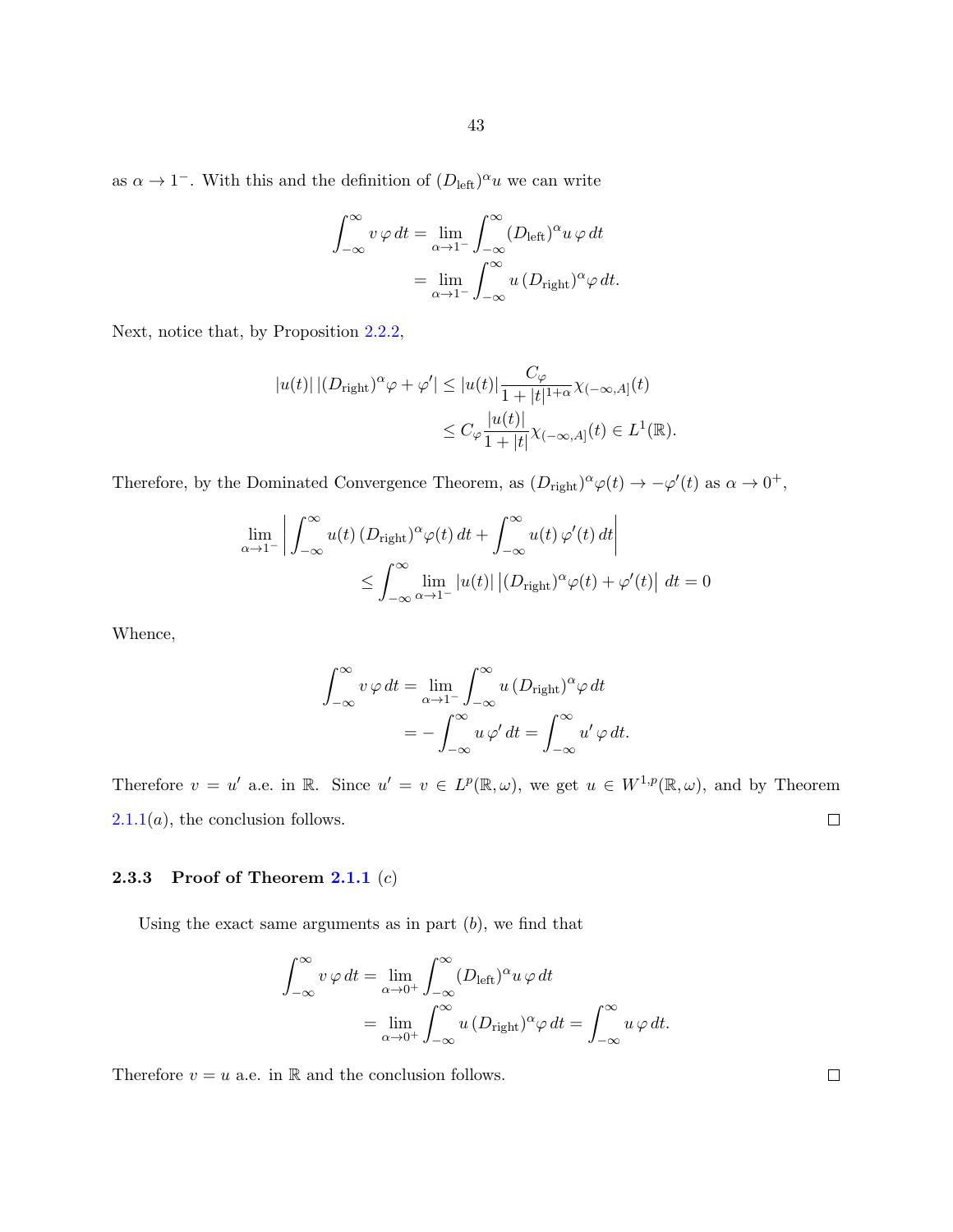as $\alpha \to 1^-$. With this and the definition of $(D_{\text{left}})^\alpha u$ we can write

$$
\begin{aligned}
\int_{-\infty}^{\infty} v\,\varphi\,dt &= \lim_{\alpha\to 1^-} \int_{-\infty}^{\infty} (D_{\text{left}})^\alpha u\,\varphi\,dt \\
&= \lim_{\alpha\to 1^-} \int_{-\infty}^{\infty} u\,(D_{\text{right}})^\alpha \varphi\,dt.
\end{aligned}
$$

Next, notice that, by Proposition 2.2.2,

$$
\begin{aligned}
|u(t)|\,|(D_{\text{right}})^\alpha \varphi + \varphi'| &\le |u(t)| \frac{C_\varphi}{1+|t|^{1+\alpha}} \chi_{(-\infty,A]}(t) \\
&\le C_\varphi \frac{|u(t)|}{1+|t|} \chi_{(-\infty,A]}(t) \in L^1(\mathbb{R}).
\end{aligned}
$$

Therefore, by the Dominated Convergence Theorem, as $(D_{\text{right}})^\alpha \varphi(t) \to -\varphi'(t)$ as $\alpha \to 0^+$,

$$
\begin{aligned}
\lim_{\alpha\to 1^-} &\left| \int_{-\infty}^{\infty} u(t)\,(D_{\text{right}})^\alpha \varphi(t)\,dt + \int_{-\infty}^{\infty} u(t)\,\varphi'(t)\,dt \right| \\
&\le \int_{-\infty}^{\infty} \lim_{\alpha\to 1^-} |u(t)|\,\left|(D_{\text{right}})^\alpha \varphi(t) + \varphi'(t)\right|\,dt = 0
\end{aligned}
$$

Whence,

$$
\begin{aligned}
\int_{-\infty}^{\infty} v\,\varphi\,dt &= \lim_{\alpha\to 1^-} \int_{-\infty}^{\infty} u\,(D_{\text{right}})^\alpha \varphi\,dt \\
&= -\int_{-\infty}^{\infty} u\,\varphi'\,dt = \int_{-\infty}^{\infty} u'\,\varphi\,dt.
\end{aligned}
$$

Therefore $v = u'$ a.e. in $\mathbb{R}$. Since $u' = v \in L^p(\mathbb{R}, \omega)$, we get $u \in W^{1,p}(\mathbb{R}, \omega)$, and by Theorem 2.1.1$(a)$, the conclusion follows. □

### 2.3.3 Proof of Theorem 2.1.1 $(c)$

Using the exact same arguments as in part $(b)$, we find that

$$
\begin{aligned}
\int_{-\infty}^{\infty} v\,\varphi\,dt &= \lim_{\alpha\to 0^+} \int_{-\infty}^{\infty} (D_{\text{left}})^\alpha u\,\varphi\,dt \\
&= \lim_{\alpha\to 0^+} \int_{-\infty}^{\infty} u\,(D_{\text{right}})^\alpha \varphi\,dt = \int_{-\infty}^{\infty} u\,\varphi\,dt.
\end{aligned}
$$

Therefore $v = u$ a.e. in $\mathbb{R}$ and the conclusion follows. □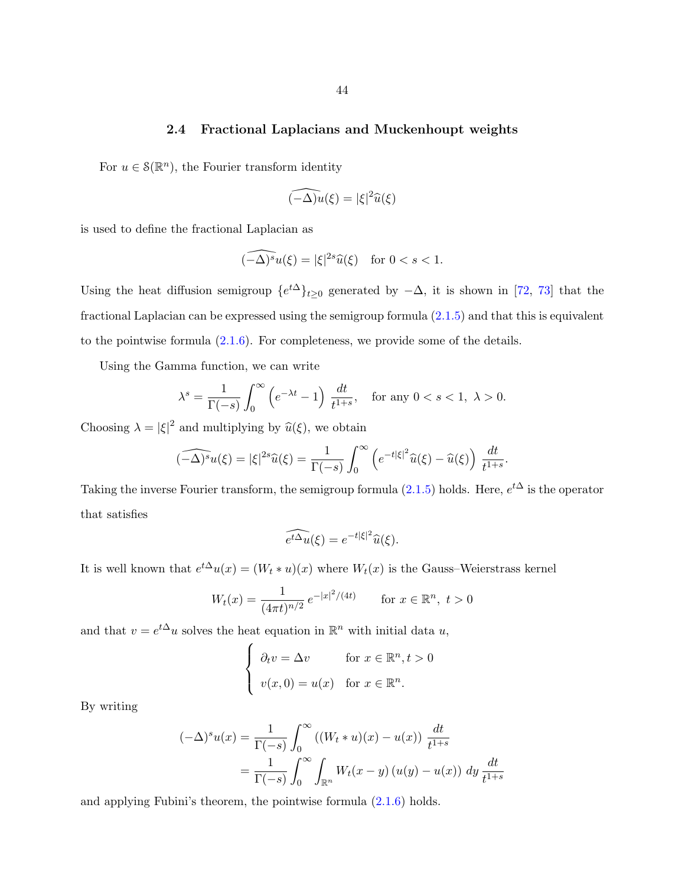## 2.4 Fractional Laplacians and Muckenhoupt weights

For $u \in \mathcal{S}(\mathbb{R}^n)$, the Fourier transform identity

$$\widehat{(-\Delta)u}(\xi) = |\xi|^2 \widehat{u}(\xi)$$

is used to define the fractional Laplacian as

$$\widehat{(-\Delta)^s u}(\xi) = |\xi|^{2s} \widehat{u}(\xi) \quad \text{for } 0 < s < 1.$$

Using the heat diffusion semigroup $\{e^{t\Delta}\}_{t \geq 0}$ generated by $-\Delta$, it is shown in [72, 73] that the fractional Laplacian can be expressed using the semigroup formula (2.1.5) and that this is equivalent to the pointwise formula (2.1.6). For completeness, we provide some of the details.

Using the Gamma function, we can write

$$\lambda^s = \frac{1}{\Gamma(-s)} \int_0^\infty \left( e^{-\lambda t} - 1 \right) \frac{dt}{t^{1+s}}, \quad \text{for any } 0 < s < 1,\ \lambda > 0.$$

Choosing $\lambda = |\xi|^2$ and multiplying by $\widehat{u}(\xi)$, we obtain

$$\widehat{(-\Delta)^s u}(\xi) = |\xi|^{2s} \widehat{u}(\xi) = \frac{1}{\Gamma(-s)} \int_0^\infty \left( e^{-t|\xi|^2} \widehat{u}(\xi) - \widehat{u}(\xi) \right) \frac{dt}{t^{1+s}}.$$

Taking the inverse Fourier transform, the semigroup formula (2.1.5) holds. Here, $e^{t\Delta}$ is the operator that satisfies

$$\widehat{e^{t\Delta} u}(\xi) = e^{-t|\xi|^2} \widehat{u}(\xi).$$

It is well known that $e^{t\Delta} u(x) = (W_t * u)(x)$ where $W_t(x)$ is the Gauss–Weierstrass kernel

$$W_t(x) = \frac{1}{(4\pi t)^{n/2}} e^{-|x|^2/(4t)} \qquad \text{for } x \in \mathbb{R}^n,\ t > 0$$

and that $v = e^{t\Delta} u$ solves the heat equation in $\mathbb{R}^n$ with initial data $u$,

$$\begin{cases} \partial_t v = \Delta v & \text{for } x \in \mathbb{R}^n, t > 0 \\ v(x, 0) = u(x) & \text{for } x \in \mathbb{R}^n. \end{cases}$$

By writing

$$\begin{aligned} (-\Delta)^s u(x) &= \frac{1}{\Gamma(-s)} \int_0^\infty \left( (W_t * u)(x) - u(x) \right) \frac{dt}{t^{1+s}} \\ &= \frac{1}{\Gamma(-s)} \int_0^\infty \int_{\mathbb{R}^n} W_t(x - y) \left( u(y) - u(x) \right) dy \, \frac{dt}{t^{1+s}} \end{aligned}$$

and applying Fubini's theorem, the pointwise formula (2.1.6) holds.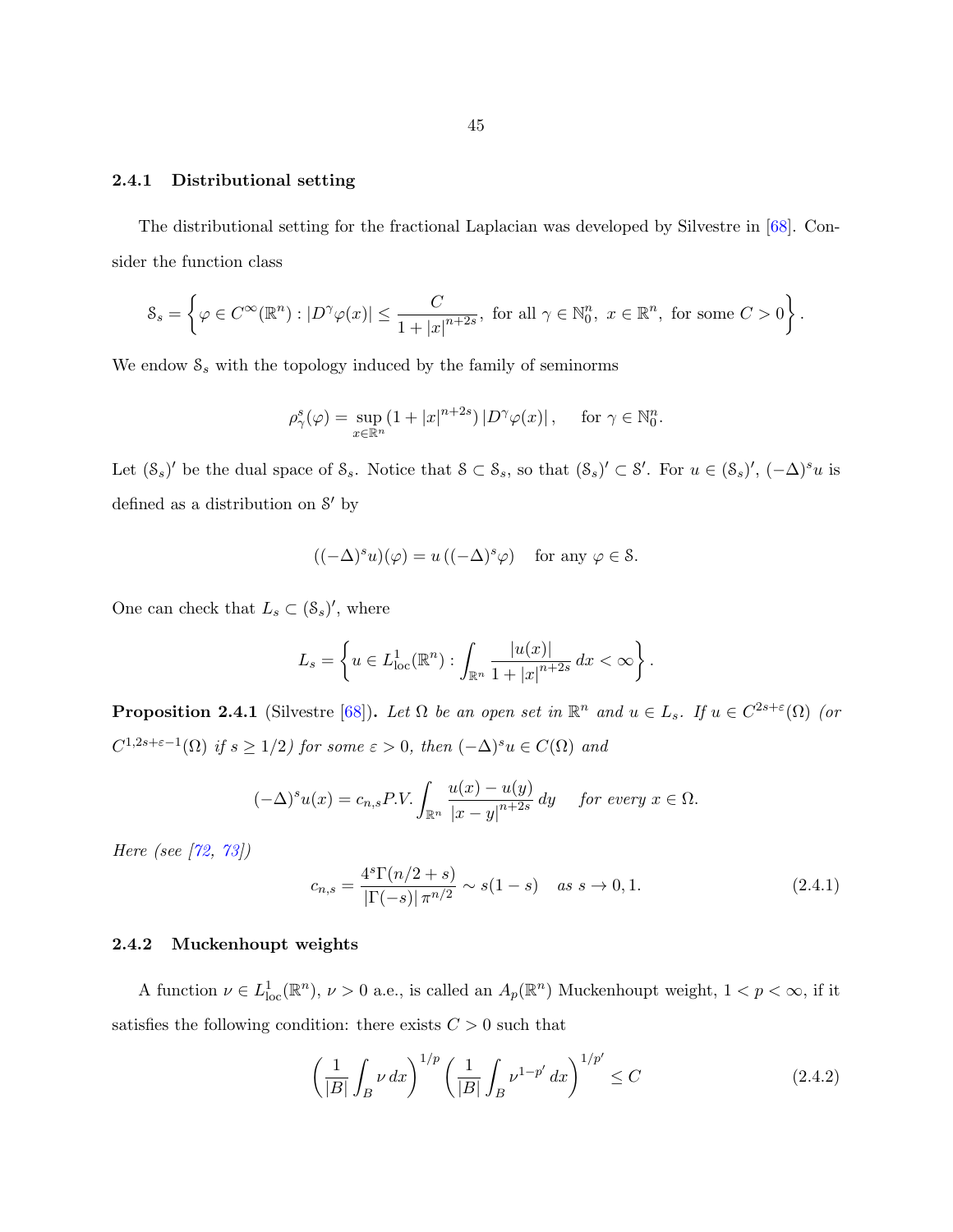### 2.4.1 Distributional setting

The distributional setting for the fractional Laplacian was developed by Silvestre in [68]. Consider the function class

$$\mathcal{S}_s = \left\{ \varphi \in C^\infty(\mathbb{R}^n) : |D^\gamma \varphi(x)| \leq \frac{C}{1 + |x|^{n+2s}},\ \text{for all } \gamma \in \mathbb{N}_0^n,\ x \in \mathbb{R}^n,\ \text{for some } C > 0 \right\}.$$

We endow $\mathcal{S}_s$ with the topology induced by the family of seminorms

$$\rho_\gamma^s(\varphi) = \sup_{x \in \mathbb{R}^n} (1 + |x|^{n+2s}) \, |D^\gamma \varphi(x)|, \quad \text{for } \gamma \in \mathbb{N}_0^n.$$

Let $(\mathcal{S}_s)'$ be the dual space of $\mathcal{S}_s$. Notice that $\mathcal{S} \subset \mathcal{S}_s$, so that $(\mathcal{S}_s)' \subset \mathcal{S}'$. For $u \in (\mathcal{S}_s)'$, $(-\Delta)^s u$ is defined as a distribution on $\mathcal{S}'$ by

$$((-\Delta)^s u)(\varphi) = u\left((-\Delta)^s \varphi\right) \quad \text{for any } \varphi \in \mathcal{S}.$$

One can check that $L_s \subset (\mathcal{S}_s)'$, where

$$L_s = \left\{ u \in L^1_{\mathrm{loc}}(\mathbb{R}^n) : \int_{\mathbb{R}^n} \frac{|u(x)|}{1 + |x|^{n+2s}} \, dx < \infty \right\}.$$

**Proposition 2.4.1** (Silvestre [68]). *Let $\Omega$ be an open set in $\mathbb{R}^n$ and $u \in L_s$. If $u \in C^{2s+\varepsilon}(\Omega)$ (or $C^{1,2s+\varepsilon-1}(\Omega)$ if $s \geq 1/2$) for some $\varepsilon > 0$, then $(-\Delta)^s u \in C(\Omega)$ and*

$$(-\Delta)^s u(x) = c_{n,s} P.V. \int_{\mathbb{R}^n} \frac{u(x) - u(y)}{|x - y|^{n+2s}} \, dy \quad \text{for every } x \in \Omega.$$

*Here (see [72, 73])*

$$c_{n,s} = \frac{4^s \Gamma(n/2 + s)}{|\Gamma(-s)| \, \pi^{n/2}} \sim s(1-s) \quad \text{as } s \to 0, 1. \tag{2.4.1}$$

### 2.4.2 Muckenhoupt weights

A function $\nu \in L^1_{\mathrm{loc}}(\mathbb{R}^n)$, $\nu > 0$ a.e., is called an $A_p(\mathbb{R}^n)$ Muckenhoupt weight, $1 < p < \infty$, if it satisfies the following condition: there exists $C > 0$ such that

$$\left( \frac{1}{|B|} \int_B \nu \, dx \right)^{1/p} \left( \frac{1}{|B|} \int_B \nu^{1-p'} \, dx \right)^{1/p'} \leq C \tag{2.4.2}$$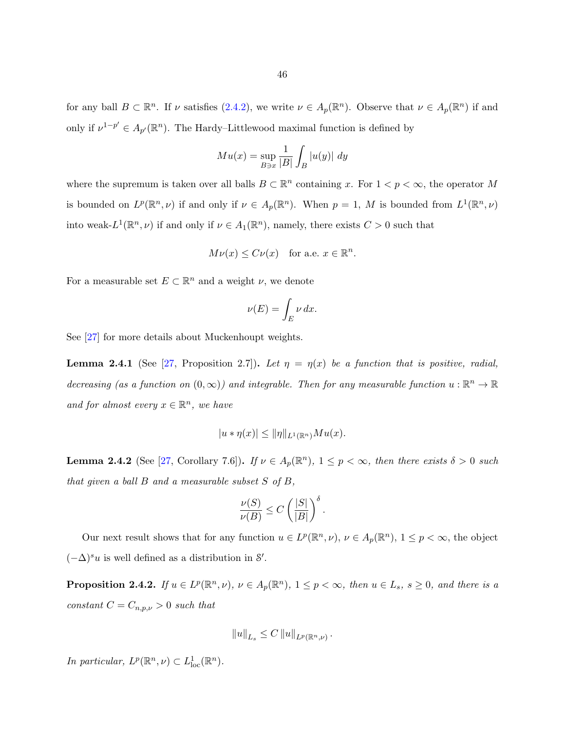for any ball $B \subset \mathbb{R}^n$. If $\nu$ satisfies (2.4.2), we write $\nu \in A_p(\mathbb{R}^n)$. Observe that $\nu \in A_p(\mathbb{R}^n)$ if and only if $\nu^{1-p'} \in A_{p'}(\mathbb{R}^n)$. The Hardy–Littlewood maximal function is defined by

$$Mu(x) = \sup_{B \ni x} \frac{1}{|B|} \int_B |u(y)| \, dy$$

where the supremum is taken over all balls $B \subset \mathbb{R}^n$ containing $x$. For $1 < p < \infty$, the operator $M$ is bounded on $L^p(\mathbb{R}^n, \nu)$ if and only if $\nu \in A_p(\mathbb{R}^n)$. When $p = 1$, $M$ is bounded from $L^1(\mathbb{R}^n, \nu)$ into weak-$L^1(\mathbb{R}^n, \nu)$ if and only if $\nu \in A_1(\mathbb{R}^n)$, namely, there exists $C > 0$ such that

$$M\nu(x) \leq C\nu(x) \quad \text{for a.e. } x \in \mathbb{R}^n.$$

For a measurable set $E \subset \mathbb{R}^n$ and a weight $\nu$, we denote

$$\nu(E) = \int_E \nu \, dx.$$

See [27] for more details about Muckenhoupt weights.

**Lemma 2.4.1** (See [27, Proposition 2.7]). *Let $\eta = \eta(x)$ be a function that is positive, radial, decreasing (as a function on $(0, \infty)$) and integrable. Then for any measurable function $u : \mathbb{R}^n \to \mathbb{R}$ and for almost every $x \in \mathbb{R}^n$, we have*

$$|u * \eta(x)| \leq \|\eta\|_{L^1(\mathbb{R}^n)} Mu(x).$$

**Lemma 2.4.2** (See [27, Corollary 7.6]). *If $\nu \in A_p(\mathbb{R}^n)$, $1 \leq p < \infty$, then there exists $\delta > 0$ such that given a ball $B$ and a measurable subset $S$ of $B$,*

$$\frac{\nu(S)}{\nu(B)} \leq C \left( \frac{|S|}{|B|} \right)^{\delta}.$$

Our next result shows that for any function $u \in L^p(\mathbb{R}^n, \nu)$, $\nu \in A_p(\mathbb{R}^n)$, $1 \leq p < \infty$, the object $(-\Delta)^s u$ is well defined as a distribution in $\mathcal{S}'$.

**Proposition 2.4.2.** *If $u \in L^p(\mathbb{R}^n, \nu)$, $\nu \in A_p(\mathbb{R}^n)$, $1 \leq p < \infty$, then $u \in L_s$, $s \geq 0$, and there is a constant $C = C_{n,p,\nu} > 0$ such that*

$$\|u\|_{L_s} \leq C \|u\|_{L^p(\mathbb{R}^n, \nu)}.$$

*In particular, $L^p(\mathbb{R}^n, \nu) \subset L^1_{\text{loc}}(\mathbb{R}^n)$.*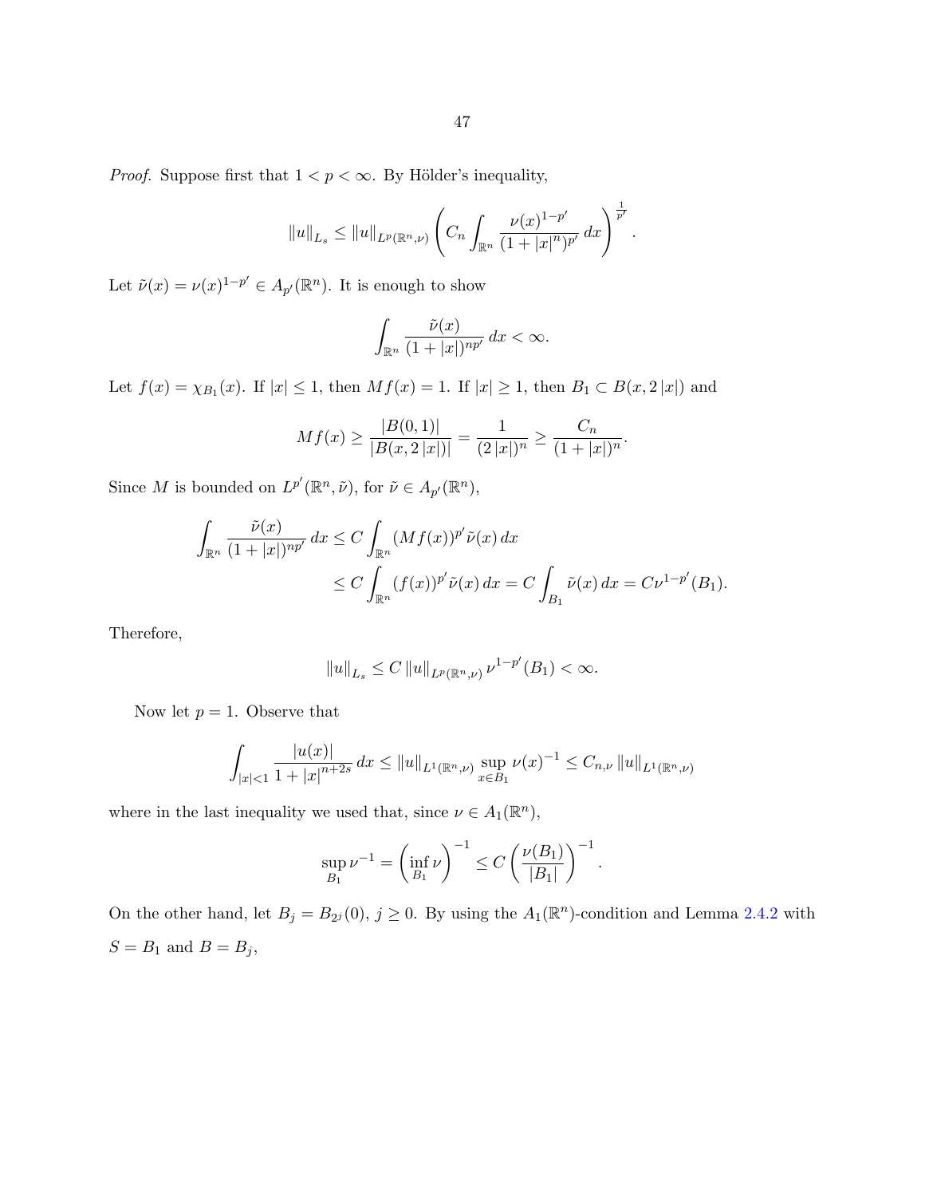*Proof.* Suppose first that $1 < p < \infty$. By Hölder's inequality,

$$\|u\|_{L_s} \leq \|u\|_{L^p(\mathbb{R}^n,\nu)} \left( C_n \int_{\mathbb{R}^n} \frac{\nu(x)^{1-p'}}{(1+|x|^n)^{p'}} \, dx \right)^{\frac{1}{p'}}.$$

Let $\tilde{\nu}(x) = \nu(x)^{1-p'} \in A_{p'}(\mathbb{R}^n)$. It is enough to show

$$\int_{\mathbb{R}^n} \frac{\tilde{\nu}(x)}{(1+|x|)^{np'}} \, dx < \infty.$$

Let $f(x) = \chi_{B_1}(x)$. If $|x| \leq 1$, then $Mf(x) = 1$. If $|x| \geq 1$, then $B_1 \subset B(x, 2|x|)$ and

$$Mf(x) \geq \frac{|B(0,1)|}{|B(x,2|x|)|} = \frac{1}{(2|x|)^n} \geq \frac{C_n}{(1+|x|)^n}.$$

Since $M$ is bounded on $L^{p'}(\mathbb{R}^n, \tilde{\nu})$, for $\tilde{\nu} \in A_{p'}(\mathbb{R}^n)$,

$$\begin{aligned}
\int_{\mathbb{R}^n} \frac{\tilde{\nu}(x)}{(1+|x|)^{np'}} \, dx &\leq C \int_{\mathbb{R}^n} (Mf(x))^{p'} \tilde{\nu}(x) \, dx \\
&\leq C \int_{\mathbb{R}^n} (f(x))^{p'} \tilde{\nu}(x) \, dx = C \int_{B_1} \tilde{\nu}(x) \, dx = C \nu^{1-p'}(B_1).
\end{aligned}$$

Therefore,

$$\|u\|_{L_s} \leq C \|u\|_{L^p(\mathbb{R}^n,\nu)} \nu^{1-p'}(B_1) < \infty.$$

Now let $p = 1$. Observe that

$$\int_{|x|<1} \frac{|u(x)|}{1+|x|^{n+2s}} \, dx \leq \|u\|_{L^1(\mathbb{R}^n,\nu)} \sup_{x \in B_1} \nu(x)^{-1} \leq C_{n,\nu} \|u\|_{L^1(\mathbb{R}^n,\nu)}$$

where in the last inequality we used that, since $\nu \in A_1(\mathbb{R}^n)$,

$$\sup_{B_1} \nu^{-1} = \left( \inf_{B_1} \nu \right)^{-1} \leq C \left( \frac{\nu(B_1)}{|B_1|} \right)^{-1}.$$

On the other hand, let $B_j = B_{2^j}(0)$, $j \geq 0$. By using the $A_1(\mathbb{R}^n)$-condition and Lemma 2.4.2 with $S = B_1$ and $B = B_j$,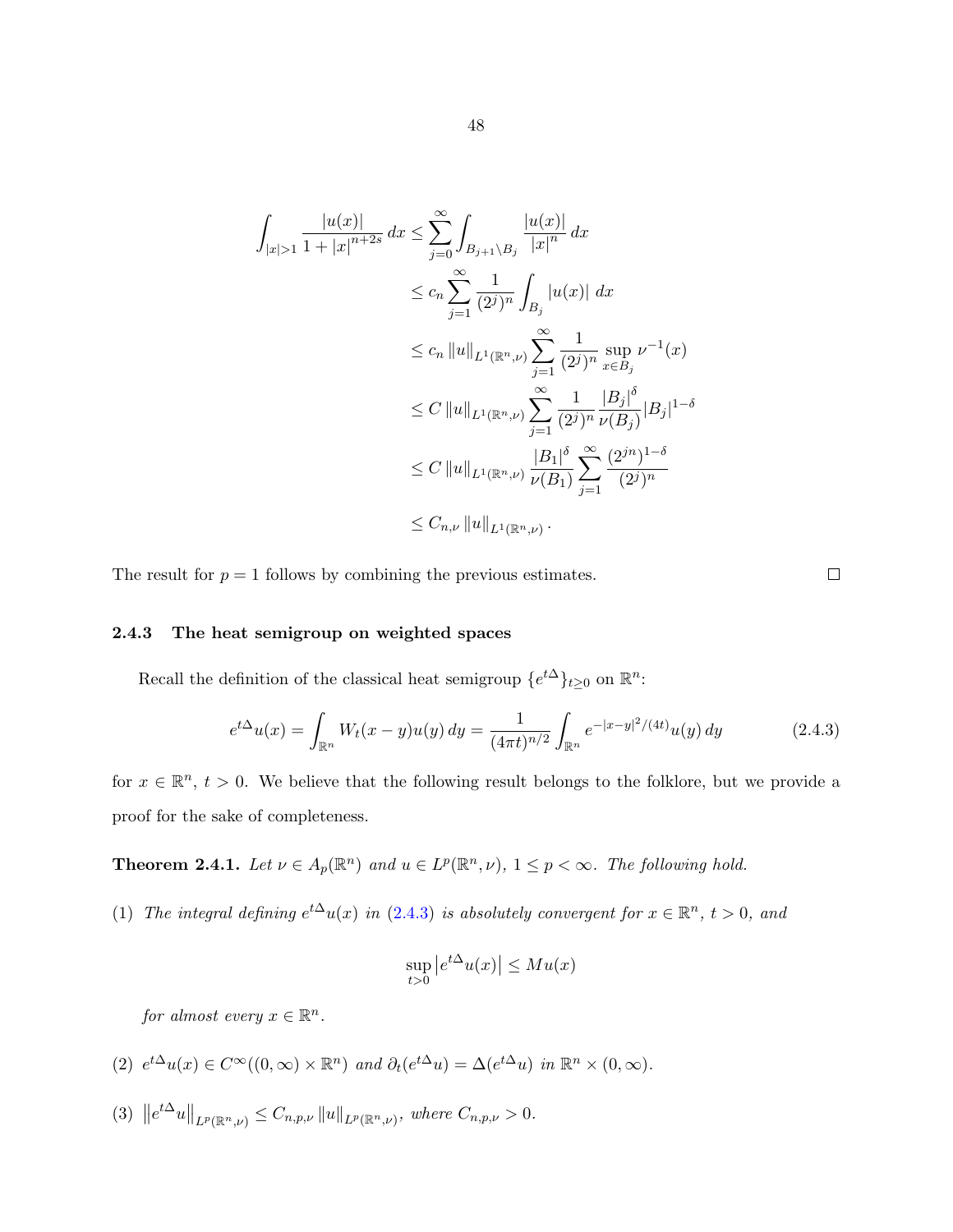$$
\begin{aligned}
\int_{|x|>1} \frac{|u(x)|}{1+|x|^{n+2s}}\,dx &\leq \sum_{j=0}^{\infty} \int_{B_{j+1}\setminus B_j} \frac{|u(x)|}{|x|^n}\,dx \\
&\leq c_n \sum_{j=1}^{\infty} \frac{1}{(2^j)^n} \int_{B_j} |u(x)|\,dx \\
&\leq c_n \|u\|_{L^1(\mathbb{R}^n,\nu)} \sum_{j=1}^{\infty} \frac{1}{(2^j)^n} \sup_{x\in B_j} \nu^{-1}(x) \\
&\leq C\, \|u\|_{L^1(\mathbb{R}^n,\nu)} \sum_{j=1}^{\infty} \frac{1}{(2^j)^n} \frac{|B_j|^{\delta}}{\nu(B_j)} |B_j|^{1-\delta} \\
&\leq C\, \|u\|_{L^1(\mathbb{R}^n,\nu)} \frac{|B_1|^{\delta}}{\nu(B_1)} \sum_{j=1}^{\infty} \frac{(2^{jn})^{1-\delta}}{(2^j)^n} \\
&\leq C_{n,\nu} \|u\|_{L^1(\mathbb{R}^n,\nu)}.
\end{aligned}
$$

The result for $p = 1$ follows by combining the previous estimates. $\square$

### 2.4.3 The heat semigroup on weighted spaces

Recall the definition of the classical heat semigroup $\{e^{t\Delta}\}_{t\geq 0}$ on $\mathbb{R}^n$:

$$
e^{t\Delta}u(x) = \int_{\mathbb{R}^n} W_t(x-y)u(y)\,dy = \frac{1}{(4\pi t)^{n/2}} \int_{\mathbb{R}^n} e^{-|x-y|^2/(4t)} u(y)\,dy \tag{2.4.3}
$$

for $x \in \mathbb{R}^n$, $t > 0$. We believe that the following result belongs to the folklore, but we provide a proof for the sake of completeness.

**Theorem 2.4.1.** *Let $\nu \in A_p(\mathbb{R}^n)$ and $u \in L^p(\mathbb{R}^n, \nu)$, $1 \leq p < \infty$. The following hold.*

(1) *The integral defining $e^{t\Delta}u(x)$ in (2.4.3) is absolutely convergent for $x \in \mathbb{R}^n$, $t > 0$, and*

$$
\sup_{t>0} \left| e^{t\Delta}u(x) \right| \leq Mu(x)
$$

*for almost every $x \in \mathbb{R}^n$.*

(2) *$e^{t\Delta}u(x) \in C^{\infty}((0,\infty)\times\mathbb{R}^n)$ and $\partial_t(e^{t\Delta}u) = \Delta(e^{t\Delta}u)$ in $\mathbb{R}^n \times (0,\infty)$.*

(3) *$\left\| e^{t\Delta}u \right\|_{L^p(\mathbb{R}^n,\nu)} \leq C_{n,p,\nu} \|u\|_{L^p(\mathbb{R}^n,\nu)}$, where $C_{n,p,\nu} > 0$.*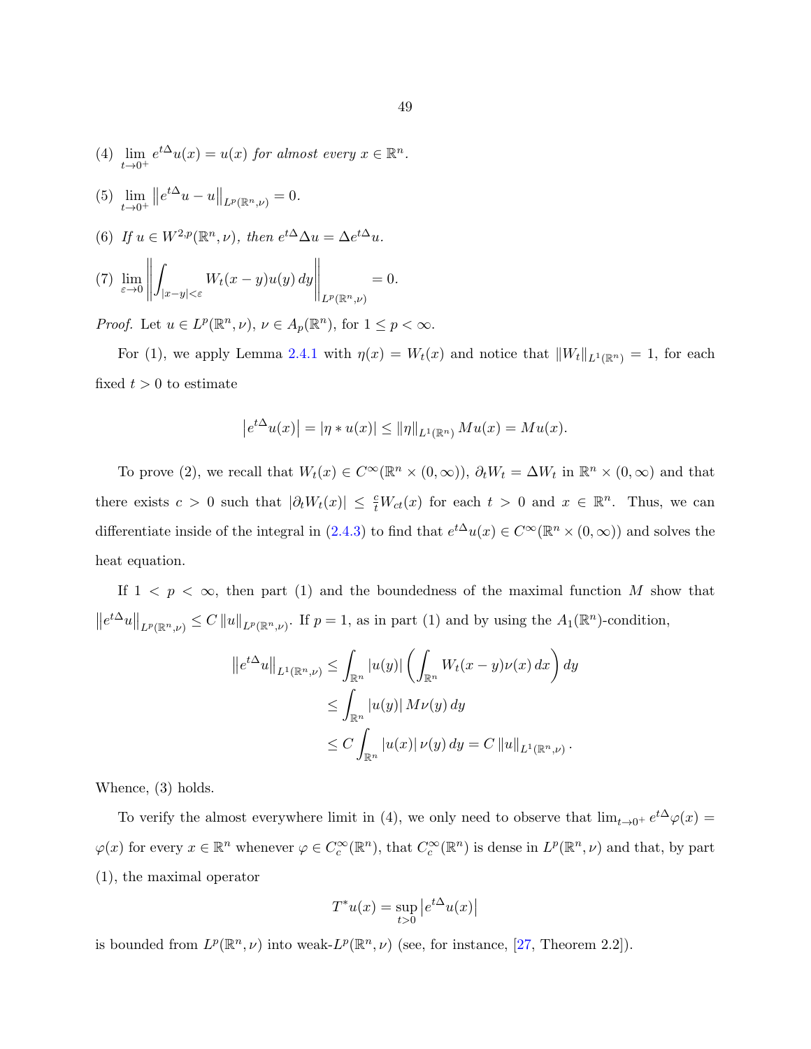(4) $\lim\limits_{t\to 0^+} e^{t\Delta}u(x) = u(x)$ *for almost every* $x \in \mathbb{R}^n$.

(5) $\lim\limits_{t\to 0^+} \left\| e^{t\Delta}u - u \right\|_{L^p(\mathbb{R}^n,\nu)} = 0$.

(6) *If* $u \in W^{2,p}(\mathbb{R}^n,\nu)$, *then* $e^{t\Delta}\Delta u = \Delta e^{t\Delta}u$.

(7) $\lim\limits_{\varepsilon\to 0} \left\| \int_{|x-y|<\varepsilon} W_t(x-y)u(y)\,dy \right\|_{L^p(\mathbb{R}^n,\nu)} = 0$.

*Proof.* Let $u \in L^p(\mathbb{R}^n,\nu)$, $\nu \in A_p(\mathbb{R}^n)$, for $1 \leq p < \infty$.

For (1), we apply Lemma 2.4.1 with $\eta(x) = W_t(x)$ and notice that $\|W_t\|_{L^1(\mathbb{R}^n)} = 1$, for each fixed $t > 0$ to estimate

$$\left|e^{t\Delta}u(x)\right| = |\eta * u(x)| \leq \|\eta\|_{L^1(\mathbb{R}^n)} Mu(x) = Mu(x).$$

To prove (2), we recall that $W_t(x) \in C^\infty(\mathbb{R}^n \times (0,\infty))$, $\partial_t W_t = \Delta W_t$ in $\mathbb{R}^n \times (0,\infty)$ and that there exists $c > 0$ such that $|\partial_t W_t(x)| \leq \frac{c}{t} W_{ct}(x)$ for each $t > 0$ and $x \in \mathbb{R}^n$. Thus, we can differentiate inside of the integral in (2.4.3) to find that $e^{t\Delta}u(x) \in C^\infty(\mathbb{R}^n \times (0,\infty))$ and solves the heat equation.

If $1 < p < \infty$, then part (1) and the boundedness of the maximal function $M$ show that $\left\|e^{t\Delta}u\right\|_{L^p(\mathbb{R}^n,\nu)} \leq C\,\|u\|_{L^p(\mathbb{R}^n,\nu)}$. If $p = 1$, as in part (1) and by using the $A_1(\mathbb{R}^n)$-condition,

$$\begin{aligned}
\left\|e^{t\Delta}u\right\|_{L^1(\mathbb{R}^n,\nu)} &\leq \int_{\mathbb{R}^n} |u(y)| \left( \int_{\mathbb{R}^n} W_t(x-y)\nu(x)\,dx \right) dy \\
&\leq \int_{\mathbb{R}^n} |u(y)|\, M\nu(y)\,dy \\
&\leq C \int_{\mathbb{R}^n} |u(x)|\,\nu(y)\,dy = C\,\|u\|_{L^1(\mathbb{R}^n,\nu)}.
\end{aligned}$$

Whence, (3) holds.

To verify the almost everywhere limit in (4), we only need to observe that $\lim_{t\to 0^+} e^{t\Delta}\varphi(x) = \varphi(x)$ for every $x \in \mathbb{R}^n$ whenever $\varphi \in C_c^\infty(\mathbb{R}^n)$, that $C_c^\infty(\mathbb{R}^n)$ is dense in $L^p(\mathbb{R}^n,\nu)$ and that, by part (1), the maximal operator

$$T^*u(x) = \sup_{t>0} \left|e^{t\Delta}u(x)\right|$$

is bounded from $L^p(\mathbb{R}^n,\nu)$ into weak-$L^p(\mathbb{R}^n,\nu)$ (see, for instance, [27, Theorem 2.2]).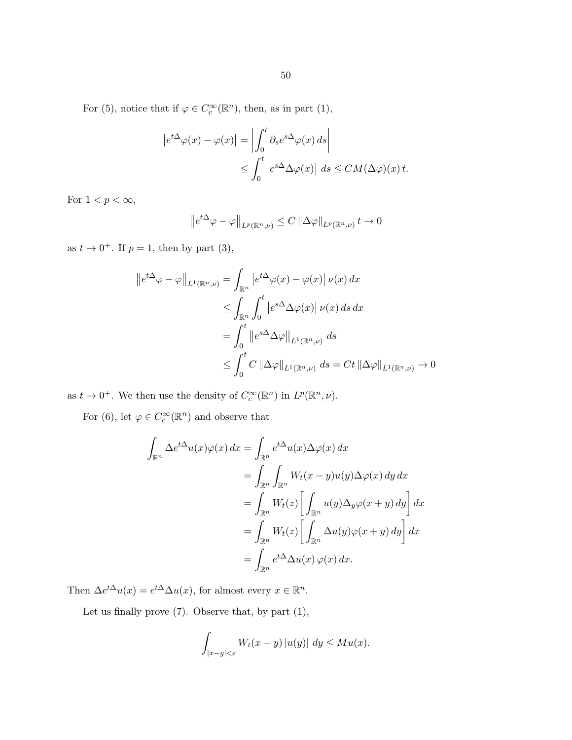For (5), notice that if $\varphi \in C_c^\infty(\mathbb{R}^n)$, then, as in part (1),

$$\begin{aligned}
\left| e^{t\Delta}\varphi(x) - \varphi(x) \right| &= \left| \int_0^t \partial_s e^{s\Delta}\varphi(x)\, ds \right| \\
&\leq \int_0^t \left| e^{s\Delta}\Delta\varphi(x) \right| \, ds \leq CM(\Delta\varphi)(x)\, t.
\end{aligned}$$

For $1 < p < \infty$,

$$\left\| e^{t\Delta}\varphi - \varphi \right\|_{L^p(\mathbb{R}^n,\nu)} \leq C \left\| \Delta\varphi \right\|_{L^p(\mathbb{R}^n,\nu)} t \to 0$$

as $t \to 0^+$. If $p = 1$, then by part (3),

$$\begin{aligned}
\left\| e^{t\Delta}\varphi - \varphi \right\|_{L^1(\mathbb{R}^n,\nu)} &= \int_{\mathbb{R}^n} \left| e^{t\Delta}\varphi(x) - \varphi(x) \right| \nu(x)\, dx \\
&\leq \int_{\mathbb{R}^n} \int_0^t \left| e^{s\Delta}\Delta\varphi(x) \right| \nu(x)\, ds\, dx \\
&= \int_0^t \left\| e^{s\Delta}\Delta\varphi \right\|_{L^1(\mathbb{R}^n,\nu)} \, ds \\
&\leq \int_0^t C \left\| \Delta\varphi \right\|_{L^1(\mathbb{R}^n,\nu)} \, ds = Ct \left\| \Delta\varphi \right\|_{L^1(\mathbb{R}^n,\nu)} \to 0
\end{aligned}$$

as $t \to 0^+$. We then use the density of $C_c^\infty(\mathbb{R}^n)$ in $L^p(\mathbb{R}^n, \nu)$.

For (6), let $\varphi \in C_c^\infty(\mathbb{R}^n)$ and observe that

$$\begin{aligned}
\int_{\mathbb{R}^n} \Delta e^{t\Delta}u(x)\varphi(x)\, dx &= \int_{\mathbb{R}^n} e^{t\Delta}u(x)\Delta\varphi(x)\, dx \\
&= \int_{\mathbb{R}^n} \int_{\mathbb{R}^n} W_t(x-y)u(y)\Delta\varphi(x)\, dy\, dx \\
&= \int_{\mathbb{R}^n} W_t(z) \left[ \int_{\mathbb{R}^n} u(y)\Delta_y\varphi(x+y)\, dy \right] dx \\
&= \int_{\mathbb{R}^n} W_t(z) \left[ \int_{\mathbb{R}^n} \Delta u(y)\varphi(x+y)\, dy \right] dx \\
&= \int_{\mathbb{R}^n} e^{t\Delta}\Delta u(x)\, \varphi(x)\, dx.
\end{aligned}$$

Then $\Delta e^{t\Delta}u(x) = e^{t\Delta}\Delta u(x)$, for almost every $x \in \mathbb{R}^n$.

Let us finally prove (7). Observe that, by part (1),

$$\int_{|x-y|<\varepsilon} W_t(x-y) \left| u(y) \right| \, dy \leq Mu(x).$$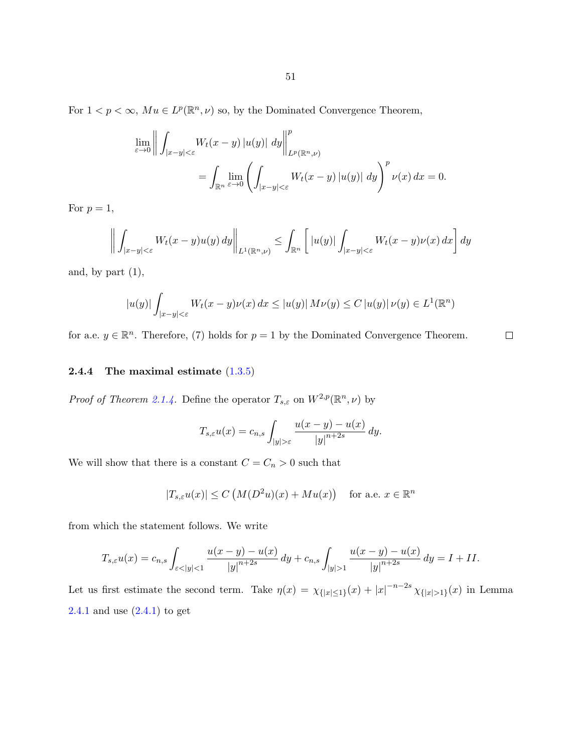For $1 < p < \infty$, $Mu \in L^p(\mathbb{R}^n, \nu)$ so, by the Dominated Convergence Theorem,

$$\lim_{\varepsilon \to 0} \left\| \int_{|x-y|<\varepsilon} W_t(x-y)\, |u(y)|\, dy \right\|^p_{L^p(\mathbb{R}^n,\nu)} = \int_{\mathbb{R}^n} \lim_{\varepsilon \to 0} \left( \int_{|x-y|<\varepsilon} W_t(x-y)\, |u(y)|\, dy \right)^p \nu(x)\, dx = 0.$$

For $p = 1$,

$$\left\| \int_{|x-y|<\varepsilon} W_t(x-y) u(y)\, dy \right\|_{L^1(\mathbb{R}^n,\nu)} \leq \int_{\mathbb{R}^n} \left[ |u(y)| \int_{|x-y|<\varepsilon} W_t(x-y) \nu(x)\, dx \right] dy$$

and, by part (1),

$$|u(y)| \int_{|x-y|<\varepsilon} W_t(x-y) \nu(x)\, dx \leq |u(y)|\, M\nu(y) \leq C\, |u(y)|\, \nu(y) \in L^1(\mathbb{R}^n)$$

for a.e. $y \in \mathbb{R}^n$. Therefore, (7) holds for $p = 1$ by the Dominated Convergence Theorem. □

### 2.4.4 The maximal estimate (1.3.5)

*Proof of Theorem 2.1.4.* Define the operator $T_{s,\varepsilon}$ on $W^{2,p}(\mathbb{R}^n, \nu)$ by

$$T_{s,\varepsilon} u(x) = c_{n,s} \int_{|y|>\varepsilon} \frac{u(x-y) - u(x)}{|y|^{n+2s}}\, dy.$$

We will show that there is a constant $C = C_n > 0$ such that

$$|T_{s,\varepsilon} u(x)| \leq C \left( M(D^2 u)(x) + Mu(x) \right) \quad \text{for a.e. } x \in \mathbb{R}^n$$

from which the statement follows. We write

$$T_{s,\varepsilon} u(x) = c_{n,s} \int_{\varepsilon < |y| < 1} \frac{u(x-y) - u(x)}{|y|^{n+2s}}\, dy + c_{n,s} \int_{|y|>1} \frac{u(x-y) - u(x)}{|y|^{n+2s}}\, dy = I + II.$$

Let us first estimate the second term. Take $\eta(x) = \chi_{\{|x| \leq 1\}}(x) + |x|^{-n-2s} \chi_{\{|x|>1\}}(x)$ in Lemma 2.4.1 and use (2.4.1) to get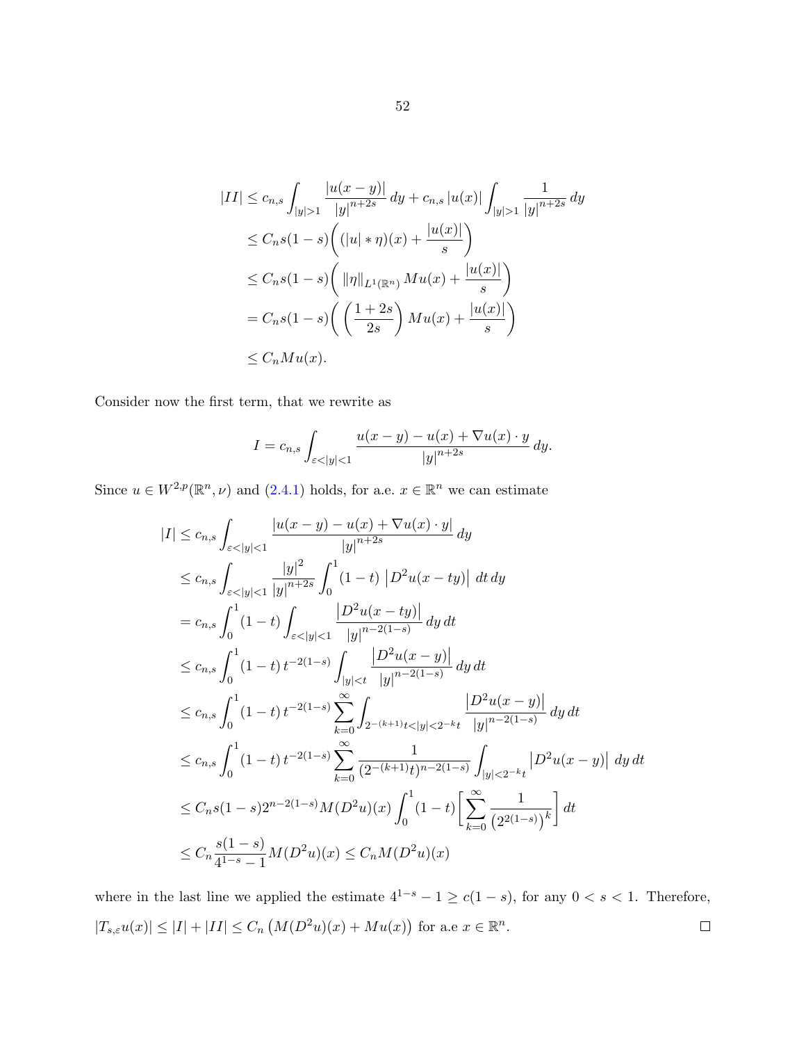$$
\begin{aligned}
|II| &\leq c_{n,s} \int_{|y|>1} \frac{|u(x-y)|}{|y|^{n+2s}}\, dy + c_{n,s}\, |u(x)| \int_{|y|>1} \frac{1}{|y|^{n+2s}}\, dy \\
&\leq C_n s(1-s) \bigg( (|u| * \eta)(x) + \frac{|u(x)|}{s} \bigg) \\
&\leq C_n s(1-s) \bigg( \, \|\eta\|_{L^1(\mathbb{R}^n)}\, Mu(x) + \frac{|u(x)|}{s} \bigg) \\
&= C_n s(1-s) \bigg( \left( \frac{1+2s}{2s} \right) Mu(x) + \frac{|u(x)|}{s} \bigg) \\
&\leq C_n Mu(x).
\end{aligned}
$$

Consider now the first term, that we rewrite as

$$
I = c_{n,s} \int_{\varepsilon<|y|<1} \frac{u(x-y) - u(x) + \nabla u(x) \cdot y}{|y|^{n+2s}}\, dy.
$$

Since $u \in W^{2,p}(\mathbb{R}^n, \nu)$ and (2.4.1) holds, for a.e. $x \in \mathbb{R}^n$ we can estimate

$$
\begin{aligned}
|I| &\leq c_{n,s} \int_{\varepsilon<|y|<1} \frac{|u(x-y) - u(x) + \nabla u(x) \cdot y|}{|y|^{n+2s}}\, dy \\
&\leq c_{n,s} \int_{\varepsilon<|y|<1} \frac{|y|^2}{|y|^{n+2s}} \int_0^1 (1-t)\, \left| D^2 u(x-ty) \right|\, dt\, dy \\
&= c_{n,s} \int_0^1 (1-t) \int_{\varepsilon<|y|<1} \frac{\left| D^2 u(x-ty) \right|}{|y|^{n-2(1-s)}}\, dy\, dt \\
&\leq c_{n,s} \int_0^1 (1-t)\, t^{-2(1-s)} \int_{|y|<t} \frac{\left| D^2 u(x-y) \right|}{|y|^{n-2(1-s)}}\, dy\, dt \\
&\leq c_{n,s} \int_0^1 (1-t)\, t^{-2(1-s)} \sum_{k=0}^{\infty} \int_{2^{-(k+1)}t<|y|<2^{-k}t} \frac{\left| D^2 u(x-y) \right|}{|y|^{n-2(1-s)}}\, dy\, dt \\
&\leq c_{n,s} \int_0^1 (1-t)\, t^{-2(1-s)} \sum_{k=0}^{\infty} \frac{1}{(2^{-(k+1)}t)^{n-2(1-s)}} \int_{|y|<2^{-k}t} \left| D^2 u(x-y) \right|\, dy\, dt \\
&\leq C_n s(1-s) 2^{n-2(1-s)} M(D^2 u)(x) \int_0^1 (1-t) \bigg[ \sum_{k=0}^{\infty} \frac{1}{\left(2^{2(1-s)}\right)^k} \bigg]\, dt \\
&\leq C_n \frac{s(1-s)}{4^{1-s}-1} M(D^2 u)(x) \leq C_n M(D^2 u)(x)
\end{aligned}
$$

where in the last line we applied the estimate $4^{1-s} - 1 \geq c(1-s)$, for any $0 < s < 1$. Therefore, $|T_{s,\varepsilon} u(x)| \leq |I| + |II| \leq C_n \left( M(D^2 u)(x) + Mu(x) \right)$ for a.e $x \in \mathbb{R}^n$. □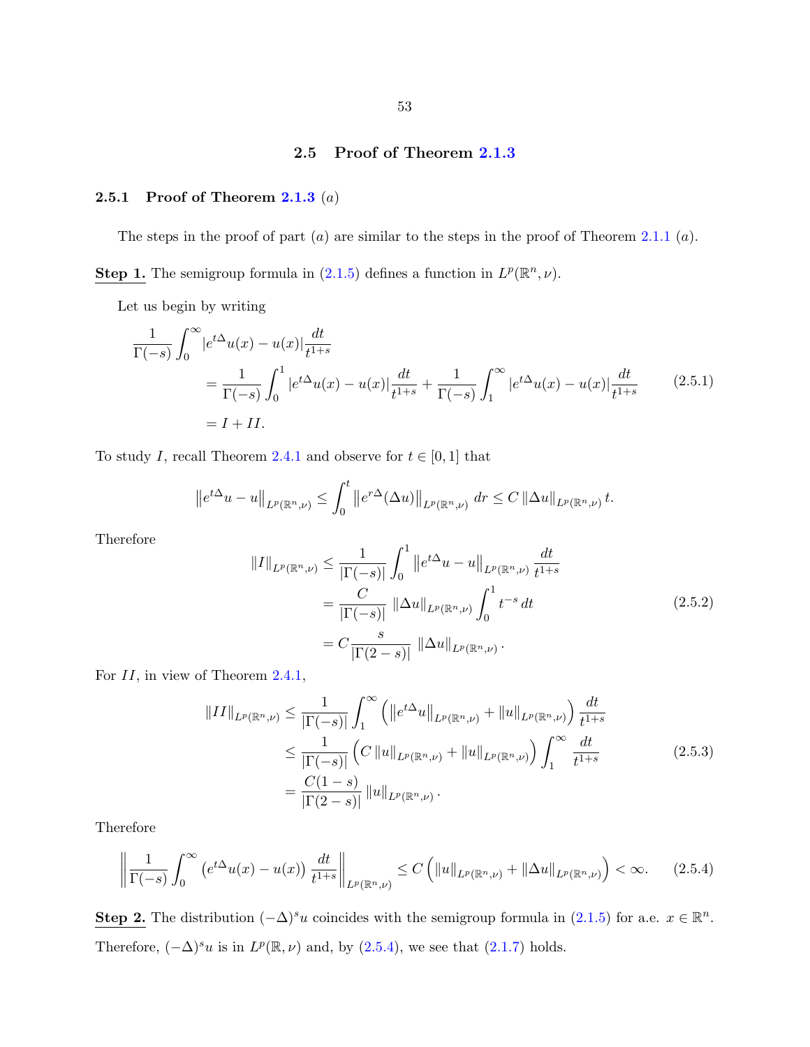## 2.5 Proof of Theorem 2.1.3

### 2.5.1 Proof of Theorem 2.1.3 $(a)$

The steps in the proof of part $(a)$ are similar to the steps in the proof of Theorem 2.1.1 $(a)$.

**Step 1.** The semigroup formula in (2.1.5) defines a function in $L^p(\mathbb{R}^n, \nu)$.

Let us begin by writing

$$
\begin{aligned}
&\frac{1}{\Gamma(-s)} \int_0^\infty |e^{t\Delta}u(x) - u(x)| \frac{dt}{t^{1+s}} \\
&\quad = \frac{1}{\Gamma(-s)} \int_0^1 |e^{t\Delta}u(x) - u(x)| \frac{dt}{t^{1+s}} + \frac{1}{\Gamma(-s)} \int_1^\infty |e^{t\Delta}u(x) - u(x)| \frac{dt}{t^{1+s}} \\
&\quad = I + II.
\end{aligned} \tag{2.5.1}
$$

To study $I$, recall Theorem 2.4.1 and observe for $t \in [0,1]$ that

$$
\left\| e^{t\Delta}u - u \right\|_{L^p(\mathbb{R}^n,\nu)} \le \int_0^t \left\| e^{r\Delta}(\Delta u) \right\|_{L^p(\mathbb{R}^n,\nu)} dr \le C \left\| \Delta u \right\|_{L^p(\mathbb{R}^n,\nu)} t.
$$

Therefore

$$
\begin{aligned}
\left\| I \right\|_{L^p(\mathbb{R}^n,\nu)} &\le \frac{1}{|\Gamma(-s)|} \int_0^1 \left\| e^{t\Delta}u - u \right\|_{L^p(\mathbb{R}^n,\nu)} \frac{dt}{t^{1+s}} \\
&= \frac{C}{|\Gamma(-s)|} \left\| \Delta u \right\|_{L^p(\mathbb{R}^n,\nu)} \int_0^1 t^{-s}\, dt \\
&= C \frac{s}{|\Gamma(2-s)|} \left\| \Delta u \right\|_{L^p(\mathbb{R}^n,\nu)}.
\end{aligned} \tag{2.5.2}
$$

For $II$, in view of Theorem 2.4.1,

$$
\begin{aligned}
\left\| II \right\|_{L^p(\mathbb{R}^n,\nu)} &\le \frac{1}{|\Gamma(-s)|} \int_1^\infty \left( \left\| e^{t\Delta}u \right\|_{L^p(\mathbb{R}^n,\nu)} + \left\| u \right\|_{L^p(\mathbb{R}^n,\nu)} \right) \frac{dt}{t^{1+s}} \\
&\le \frac{1}{|\Gamma(-s)|} \left( C \left\| u \right\|_{L^p(\mathbb{R}^n,\nu)} + \left\| u \right\|_{L^p(\mathbb{R}^n,\nu)} \right) \int_1^\infty \frac{dt}{t^{1+s}} \\
&= \frac{C(1-s)}{|\Gamma(2-s)|} \left\| u \right\|_{L^p(\mathbb{R}^n,\nu)}.
\end{aligned} \tag{2.5.3}
$$

Therefore

$$
\left\| \frac{1}{\Gamma(-s)} \int_0^\infty \left( e^{t\Delta}u(x) - u(x) \right) \frac{dt}{t^{1+s}} \right\|_{L^p(\mathbb{R}^n,\nu)} \le C \left( \left\| u \right\|_{L^p(\mathbb{R}^n,\nu)} + \left\| \Delta u \right\|_{L^p(\mathbb{R}^n,\nu)} \right) < \infty. \tag{2.5.4}
$$

**Step 2.** The distribution $(-\Delta)^s u$ coincides with the semigroup formula in (2.1.5) for a.e. $x \in \mathbb{R}^n$. Therefore, $(-\Delta)^s u$ is in $L^p(\mathbb{R}, \nu)$ and, by (2.5.4), we see that (2.1.7) holds.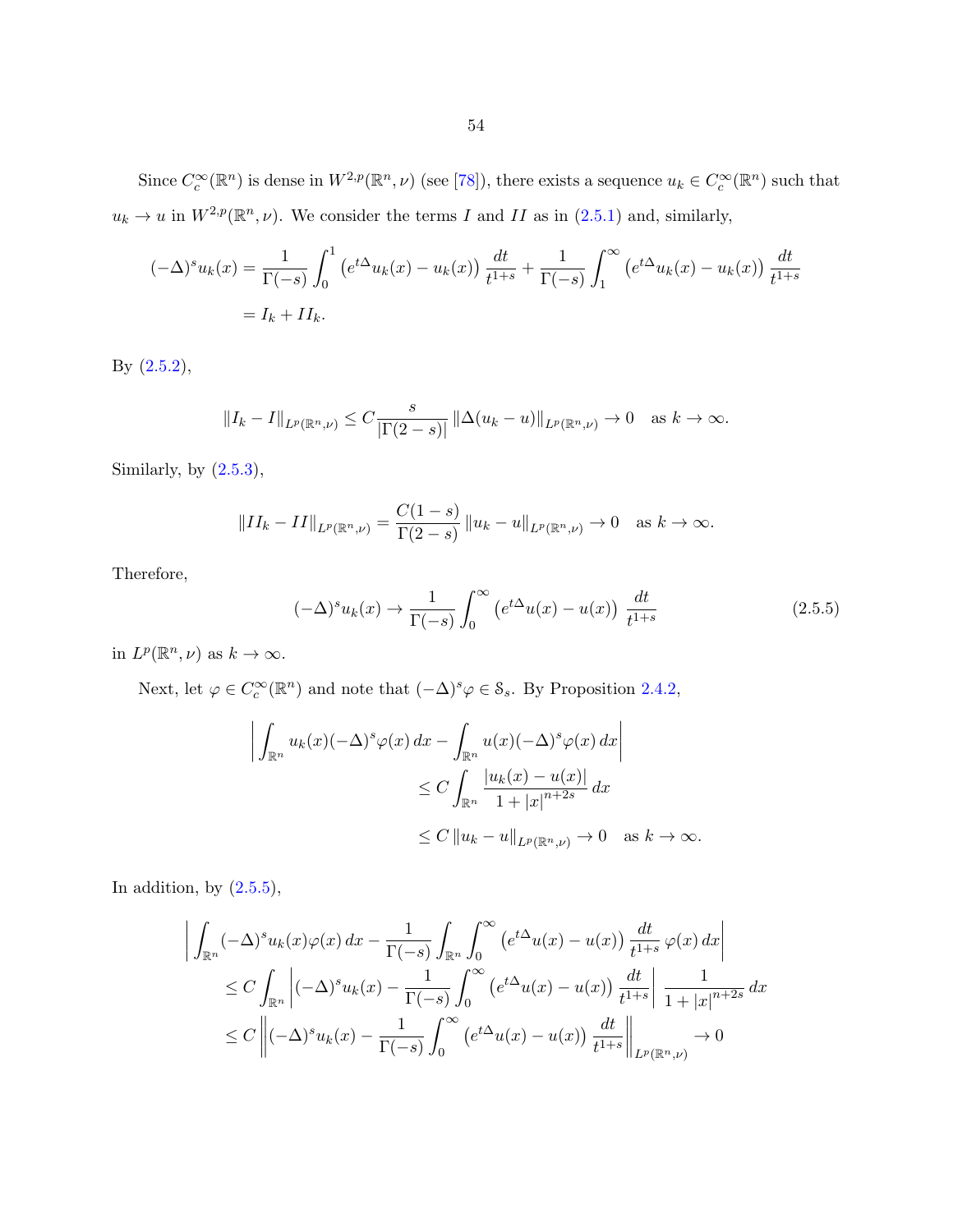Since $C_c^\infty(\mathbb{R}^n)$ is dense in $W^{2,p}(\mathbb{R}^n,\nu)$ (see [78]), there exists a sequence $u_k \in C_c^\infty(\mathbb{R}^n)$ such that $u_k \to u$ in $W^{2,p}(\mathbb{R}^n,\nu)$. We consider the terms $I$ and $II$ as in (2.5.1) and, similarly,

$$
\begin{aligned}
(-\Delta)^s u_k(x) &= \frac{1}{\Gamma(-s)} \int_0^1 \left(e^{t\Delta} u_k(x) - u_k(x)\right) \frac{dt}{t^{1+s}} + \frac{1}{\Gamma(-s)} \int_1^\infty \left(e^{t\Delta} u_k(x) - u_k(x)\right) \frac{dt}{t^{1+s}} \\
&= I_k + II_k.
\end{aligned}
$$

By (2.5.2),

$$
\|I_k - I\|_{L^p(\mathbb{R}^n,\nu)} \leq C \frac{s}{|\Gamma(2-s)|} \|\Delta(u_k - u)\|_{L^p(\mathbb{R}^n,\nu)} \to 0 \quad \text{as } k \to \infty.
$$

Similarly, by (2.5.3),

$$
\|II_k - II\|_{L^p(\mathbb{R}^n,\nu)} = \frac{C(1-s)}{\Gamma(2-s)} \|u_k - u\|_{L^p(\mathbb{R}^n,\nu)} \to 0 \quad \text{as } k \to \infty.
$$

Therefore,

$$
(-\Delta)^s u_k(x) \to \frac{1}{\Gamma(-s)} \int_0^\infty \left(e^{t\Delta} u(x) - u(x)\right) \frac{dt}{t^{1+s}} \tag{2.5.5}
$$

in $L^p(\mathbb{R}^n,\nu)$ as $k \to \infty$.

Next, let $\varphi \in C_c^\infty(\mathbb{R}^n)$ and note that $(-\Delta)^s \varphi \in \mathcal{S}_s$. By Proposition 2.4.2,

$$
\begin{aligned}
&\left| \int_{\mathbb{R}^n} u_k(x) (-\Delta)^s \varphi(x)\, dx - \int_{\mathbb{R}^n} u(x)(-\Delta)^s \varphi(x)\, dx \right| \\
&\qquad\qquad \leq C \int_{\mathbb{R}^n} \frac{|u_k(x) - u(x)|}{1 + |x|^{n+2s}}\, dx \\
&\qquad\qquad \leq C \|u_k - u\|_{L^p(\mathbb{R}^n,\nu)} \to 0 \quad \text{as } k \to \infty.
\end{aligned}
$$

In addition, by (2.5.5),

$$
\begin{aligned}
&\left| \int_{\mathbb{R}^n} (-\Delta)^s u_k(x) \varphi(x)\, dx - \frac{1}{\Gamma(-s)} \int_{\mathbb{R}^n} \int_0^\infty \left(e^{t\Delta} u(x) - u(x)\right) \frac{dt}{t^{1+s}}\, \varphi(x)\, dx \right| \\
&\quad \leq C \int_{\mathbb{R}^n} \left| (-\Delta)^s u_k(x) - \frac{1}{\Gamma(-s)} \int_0^\infty \left(e^{t\Delta} u(x) - u(x)\right) \frac{dt}{t^{1+s}} \right| \frac{1}{1 + |x|^{n+2s}}\, dx \\
&\quad \leq C \left\| (-\Delta)^s u_k(x) - \frac{1}{\Gamma(-s)} \int_0^\infty \left(e^{t\Delta} u(x) - u(x)\right) \frac{dt}{t^{1+s}} \right\|_{L^p(\mathbb{R}^n,\nu)} \to 0
\end{aligned}
$$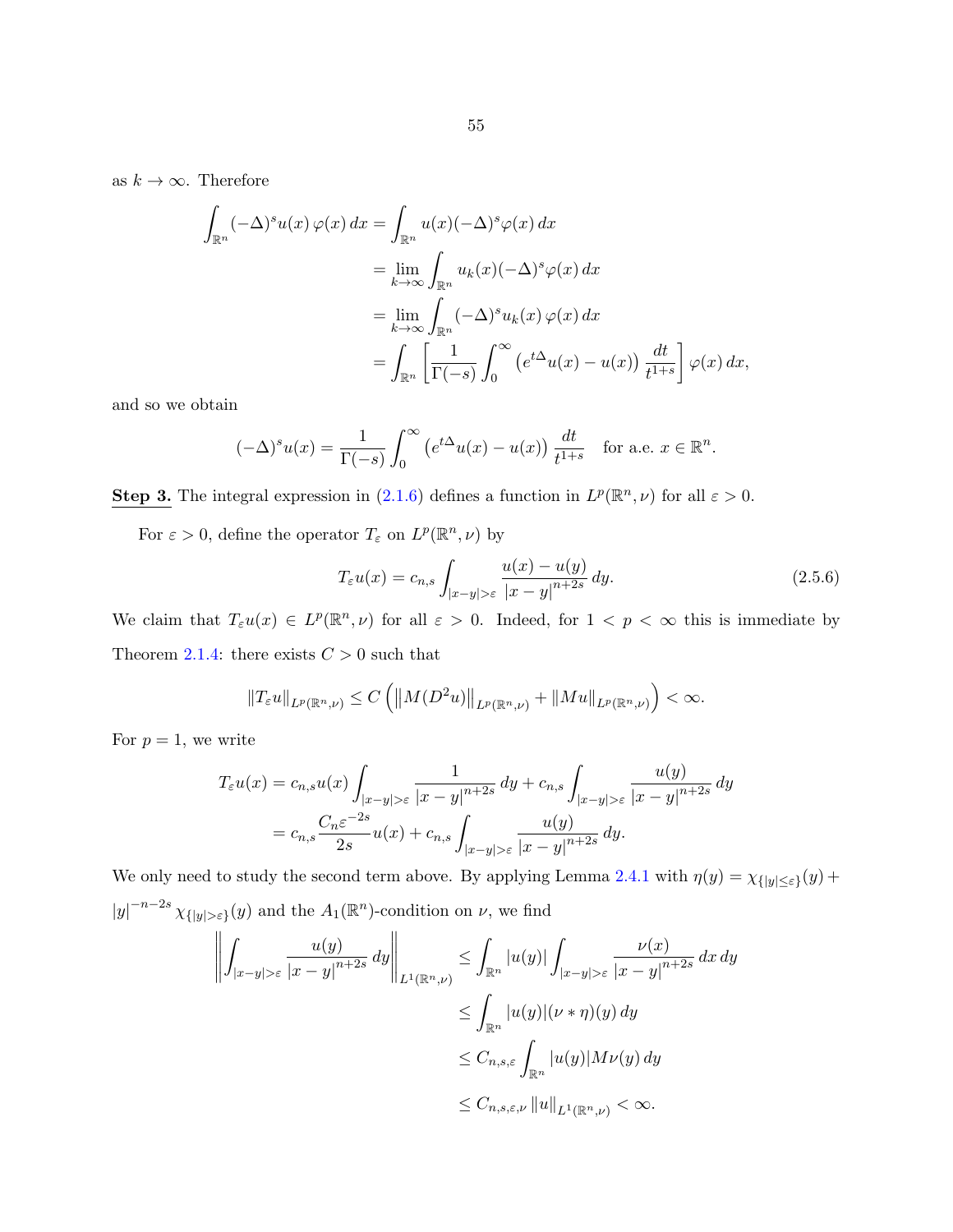as $k \to \infty$. Therefore

$$
\begin{aligned}
\int_{\mathbb{R}^n} (-\Delta)^s u(x)\, \varphi(x)\, dx &= \int_{\mathbb{R}^n} u(x) (-\Delta)^s \varphi(x)\, dx \\
&= \lim_{k\to\infty} \int_{\mathbb{R}^n} u_k(x) (-\Delta)^s \varphi(x)\, dx \\
&= \lim_{k\to\infty} \int_{\mathbb{R}^n} (-\Delta)^s u_k(x)\, \varphi(x)\, dx \\
&= \int_{\mathbb{R}^n} \left[ \frac{1}{\Gamma(-s)} \int_0^\infty \left( e^{t\Delta} u(x) - u(x) \right) \frac{dt}{t^{1+s}} \right] \varphi(x)\, dx,
\end{aligned}
$$

and so we obtain

$$
(-\Delta)^s u(x) = \frac{1}{\Gamma(-s)} \int_0^\infty \left( e^{t\Delta} u(x) - u(x) \right) \frac{dt}{t^{1+s}} \quad \text{for a.e. } x \in \mathbb{R}^n.
$$

**Step 3.** The integral expression in (2.1.6) defines a function in $L^p(\mathbb{R}^n, \nu)$ for all $\varepsilon > 0$.

For $\varepsilon > 0$, define the operator $T_\varepsilon$ on $L^p(\mathbb{R}^n, \nu)$ by

$$
T_\varepsilon u(x) = c_{n,s} \int_{|x-y|>\varepsilon} \frac{u(x) - u(y)}{|x-y|^{n+2s}}\, dy. \tag{2.5.6}
$$

We claim that $T_\varepsilon u(x) \in L^p(\mathbb{R}^n, \nu)$ for all $\varepsilon > 0$. Indeed, for $1 < p < \infty$ this is immediate by Theorem 2.1.4: there exists $C > 0$ such that

$$
\|T_\varepsilon u\|_{L^p(\mathbb{R}^n,\nu)} \leq C \left( \left\| M(D^2 u) \right\|_{L^p(\mathbb{R}^n,\nu)} + \|Mu\|_{L^p(\mathbb{R}^n,\nu)} \right) < \infty.
$$

For $p = 1$, we write

$$
\begin{aligned}
T_\varepsilon u(x) &= c_{n,s} u(x) \int_{|x-y|>\varepsilon} \frac{1}{|x-y|^{n+2s}}\, dy + c_{n,s} \int_{|x-y|>\varepsilon} \frac{u(y)}{|x-y|^{n+2s}}\, dy \\
&= c_{n,s} \frac{C_n \varepsilon^{-2s}}{2s} u(x) + c_{n,s} \int_{|x-y|>\varepsilon} \frac{u(y)}{|x-y|^{n+2s}}\, dy.
\end{aligned}
$$

We only need to study the second term above. By applying Lemma 2.4.1 with $\eta(y) = \chi_{\{|y|\leq\varepsilon\}}(y) + |y|^{-n-2s} \chi_{\{|y|>\varepsilon\}}(y)$ and the $A_1(\mathbb{R}^n)$-condition on $\nu$, we find

$$
\begin{aligned}
\left\| \int_{|x-y|>\varepsilon} \frac{u(y)}{|x-y|^{n+2s}}\, dy \right\|_{L^1(\mathbb{R}^n,\nu)} &\leq \int_{\mathbb{R}^n} |u(y)| \int_{|x-y|>\varepsilon} \frac{\nu(x)}{|x-y|^{n+2s}}\, dx\, dy \\
&\leq \int_{\mathbb{R}^n} |u(y)| (\nu * \eta)(y)\, dy \\
&\leq C_{n,s,\varepsilon} \int_{\mathbb{R}^n} |u(y)| M\nu(y)\, dy \\
&\leq C_{n,s,\varepsilon,\nu} \|u\|_{L^1(\mathbb{R}^n,\nu)} < \infty.
\end{aligned}
$$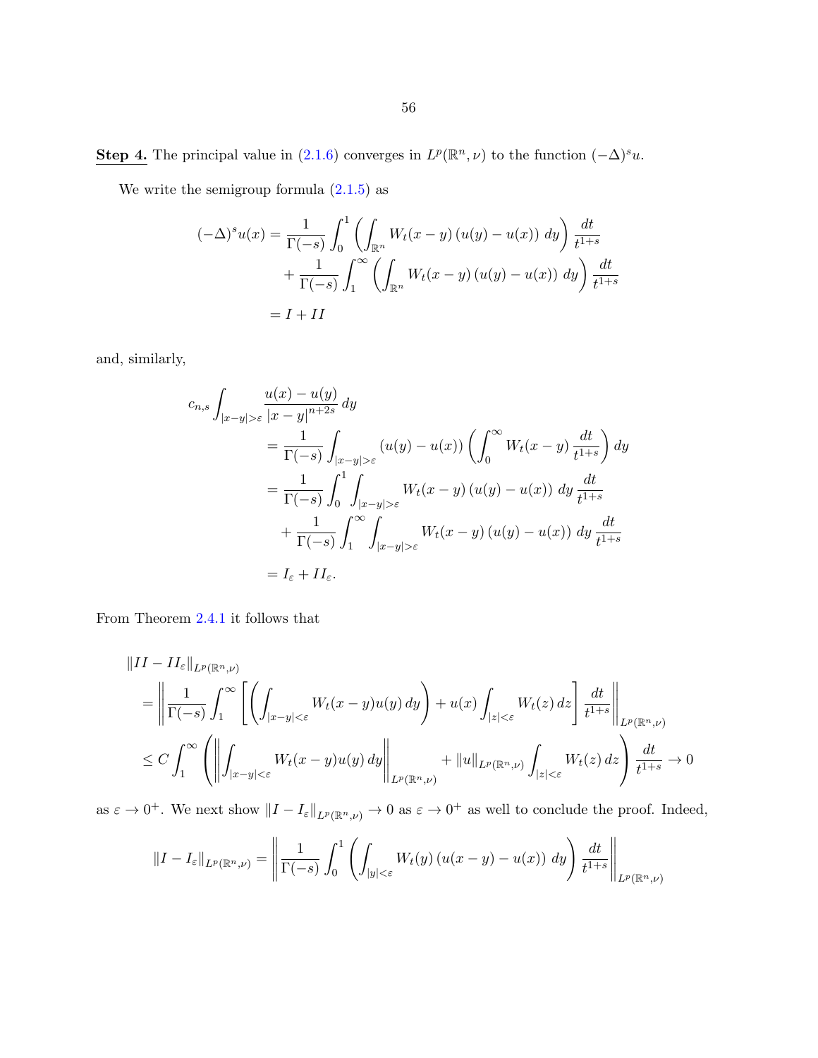**Step 4.** The principal value in (2.1.6) converges in $L^p(\mathbb{R}^n, \nu)$ to the function $(-\Delta)^s u$.

We write the semigroup formula (2.1.5) as

$$
\begin{aligned}
(-\Delta)^s u(x) &= \frac{1}{\Gamma(-s)} \int_0^1 \left( \int_{\mathbb{R}^n} W_t(x-y)\,(u(y)-u(x))\, dy \right) \frac{dt}{t^{1+s}} \\
&\quad + \frac{1}{\Gamma(-s)} \int_1^\infty \left( \int_{\mathbb{R}^n} W_t(x-y)\,(u(y)-u(x))\, dy \right) \frac{dt}{t^{1+s}} \\
&= I + II
\end{aligned}
$$

and, similarly,

$$
\begin{aligned}
c_{n,s} &\int_{|x-y|>\varepsilon} \frac{u(x)-u(y)}{|x-y|^{n+2s}}\, dy \\
&= \frac{1}{\Gamma(-s)} \int_{|x-y|>\varepsilon} (u(y)-u(x)) \left( \int_0^\infty W_t(x-y)\, \frac{dt}{t^{1+s}} \right) dy \\
&= \frac{1}{\Gamma(-s)} \int_0^1 \int_{|x-y|>\varepsilon} W_t(x-y)\,(u(y)-u(x))\, dy\, \frac{dt}{t^{1+s}} \\
&\quad + \frac{1}{\Gamma(-s)} \int_1^\infty \int_{|x-y|>\varepsilon} W_t(x-y)\,(u(y)-u(x))\, dy\, \frac{dt}{t^{1+s}} \\
&= I_\varepsilon + II_\varepsilon.
\end{aligned}
$$

From Theorem 2.4.1 it follows that

$$
\begin{aligned}
&\|II - II_\varepsilon\|_{L^p(\mathbb{R}^n,\nu)} \\
&= \left\| \frac{1}{\Gamma(-s)} \int_1^\infty \left[ \left( \int_{|x-y|<\varepsilon} W_t(x-y) u(y)\, dy \right) + u(x) \int_{|z|<\varepsilon} W_t(z)\, dz \right] \frac{dt}{t^{1+s}} \right\|_{L^p(\mathbb{R}^n,\nu)} \\
&\leq C \int_1^\infty \left( \left\| \int_{|x-y|<\varepsilon} W_t(x-y) u(y)\, dy \right\|_{L^p(\mathbb{R}^n,\nu)} + \|u\|_{L^p(\mathbb{R}^n,\nu)} \int_{|z|<\varepsilon} W_t(z)\, dz \right) \frac{dt}{t^{1+s}} \to 0
\end{aligned}
$$

as $\varepsilon \to 0^+$. We next show $\|I - I_\varepsilon\|_{L^p(\mathbb{R}^n,\nu)} \to 0$ as $\varepsilon \to 0^+$ as well to conclude the proof. Indeed,

$$
\|I - I_\varepsilon\|_{L^p(\mathbb{R}^n,\nu)} = \left\| \frac{1}{\Gamma(-s)} \int_0^1 \left( \int_{|y|<\varepsilon} W_t(y)\,(u(x-y)-u(x))\, dy \right) \frac{dt}{t^{1+s}} \right\|_{L^p(\mathbb{R}^n,\nu)}
$$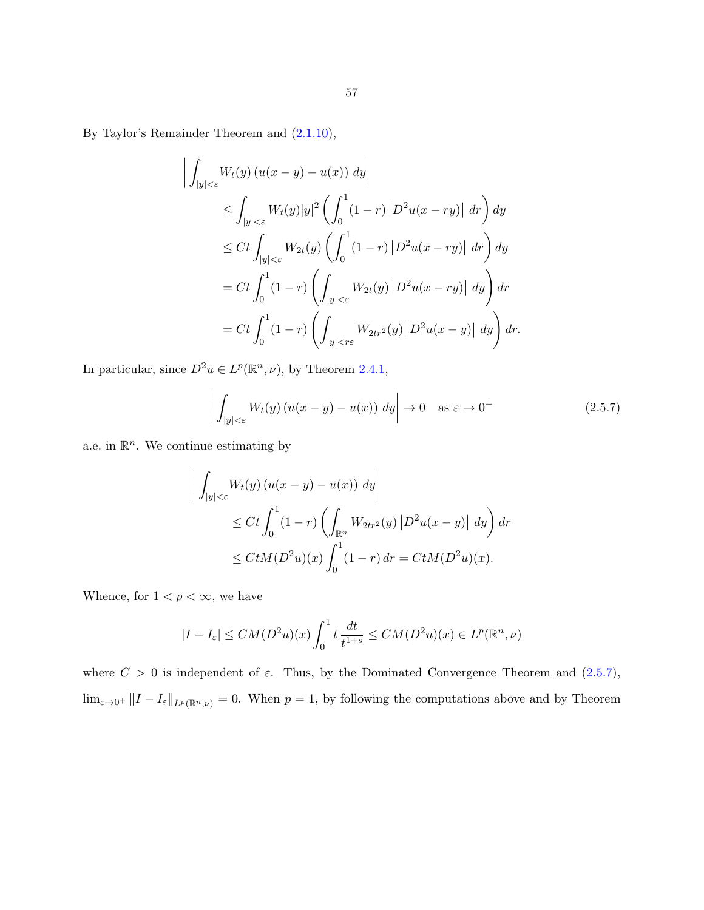By Taylor's Remainder Theorem and (2.1.10),

$$
\begin{aligned}
\Big| \int_{|y|<\varepsilon} & W_t(y) \left(u(x-y) - u(x)\right) \, dy \Big| \\
&\leq \int_{|y|<\varepsilon} W_t(y) |y|^2 \left( \int_0^1 (1-r) \left| D^2 u(x - ry) \right| \, dr \right) dy \\
&\leq Ct \int_{|y|<\varepsilon} W_{2t}(y) \left( \int_0^1 (1-r) \left| D^2 u(x - ry) \right| \, dr \right) dy \\
&= Ct \int_0^1 (1-r) \left( \int_{|y|<\varepsilon} W_{2t}(y) \left| D^2 u(x - ry) \right| \, dy \right) dr \\
&= Ct \int_0^1 (1-r) \left( \int_{|y|<r\varepsilon} W_{2tr^2}(y) \left| D^2 u(x - y) \right| \, dy \right) dr.
\end{aligned}
$$

In particular, since $D^2 u \in L^p(\mathbb{R}^n, \nu)$, by Theorem 2.4.1,

$$
\left| \int_{|y|<\varepsilon} W_t(y) \left(u(x-y) - u(x)\right) \, dy \right| \to 0 \quad \text{as } \varepsilon \to 0^+ \tag{2.5.7}
$$

a.e. in $\mathbb{R}^n$. We continue estimating by

$$
\begin{aligned}
\Big| \int_{|y|<\varepsilon} & W_t(y) \left(u(x-y) - u(x)\right) \, dy \Big| \\
&\leq Ct \int_0^1 (1-r) \left( \int_{\mathbb{R}^n} W_{2tr^2}(y) \left| D^2 u(x - y) \right| \, dy \right) dr \\
&\leq Ct M(D^2 u)(x) \int_0^1 (1-r) \, dr = Ct M(D^2 u)(x).
\end{aligned}
$$

Whence, for $1 < p < \infty$, we have

$$
|I - I_\varepsilon| \leq C M(D^2 u)(x) \int_0^1 t \, \frac{dt}{t^{1+s}} \leq C M(D^2 u)(x) \in L^p(\mathbb{R}^n, \nu)
$$

where $C > 0$ is independent of $\varepsilon$. Thus, by the Dominated Convergence Theorem and (2.5.7), $\lim_{\varepsilon \to 0^+} \|I - I_\varepsilon\|_{L^p(\mathbb{R}^n, \nu)} = 0$. When $p = 1$, by following the computations above and by Theorem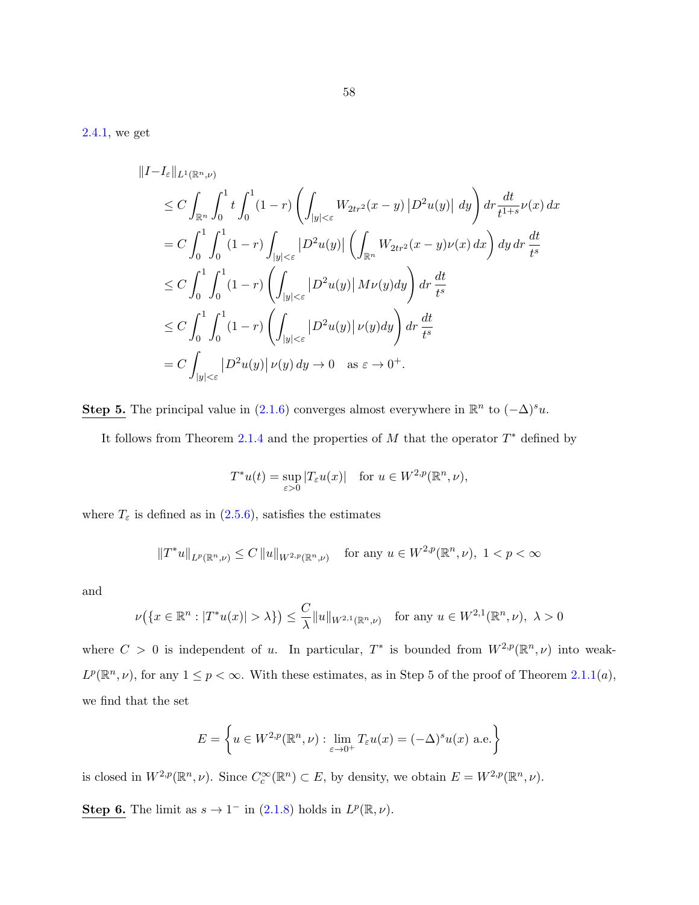2.4.1, we get

$$
\begin{aligned}
&\|I - I_\varepsilon\|_{L^1(\mathbb{R}^n,\nu)} \\
&\leq C \int_{\mathbb{R}^n} \int_0^1 t \int_0^1 (1-r) \left( \int_{|y|<\varepsilon} W_{2tr^2}(x-y) \left|D^2 u(y)\right| \, dy \right) dr \, \frac{dt}{t^{1+s}} \nu(x) \, dx \\
&= C \int_0^1 \int_0^1 (1-r) \int_{|y|<\varepsilon} \left|D^2 u(y)\right| \left( \int_{\mathbb{R}^n} W_{2tr^2}(x-y) \nu(x) \, dx \right) dy \, dr \, \frac{dt}{t^s} \\
&\leq C \int_0^1 \int_0^1 (1-r) \left( \int_{|y|<\varepsilon} \left|D^2 u(y)\right| M\nu(y) dy \right) dr \, \frac{dt}{t^s} \\
&\leq C \int_0^1 \int_0^1 (1-r) \left( \int_{|y|<\varepsilon} \left|D^2 u(y)\right| \nu(y) dy \right) dr \, \frac{dt}{t^s} \\
&= C \int_{|y|<\varepsilon} \left|D^2 u(y)\right| \nu(y) \, dy \to 0 \quad \text{as } \varepsilon \to 0^+.
\end{aligned}
$$

**Step 5.** The principal value in (2.1.6) converges almost everywhere in $\mathbb{R}^n$ to $(-\Delta)^s u$.

It follows from Theorem 2.1.4 and the properties of $M$ that the operator $T^*$ defined by

$$
T^* u(t) = \sup_{\varepsilon > 0} |T_\varepsilon u(x)| \quad \text{for } u \in W^{2,p}(\mathbb{R}^n, \nu),
$$

where $T_\varepsilon$ is defined as in (2.5.6), satisfies the estimates

$$
\|T^* u\|_{L^p(\mathbb{R}^n,\nu)} \leq C \, \|u\|_{W^{2,p}(\mathbb{R}^n,\nu)} \quad \text{for any } u \in W^{2,p}(\mathbb{R}^n, \nu), \ 1 < p < \infty
$$

and

$$
\nu\big(\{x \in \mathbb{R}^n : |T^* u(x)| > \lambda\}\big) \leq \frac{C}{\lambda} \|u\|_{W^{2,1}(\mathbb{R}^n,\nu)} \quad \text{for any } u \in W^{2,1}(\mathbb{R}^n, \nu), \ \lambda > 0
$$

where $C > 0$ is independent of $u$. In particular, $T^*$ is bounded from $W^{2,p}(\mathbb{R}^n, \nu)$ into weak-$L^p(\mathbb{R}^n, \nu)$, for any $1 \leq p < \infty$. With these estimates, as in Step 5 of the proof of Theorem 2.1.1$(a)$, we find that the set

$$
E = \left\{ u \in W^{2,p}(\mathbb{R}^n, \nu) : \lim_{\varepsilon \to 0^+} T_\varepsilon u(x) = (-\Delta)^s u(x) \text{ a.e.} \right\}
$$

is closed in $W^{2,p}(\mathbb{R}^n, \nu)$. Since $C_c^\infty(\mathbb{R}^n) \subset E$, by density, we obtain $E = W^{2,p}(\mathbb{R}^n, \nu)$.

**Step 6.** The limit as $s \to 1^-$ in (2.1.8) holds in $L^p(\mathbb{R}, \nu)$.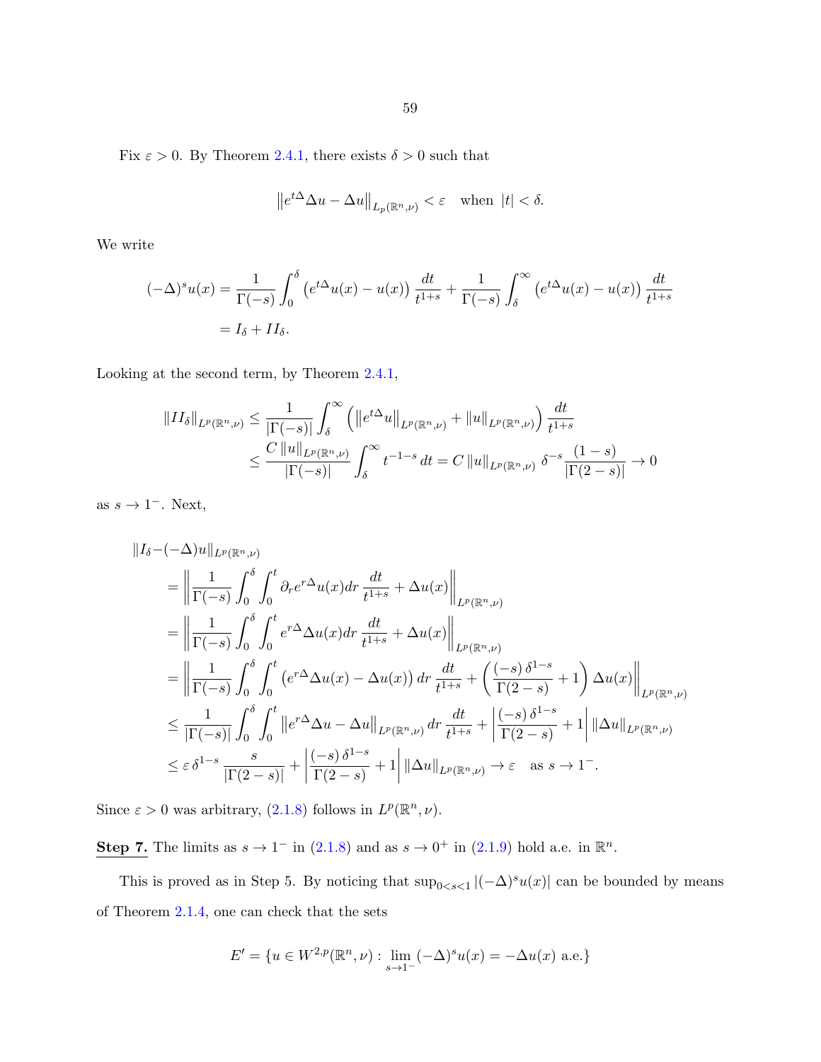Fix $\varepsilon > 0$. By Theorem 2.4.1, there exists $\delta > 0$ such that

$$\left\| e^{t\Delta} \Delta u - \Delta u \right\|_{L_p(\mathbb{R}^n,\nu)} < \varepsilon \quad \text{when } |t| < \delta.$$

We write

$$\begin{aligned}
(-\Delta)^s u(x) &= \frac{1}{\Gamma(-s)} \int_0^\delta \left( e^{t\Delta} u(x) - u(x) \right) \frac{dt}{t^{1+s}} + \frac{1}{\Gamma(-s)} \int_\delta^\infty \left( e^{t\Delta} u(x) - u(x) \right) \frac{dt}{t^{1+s}} \\
&= I_\delta + II_\delta.
\end{aligned}$$

Looking at the second term, by Theorem 2.4.1,

$$\begin{aligned}
\| II_\delta \|_{L^p(\mathbb{R}^n,\nu)} &\leq \frac{1}{|\Gamma(-s)|} \int_\delta^\infty \left( \left\| e^{t\Delta} u \right\|_{L^p(\mathbb{R}^n,\nu)} + \|u\|_{L^p(\mathbb{R}^n,\nu)} \right) \frac{dt}{t^{1+s}} \\
&\leq \frac{C \, \|u\|_{L^p(\mathbb{R}^n,\nu)}}{|\Gamma(-s)|} \int_\delta^\infty t^{-1-s} \, dt = C \, \|u\|_{L^p(\mathbb{R}^n,\nu)} \; \delta^{-s} \frac{(1-s)}{|\Gamma(2-s)|} \to 0
\end{aligned}$$

as $s \to 1^-$. Next,

$$\begin{aligned}
&\| I_\delta - (-\Delta) u \|_{L^p(\mathbb{R}^n,\nu)} \\
&\quad = \left\| \frac{1}{\Gamma(-s)} \int_0^\delta \int_0^t \partial_r e^{r\Delta} u(x) dr \, \frac{dt}{t^{1+s}} + \Delta u(x) \right\|_{L^p(\mathbb{R}^n,\nu)} \\
&\quad = \left\| \frac{1}{\Gamma(-s)} \int_0^\delta \int_0^t e^{r\Delta} \Delta u(x) dr \, \frac{dt}{t^{1+s}} + \Delta u(x) \right\|_{L^p(\mathbb{R}^n,\nu)} \\
&\quad = \left\| \frac{1}{\Gamma(-s)} \int_0^\delta \int_0^t \left( e^{r\Delta} \Delta u(x) - \Delta u(x) \right) dr \, \frac{dt}{t^{1+s}} + \left( \frac{(-s) \, \delta^{1-s}}{\Gamma(2-s)} + 1 \right) \Delta u(x) \right\|_{L^p(\mathbb{R}^n,\nu)} \\
&\quad \leq \frac{1}{|\Gamma(-s)|} \int_0^\delta \int_0^t \left\| e^{r\Delta} \Delta u - \Delta u \right\|_{L^p(\mathbb{R}^n,\nu)} dr \, \frac{dt}{t^{1+s}} + \left| \frac{(-s) \, \delta^{1-s}}{\Gamma(2-s)} + 1 \right| \|\Delta u\|_{L^p(\mathbb{R}^n,\nu)} \\
&\quad \leq \varepsilon \, \delta^{1-s} \, \frac{s}{|\Gamma(2-s)|} + \left| \frac{(-s) \, \delta^{1-s}}{\Gamma(2-s)} + 1 \right| \|\Delta u\|_{L^p(\mathbb{R}^n,\nu)} \to \varepsilon \quad \text{as } s \to 1^-.
\end{aligned}$$

Since $\varepsilon > 0$ was arbitrary, (2.1.8) follows in $L^p(\mathbb{R}^n, \nu)$.

**Step 7.** The limits as $s \to 1^-$ in (2.1.8) and as $s \to 0^+$ in (2.1.9) hold a.e. in $\mathbb{R}^n$.

This is proved as in Step 5. By noticing that $\sup_{0<s<1} |(-\Delta)^s u(x)|$ can be bounded by means of Theorem 2.1.4, one can check that the sets

$$E' = \{ u \in W^{2,p}(\mathbb{R}^n, \nu) : \lim_{s \to 1^-} (-\Delta)^s u(x) = -\Delta u(x) \text{ a.e.} \}$$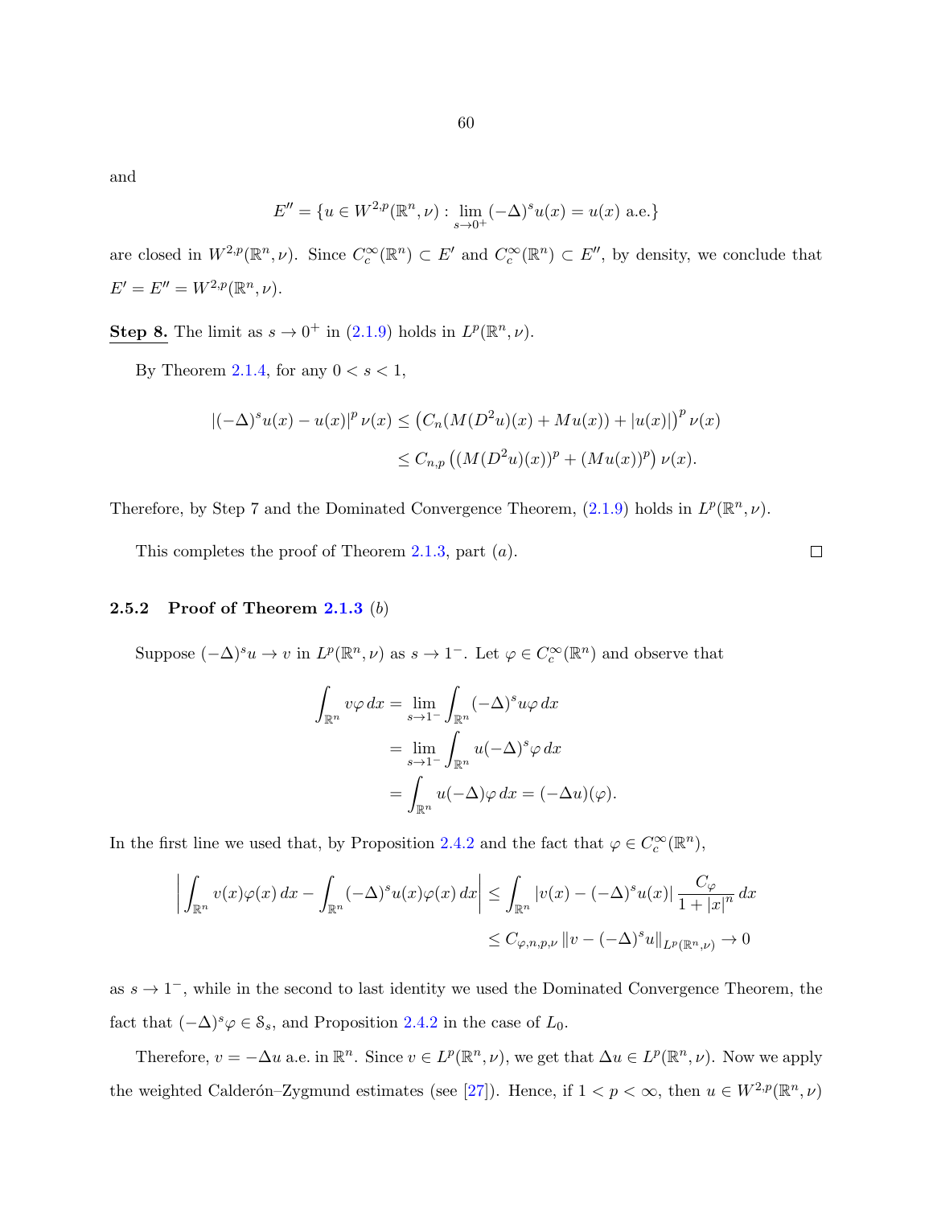and

$$E'' = \{u \in W^{2,p}(\mathbb{R}^n, \nu) : \lim_{s\to 0^+} (-\Delta)^s u(x) = u(x) \text{ a.e.}\}$$

are closed in $W^{2,p}(\mathbb{R}^n, \nu)$. Since $C_c^\infty(\mathbb{R}^n) \subset E'$ and $C_c^\infty(\mathbb{R}^n) \subset E''$, by density, we conclude that $E' = E'' = W^{2,p}(\mathbb{R}^n, \nu)$.

**Step 8.** The limit as $s \to 0^+$ in (2.1.9) holds in $L^p(\mathbb{R}^n, \nu)$.

By Theorem 2.1.4, for any $0 < s < 1$,

$$\begin{aligned}
|(-\Delta)^s u(x) - u(x)|^p \nu(x) &\le \left(C_n(M(D^2u)(x) + Mu(x)) + |u(x)|\right)^p \nu(x) \\
&\le C_{n,p} \left((M(D^2u)(x))^p + (Mu(x))^p\right) \nu(x).
\end{aligned}$$

Therefore, by Step 7 and the Dominated Convergence Theorem, (2.1.9) holds in $L^p(\mathbb{R}^n, \nu)$.

This completes the proof of Theorem 2.1.3, part $(a)$. □

### 2.5.2 Proof of Theorem 2.1.3 $(b)$

Suppose $(-\Delta)^s u \to v$ in $L^p(\mathbb{R}^n, \nu)$ as $s \to 1^-$. Let $\varphi \in C_c^\infty(\mathbb{R}^n)$ and observe that

$$\begin{aligned}
\int_{\mathbb{R}^n} v\varphi \, dx &= \lim_{s\to 1^-} \int_{\mathbb{R}^n} (-\Delta)^s u \varphi \, dx \\
&= \lim_{s\to 1^-} \int_{\mathbb{R}^n} u(-\Delta)^s \varphi \, dx \\
&= \int_{\mathbb{R}^n} u(-\Delta)\varphi \, dx = (-\Delta u)(\varphi).
\end{aligned}$$

In the first line we used that, by Proposition 2.4.2 and the fact that $\varphi \in C_c^\infty(\mathbb{R}^n)$,

$$\begin{aligned}
\left| \int_{\mathbb{R}^n} v(x)\varphi(x) \, dx - \int_{\mathbb{R}^n} (-\Delta)^s u(x)\varphi(x) \, dx \right| &\le \int_{\mathbb{R}^n} |v(x) - (-\Delta)^s u(x)| \frac{C_\varphi}{1 + |x|^n} \, dx \\
&\le C_{\varphi,n,p,\nu} \|v - (-\Delta)^s u\|_{L^p(\mathbb{R}^n,\nu)} \to 0
\end{aligned}$$

as $s \to 1^-$, while in the second to last identity we used the Dominated Convergence Theorem, the fact that $(-\Delta)^s \varphi \in \mathcal{S}_s$, and Proposition 2.4.2 in the case of $L_0$.

Therefore, $v = -\Delta u$ a.e. in $\mathbb{R}^n$. Since $v \in L^p(\mathbb{R}^n, \nu)$, we get that $\Delta u \in L^p(\mathbb{R}^n, \nu)$. Now we apply the weighted Calderón–Zygmund estimates (see [27]). Hence, if $1 < p < \infty$, then $u \in W^{2,p}(\mathbb{R}^n, \nu)$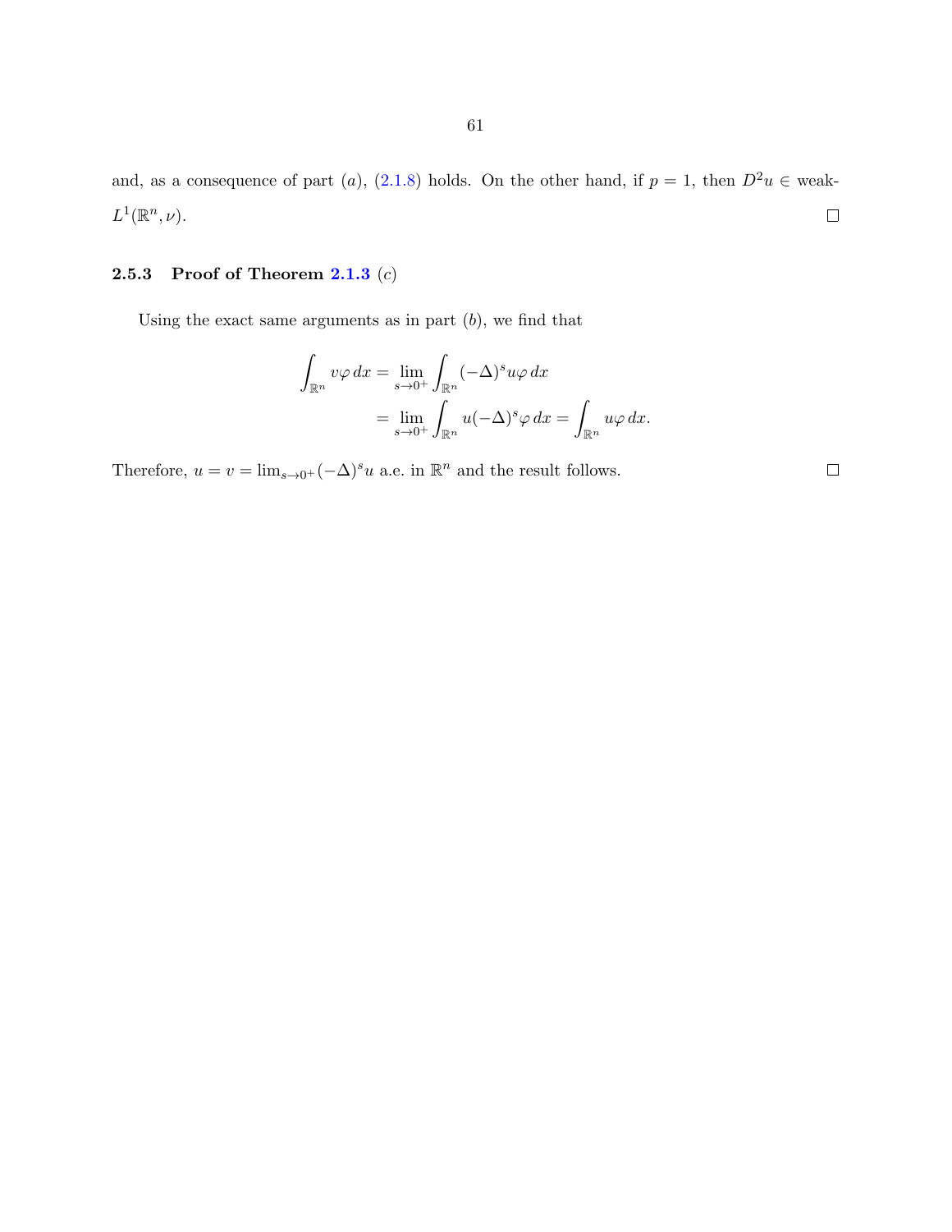and, as a consequence of part $(a)$, (2.1.8) holds. On the other hand, if $p = 1$, then $D^2u \in$ weak-$L^1(\mathbb{R}^n, \nu)$. $\square$

### 2.5.3 Proof of Theorem 2.1.3 $(c)$

Using the exact same arguments as in part $(b)$, we find that

$$\begin{aligned}
\int_{\mathbb{R}^n} v\varphi \, dx &= \lim_{s \to 0^+} \int_{\mathbb{R}^n} (-\Delta)^s u\varphi \, dx \\
&= \lim_{s \to 0^+} \int_{\mathbb{R}^n} u(-\Delta)^s \varphi \, dx = \int_{\mathbb{R}^n} u\varphi \, dx.
\end{aligned}$$

Therefore, $u = v = \lim_{s \to 0^+} (-\Delta)^s u$ a.e. in $\mathbb{R}^n$ and the result follows. $\square$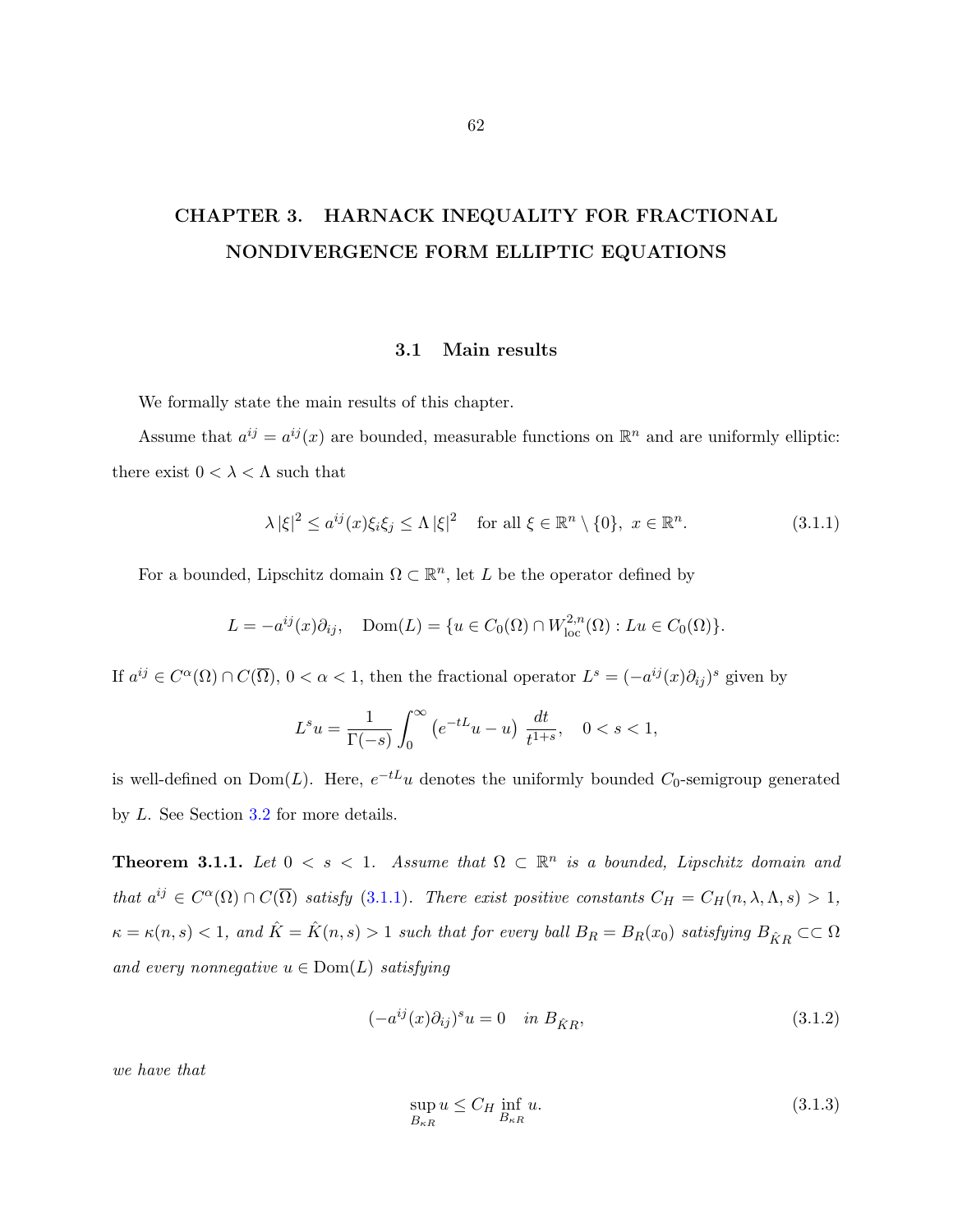# CHAPTER 3. HARNACK INEQUALITY FOR FRACTIONAL NONDIVERGENCE FORM ELLIPTIC EQUATIONS

## 3.1 Main results

We formally state the main results of this chapter.

Assume that $a^{ij} = a^{ij}(x)$ are bounded, measurable functions on $\mathbb{R}^n$ and are uniformly elliptic: there exist $0 < \lambda < \Lambda$ such that

$$\lambda |\xi|^2 \leq a^{ij}(x)\xi_i\xi_j \leq \Lambda |\xi|^2 \quad \text{for all } \xi \in \mathbb{R}^n \setminus \{0\},\ x \in \mathbb{R}^n. \tag{3.1.1}$$

For a bounded, Lipschitz domain $\Omega \subset \mathbb{R}^n$, let $L$ be the operator defined by

$$L = -a^{ij}(x)\partial_{ij}, \quad \operatorname{Dom}(L) = \{u \in C_0(\Omega) \cap W^{2,n}_{\text{loc}}(\Omega) : Lu \in C_0(\Omega)\}.$$

If $a^{ij} \in C^\alpha(\Omega) \cap C(\overline{\Omega})$, $0 < \alpha < 1$, then the fractional operator $L^s = (-a^{ij}(x)\partial_{ij})^s$ given by

$$L^s u = \frac{1}{\Gamma(-s)} \int_0^\infty \left(e^{-tL}u - u\right) \frac{dt}{t^{1+s}}, \quad 0 < s < 1,$$

is well-defined on $\operatorname{Dom}(L)$. Here, $e^{-tL}u$ denotes the uniformly bounded $C_0$-semigroup generated by $L$. See Section 3.2 for more details.

**Theorem 3.1.1.** *Let $0 < s < 1$. Assume that $\Omega \subset \mathbb{R}^n$ is a bounded, Lipschitz domain and that $a^{ij} \in C^\alpha(\Omega) \cap C(\overline{\Omega})$ satisfy (3.1.1). There exist positive constants $C_H = C_H(n, \lambda, \Lambda, s) > 1$, $\kappa = \kappa(n, s) < 1$, and $\hat{K} = \hat{K}(n, s) > 1$ such that for every ball $B_R = B_R(x_0)$ satisfying $B_{\hat{K}R} \subset\subset \Omega$ and every nonnegative $u \in \operatorname{Dom}(L)$ satisfying*

$$(-a^{ij}(x)\partial_{ij})^s u = 0 \quad \text{in } B_{\hat{K}R}, \tag{3.1.2}$$

*we have that*

$$\sup_{B_{\kappa R}} u \leq C_H \inf_{B_{\kappa R}} u. \tag{3.1.3}$$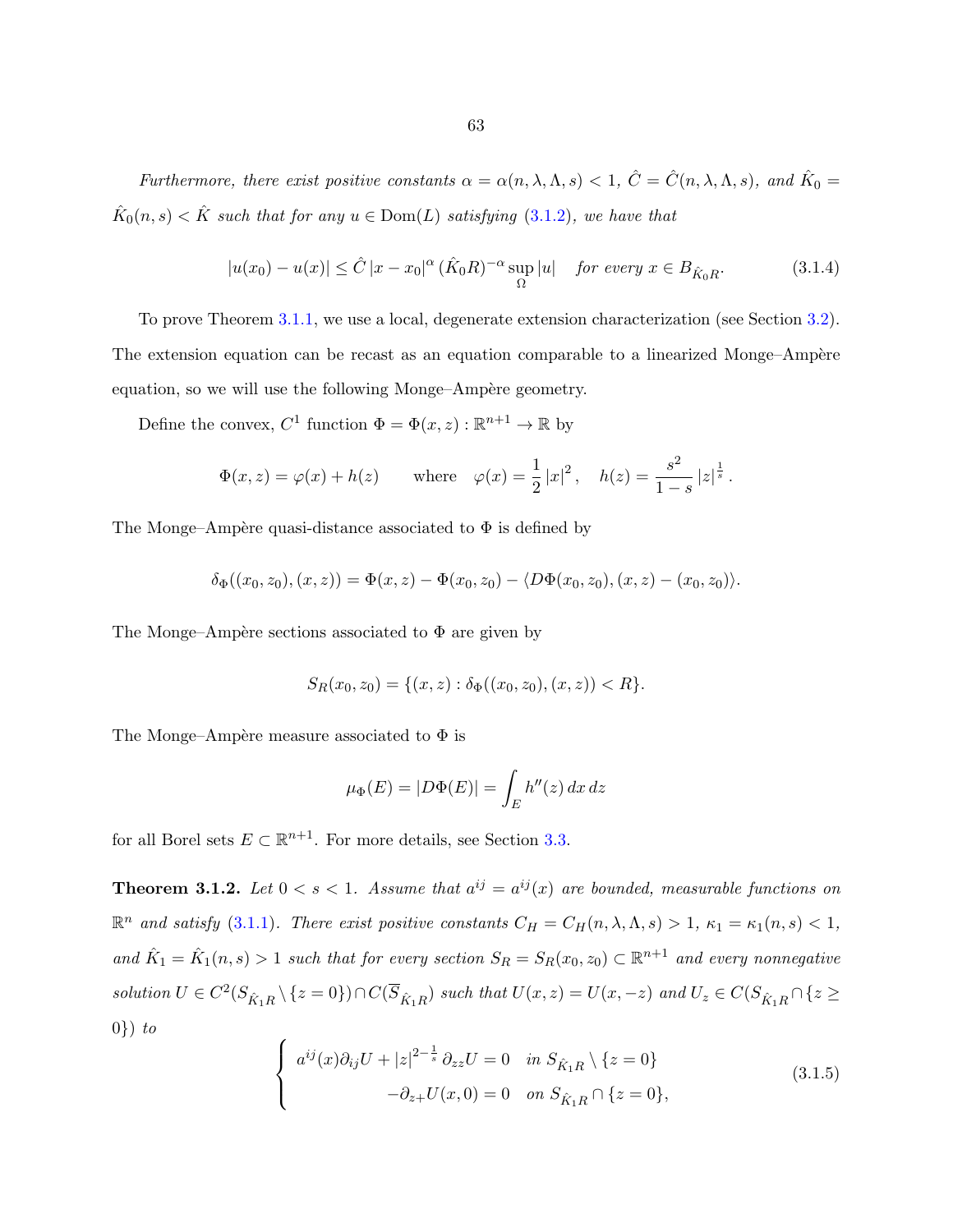*Furthermore, there exist positive constants $\alpha = \alpha(n, \lambda, \Lambda, s) < 1$, $\hat{C} = \hat{C}(n, \lambda, \Lambda, s)$, and $\hat{K}_0 = \hat{K}_0(n, s) < \hat{K}$ such that for any $u \in \mathrm{Dom}(L)$ satisfying (3.1.2), we have that*

$$|u(x_0) - u(x)| \leq \hat{C}\, |x - x_0|^{\alpha}\, (\hat{K}_0 R)^{-\alpha} \sup_{\Omega} |u| \quad \textit{for every } x \in B_{\hat{K}_0 R}. \tag{3.1.4}$$

To prove Theorem 3.1.1, we use a local, degenerate extension characterization (see Section 3.2). The extension equation can be recast as an equation comparable to a linearized Monge–Ampère equation, so we will use the following Monge–Ampère geometry.

Define the convex, $C^1$ function $\Phi = \Phi(x, z) : \mathbb{R}^{n+1} \to \mathbb{R}$ by

$$\Phi(x, z) = \varphi(x) + h(z) \qquad \text{where} \quad \varphi(x) = \frac{1}{2}\, |x|^2, \quad h(z) = \frac{s^2}{1 - s}\, |z|^{\frac{1}{s}}.$$

The Monge–Ampère quasi-distance associated to $\Phi$ is defined by

$$\delta_\Phi((x_0, z_0), (x, z)) = \Phi(x, z) - \Phi(x_0, z_0) - \langle D\Phi(x_0, z_0), (x, z) - (x_0, z_0)\rangle.$$

The Monge–Ampère sections associated to $\Phi$ are given by

$$S_R(x_0, z_0) = \{(x, z) : \delta_\Phi((x_0, z_0), (x, z)) < R\}.$$

The Monge–Ampère measure associated to $\Phi$ is

$$\mu_\Phi(E) = |D\Phi(E)| = \int_E h''(z)\, dx\, dz$$

for all Borel sets $E \subset \mathbb{R}^{n+1}$. For more details, see Section 3.3.

**Theorem 3.1.2.** *Let $0 < s < 1$. Assume that $a^{ij} = a^{ij}(x)$ are bounded, measurable functions on $\mathbb{R}^n$ and satisfy (3.1.1). There exist positive constants $C_H = C_H(n, \lambda, \Lambda, s) > 1$, $\kappa_1 = \kappa_1(n, s) < 1$, and $\hat{K}_1 = \hat{K}_1(n, s) > 1$ such that for every section $S_R = S_R(x_0, z_0) \subset \mathbb{R}^{n+1}$ and every nonnegative solution $U \in C^2(S_{\hat{K}_1 R} \setminus \{z = 0\}) \cap C(\overline{S}_{\hat{K}_1 R})$ such that $U(x, z) = U(x, -z)$ and $U_z \in C(S_{\hat{K}_1 R} \cap \{z \geq 0\})$ to*

$$\begin{cases} a^{ij}(x)\partial_{ij} U + |z|^{2 - \frac{1}{s}}\, \partial_{zz} U = 0 & \textit{in } S_{\hat{K}_1 R} \setminus \{z = 0\} \\ -\partial_{z+} U(x, 0) = 0 & \textit{on } S_{\hat{K}_1 R} \cap \{z = 0\}, \end{cases} \tag{3.1.5}$$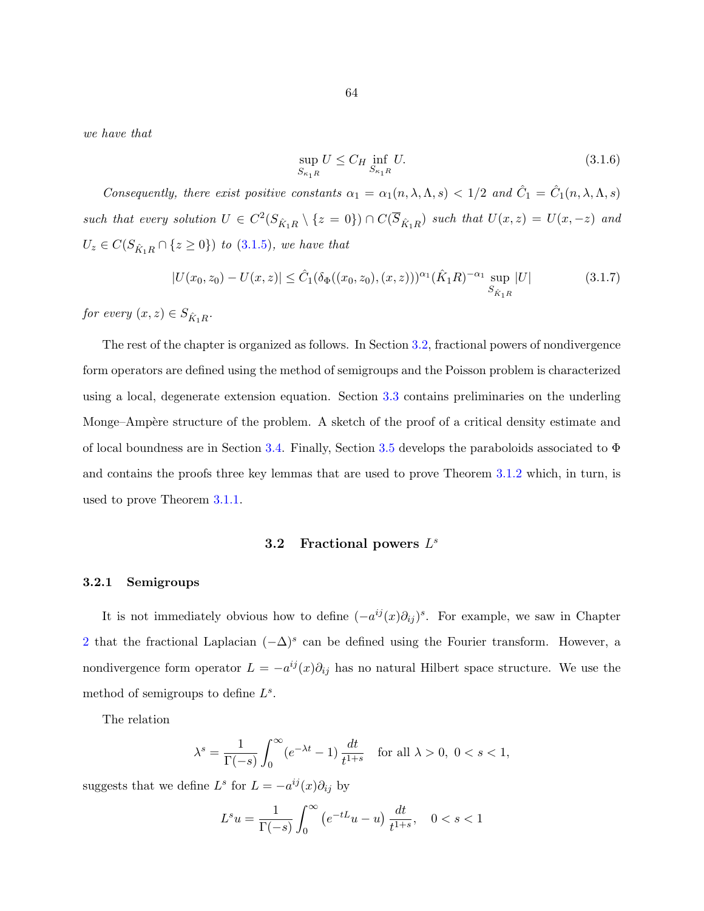*we have that*

$$\sup_{S_{\kappa_1 R}} U \leq C_H \inf_{S_{\kappa_1 R}} U. \tag{3.1.6}$$

*Consequently, there exist positive constants $\alpha_1 = \alpha_1(n, \lambda, \Lambda, s) < 1/2$ and $\hat{C}_1 = \hat{C}_1(n, \lambda, \Lambda, s)$ such that every solution $U \in C^2(S_{\hat{K}_1 R} \setminus \{z = 0\}) \cap C(\overline{S}_{\hat{K}_1 R})$ such that $U(x, z) = U(x, -z)$ and $U_z \in C(S_{\hat{K}_1 R} \cap \{z \geq 0\})$ to (3.1.5), we have that*

$$|U(x_0, z_0) - U(x, z)| \leq \hat{C}_1(\delta_\Phi((x_0, z_0), (x, z)))^{\alpha_1}(\hat{K}_1 R)^{-\alpha_1} \sup_{S_{\hat{K}_1 R}} |U| \tag{3.1.7}$$

*for every $(x, z) \in S_{\hat{K}_1 R}$.*

The rest of the chapter is organized as follows. In Section 3.2, fractional powers of nondivergence form operators are defined using the method of semigroups and the Poisson problem is characterized using a local, degenerate extension equation. Section 3.3 contains preliminaries on the underling Monge–Ampère structure of the problem. A sketch of the proof of a critical density estimate and of local boundness are in Section 3.4. Finally, Section 3.5 develops the paraboloids associated to $\Phi$ and contains the proofs three key lemmas that are used to prove Theorem 3.1.2 which, in turn, is used to prove Theorem 3.1.1.

## 3.2 Fractional powers $L^s$

### 3.2.1 Semigroups

It is not immediately obvious how to define $(-a^{ij}(x)\partial_{ij})^s$. For example, we saw in Chapter 2 that the fractional Laplacian $(-\Delta)^s$ can be defined using the Fourier transform. However, a nondivergence form operator $L = -a^{ij}(x)\partial_{ij}$ has no natural Hilbert space structure. We use the method of semigroups to define $L^s$.

The relation

$$\lambda^s = \frac{1}{\Gamma(-s)} \int_0^\infty (e^{-\lambda t} - 1) \frac{dt}{t^{1+s}} \quad \text{for all } \lambda > 0, \ 0 < s < 1,$$

suggests that we define $L^s$ for $L = -a^{ij}(x)\partial_{ij}$ by

$$L^s u = \frac{1}{\Gamma(-s)} \int_0^\infty \left(e^{-tL}u - u\right) \frac{dt}{t^{1+s}}, \quad 0 < s < 1$$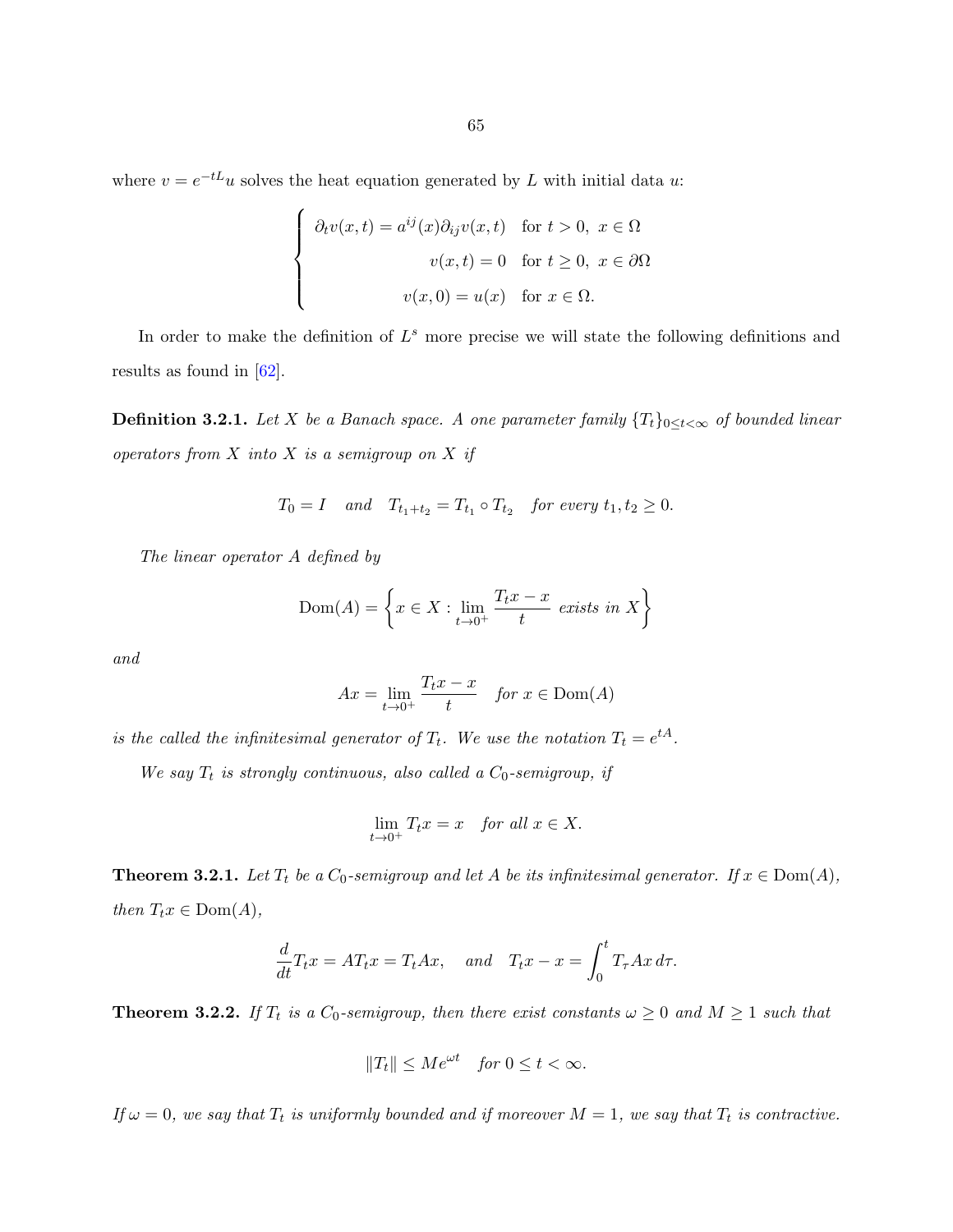where $v = e^{-tL}u$ solves the heat equation generated by $L$ with initial data $u$:

$$
\begin{cases}
\partial_t v(x,t) = a^{ij}(x)\partial_{ij} v(x,t) & \text{for } t > 0,\ x \in \Omega \\
v(x,t) = 0 & \text{for } t \geq 0,\ x \in \partial\Omega \\
v(x,0) = u(x) & \text{for } x \in \Omega.
\end{cases}
$$

In order to make the definition of $L^s$ more precise we will state the following definitions and results as found in [62].

**Definition 3.2.1.** *Let $X$ be a Banach space. A one parameter family $\{T_t\}_{0 \leq t < \infty}$ of bounded linear operators from $X$ into $X$ is a semigroup on $X$ if*

$$T_0 = I \quad \text{and} \quad T_{t_1 + t_2} = T_{t_1} \circ T_{t_2} \quad \text{for every } t_1, t_2 \geq 0.$$

*The linear operator $A$ defined by*

$$\mathrm{Dom}(A) = \left\{ x \in X : \lim_{t \to 0^+} \frac{T_t x - x}{t} \text{ exists in } X \right\}$$

*and*

$$Ax = \lim_{t \to 0^+} \frac{T_t x - x}{t} \quad \text{for } x \in \mathrm{Dom}(A)$$

*is the called the infinitesimal generator of $T_t$. We use the notation $T_t = e^{tA}$.*

*We say $T_t$ is strongly continuous, also called a $C_0$-semigroup, if*

$$\lim_{t \to 0^+} T_t x = x \quad \text{for all } x \in X.$$

**Theorem 3.2.1.** *Let $T_t$ be a $C_0$-semigroup and let $A$ be its infinitesimal generator. If $x \in \mathrm{Dom}(A)$, then $T_t x \in \mathrm{Dom}(A)$,*

$$\frac{d}{dt} T_t x = A T_t x = T_t A x, \quad \text{and} \quad T_t x - x = \int_0^t T_\tau A x \, d\tau.$$

**Theorem 3.2.2.** *If $T_t$ is a $C_0$-semigroup, then there exist constants $\omega \geq 0$ and $M \geq 1$ such that*

$$\|T_t\| \leq M e^{\omega t} \quad \text{for } 0 \leq t < \infty.$$

*If $\omega = 0$, we say that $T_t$ is uniformly bounded and if moreover $M = 1$, we say that $T_t$ is contractive.*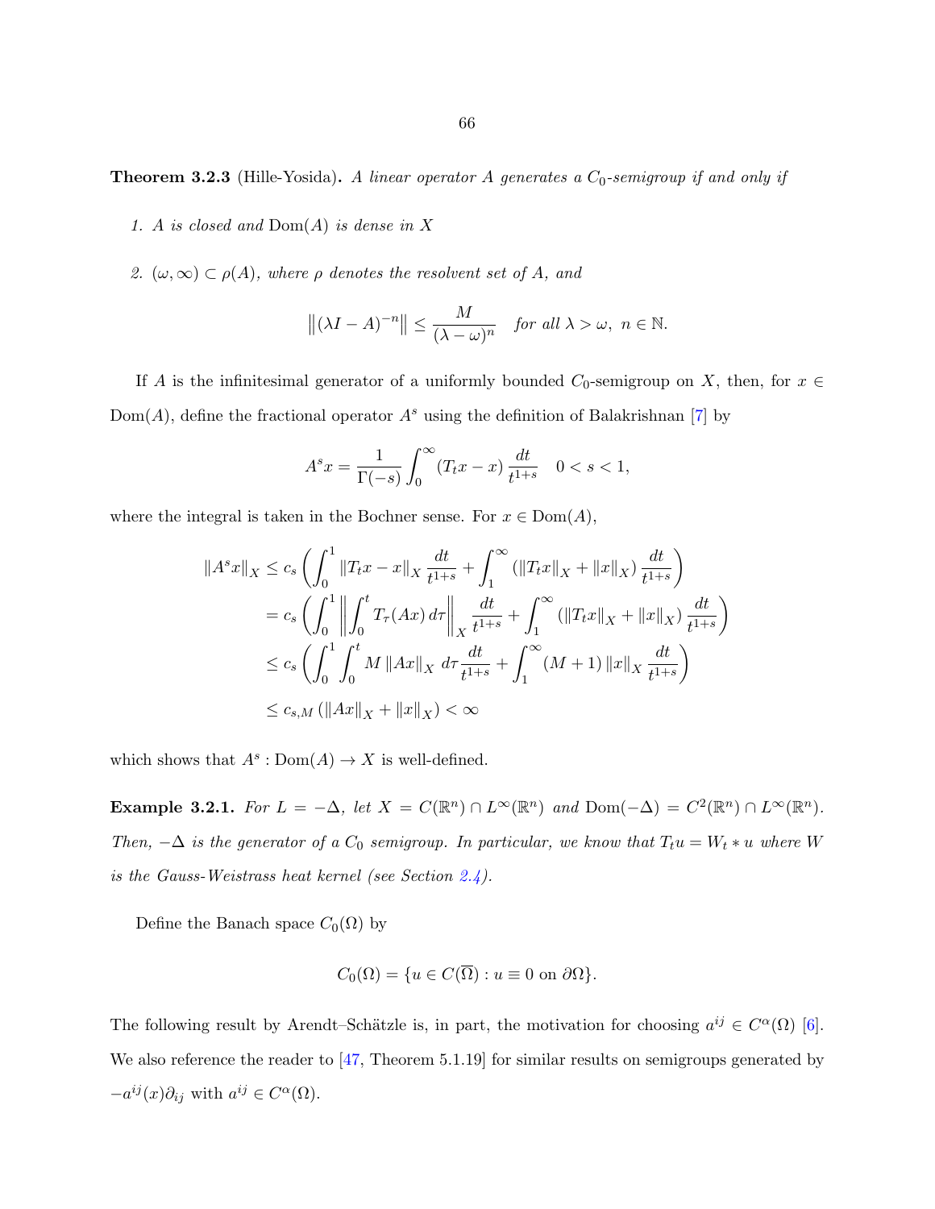**Theorem 3.2.3** (Hille-Yosida)**.** *A linear operator $A$ generates a $C_0$-semigroup if and only if*

1. *$A$ is closed and $\text{Dom}(A)$ is dense in $X$*

2. *$(\omega, \infty) \subset \rho(A)$, where $\rho$ denotes the resolvent set of $A$, and*

$$\left\|(\lambda I - A)^{-n}\right\| \leq \frac{M}{(\lambda - \omega)^n} \quad \text{for all } \lambda > \omega,\ n \in \mathbb{N}.$$

If $A$ is the infinitesimal generator of a uniformly bounded $C_0$-semigroup on $X$, then, for $x \in \text{Dom}(A)$, define the fractional operator $A^s$ using the definition of Balakrishnan [7] by

$$A^s x = \frac{1}{\Gamma(-s)} \int_0^\infty (T_t x - x) \frac{dt}{t^{1+s}} \quad 0 < s < 1,$$

where the integral is taken in the Bochner sense. For $x \in \text{Dom}(A)$,

$$\begin{aligned}
\|A^s x\|_X &\leq c_s \left( \int_0^1 \|T_t x - x\|_X \frac{dt}{t^{1+s}} + \int_1^\infty (\|T_t x\|_X + \|x\|_X) \frac{dt}{t^{1+s}} \right) \\
&= c_s \left( \int_0^1 \left\| \int_0^t T_\tau (Ax)\, d\tau \right\|_X \frac{dt}{t^{1+s}} + \int_1^\infty (\|T_t x\|_X + \|x\|_X) \frac{dt}{t^{1+s}} \right) \\
&\leq c_s \left( \int_0^1 \int_0^t M \|Ax\|_X \, d\tau \frac{dt}{t^{1+s}} + \int_1^\infty (M+1) \|x\|_X \frac{dt}{t^{1+s}} \right) \\
&\leq c_{s,M} (\|Ax\|_X + \|x\|_X) < \infty
\end{aligned}$$

which shows that $A^s : \text{Dom}(A) \to X$ is well-defined.

**Example 3.2.1.** *For $L = -\Delta$, let $X = C(\mathbb{R}^n) \cap L^\infty(\mathbb{R}^n)$ and $\text{Dom}(-\Delta) = C^2(\mathbb{R}^n) \cap L^\infty(\mathbb{R}^n)$. Then, $-\Delta$ is the generator of a $C_0$ semigroup. In particular, we know that $T_t u = W_t * u$ where $W$ is the Gauss-Weistrass heat kernel (see Section 2.4).*

Define the Banach space $C_0(\Omega)$ by

$$C_0(\Omega) = \{u \in C(\overline{\Omega}) : u \equiv 0 \text{ on } \partial\Omega\}.$$

The following result by Arendt–Schätzle is, in part, the motivation for choosing $a^{ij} \in C^\alpha(\Omega)$ [6]. We also reference the reader to [47, Theorem 5.1.19] for similar results on semigroups generated by $-a^{ij}(x)\partial_{ij}$ with $a^{ij} \in C^\alpha(\Omega)$.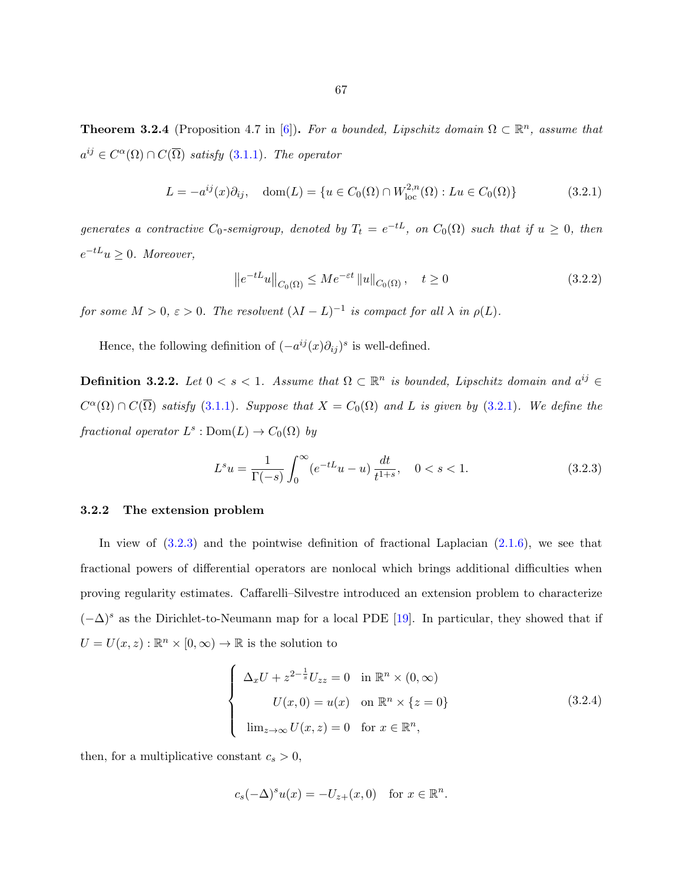**Theorem 3.2.4** (Proposition 4.7 in [6]). *For a bounded, Lipschitz domain $\Omega \subset \mathbb{R}^n$, assume that $a^{ij} \in C^\alpha(\Omega) \cap C(\overline{\Omega})$ satisfy (3.1.1). The operator*

$$L = -a^{ij}(x)\partial_{ij}, \quad \mathrm{dom}(L) = \{u \in C_0(\Omega) \cap W^{2,n}_{\mathrm{loc}}(\Omega) : Lu \in C_0(\Omega)\} \tag{3.2.1}$$

*generates a contractive $C_0$-semigroup, denoted by $T_t = e^{-tL}$, on $C_0(\Omega)$ such that if $u \geq 0$, then $e^{-tL}u \geq 0$. Moreover,*

$$\left\| e^{-tL}u \right\|_{C_0(\Omega)} \leq Me^{-\varepsilon t} \left\| u \right\|_{C_0(\Omega)}, \quad t \geq 0 \tag{3.2.2}$$

*for some $M > 0$, $\varepsilon > 0$. The resolvent $(\lambda I - L)^{-1}$ is compact for all $\lambda$ in $\rho(L)$.*

Hence, the following definition of $(-a^{ij}(x)\partial_{ij})^s$ is well-defined.

**Definition 3.2.2.** *Let $0 < s < 1$. Assume that $\Omega \subset \mathbb{R}^n$ is bounded, Lipschitz domain and $a^{ij} \in C^\alpha(\Omega) \cap C(\overline{\Omega})$ satisfy (3.1.1). Suppose that $X = C_0(\Omega)$ and $L$ is given by (3.2.1). We define the fractional operator $L^s : \mathrm{Dom}(L) \to C_0(\Omega)$ by*

$$L^s u = \frac{1}{\Gamma(-s)} \int_0^\infty (e^{-tL}u - u) \frac{dt}{t^{1+s}}, \quad 0 < s < 1. \tag{3.2.3}$$

### 3.2.2 The extension problem

In view of (3.2.3) and the pointwise definition of fractional Laplacian (2.1.6), we see that fractional powers of differential operators are nonlocal which brings additional difficulties when proving regularity estimates. Caffarelli–Silvestre introduced an extension problem to characterize $(-\Delta)^s$ as the Dirichlet-to-Neumann map for a local PDE [19]. In particular, they showed that if $U = U(x,z) : \mathbb{R}^n \times [0,\infty) \to \mathbb{R}$ is the solution to

$$\begin{cases} \Delta_x U + z^{2-\frac{1}{s}} U_{zz} = 0 & \text{in } \mathbb{R}^n \times (0,\infty) \\ U(x,0) = u(x) & \text{on } \mathbb{R}^n \times \{z = 0\} \\ \lim_{z\to\infty} U(x,z) = 0 & \text{for } x \in \mathbb{R}^n, \end{cases} \tag{3.2.4}$$

then, for a multiplicative constant $c_s > 0$,

$$c_s(-\Delta)^s u(x) = -U_{z+}(x,0) \quad \text{for } x \in \mathbb{R}^n.$$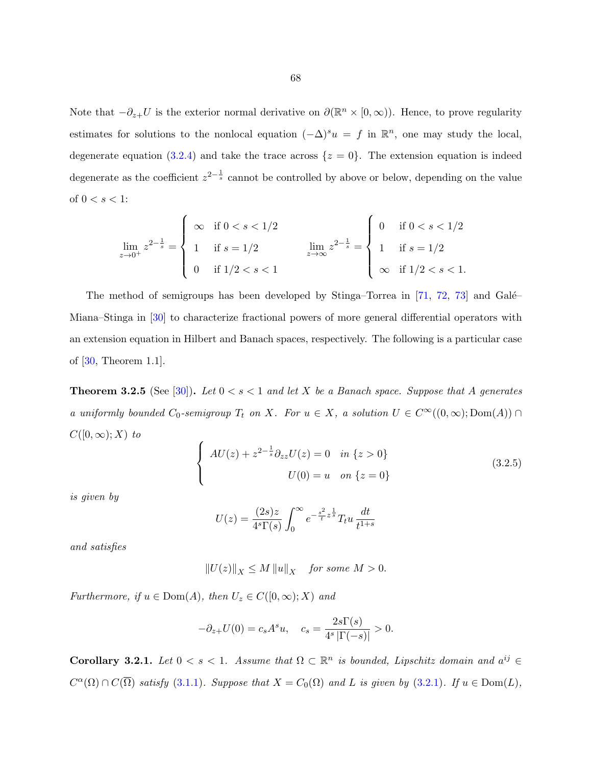Note that $-\partial_{z+}U$ is the exterior normal derivative on $\partial(\mathbb{R}^n \times [0,\infty))$. Hence, to prove regularity estimates for solutions to the nonlocal equation $(-\Delta)^s u = f$ in $\mathbb{R}^n$, one may study the local, degenerate equation (3.2.4) and take the trace across $\{z = 0\}$. The extension equation is indeed degenerate as the coefficient $z^{2-\frac{1}{s}}$ cannot be controlled by above or below, depending on the value of $0 < s < 1$:

$$\lim_{z\to 0^+} z^{2-\frac{1}{s}} = \begin{cases} \infty & \text{if } 0 < s < 1/2 \\ 1 & \text{if } s = 1/2 \\ 0 & \text{if } 1/2 < s < 1 \end{cases} \qquad \lim_{z\to \infty} z^{2-\frac{1}{s}} = \begin{cases} 0 & \text{if } 0 < s < 1/2 \\ 1 & \text{if } s = 1/2 \\ \infty & \text{if } 1/2 < s < 1. \end{cases}$$

The method of semigroups has been developed by Stinga–Torrea in [71, 72, 73] and Galé–Miana–Stinga in [30] to characterize fractional powers of more general differential operators with an extension equation in Hilbert and Banach spaces, respectively. The following is a particular case of [30, Theorem 1.1].

**Theorem 3.2.5** (See [30]). *Let $0 < s < 1$ and let $X$ be a Banach space. Suppose that $A$ generates a uniformly bounded $C_0$-semigroup $T_t$ on $X$. For $u \in X$, a solution $U \in C^\infty((0,\infty); \mathrm{Dom}(A)) \cap C([0,\infty); X)$ to*

$$\begin{cases} AU(z) + z^{2-\frac{1}{s}}\partial_{zz}U(z) = 0 & \text{in } \{z > 0\} \\ U(0) = u & \text{on } \{z = 0\} \end{cases} \tag{3.2.5}$$

*is given by*

$$U(z) = \frac{(2s)z}{4^s\Gamma(s)} \int_0^\infty e^{-\frac{s^2}{t}z^{\frac{1}{s}}} T_t u \, \frac{dt}{t^{1+s}}$$

*and satisfies*

$$\|U(z)\|_X \le M \|u\|_X \quad \text{for some } M > 0.$$

*Furthermore, if $u \in \mathrm{Dom}(A)$, then $U_z \in C([0,\infty); X)$ and*

$$-\partial_{z+}U(0) = c_s A^s u, \quad c_s = \frac{2s\Gamma(s)}{4^s\,|\Gamma(-s)|} > 0.$$

**Corollary 3.2.1.** *Let $0 < s < 1$. Assume that $\Omega \subset \mathbb{R}^n$ is bounded, Lipschitz domain and $a^{ij} \in C^\alpha(\Omega) \cap C(\overline{\Omega})$ satisfy (3.1.1). Suppose that $X = C_0(\Omega)$ and $L$ is given by (3.2.1). If $u \in \mathrm{Dom}(L)$,*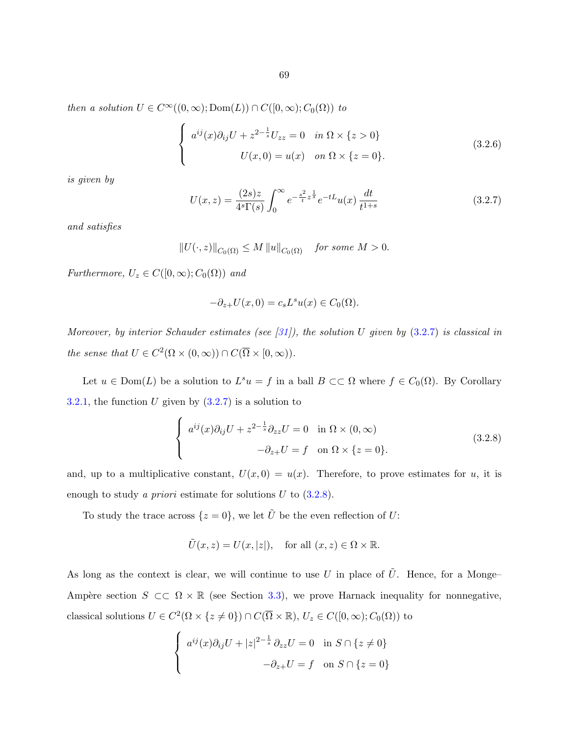*then a solution* $U \in C^\infty((0,\infty); \mathrm{Dom}(L)) \cap C([0,\infty); C_0(\Omega))$ *to*

$$
\begin{cases} a^{ij}(x)\partial_{ij}U + z^{2-\frac{1}{s}}U_{zz} = 0 & \text{in } \Omega \times \{z > 0\} \\ U(x,0) = u(x) & \text{on } \Omega \times \{z = 0\}. \end{cases} \tag{3.2.6}
$$

*is given by*

$$
U(x,z) = \frac{(2s)z}{4^s\Gamma(s)} \int_0^\infty e^{-\frac{s^2}{t}z^{\frac{1}{s}}} e^{-tL}u(x)\,\frac{dt}{t^{1+s}} \tag{3.2.7}
$$

*and satisfies*

$$
\|U(\cdot,z)\|_{C_0(\Omega)} \leq M\,\|u\|_{C_0(\Omega)} \quad \text{for some } M > 0.
$$

*Furthermore,* $U_z \in C([0,\infty); C_0(\Omega))$ *and*

$$
-\partial_{z+}U(x,0) = c_s L^s u(x) \in C_0(\Omega).
$$

*Moreover, by interior Schauder estimates (see [31]), the solution* $U$ *given by* (3.2.7) *is classical in the sense that* $U \in C^2(\Omega \times (0,\infty)) \cap C(\overline{\Omega} \times [0,\infty))$.

Let $u \in \mathrm{Dom}(L)$ be a solution to $L^s u = f$ in a ball $B \subset\subset \Omega$ where $f \in C_0(\Omega)$. By Corollary 3.2.1, the function $U$ given by (3.2.7) is a solution to

$$
\begin{cases} a^{ij}(x)\partial_{ij}U + z^{2-\frac{1}{s}}\partial_{zz}U = 0 & \text{in } \Omega \times (0,\infty) \\ -\partial_{z+}U = f & \text{on } \Omega \times \{z = 0\}. \end{cases} \tag{3.2.8}
$$

and, up to a multiplicative constant, $U(x,0) = u(x)$. Therefore, to prove estimates for $u$, it is enough to study *a priori* estimate for solutions $U$ to (3.2.8).

To study the trace across $\{z = 0\}$, we let $\tilde{U}$ be the even reflection of $U$:

$$
\tilde{U}(x,z) = U(x,|z|), \quad \text{for all } (x,z) \in \Omega \times \mathbb{R}.
$$

As long as the context is clear, we will continue to use $U$ in place of $\tilde{U}$. Hence, for a Monge–Ampère section $S \subset\subset \Omega \times \mathbb{R}$ (see Section 3.3), we prove Harnack inequality for nonnegative, classical solutions $U \in C^2(\Omega \times \{z \neq 0\}) \cap C(\overline{\Omega} \times \mathbb{R})$, $U_z \in C([0,\infty); C_0(\Omega))$ to

$$
\begin{cases} a^{ij}(x)\partial_{ij}U + |z|^{2-\frac{1}{s}}\partial_{zz}U = 0 & \text{in } S \cap \{z \neq 0\} \\ -\partial_{z+}U = f & \text{on } S \cap \{z = 0\} \end{cases}
$$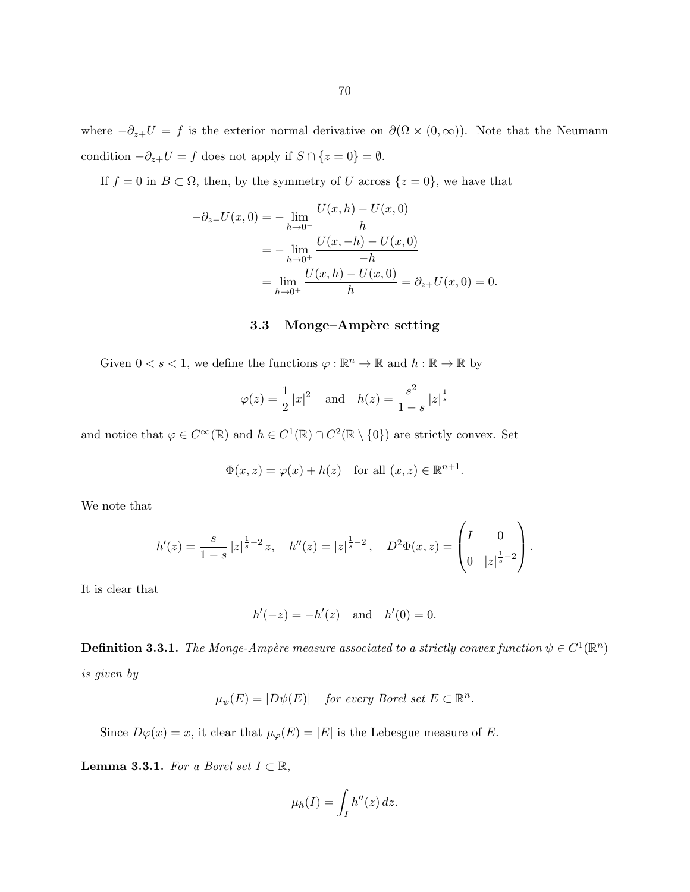where $-\partial_{z+}U = f$ is the exterior normal derivative on $\partial(\Omega \times (0, \infty))$. Note that the Neumann condition $-\partial_{z+}U = f$ does not apply if $S \cap \{z = 0\} = \emptyset$.

If $f = 0$ in $B \subset \Omega$, then, by the symmetry of $U$ across $\{z = 0\}$, we have that

$$
\begin{aligned}
-\partial_{z-}U(x, 0) &= -\lim_{h \to 0^-} \frac{U(x, h) - U(x, 0)}{h} \\
&= -\lim_{h \to 0^+} \frac{U(x, -h) - U(x, 0)}{-h} \\
&= \lim_{h \to 0^+} \frac{U(x, h) - U(x, 0)}{h} = \partial_{z+}U(x, 0) = 0.
\end{aligned}
$$

### 3.3 Monge–Ampère setting

Given $0 < s < 1$, we define the functions $\varphi : \mathbb{R}^n \to \mathbb{R}$ and $h : \mathbb{R} \to \mathbb{R}$ by

$$
\varphi(z) = \frac{1}{2}|x|^2 \quad \text{and} \quad h(z) = \frac{s^2}{1-s}|z|^{\frac{1}{s}}
$$

and notice that $\varphi \in C^\infty(\mathbb{R})$ and $h \in C^1(\mathbb{R}) \cap C^2(\mathbb{R} \setminus \{0\})$ are strictly convex. Set

$$
\Phi(x, z) = \varphi(x) + h(z) \quad \text{for all } (x, z) \in \mathbb{R}^{n+1}.
$$

We note that

$$
h'(z) = \frac{s}{1-s}|z|^{\frac{1}{s}-2}z, \quad h''(z) = |z|^{\frac{1}{s}-2}, \quad D^2\Phi(x, z) = \begin{pmatrix} I & 0 \\ 0 & |z|^{\frac{1}{s}-2} \end{pmatrix}.
$$

It is clear that

$$
h'(-z) = -h'(z) \quad \text{and} \quad h'(0) = 0.
$$

**Definition 3.3.1.** *The Monge-Ampère measure associated to a strictly convex function $\psi \in C^1(\mathbb{R}^n)$ is given by*

$$
\mu_\psi(E) = |D\psi(E)| \quad \text{for every Borel set } E \subset \mathbb{R}^n.
$$

Since $D\varphi(x) = x$, it clear that $\mu_\varphi(E) = |E|$ is the Lebesgue measure of $E$.

**Lemma 3.3.1.** *For a Borel set $I \subset \mathbb{R}$,*

$$
\mu_h(I) = \int_I h''(z)\, dz.
$$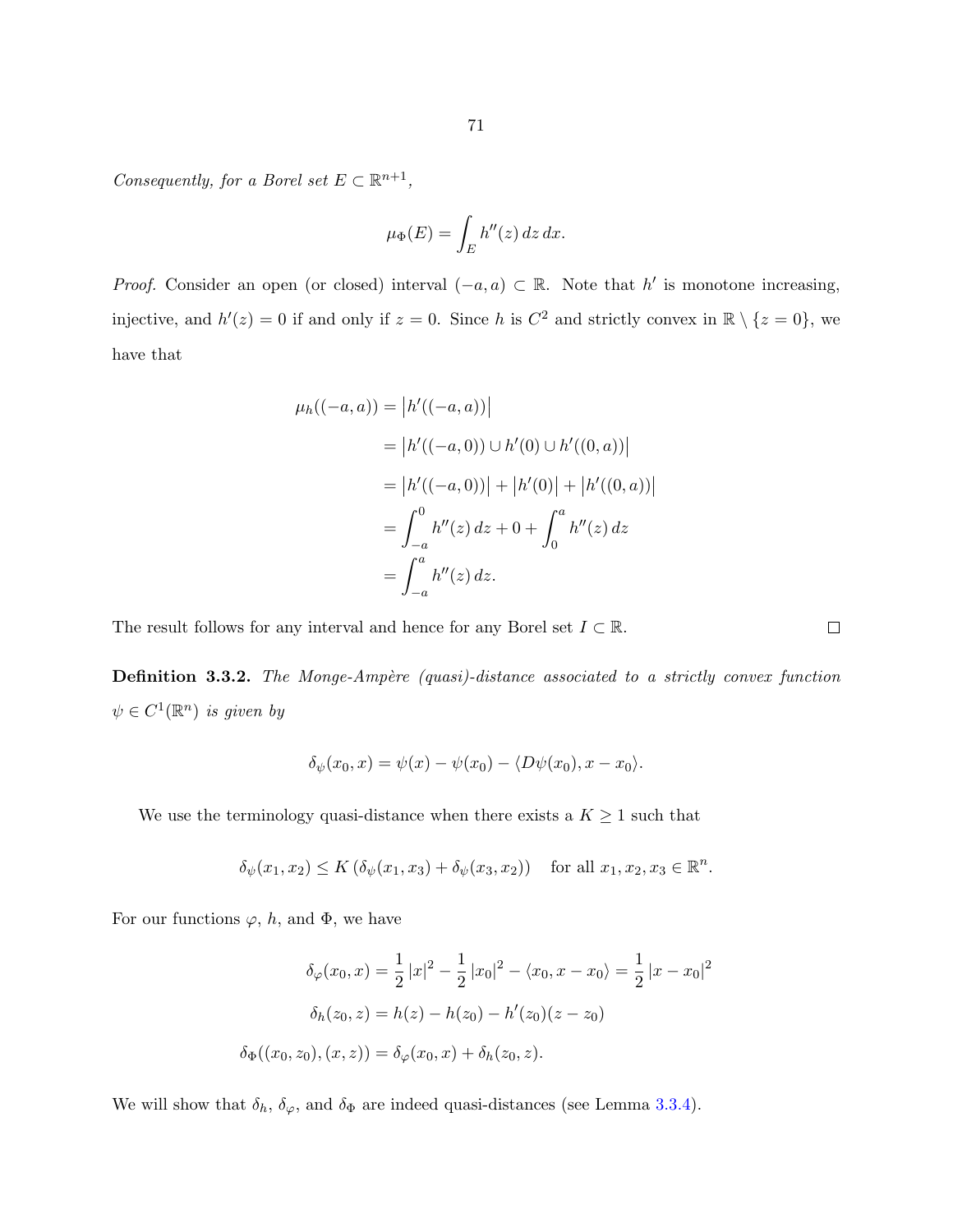*Consequently, for a Borel set $E \subset \mathbb{R}^{n+1}$,*

$$\mu_\Phi(E) = \int_E h''(z)\,dz\,dx.$$

*Proof.* Consider an open (or closed) interval $(-a, a) \subset \mathbb{R}$. Note that $h'$ is monotone increasing, injective, and $h'(z) = 0$ if and only if $z = 0$. Since $h$ is $C^2$ and strictly convex in $\mathbb{R} \setminus \{z = 0\}$, we have that

$$\begin{aligned}
\mu_h((-a,a)) &= \left|h'((-a,a))\right| \\
&= \left|h'((-a,0)) \cup h'(0) \cup h'((0,a))\right| \\
&= \left|h'((-a,0))\right| + \left|h'(0)\right| + \left|h'((0,a))\right| \\
&= \int_{-a}^{0} h''(z)\,dz + 0 + \int_0^a h''(z)\,dz \\
&= \int_{-a}^{a} h''(z)\,dz.
\end{aligned}$$

The result follows for any interval and hence for any Borel set $I \subset \mathbb{R}$. □

**Definition 3.3.2.** *The Monge-Ampère (quasi)-distance associated to a strictly convex function $\psi \in C^1(\mathbb{R}^n)$ is given by*

$$\delta_\psi(x_0, x) = \psi(x) - \psi(x_0) - \langle D\psi(x_0), x - x_0\rangle.$$

We use the terminology quasi-distance when there exists a $K \geq 1$ such that

$$\delta_\psi(x_1, x_2) \leq K\left(\delta_\psi(x_1, x_3) + \delta_\psi(x_3, x_2)\right) \quad \text{for all } x_1, x_2, x_3 \in \mathbb{R}^n.$$

For our functions $\varphi$, $h$, and $\Phi$, we have

$$\begin{aligned}
\delta_\varphi(x_0, x) &= \frac{1}{2}|x|^2 - \frac{1}{2}|x_0|^2 - \langle x_0, x - x_0\rangle = \frac{1}{2}|x - x_0|^2 \\
\delta_h(z_0, z) &= h(z) - h(z_0) - h'(z_0)(z - z_0) \\
\delta_\Phi((x_0, z_0), (x, z)) &= \delta_\varphi(x_0, x) + \delta_h(z_0, z).
\end{aligned}$$

We will show that $\delta_h$, $\delta_\varphi$, and $\delta_\Phi$ are indeed quasi-distances (see Lemma 3.3.4).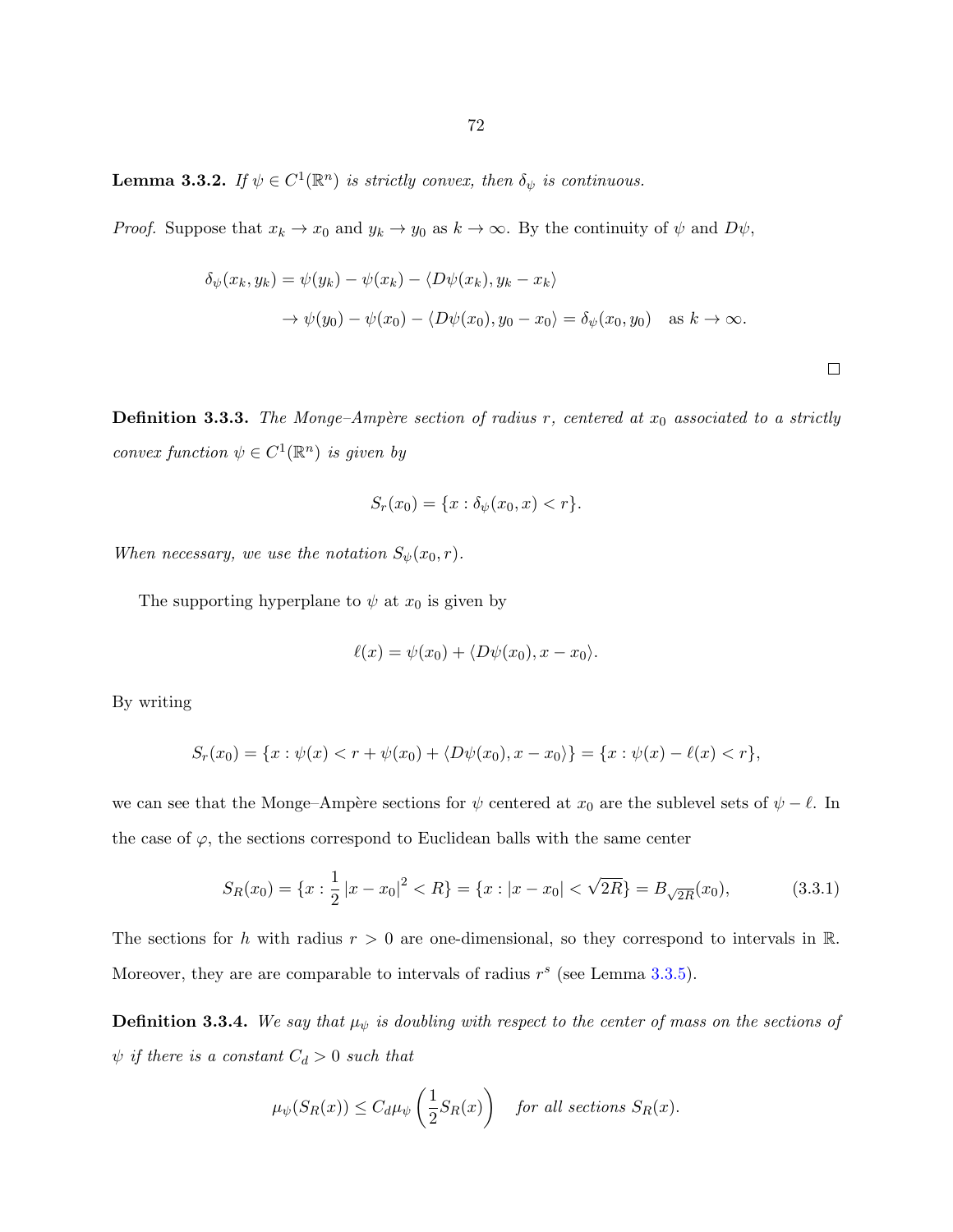**Lemma 3.3.2.** *If $\psi \in C^1(\mathbb{R}^n)$ is strictly convex, then $\delta_\psi$ is continuous.*

*Proof.* Suppose that $x_k \to x_0$ and $y_k \to y_0$ as $k \to \infty$. By the continuity of $\psi$ and $D\psi$,

$$\begin{aligned}\delta_\psi(x_k, y_k) &= \psi(y_k) - \psi(x_k) - \langle D\psi(x_k), y_k - x_k\rangle \\ &\to \psi(y_0) - \psi(x_0) - \langle D\psi(x_0), y_0 - x_0\rangle = \delta_\psi(x_0, y_0) \quad \text{as } k \to \infty.\end{aligned}$$

□

**Definition 3.3.3.** *The Monge–Ampère section of radius $r$, centered at $x_0$ associated to a strictly convex function $\psi \in C^1(\mathbb{R}^n)$ is given by*

$$S_r(x_0) = \{x : \delta_\psi(x_0, x) < r\}.$$

*When necessary, we use the notation $S_\psi(x_0, r)$.*

The supporting hyperplane to $\psi$ at $x_0$ is given by

$$\ell(x) = \psi(x_0) + \langle D\psi(x_0), x - x_0\rangle.$$

By writing

$$S_r(x_0) = \{x : \psi(x) < r + \psi(x_0) + \langle D\psi(x_0), x - x_0\rangle\} = \{x : \psi(x) - \ell(x) < r\},$$

we can see that the Monge–Ampère sections for $\psi$ centered at $x_0$ are the sublevel sets of $\psi - \ell$. In the case of $\varphi$, the sections correspond to Euclidean balls with the same center

$$S_R(x_0) = \{x : \frac{1}{2}|x - x_0|^2 < R\} = \{x : |x - x_0| < \sqrt{2R}\} = B_{\sqrt{2R}}(x_0), \tag{3.3.1}$$

The sections for $h$ with radius $r > 0$ are one-dimensional, so they correspond to intervals in $\mathbb{R}$. Moreover, they are are comparable to intervals of radius $r^s$ (see Lemma 3.3.5).

**Definition 3.3.4.** *We say that $\mu_\psi$ is doubling with respect to the center of mass on the sections of $\psi$ if there is a constant $C_d > 0$ such that*

$$\mu_\psi(S_R(x)) \leq C_d \mu_\psi\left(\frac{1}{2}S_R(x)\right) \quad \textit{for all sections } S_R(x).$$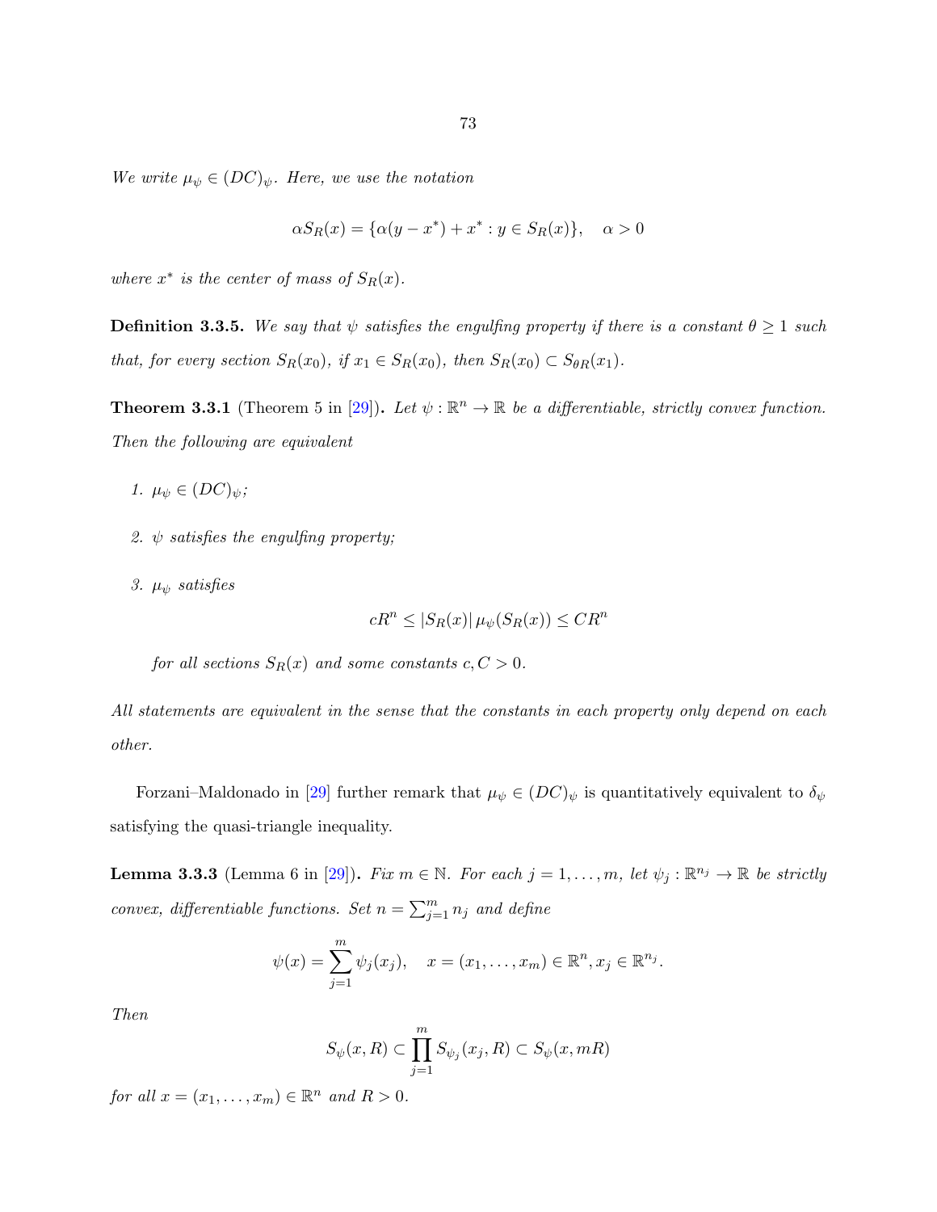*We write $\mu_\psi \in (DC)_\psi$. Here, we use the notation*

$$\alpha S_R(x) = \{\alpha(y - x^*) + x^* : y \in S_R(x)\}, \quad \alpha > 0$$

*where $x^*$ is the center of mass of $S_R(x)$.*

**Definition 3.3.5.** *We say that $\psi$ satisfies the engulfing property if there is a constant $\theta \geq 1$ such that, for every section $S_R(x_0)$, if $x_1 \in S_R(x_0)$, then $S_R(x_0) \subset S_{\theta R}(x_1)$.*

**Theorem 3.3.1** (Theorem 5 in [29])**.** *Let $\psi : \mathbb{R}^n \to \mathbb{R}$ be a differentiable, strictly convex function. Then the following are equivalent*

1. *$\mu_\psi \in (DC)_\psi$;*
2. *$\psi$ satisfies the engulfing property;*
3. *$\mu_\psi$ satisfies*

$$cR^n \leq |S_R(x)|\, \mu_\psi(S_R(x)) \leq CR^n$$

*for all sections $S_R(x)$ and some constants $c, C > 0$.*

*All statements are equivalent in the sense that the constants in each property only depend on each other.*

Forzani–Maldonado in [29] further remark that $\mu_\psi \in (DC)_\psi$ is quantitatively equivalent to $\delta_\psi$ satisfying the quasi-triangle inequality.

**Lemma 3.3.3** (Lemma 6 in [29])**.** *Fix $m \in \mathbb{N}$. For each $j = 1, \ldots, m$, let $\psi_j : \mathbb{R}^{n_j} \to \mathbb{R}$ be strictly convex, differentiable functions. Set $n = \sum_{j=1}^m n_j$ and define*

$$\psi(x) = \sum_{j=1}^m \psi_j(x_j), \quad x = (x_1, \ldots, x_m) \in \mathbb{R}^n, x_j \in \mathbb{R}^{n_j}.$$

*Then*

$$S_\psi(x, R) \subset \prod_{j=1}^m S_{\psi_j}(x_j, R) \subset S_\psi(x, mR)$$

*for all $x = (x_1, \ldots, x_m) \in \mathbb{R}^n$ and $R > 0$.*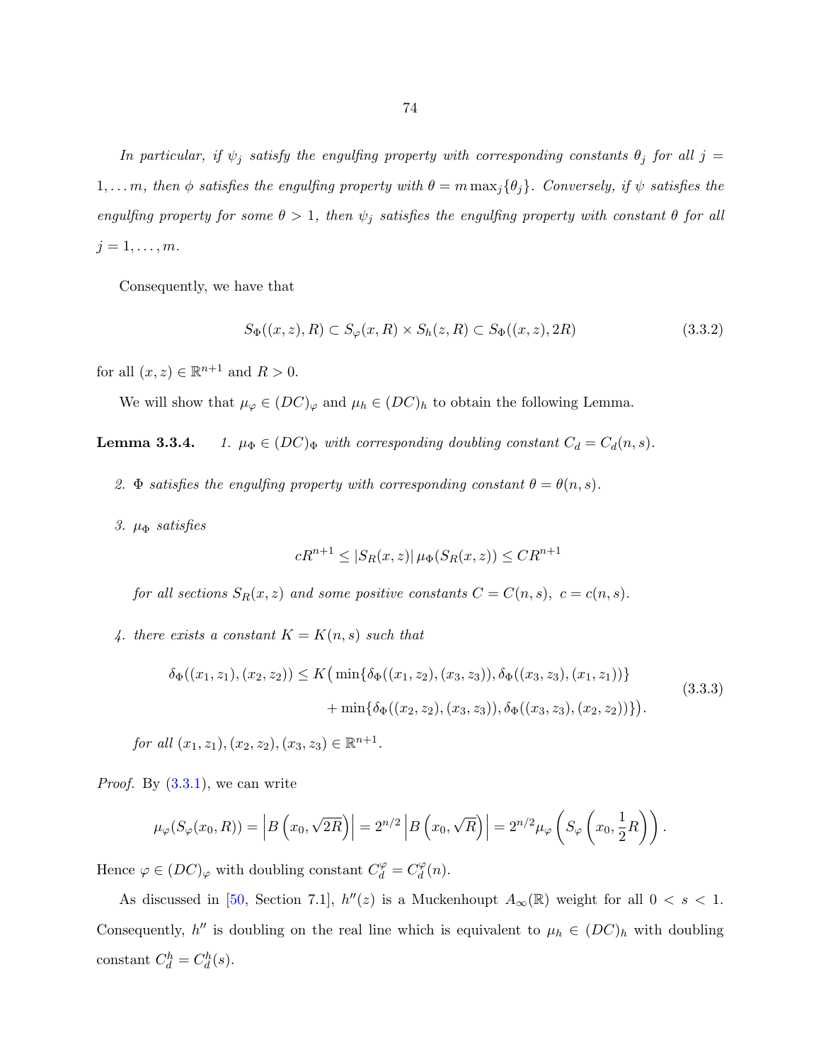*In particular, if $\psi_j$ satisfy the engulfing property with corresponding constants $\theta_j$ for all $j = 1, \ldots m$, then $\phi$ satisfies the engulfing property with $\theta = m \max_j\{\theta_j\}$. Conversely, if $\psi$ satisfies the engulfing property for some $\theta > 1$, then $\psi_j$ satisfies the engulfing property with constant $\theta$ for all $j = 1, \ldots, m$.*

Consequently, we have that

$$S_\Phi((x,z),R) \subset S_\varphi(x,R) \times S_h(z,R) \subset S_\Phi((x,z),2R) \tag{3.3.2}$$

for all $(x,z) \in \mathbb{R}^{n+1}$ and $R > 0$.

We will show that $\mu_\varphi \in (DC)_\varphi$ and $\mu_h \in (DC)_h$ to obtain the following Lemma.

**Lemma 3.3.4.** *1. $\mu_\Phi \in (DC)_\Phi$ with corresponding doubling constant $C_d = C_d(n,s)$.*

*2. $\Phi$ satisfies the engulfing property with corresponding constant $\theta = \theta(n,s)$.*

*3. $\mu_\Phi$ satisfies*

$$cR^{n+1} \leq |S_R(x,z)|\, \mu_\Phi(S_R(x,z)) \leq CR^{n+1}$$

*for all sections $S_R(x,z)$ and some positive constants $C = C(n,s),\ c = c(n,s)$.*

*4. there exists a constant $K = K(n,s)$ such that*

$$\begin{aligned} \delta_\Phi((x_1,z_1),(x_2,z_2)) \leq K\big( &\min\{\delta_\Phi((x_1,z_2),(x_3,z_3)), \delta_\Phi((x_3,z_3),(x_1,z_1))\} \\ &+ \min\{\delta_\Phi((x_2,z_2),(x_3,z_3)), \delta_\Phi((x_3,z_3),(x_2,z_2))\}\big). \end{aligned} \tag{3.3.3}$$

*for all $(x_1,z_1),(x_2,z_2),(x_3,z_3) \in \mathbb{R}^{n+1}$.*

*Proof.* By (3.3.1), we can write

$$\mu_\varphi(S_\varphi(x_0,R)) = \left|B\left(x_0,\sqrt{2R}\right)\right| = 2^{n/2}\left|B\left(x_0,\sqrt{R}\right)\right| = 2^{n/2}\mu_\varphi\left(S_\varphi\left(x_0,\frac{1}{2}R\right)\right).$$

Hence $\varphi \in (DC)_\varphi$ with doubling constant $C_d^\varphi = C_d^\varphi(n)$.

As discussed in [50, Section 7.1], $h''(z)$ is a Muckenhoupt $A_\infty(\mathbb{R})$ weight for all $0 < s < 1$. Consequently, $h''$ is doubling on the real line which is equivalent to $\mu_h \in (DC)_h$ with doubling constant $C_d^h = C_d^h(s)$.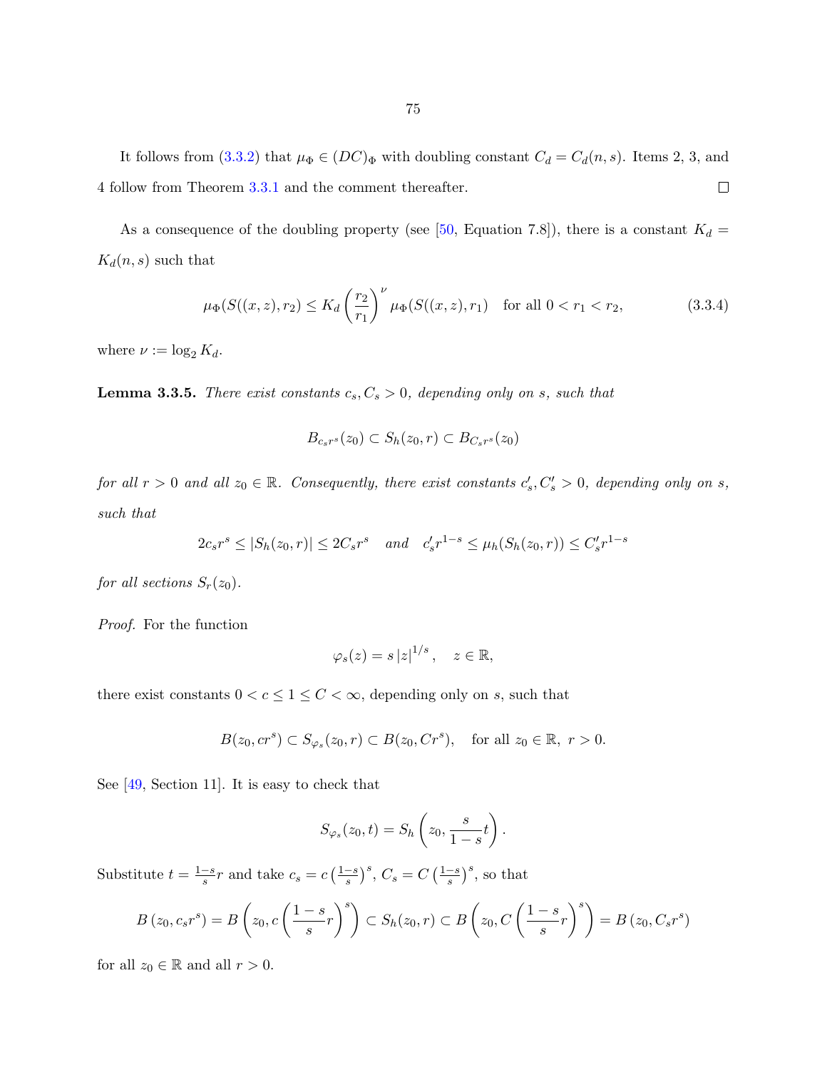It follows from (3.3.2) that $\mu_\Phi \in (DC)_\Phi$ with doubling constant $C_d = C_d(n, s)$. Items 2, 3, and 4 follow from Theorem 3.3.1 and the comment thereafter. □

As a consequence of the doubling property (see [50, Equation 7.8]), there is a constant $K_d = K_d(n, s)$ such that

$$\mu_\Phi(S((x,z), r_2) \leq K_d \left(\frac{r_2}{r_1}\right)^\nu \mu_\Phi(S((x,z), r_1) \quad \text{for all } 0 < r_1 < r_2, \tag{3.3.4}$$

where $\nu := \log_2 K_d$.

**Lemma 3.3.5.** *There exist constants $c_s, C_s > 0$, depending only on $s$, such that*

$$B_{c_s r^s}(z_0) \subset S_h(z_0, r) \subset B_{C_s r^s}(z_0)$$

*for all $r > 0$ and all $z_0 \in \mathbb{R}$. Consequently, there exist constants $c_s', C_s' > 0$, depending only on $s$, such that*

$$2c_s r^s \leq |S_h(z_0, r)| \leq 2C_s r^s \quad \text{and} \quad c_s' r^{1-s} \leq \mu_h(S_h(z_0, r)) \leq C_s' r^{1-s}$$

*for all sections $S_r(z_0)$.*

*Proof.* For the function

$$\varphi_s(z) = s\,|z|^{1/s}, \quad z \in \mathbb{R},$$

there exist constants $0 < c \leq 1 \leq C < \infty$, depending only on $s$, such that

$$B(z_0, cr^s) \subset S_{\varphi_s}(z_0, r) \subset B(z_0, Cr^s), \quad \text{for all } z_0 \in \mathbb{R},\ r > 0.$$

See [49, Section 11]. It is easy to check that

$$S_{\varphi_s}(z_0, t) = S_h\left(z_0, \frac{s}{1-s}t\right).$$

Substitute $t = \frac{1-s}{s}r$ and take $c_s = c\left(\frac{1-s}{s}\right)^s$, $C_s = C\left(\frac{1-s}{s}\right)^s$, so that

$$B\left(z_0, c_s r^s\right) = B\left(z_0, c\left(\frac{1-s}{s}r\right)^s\right) \subset S_h(z_0, r) \subset B\left(z_0, C\left(\frac{1-s}{s}r\right)^s\right) = B\left(z_0, C_s r^s\right)$$

for all $z_0 \in \mathbb{R}$ and all $r > 0$.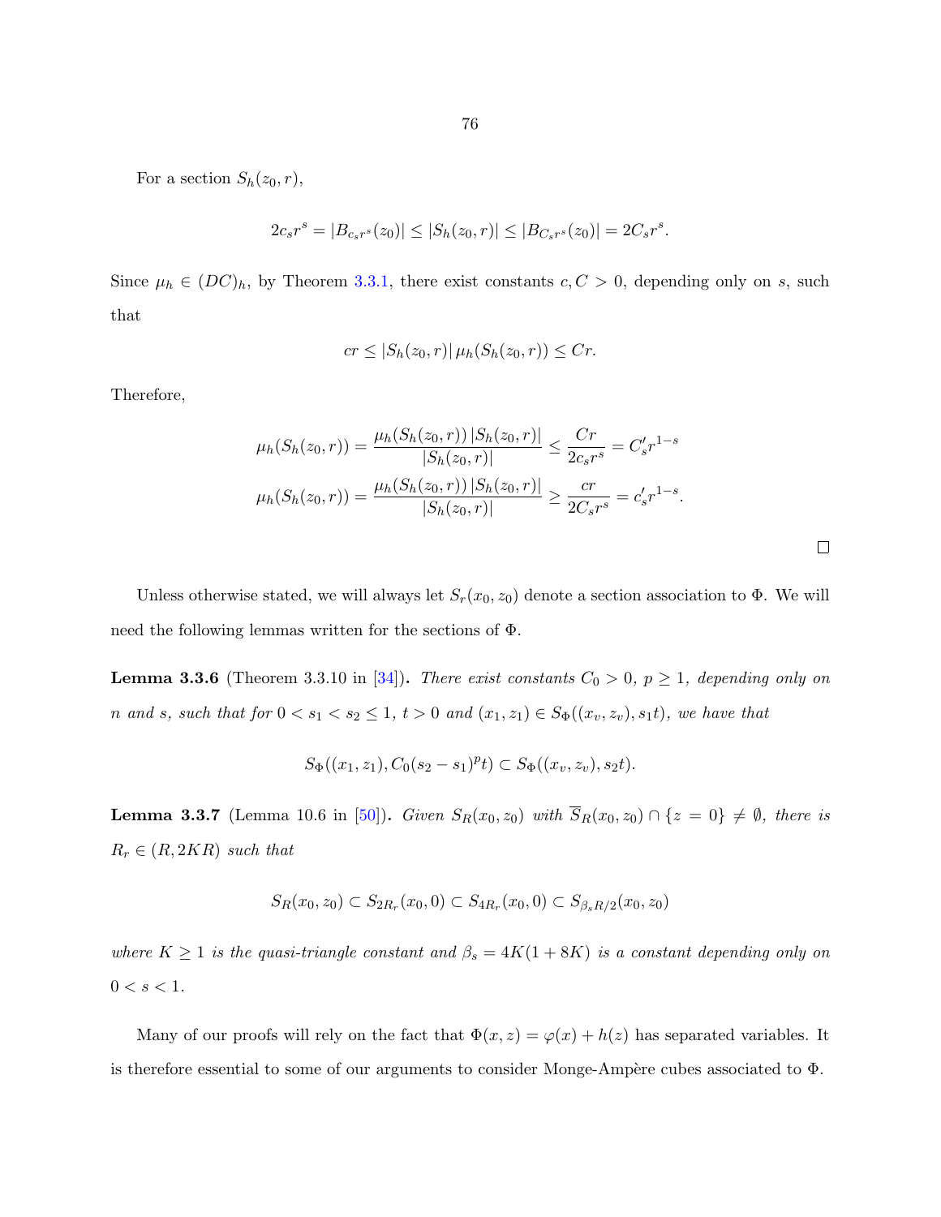For a section $S_h(z_0, r)$,

$$2c_s r^s = |B_{c_s r^s}(z_0)| \leq |S_h(z_0, r)| \leq |B_{C_s r^s}(z_0)| = 2C_s r^s.$$

Since $\mu_h \in (DC)_h$, by Theorem 3.3.1, there exist constants $c, C > 0$, depending only on $s$, such that

$$cr \leq |S_h(z_0, r)| \, \mu_h(S_h(z_0, r)) \leq Cr.$$

Therefore,

$$\mu_h(S_h(z_0, r)) = \frac{\mu_h(S_h(z_0, r)) \, |S_h(z_0, r)|}{|S_h(z_0, r)|} \leq \frac{Cr}{2c_s r^s} = C_s' r^{1-s}$$

$$\mu_h(S_h(z_0, r)) = \frac{\mu_h(S_h(z_0, r)) \, |S_h(z_0, r)|}{|S_h(z_0, r)|} \geq \frac{cr}{2C_s r^s} = c_s' r^{1-s}.$$

□

Unless otherwise stated, we will always let $S_r(x_0, z_0)$ denote a section association to $\Phi$. We will need the following lemmas written for the sections of $\Phi$.

**Lemma 3.3.6** (Theorem 3.3.10 in [34]). *There exist constants $C_0 > 0$, $p \geq 1$, depending only on $n$ and $s$, such that for $0 < s_1 < s_2 \leq 1$, $t > 0$ and $(x_1, z_1) \in S_\Phi((x_v, z_v), s_1 t)$, we have that*

$$S_\Phi((x_1, z_1), C_0(s_2 - s_1)^p t) \subset S_\Phi((x_v, z_v), s_2 t).$$

**Lemma 3.3.7** (Lemma 10.6 in [50]). *Given $S_R(x_0, z_0)$ with $\overline{S}_R(x_0, z_0) \cap \{z = 0\} \neq \emptyset$, there is $R_r \in (R, 2KR)$ such that*

$$S_R(x_0, z_0) \subset S_{2R_r}(x_0, 0) \subset S_{4R_r}(x_0, 0) \subset S_{\beta_s R/2}(x_0, z_0)$$

*where $K \geq 1$ is the quasi-triangle constant and $\beta_s = 4K(1 + 8K)$ is a constant depending only on $0 < s < 1$.*

Many of our proofs will rely on the fact that $\Phi(x, z) = \varphi(x) + h(z)$ has separated variables. It is therefore essential to some of our arguments to consider Monge-Ampère cubes associated to $\Phi$.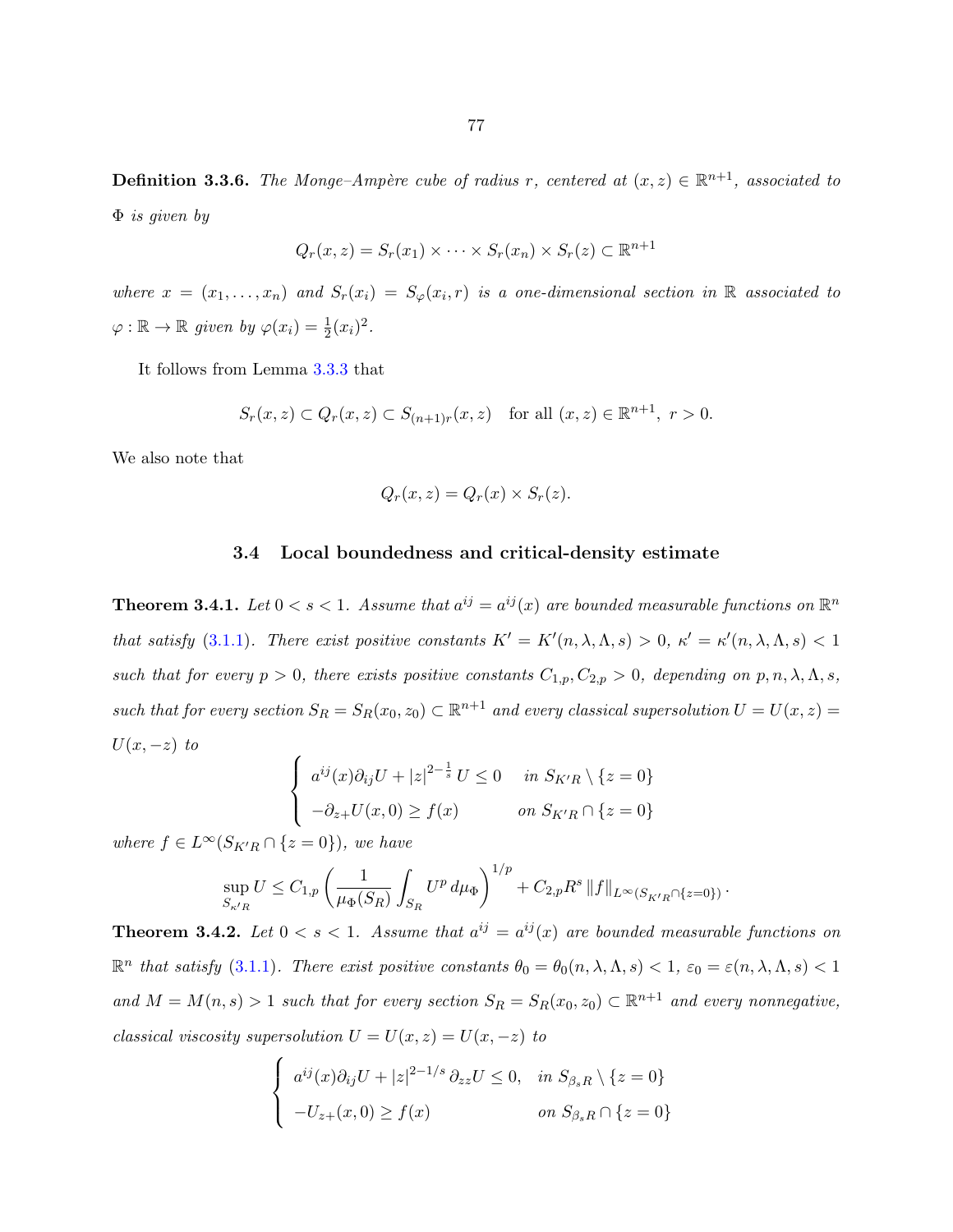**Definition 3.3.6.** *The Monge–Ampère cube of radius $r$, centered at $(x,z) \in \mathbb{R}^{n+1}$, associated to $\Phi$ is given by*

$$Q_r(x,z) = S_r(x_1) \times \cdots \times S_r(x_n) \times S_r(z) \subset \mathbb{R}^{n+1}$$

*where $x = (x_1, \ldots, x_n)$ and $S_r(x_i) = S_\varphi(x_i, r)$ is a one-dimensional section in $\mathbb{R}$ associated to $\varphi : \mathbb{R} \to \mathbb{R}$ given by $\varphi(x_i) = \frac{1}{2}(x_i)^2$.*

It follows from Lemma 3.3.3 that

$$S_r(x,z) \subset Q_r(x,z) \subset S_{(n+1)r}(x,z) \quad \text{for all } (x,z) \in \mathbb{R}^{n+1},\ r > 0.$$

We also note that

$$Q_r(x,z) = Q_r(x) \times S_r(z).$$

## 3.4 Local boundedness and critical-density estimate

**Theorem 3.4.1.** *Let $0 < s < 1$. Assume that $a^{ij} = a^{ij}(x)$ are bounded measurable functions on $\mathbb{R}^n$ that satisfy (3.1.1). There exist positive constants $K' = K'(n, \lambda, \Lambda, s) > 0$, $\kappa' = \kappa'(n, \lambda, \Lambda, s) < 1$ such that for every $p > 0$, there exists positive constants $C_{1,p}, C_{2,p} > 0$, depending on $p, n, \lambda, \Lambda, s$, such that for every section $S_R = S_R(x_0, z_0) \subset \mathbb{R}^{n+1}$ and every classical supersolution $U = U(x,z) = U(x,-z)$ to*

$$\begin{cases} a^{ij}(x)\partial_{ij}U + |z|^{2-\frac{1}{s}}\, U \leq 0 & \text{in } S_{K'R} \setminus \{z = 0\} \\ -\partial_{z+}U(x,0) \geq f(x) & \text{on } S_{K'R} \cap \{z = 0\} \end{cases}$$

*where $f \in L^\infty(S_{K'R} \cap \{z = 0\})$, we have*

$$\sup_{S_{\kappa' R}} U \leq C_{1,p} \left( \frac{1}{\mu_\Phi(S_R)} \int_{S_R} U^p \, d\mu_\Phi \right)^{1/p} + C_{2,p} R^s \, \|f\|_{L^\infty(S_{K'R} \cap \{z=0\})}.$$

**Theorem 3.4.2.** *Let $0 < s < 1$. Assume that $a^{ij} = a^{ij}(x)$ are bounded measurable functions on $\mathbb{R}^n$ that satisfy (3.1.1). There exist positive constants $\theta_0 = \theta_0(n, \lambda, \Lambda, s) < 1$, $\varepsilon_0 = \varepsilon(n, \lambda, \Lambda, s) < 1$ and $M = M(n, s) > 1$ such that for every section $S_R = S_R(x_0, z_0) \subset \mathbb{R}^{n+1}$ and every nonnegative, classical viscosity supersolution $U = U(x,z) = U(x,-z)$ to*

$$\begin{cases} a^{ij}(x)\partial_{ij}U + |z|^{2-1/s}\, \partial_{zz}U \leq 0, & \text{in } S_{\beta_s R} \setminus \{z = 0\} \\ -U_{z+}(x,0) \geq f(x) & \text{on } S_{\beta_s R} \cap \{z = 0\} \end{cases}$$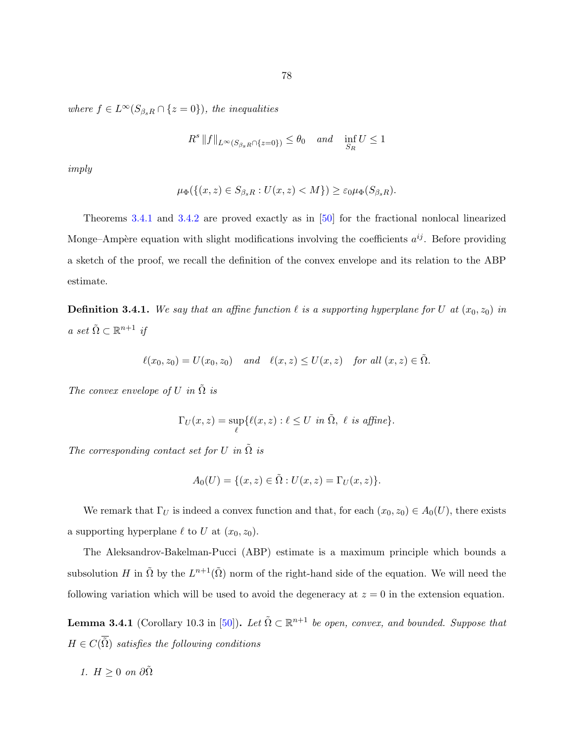*where* $f \in L^\infty(S_{\beta_s R} \cap \{z=0\})$*, the inequalities*

$$R^s \|f\|_{L^\infty(S_{\beta_s R} \cap \{z=0\})} \leq \theta_0 \quad \text{and} \quad \inf_{S_R} U \leq 1$$

*imply*

$$\mu_\Phi(\{(x,z) \in S_{\beta_s R} : U(x,z) < M\}) \geq \varepsilon_0 \mu_\Phi(S_{\beta_s R}).$$

Theorems 3.4.1 and 3.4.2 are proved exactly as in [50] for the fractional nonlocal linearized Monge–Ampère equation with slight modifications involving the coefficients $a^{ij}$. Before providing a sketch of the proof, we recall the definition of the convex envelope and its relation to the ABP estimate.

**Definition 3.4.1.** *We say that an affine function* $\ell$ *is a supporting hyperplane for* $U$ *at* $(x_0, z_0)$ *in a set* $\tilde{\Omega} \subset \mathbb{R}^{n+1}$ *if*

$$\ell(x_0, z_0) = U(x_0, z_0) \quad \text{and} \quad \ell(x,z) \leq U(x,z) \quad \text{for all } (x,z) \in \tilde{\Omega}.$$

*The convex envelope of* $U$ *in* $\tilde{\Omega}$ *is*

$$\Gamma_U(x,z) = \sup_{\ell}\{\ell(x,z) : \ell \leq U \text{ in } \tilde{\Omega},\ \ell \text{ is affine}\}.$$

*The corresponding contact set for* $U$ *in* $\tilde{\Omega}$ *is*

$$A_0(U) = \{(x,z) \in \tilde{\Omega} : U(x,z) = \Gamma_U(x,z)\}.$$

We remark that $\Gamma_U$ is indeed a convex function and that, for each $(x_0, z_0) \in A_0(U)$, there exists a supporting hyperplane $\ell$ to $U$ at $(x_0, z_0)$.

The Aleksandrov-Bakelman-Pucci (ABP) estimate is a maximum principle which bounds a subsolution $H$ in $\tilde{\Omega}$ by the $L^{n+1}(\tilde{\Omega})$ norm of the right-hand side of the equation. We will need the following variation which will be used to avoid the degeneracy at $z = 0$ in the extension equation.

**Lemma 3.4.1** (Corollary 10.3 in [50]). *Let* $\tilde{\Omega} \subset \mathbb{R}^{n+1}$ *be open, convex, and bounded. Suppose that* $H \in C(\overline{\tilde{\Omega}})$ *satisfies the following conditions*

1. $H \geq 0$ *on* $\partial\tilde{\Omega}$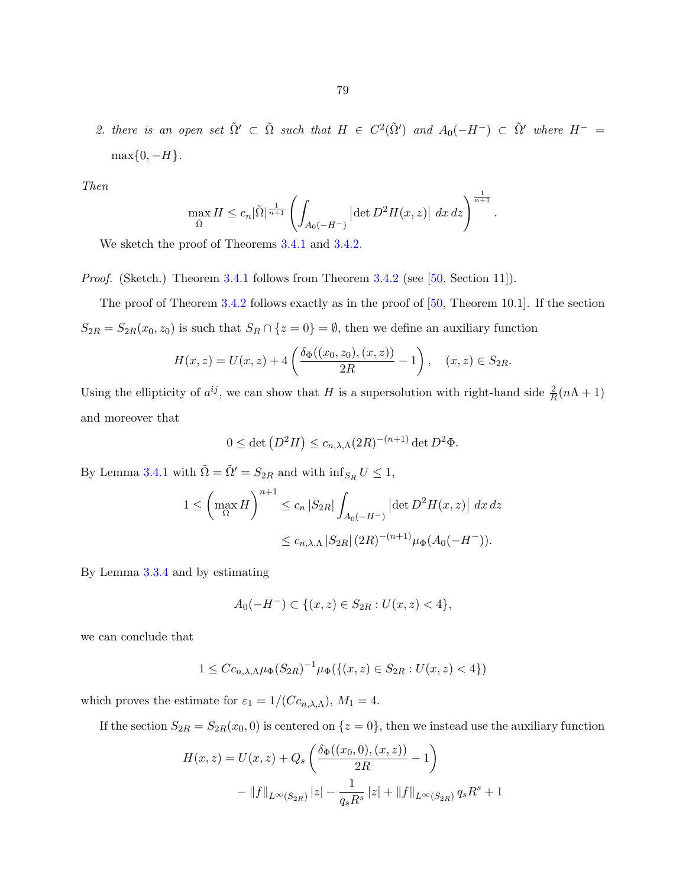2. *there is an open set* $\tilde{\Omega}' \subset \tilde{\Omega}$ *such that* $H \in C^2(\tilde{\Omega}')$ *and* $A_0(-H^-) \subset \tilde{\Omega}'$ *where* $H^- = \max\{0, -H\}$.

*Then*

$$\max_{\tilde{\Omega}} H \leq c_n |\tilde{\Omega}|^{\frac{1}{n+1}} \left( \int_{A_0(-H^-)} \left|\det D^2 H(x,z)\right| \, dx \, dz \right)^{\frac{1}{n+1}}.$$

We sketch the proof of Theorems 3.4.1 and 3.4.2.

*Proof.* (Sketch.) Theorem 3.4.1 follows from Theorem 3.4.2 (see [50, Section 11]).

The proof of Theorem 3.4.2 follows exactly as in the proof of [50, Theorem 10.1]. If the section $S_{2R} = S_{2R}(x_0, z_0)$ is such that $S_R \cap \{z = 0\} = \emptyset$, then we define an auxiliary function

$$H(x,z) = U(x,z) + 4\left( \frac{\delta_\Phi((x_0,z_0),(x,z))}{2R} - 1 \right), \quad (x,z) \in S_{2R}.$$

Using the ellipticity of $a^{ij}$, we can show that $H$ is a supersolution with right-hand side $\frac{2}{R}(n\Lambda + 1)$ and moreover that

$$0 \leq \det\left(D^2 H\right) \leq c_{n,\lambda,\Lambda} (2R)^{-(n+1)} \det D^2 \Phi.$$

By Lemma 3.4.1 with $\tilde{\Omega} = \tilde{\Omega}' = S_{2R}$ and with $\inf_{S_R} U \leq 1$,

$$\begin{aligned} 1 \leq \left( \max_{\Omega} H \right)^{n+1} &\leq c_n \, |S_{2R}| \int_{A_0(-H^-)} \left|\det D^2 H(x,z)\right| \, dx \, dz \\ &\leq c_{n,\lambda,\Lambda} \, |S_{2R}| \, (2R)^{-(n+1)} \mu_\Phi(A_0(-H^-)). \end{aligned}$$

By Lemma 3.3.4 and by estimating

$$A_0(-H^-) \subset \{(x,z) \in S_{2R} : U(x,z) < 4\},$$

we can conclude that

$$1 \leq C c_{n,\lambda,\Lambda} \mu_\Phi(S_{2R})^{-1} \mu_\Phi(\{(x,z) \in S_{2R} : U(x,z) < 4\})$$

which proves the estimate for $\varepsilon_1 = 1/(C c_{n,\lambda,\Lambda})$, $M_1 = 4$.

If the section $S_{2R} = S_{2R}(x_0, 0)$ is centered on $\{z = 0\}$, then we instead use the auxiliary function

$$\begin{aligned} H(x,z) = U(x,z) &+ Q_s \left( \frac{\delta_\Phi((x_0,0),(x,z))}{2R} - 1 \right) \\ &- \|f\|_{L^\infty(S_{2R})} |z| - \frac{1}{q_s R^s} |z| + \|f\|_{L^\infty(S_{2R})} q_s R^s + 1 \end{aligned}$$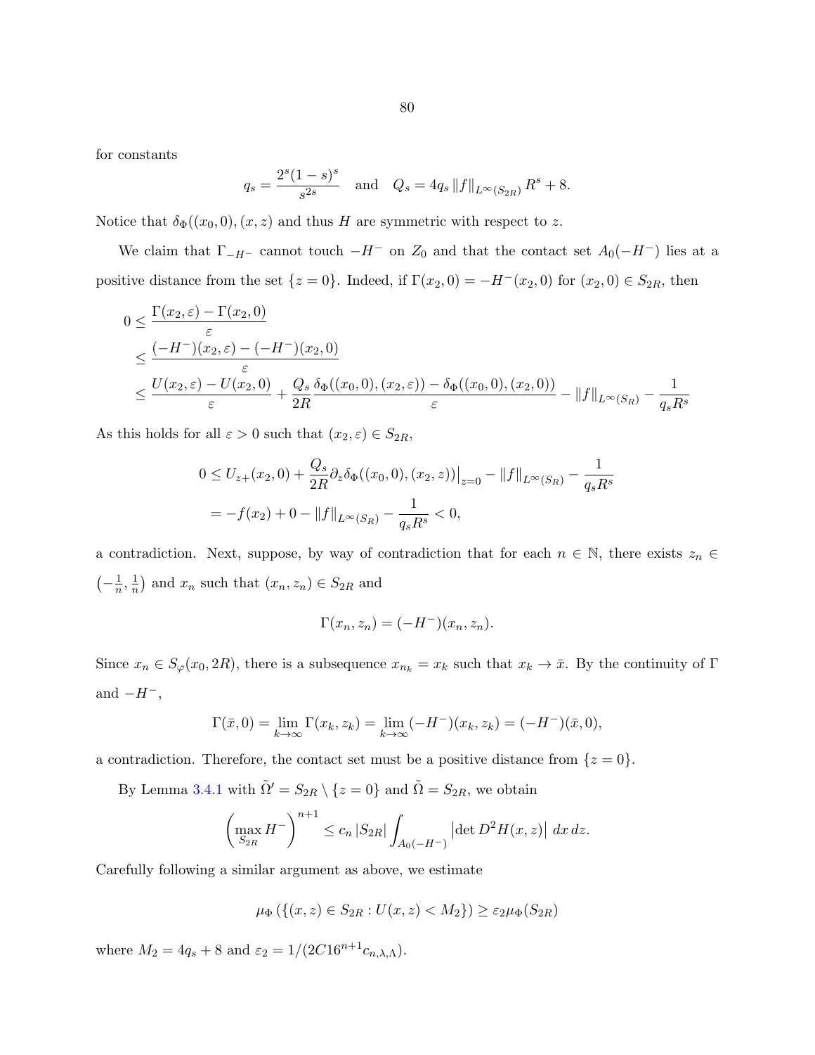for constants

$$q_s = \frac{2^s(1-s)^s}{s^{2s}} \quad \text{and} \quad Q_s = 4q_s \|f\|_{L^\infty(S_{2R})} R^s + 8.$$

Notice that $\delta_\Phi((x_0, 0), (x, z)$ and thus $H$ are symmetric with respect to $z$.

We claim that $\Gamma_{-H^-}$ cannot touch $-H^-$ on $Z_0$ and that the contact set $A_0(-H^-)$ lies at a positive distance from the set $\{z = 0\}$. Indeed, if $\Gamma(x_2, 0) = -H^-(x_2, 0)$ for $(x_2, 0) \in S_{2R}$, then

$$\begin{aligned}
0 &\leq \frac{\Gamma(x_2, \varepsilon) - \Gamma(x_2, 0)}{\varepsilon} \\
&\leq \frac{(-H^-)(x_2, \varepsilon) - (-H^-)(x_2, 0)}{\varepsilon} \\
&\leq \frac{U(x_2, \varepsilon) - U(x_2, 0)}{\varepsilon} + \frac{Q_s}{2R} \frac{\delta_\Phi((x_0, 0), (x_2, \varepsilon)) - \delta_\Phi((x_0, 0), (x_2, 0))}{\varepsilon} - \|f\|_{L^\infty(S_R)} - \frac{1}{q_s R^s}
\end{aligned}$$

As this holds for all $\varepsilon > 0$ such that $(x_2, \varepsilon) \in S_{2R}$,

$$\begin{aligned}
0 &\leq U_{z+}(x_2, 0) + \frac{Q_s}{2R} \partial_z \delta_\Phi((x_0, 0), (x_2, z))\big|_{z=0} - \|f\|_{L^\infty(S_R)} - \frac{1}{q_s R^s} \\
&= -f(x_2) + 0 - \|f\|_{L^\infty(S_R)} - \frac{1}{q_s R^s} < 0,
\end{aligned}$$

a contradiction. Next, suppose, by way of contradiction that for each $n \in \mathbb{N}$, there exists $z_n \in \left(-\frac{1}{n}, \frac{1}{n}\right)$ and $x_n$ such that $(x_n, z_n) \in S_{2R}$ and

$$\Gamma(x_n, z_n) = (-H^-)(x_n, z_n).$$

Since $x_n \in S_\varphi(x_0, 2R)$, there is a subsequence $x_{n_k} = x_k$ such that $x_k \to \bar{x}$. By the continuity of $\Gamma$ and $-H^-$,

$$\Gamma(\bar{x}, 0) = \lim_{k \to \infty} \Gamma(x_k, z_k) = \lim_{k \to \infty} (-H^-)(x_k, z_k) = (-H^-)(\bar{x}, 0),$$

a contradiction. Therefore, the contact set must be a positive distance from $\{z = 0\}$.

By Lemma 3.4.1 with $\tilde{\Omega}' = S_{2R} \setminus \{z = 0\}$ and $\tilde{\Omega} = S_{2R}$, we obtain

$$\left( \max_{S_{2R}} H^- \right)^{n+1} \leq c_n |S_{2R}| \int_{A_0(-H^-)} \left| \det D^2 H(x, z) \right| \, dx \, dz.$$

Carefully following a similar argument as above, we estimate

$$\mu_\Phi \left( \{(x, z) \in S_{2R} : U(x, z) < M_2\} \right) \geq \varepsilon_2 \mu_\Phi(S_{2R})$$

where $M_2 = 4q_s + 8$ and $\varepsilon_2 = 1/(2C16^{n+1} c_{n,\lambda,\Lambda})$.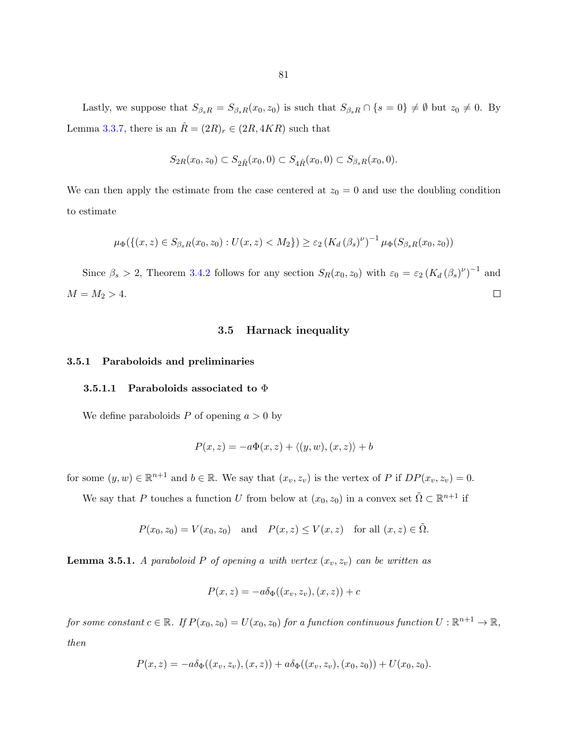Lastly, we suppose that $S_{\beta_s R} = S_{\beta_s R}(x_0, z_0)$ is such that $S_{\beta_s R} \cap \{s = 0\} \neq \emptyset$ but $z_0 \neq 0$. By Lemma 3.3.7, there is an $\hat{R} = (2R)_r \in (2R, 4KR)$ such that

$$S_{2R}(x_0, z_0) \subset S_{2\hat{R}}(x_0, 0) \subset S_{4\hat{R}}(x_0, 0) \subset S_{\beta_s R}(x_0, 0).$$

We can then apply the estimate from the case centered at $z_0 = 0$ and use the doubling condition to estimate

$$\mu_\Phi(\{(x, z) \in S_{\beta_s R}(x_0, z_0) : U(x, z) < M_2\}) \geq \varepsilon_2 \left(K_d \left(\beta_s\right)^\nu\right)^{-1} \mu_\Phi(S_{\beta_s R}(x_0, z_0))$$

Since $\beta_s > 2$, Theorem 3.4.2 follows for any section $S_R(x_0, z_0)$ with $\varepsilon_0 = \varepsilon_2 \left(K_d \left(\beta_s\right)^\nu\right)^{-1}$ and $M = M_2 > 4$. $\square$

## 3.5 Harnack inequality

### 3.5.1 Paraboloids and preliminaries

#### 3.5.1.1 Paraboloids associated to $\Phi$

We define paraboloids $P$ of opening $a > 0$ by

$$P(x, z) = -a\Phi(x, z) + \langle (y, w), (x, z) \rangle + b$$

for some $(y, w) \in \mathbb{R}^{n+1}$ and $b \in \mathbb{R}$. We say that $(x_v, z_v)$ is the vertex of $P$ if $DP(x_v, z_v) = 0$.

We say that $P$ touches a function $U$ from below at $(x_0, z_0)$ in a convex set $\tilde{\Omega} \subset \mathbb{R}^{n+1}$ if

$$P(x_0, z_0) = V(x_0, z_0) \quad \text{and} \quad P(x, z) \leq V(x, z) \quad \text{for all } (x, z) \in \tilde{\Omega}.$$

**Lemma 3.5.1.** *A paraboloid $P$ of opening $a$ with vertex $(x_v, z_v)$ can be written as*

$$P(x, z) = -a\delta_\Phi((x_v, z_v), (x, z)) + c$$

*for some constant $c \in \mathbb{R}$. If $P(x_0, z_0) = U(x_0, z_0)$ for a function continuous function $U : \mathbb{R}^{n+1} \to \mathbb{R}$, then*

$$P(x, z) = -a\delta_\Phi((x_v, z_v), (x, z)) + a\delta_\Phi((x_v, z_v), (x_0, z_0)) + U(x_0, z_0).$$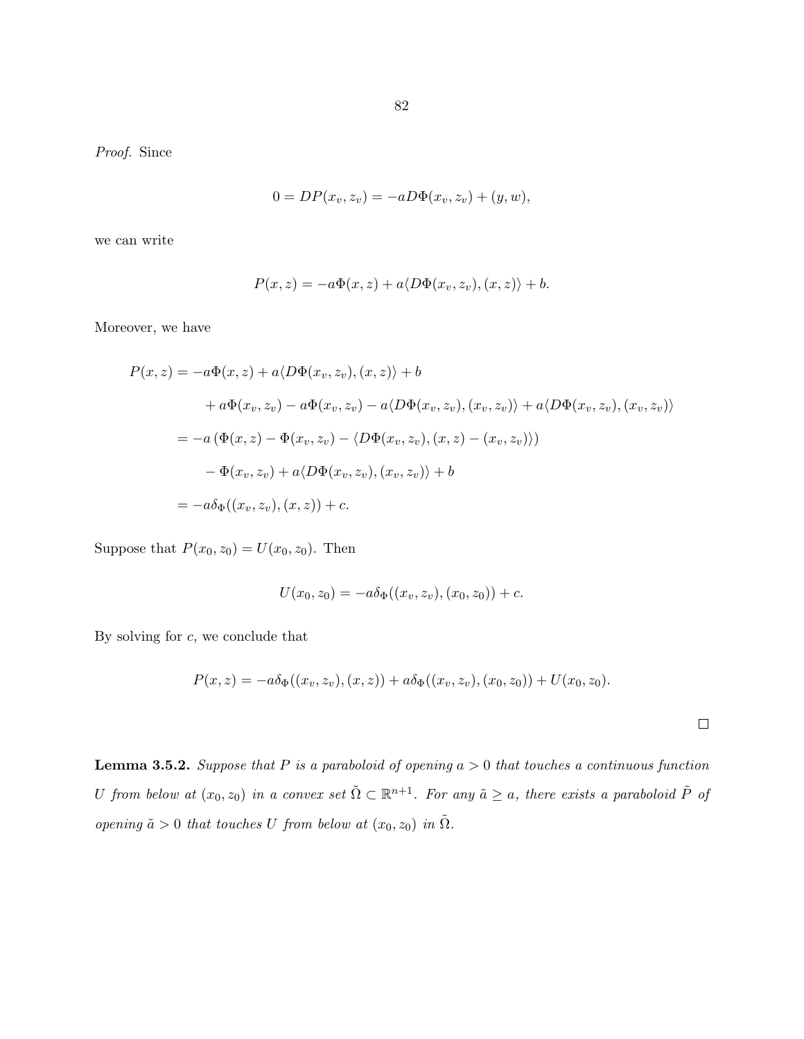*Proof.* Since

$$0 = DP(x_v, z_v) = -aD\Phi(x_v, z_v) + (y, w),$$

we can write

$$P(x, z) = -a\Phi(x, z) + a\langle D\Phi(x_v, z_v), (x, z)\rangle + b.$$

Moreover, we have

$$\begin{aligned}
P(x, z) &= -a\Phi(x, z) + a\langle D\Phi(x_v, z_v), (x, z)\rangle + b \\
&\quad + a\Phi(x_v, z_v) - a\Phi(x_v, z_v) - a\langle D\Phi(x_v, z_v), (x_v, z_v)\rangle + a\langle D\Phi(x_v, z_v), (x_v, z_v)\rangle \\
&= -a\left(\Phi(x, z) - \Phi(x_v, z_v) - \langle D\Phi(x_v, z_v), (x, z) - (x_v, z_v)\rangle\right) \\
&\quad - \Phi(x_v, z_v) + a\langle D\Phi(x_v, z_v), (x_v, z_v)\rangle + b \\
&= -a\delta_\Phi((x_v, z_v), (x, z)) + c.
\end{aligned}$$

Suppose that $P(x_0, z_0) = U(x_0, z_0)$. Then

$$U(x_0, z_0) = -a\delta_\Phi((x_v, z_v), (x_0, z_0)) + c.$$

By solving for $c$, we conclude that

$$P(x, z) = -a\delta_\Phi((x_v, z_v), (x, z)) + a\delta_\Phi((x_v, z_v), (x_0, z_0)) + U(x_0, z_0).$$

□

**Lemma 3.5.2.** *Suppose that $P$ is a paraboloid of opening $a > 0$ that touches a continuous function $U$ from below at $(x_0, z_0)$ in a convex set $\tilde{\Omega} \subset \mathbb{R}^{n+1}$. For any $\tilde{a} \geq a$, there exists a paraboloid $\tilde{P}$ of opening $\tilde{a} > 0$ that touches $U$ from below at $(x_0, z_0)$ in $\tilde{\Omega}$.*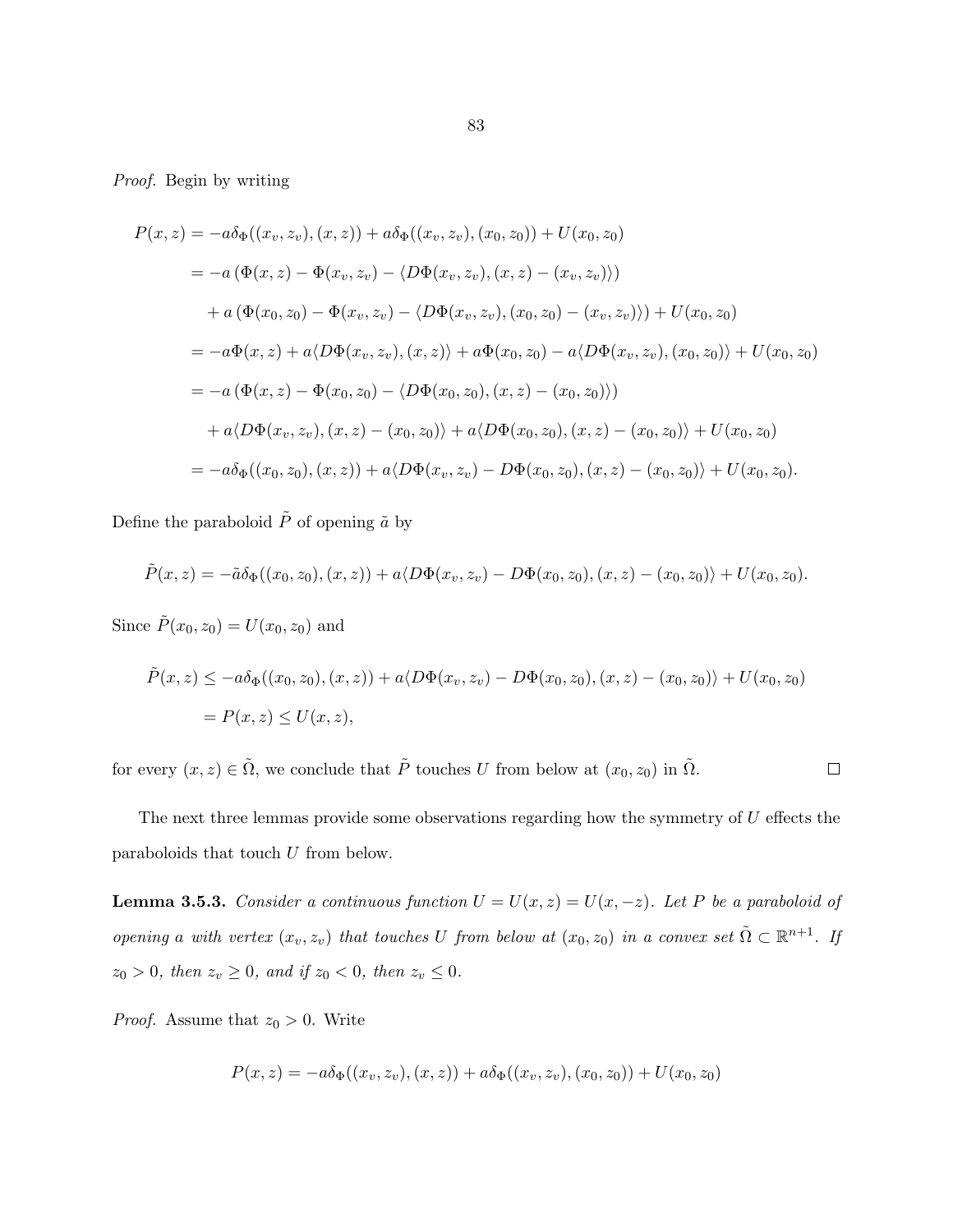*Proof.* Begin by writing

$$
\begin{aligned}
P(x,z) &= -a\delta_\Phi((x_v,z_v),(x,z)) + a\delta_\Phi((x_v,z_v),(x_0,z_0)) + U(x_0,z_0)\\
&= -a\left(\Phi(x,z) - \Phi(x_v,z_v) - \langle D\Phi(x_v,z_v),(x,z)-(x_v,z_v)\rangle\right)\\
&\quad + a\left(\Phi(x_0,z_0) - \Phi(x_v,z_v) - \langle D\Phi(x_v,z_v),(x_0,z_0)-(x_v,z_v)\rangle\right) + U(x_0,z_0)\\
&= -a\Phi(x,z) + a\langle D\Phi(x_v,z_v),(x,z)\rangle + a\Phi(x_0,z_0) - a\langle D\Phi(x_v,z_v),(x_0,z_0)\rangle + U(x_0,z_0)\\
&= -a\left(\Phi(x,z) - \Phi(x_0,z_0) - \langle D\Phi(x_0,z_0),(x,z)-(x_0,z_0)\rangle\right)\\
&\quad + a\langle D\Phi(x_v,z_v),(x,z)-(x_0,z_0)\rangle + a\langle D\Phi(x_0,z_0),(x,z)-(x_0,z_0)\rangle + U(x_0,z_0)\\
&= -a\delta_\Phi((x_0,z_0),(x,z)) + a\langle D\Phi(x_v,z_v) - D\Phi(x_0,z_0),(x,z)-(x_0,z_0)\rangle + U(x_0,z_0).
\end{aligned}
$$

Define the paraboloid $\tilde{P}$ of opening $\tilde{a}$ by

$$
\tilde{P}(x,z) = -\tilde{a}\delta_\Phi((x_0,z_0),(x,z)) + a\langle D\Phi(x_v,z_v) - D\Phi(x_0,z_0),(x,z)-(x_0,z_0)\rangle + U(x_0,z_0).
$$

Since $\tilde{P}(x_0,z_0) = U(x_0,z_0)$ and

$$
\begin{aligned}
\tilde{P}(x,z) &\le -a\delta_\Phi((x_0,z_0),(x,z)) + a\langle D\Phi(x_v,z_v) - D\Phi(x_0,z_0),(x,z)-(x_0,z_0)\rangle + U(x_0,z_0)\\
&= P(x,z) \le U(x,z),
\end{aligned}
$$

for every $(x,z) \in \tilde{\Omega}$, we conclude that $\tilde{P}$ touches $U$ from below at $(x_0,z_0)$ in $\tilde{\Omega}$. ∎

The next three lemmas provide some observations regarding how the symmetry of $U$ effects the paraboloids that touch $U$ from below.

**Lemma 3.5.3.** *Consider a continuous function $U = U(x,z) = U(x,-z)$. Let $P$ be a paraboloid of opening $a$ with vertex $(x_v,z_v)$ that touches $U$ from below at $(x_0,z_0)$ in a convex set $\tilde{\Omega} \subset \mathbb{R}^{n+1}$. If $z_0 > 0$, then $z_v \ge 0$, and if $z_0 < 0$, then $z_v \le 0$.*

*Proof.* Assume that $z_0 > 0$. Write

$$
P(x,z) = -a\delta_\Phi((x_v,z_v),(x,z)) + a\delta_\Phi((x_v,z_v),(x_0,z_0)) + U(x_0,z_0)
$$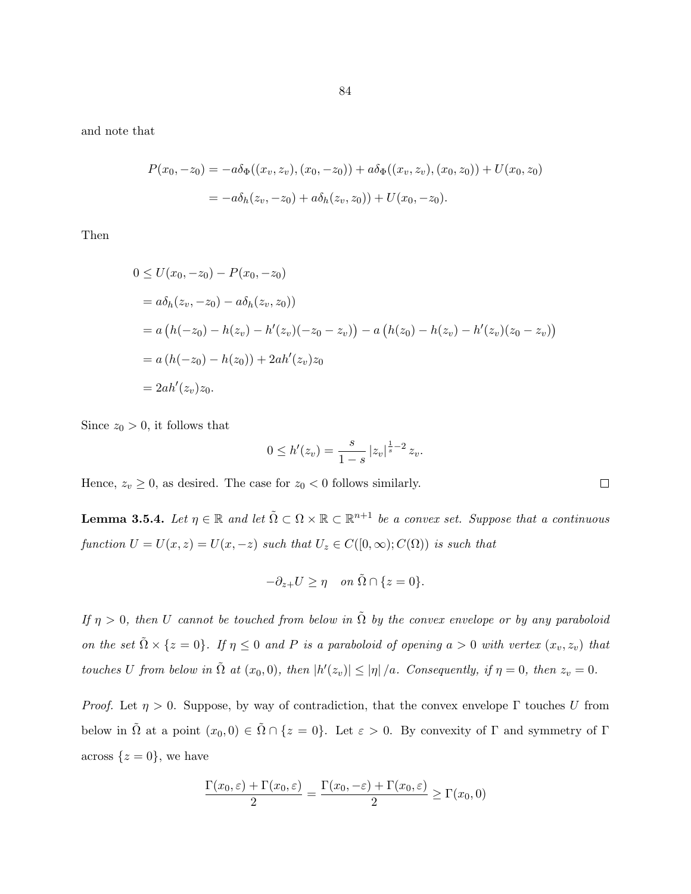and note that

$$
\begin{aligned}
P(x_0,-z_0) &= -a\delta_\Phi((x_v,z_v),(x_0,-z_0)) + a\delta_\Phi((x_v,z_v),(x_0,z_0)) + U(x_0,z_0) \\
&= -a\delta_h(z_v,-z_0) + a\delta_h(z_v,z_0)) + U(x_0,-z_0).
\end{aligned}
$$

Then

$$
\begin{aligned}
0 &\le U(x_0,-z_0) - P(x_0,-z_0) \\
&= a\delta_h(z_v,-z_0) - a\delta_h(z_v,z_0)) \\
&= a\left(h(-z_0) - h(z_v) - h'(z_v)(-z_0 - z_v)\right) - a\left(h(z_0) - h(z_v) - h'(z_v)(z_0 - z_v)\right) \\
&= a\left(h(-z_0) - h(z_0)\right) + 2ah'(z_v)z_0 \\
&= 2ah'(z_v)z_0.
\end{aligned}
$$

Since $z_0 > 0$, it follows that

$$
0 \le h'(z_v) = \frac{s}{1-s}\,|z_v|^{\frac{1}{s}-2}\,z_v.
$$

Hence, $z_v \ge 0$, as desired. The case for $z_0 < 0$ follows similarly. $\square$

**Lemma 3.5.4.** *Let $\eta \in \mathbb{R}$ and let $\tilde{\Omega} \subset \Omega \times \mathbb{R} \subset \mathbb{R}^{n+1}$ be a convex set. Suppose that a continuous function $U = U(x,z) = U(x,-z)$ such that $U_z \in C([0,\infty); C(\Omega))$ is such that*

$$
-\partial_{z+}U \ge \eta \quad \text{on } \tilde{\Omega} \cap \{z = 0\}.
$$

*If $\eta > 0$, then $U$ cannot be touched from below in $\tilde{\Omega}$ by the convex envelope or by any paraboloid on the set $\tilde{\Omega} \times \{z = 0\}$. If $\eta \le 0$ and $P$ is a paraboloid of opening $a > 0$ with vertex $(x_v, z_v)$ that touches $U$ from below in $\tilde{\Omega}$ at $(x_0, 0)$, then $|h'(z_v)| \le |\eta|/a$. Consequently, if $\eta = 0$, then $z_v = 0$.*

*Proof.* Let $\eta > 0$. Suppose, by way of contradiction, that the convex envelope $\Gamma$ touches $U$ from below in $\tilde{\Omega}$ at a point $(x_0, 0) \in \tilde{\Omega} \cap \{z = 0\}$. Let $\varepsilon > 0$. By convexity of $\Gamma$ and symmetry of $\Gamma$ across $\{z = 0\}$, we have

$$
\frac{\Gamma(x_0,\varepsilon) + \Gamma(x_0,\varepsilon)}{2} = \frac{\Gamma(x_0,-\varepsilon) + \Gamma(x_0,\varepsilon)}{2} \ge \Gamma(x_0, 0)
$$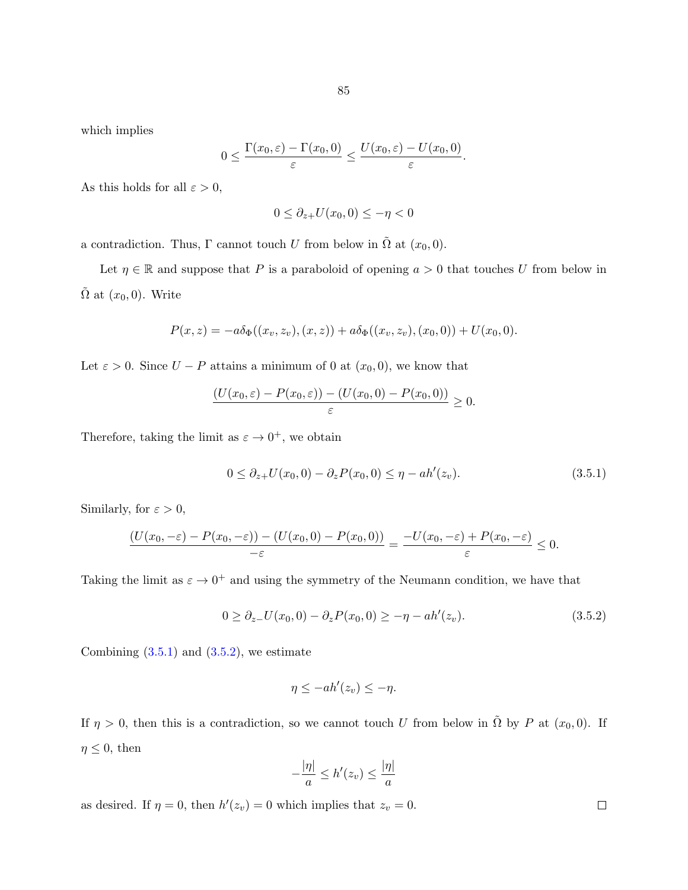which implies

$$0 \leq \frac{\Gamma(x_0, \varepsilon) - \Gamma(x_0, 0)}{\varepsilon} \leq \frac{U(x_0, \varepsilon) - U(x_0, 0)}{\varepsilon}.$$

As this holds for all $\varepsilon > 0$,

$$0 \leq \partial_{z+} U(x_0, 0) \leq -\eta < 0$$

a contradiction. Thus, $\Gamma$ cannot touch $U$ from below in $\tilde{\Omega}$ at $(x_0, 0)$.

Let $\eta \in \mathbb{R}$ and suppose that $P$ is a paraboloid of opening $a > 0$ that touches $U$ from below in $\tilde{\Omega}$ at $(x_0, 0)$. Write

$$P(x, z) = -a\delta_\Phi((x_v, z_v), (x, z)) + a\delta_\Phi((x_v, z_v), (x_0, 0)) + U(x_0, 0).$$

Let $\varepsilon > 0$. Since $U - P$ attains a minimum of 0 at $(x_0, 0)$, we know that

$$\frac{(U(x_0, \varepsilon) - P(x_0, \varepsilon)) - (U(x_0, 0) - P(x_0, 0))}{\varepsilon} \geq 0.$$

Therefore, taking the limit as $\varepsilon \to 0^+$, we obtain

$$0 \leq \partial_{z+} U(x_0, 0) - \partial_z P(x_0, 0) \leq \eta - ah'(z_v). \tag{3.5.1}$$

Similarly, for $\varepsilon > 0$,

$$\frac{(U(x_0, -\varepsilon) - P(x_0, -\varepsilon)) - (U(x_0, 0) - P(x_0, 0))}{-\varepsilon} = \frac{-U(x_0, -\varepsilon) + P(x_0, -\varepsilon)}{\varepsilon} \leq 0.$$

Taking the limit as $\varepsilon \to 0^+$ and using the symmetry of the Neumann condition, we have that

$$0 \geq \partial_{z-} U(x_0, 0) - \partial_z P(x_0, 0) \geq -\eta - ah'(z_v). \tag{3.5.2}$$

Combining (3.5.1) and (3.5.2), we estimate

$$\eta \leq -ah'(z_v) \leq -\eta.$$

If $\eta > 0$, then this is a contradiction, so we cannot touch $U$ from below in $\tilde{\Omega}$ by $P$ at $(x_0, 0)$. If $\eta \leq 0$, then

$$-\frac{|\eta|}{a} \leq h'(z_v) \leq \frac{|\eta|}{a}$$

as desired. If $\eta = 0$, then $h'(z_v) = 0$ which implies that $z_v = 0$. $\square$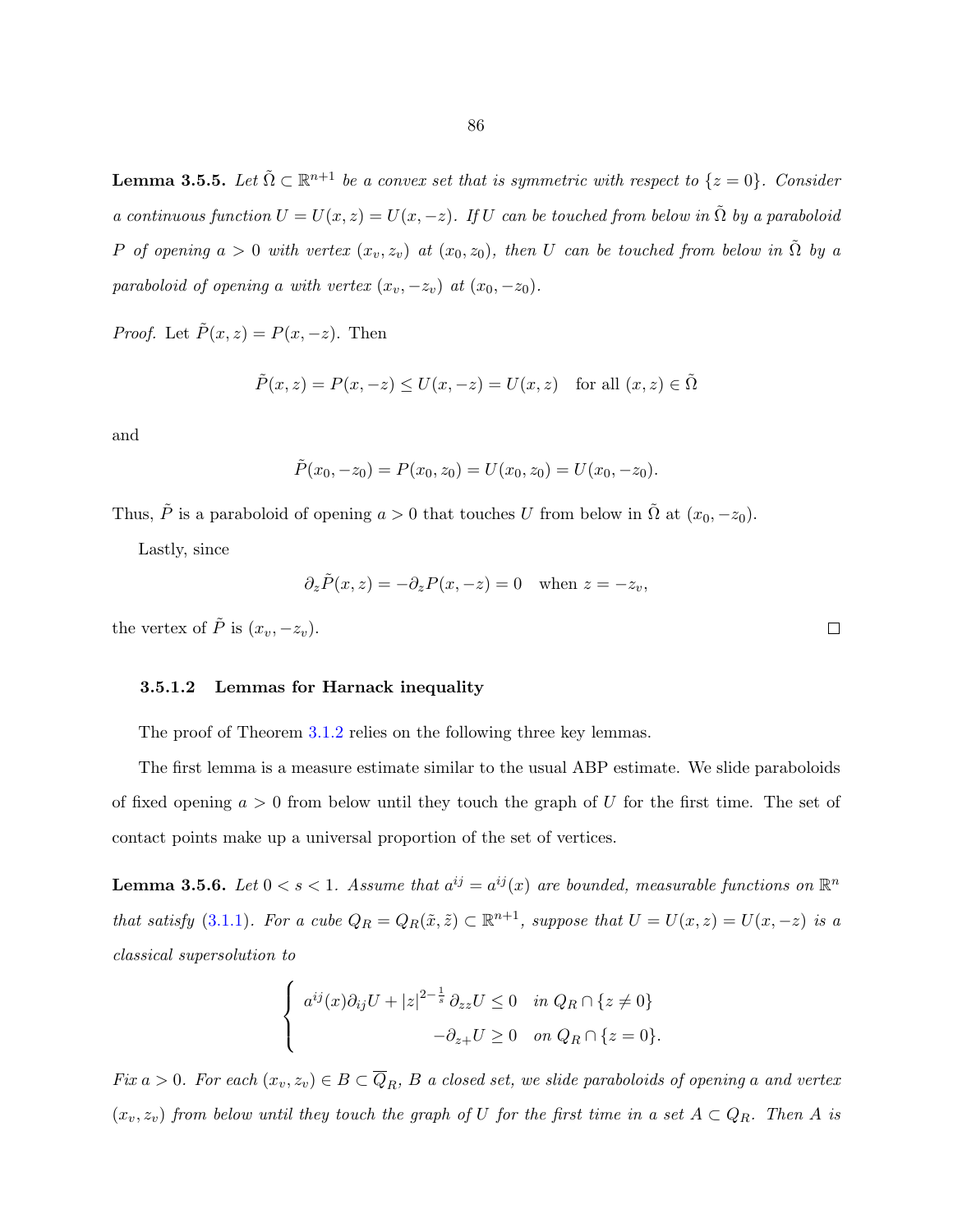**Lemma 3.5.5.** *Let $\tilde{\Omega} \subset \mathbb{R}^{n+1}$ be a convex set that is symmetric with respect to $\{z = 0\}$. Consider a continuous function $U = U(x, z) = U(x, -z)$. If $U$ can be touched from below in $\tilde{\Omega}$ by a paraboloid $P$ of opening $a > 0$ with vertex $(x_v, z_v)$ at $(x_0, z_0)$, then $U$ can be touched from below in $\tilde{\Omega}$ by a paraboloid of opening $a$ with vertex $(x_v, -z_v)$ at $(x_0, -z_0)$.*

*Proof.* Let $\tilde{P}(x, z) = P(x, -z)$. Then

$$\tilde{P}(x, z) = P(x, -z) \leq U(x, -z) = U(x, z) \quad \text{for all } (x, z) \in \tilde{\Omega}$$

and

$$\tilde{P}(x_0, -z_0) = P(x_0, z_0) = U(x_0, z_0) = U(x_0, -z_0).$$

Thus, $\tilde{P}$ is a paraboloid of opening $a > 0$ that touches $U$ from below in $\tilde{\Omega}$ at $(x_0, -z_0)$.

Lastly, since

$$\partial_z \tilde{P}(x, z) = -\partial_z P(x, -z) = 0 \quad \text{when } z = -z_v,$$

the vertex of $\tilde{P}$ is $(x_v, -z_v)$. □

#### 3.5.1.2 Lemmas for Harnack inequality

The proof of Theorem 3.1.2 relies on the following three key lemmas.

The first lemma is a measure estimate similar to the usual ABP estimate. We slide paraboloids of fixed opening $a > 0$ from below until they touch the graph of $U$ for the first time. The set of contact points make up a universal proportion of the set of vertices.

**Lemma 3.5.6.** *Let $0 < s < 1$. Assume that $a^{ij} = a^{ij}(x)$ are bounded, measurable functions on $\mathbb{R}^n$ that satisfy (3.1.1). For a cube $Q_R = Q_R(\tilde{x}, \tilde{z}) \subset \mathbb{R}^{n+1}$, suppose that $U = U(x, z) = U(x, -z)$ is a classical supersolution to*

$$\begin{cases} a^{ij}(x)\partial_{ij}U + |z|^{2-\frac{1}{s}}\,\partial_{zz}U \leq 0 & \text{in } Q_R \cap \{z \neq 0\} \\ -\partial_{z+}U \geq 0 & \text{on } Q_R \cap \{z = 0\}. \end{cases}$$

*Fix $a > 0$. For each $(x_v, z_v) \in B \subset \overline{Q}_R$, $B$ a closed set, we slide paraboloids of opening $a$ and vertex $(x_v, z_v)$ from below until they touch the graph of $U$ for the first time in a set $A \subset Q_R$. Then $A$ is*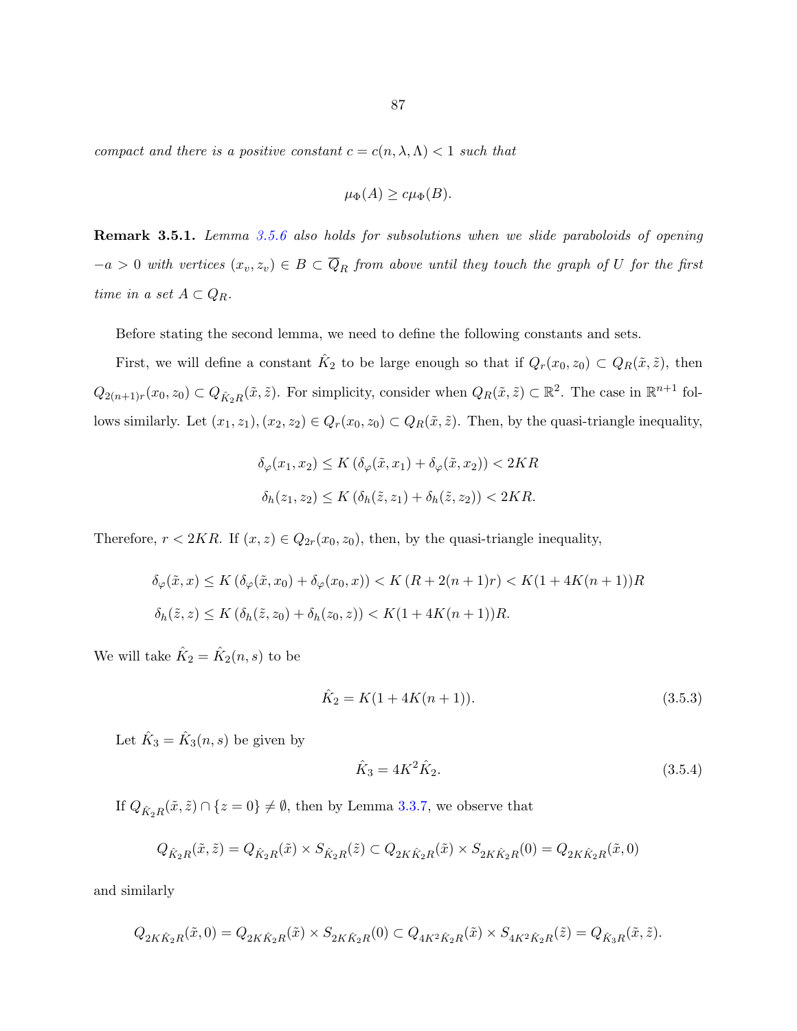*compact and there is a positive constant $c = c(n, \lambda, \Lambda) < 1$ such that*

$$\mu_\Phi(A) \geq c\mu_\Phi(B).$$

**Remark 3.5.1.** *Lemma 3.5.6 also holds for subsolutions when we slide paraboloids of opening $-a > 0$ with vertices $(x_v, z_v) \in B \subset \overline{Q}_R$ from above until they touch the graph of $U$ for the first time in a set $A \subset Q_R$.*

Before stating the second lemma, we need to define the following constants and sets.

First, we will define a constant $\hat{K}_2$ to be large enough so that if $Q_r(x_0, z_0) \subset Q_R(\tilde{x}, \tilde{z})$, then $Q_{2(n+1)r}(x_0, z_0) \subset Q_{\hat{K}_2 R}(\tilde{x}, \tilde{z})$. For simplicity, consider when $Q_R(\tilde{x}, \tilde{z}) \subset \mathbb{R}^2$. The case in $\mathbb{R}^{n+1}$ follows similarly. Let $(x_1, z_1), (x_2, z_2) \in Q_r(x_0, z_0) \subset Q_R(\tilde{x}, \tilde{z})$. Then, by the quasi-triangle inequality,

$$\delta_\varphi(x_1, x_2) \leq K\left(\delta_\varphi(\tilde{x}, x_1) + \delta_\varphi(\tilde{x}, x_2)\right) < 2KR$$

$$\delta_h(z_1, z_2) \leq K\left(\delta_h(\tilde{z}, z_1) + \delta_h(\tilde{z}, z_2)\right) < 2KR.$$

Therefore, $r < 2KR$. If $(x, z) \in Q_{2r}(x_0, z_0)$, then, by the quasi-triangle inequality,

$$\delta_\varphi(\tilde{x}, x) \leq K\left(\delta_\varphi(\tilde{x}, x_0) + \delta_\varphi(x_0, x)\right) < K\left(R + 2(n+1)r\right) < K(1 + 4K(n+1))R$$

$$\delta_h(\tilde{z}, z) \leq K\left(\delta_h(\tilde{z}, z_0) + \delta_h(z_0, z)\right) < K(1 + 4K(n+1))R.$$

We will take $\hat{K}_2 = \hat{K}_2(n, s)$ to be

$$\hat{K}_2 = K(1 + 4K(n+1)). \tag{3.5.3}$$

Let $\hat{K}_3 = \hat{K}_3(n, s)$ be given by

$$\hat{K}_3 = 4K^2\hat{K}_2. \tag{3.5.4}$$

If $Q_{\hat{K}_2 R}(\tilde{x}, \tilde{z}) \cap \{z = 0\} \neq \emptyset$, then by Lemma 3.3.7, we observe that

$$Q_{\hat{K}_2 R}(\tilde{x}, \tilde{z}) = Q_{\hat{K}_2 R}(\tilde{x}) \times S_{\hat{K}_2 R}(\tilde{z}) \subset Q_{2K\hat{K}_2 R}(\tilde{x}) \times S_{2K\hat{K}_2 R}(0) = Q_{2K\hat{K}_2 R}(\tilde{x}, 0)$$

and similarly

$$Q_{2K\hat{K}_2 R}(\tilde{x}, 0) = Q_{2K\hat{K}_2 R}(\tilde{x}) \times S_{2K\hat{K}_2 R}(0) \subset Q_{4K^2\hat{K}_2 R}(\tilde{x}) \times S_{4K^2\hat{K}_2 R}(\tilde{z}) = Q_{\hat{K}_3 R}(\tilde{x}, \tilde{z}).$$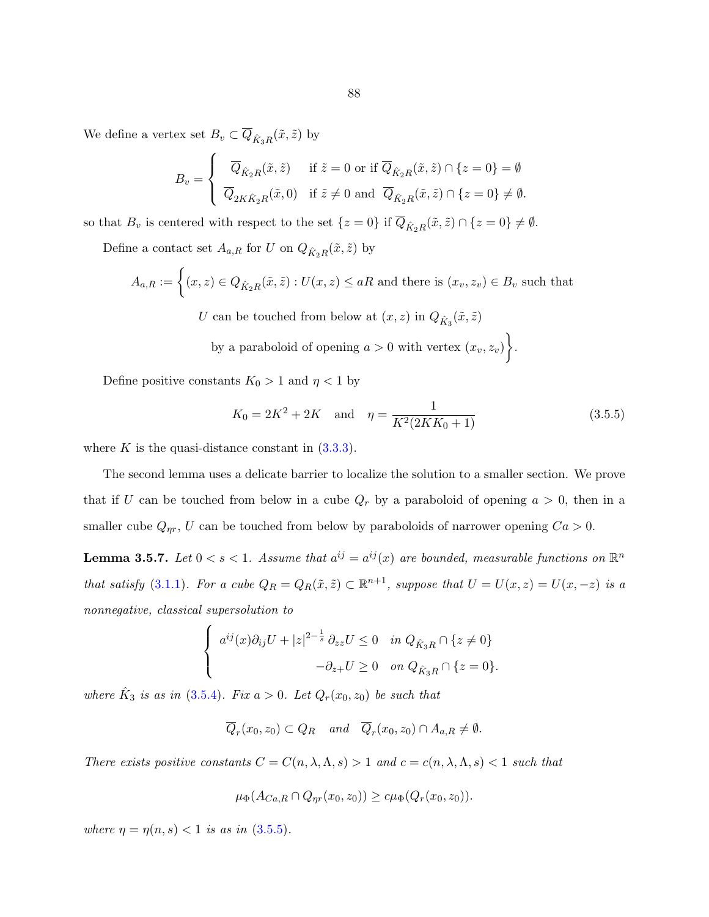We define a vertex set $B_v \subset \overline{Q}_{\hat{K}_3 R}(\tilde{x}, \tilde{z})$ by

$$
B_v = \begin{cases} \overline{Q}_{\hat{K}_2 R}(\tilde{x}, \tilde{z}) & \text{if } \tilde{z} = 0 \text{ or if } \overline{Q}_{\hat{K}_2 R}(\tilde{x}, \tilde{z}) \cap \{z = 0\} = \emptyset \\ \overline{Q}_{2K\hat{K}_2 R}(\tilde{x}, 0) & \text{if } \tilde{z} \neq 0 \text{ and } \overline{Q}_{\hat{K}_2 R}(\tilde{x}, \tilde{z}) \cap \{z = 0\} \neq \emptyset. \end{cases}
$$

so that $B_v$ is centered with respect to the set $\{z = 0\}$ if $\overline{Q}_{\hat{K}_2 R}(\tilde{x}, \tilde{z}) \cap \{z = 0\} \neq \emptyset$.

Define a contact set $A_{a,R}$ for $U$ on $Q_{\hat{K}_2 R}(\tilde{x}, \tilde{z})$ by

$$
\begin{aligned}
A_{a,R} := \Big\{ (x, z) \in Q_{\hat{K}_2 R}(\tilde{x}, \tilde{z}) : U(x, z) \leq aR &\text{ and there is } (x_v, z_v) \in B_v \text{ such that} \\
U \text{ can be touched from below at } &(x, z) \text{ in } Q_{\hat{K}_3}(\tilde{x}, \tilde{z}) \\
\text{by a paraboloid of opening } &a > 0 \text{ with vertex } (x_v, z_v) \Big\}.
\end{aligned}
$$

Define positive constants $K_0 > 1$ and $\eta < 1$ by

$$
K_0 = 2K^2 + 2K \quad \text{and} \quad \eta = \frac{1}{K^2(2KK_0 + 1)} \tag{3.5.5}
$$

where $K$ is the quasi-distance constant in (3.3.3).

The second lemma uses a delicate barrier to localize the solution to a smaller section. We prove that if $U$ can be touched from below in a cube $Q_r$ by a paraboloid of opening $a > 0$, then in a smaller cube $Q_{\eta r}$, $U$ can be touched from below by paraboloids of narrower opening $Ca > 0$.

**Lemma 3.5.7.** *Let $0 < s < 1$. Assume that $a^{ij} = a^{ij}(x)$ are bounded, measurable functions on $\mathbb{R}^n$ that satisfy (3.1.1). For a cube $Q_R = Q_R(\tilde{x}, \tilde{z}) \subset \mathbb{R}^{n+1}$, suppose that $U = U(x, z) = U(x, -z)$ is a nonnegative, classical supersolution to*

$$
\begin{cases} a^{ij}(x)\partial_{ij} U + |z|^{2-\frac{1}{s}} \partial_{zz} U \leq 0 & \text{in } Q_{\hat{K}_3 R} \cap \{z \neq 0\} \\ -\partial_{z+} U \geq 0 & \text{on } Q_{\hat{K}_3 R} \cap \{z = 0\}. \end{cases}
$$

*where $\hat{K}_3$ is as in (3.5.4). Fix $a > 0$. Let $Q_r(x_0, z_0)$ be such that*

$$
\overline{Q}_r(x_0, z_0) \subset Q_R \quad \text{and} \quad \overline{Q}_r(x_0, z_0) \cap A_{a,R} \neq \emptyset.
$$

*There exists positive constants $C = C(n, \lambda, \Lambda, s) > 1$ and $c = c(n, \lambda, \Lambda, s) < 1$ such that*

$$
\mu_\Phi(A_{Ca,R} \cap Q_{\eta r}(x_0, z_0)) \geq c\mu_\Phi(Q_r(x_0, z_0)).
$$

*where $\eta = \eta(n, s) < 1$ is as in (3.5.5).*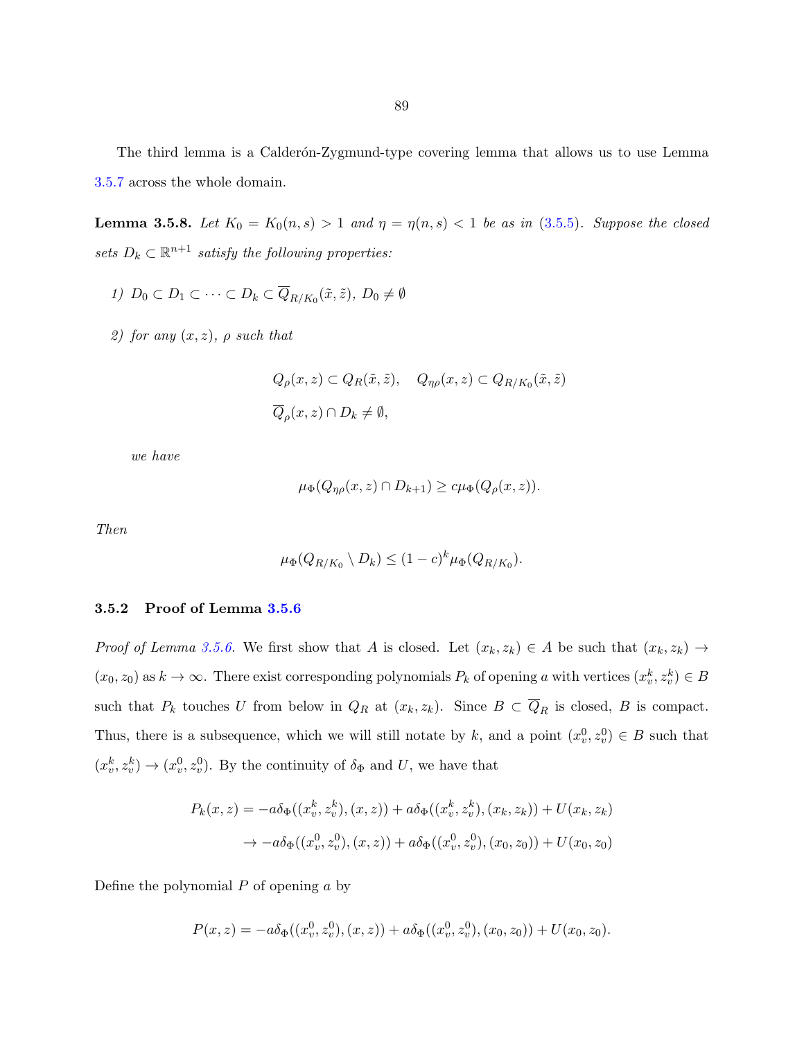The third lemma is a Calderón-Zygmund-type covering lemma that allows us to use Lemma 3.5.7 across the whole domain.

**Lemma 3.5.8.** *Let $K_0 = K_0(n, s) > 1$ and $\eta = \eta(n, s) < 1$ be as in (3.5.5). Suppose the closed sets $D_k \subset \mathbb{R}^{n+1}$ satisfy the following properties:*

*1) $D_0 \subset D_1 \subset \cdots \subset D_k \subset \overline{Q}_{R/K_0}(\tilde{x}, \tilde{z})$, $D_0 \neq \emptyset$*

*2) for any $(x, z)$, $\rho$ such that*

$$Q_\rho(x, z) \subset Q_R(\tilde{x}, \tilde{z}), \quad Q_{\eta\rho}(x, z) \subset Q_{R/K_0}(\tilde{x}, \tilde{z})$$
$$\overline{Q}_\rho(x, z) \cap D_k \neq \emptyset,$$

*we have*

$$\mu_\Phi(Q_{\eta\rho}(x, z) \cap D_{k+1}) \geq c\mu_\Phi(Q_\rho(x, z)).$$

*Then*

$$\mu_\Phi(Q_{R/K_0} \setminus D_k) \leq (1 - c)^k \mu_\Phi(Q_{R/K_0}).$$

### 3.5.2 Proof of Lemma 3.5.6

*Proof of Lemma 3.5.6.* We first show that $A$ is closed. Let $(x_k, z_k) \in A$ be such that $(x_k, z_k) \to (x_0, z_0)$ as $k \to \infty$. There exist corresponding polynomials $P_k$ of opening $a$ with vertices $(x_v^k, z_v^k) \in B$ such that $P_k$ touches $U$ from below in $Q_R$ at $(x_k, z_k)$. Since $B \subset \overline{Q}_R$ is closed, $B$ is compact. Thus, there is a subsequence, which we will still notate by $k$, and a point $(x_v^0, z_v^0) \in B$ such that $(x_v^k, z_v^k) \to (x_v^0, z_v^0)$. By the continuity of $\delta_\Phi$ and $U$, we have that

$$\begin{aligned}
P_k(x, z) &= -a\delta_\Phi((x_v^k, z_v^k), (x, z)) + a\delta_\Phi((x_v^k, z_v^k), (x_k, z_k)) + U(x_k, z_k) \\
&\to -a\delta_\Phi((x_v^0, z_v^0), (x, z)) + a\delta_\Phi((x_v^0, z_v^0), (x_0, z_0)) + U(x_0, z_0)
\end{aligned}$$

Define the polynomial $P$ of opening $a$ by

$$P(x, z) = -a\delta_\Phi((x_v^0, z_v^0), (x, z)) + a\delta_\Phi((x_v^0, z_v^0), (x_0, z_0)) + U(x_0, z_0).$$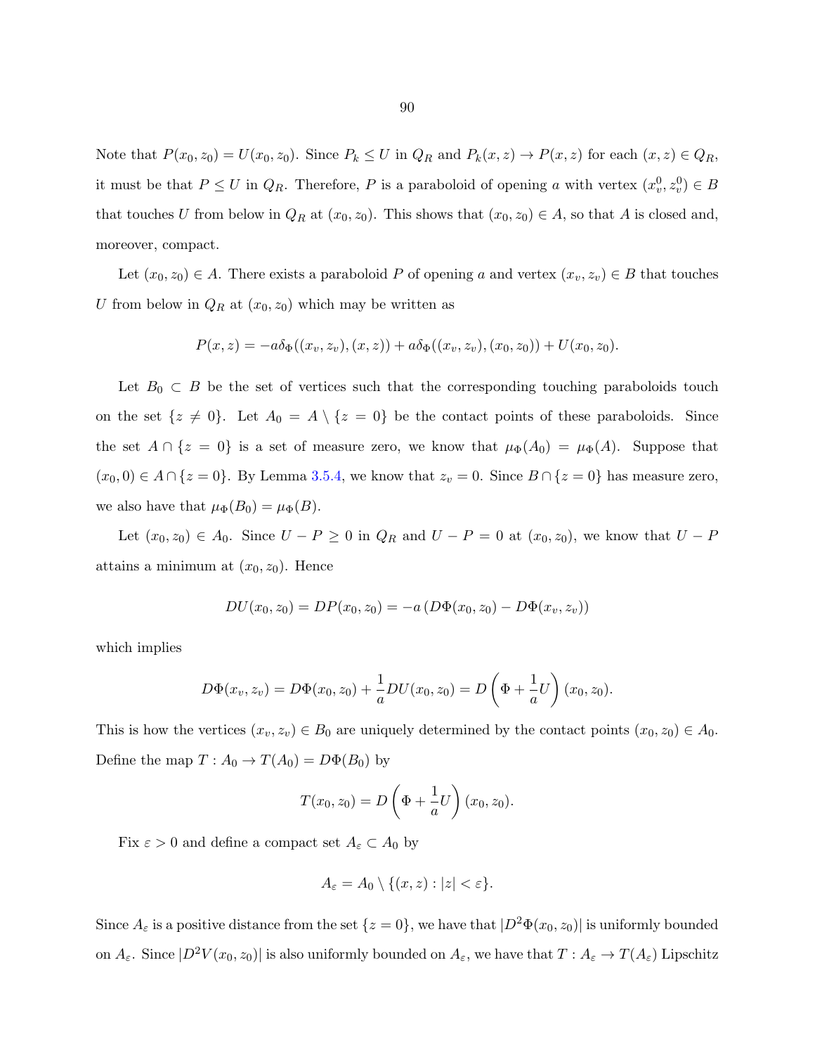Note that $P(x_0, z_0) = U(x_0, z_0)$. Since $P_k \leq U$ in $Q_R$ and $P_k(x, z) \to P(x, z)$ for each $(x, z) \in Q_R$, it must be that $P \leq U$ in $Q_R$. Therefore, $P$ is a paraboloid of opening $a$ with vertex $(x_v^0, z_v^0) \in B$ that touches $U$ from below in $Q_R$ at $(x_0, z_0)$. This shows that $(x_0, z_0) \in A$, so that $A$ is closed and, moreover, compact.

Let $(x_0, z_0) \in A$. There exists a paraboloid $P$ of opening $a$ and vertex $(x_v, z_v) \in B$ that touches $U$ from below in $Q_R$ at $(x_0, z_0)$ which may be written as

$$P(x, z) = -a\delta_\Phi((x_v, z_v), (x, z)) + a\delta_\Phi((x_v, z_v), (x_0, z_0)) + U(x_0, z_0).$$

Let $B_0 \subset B$ be the set of vertices such that the corresponding touching paraboloids touch on the set $\{z \neq 0\}$. Let $A_0 = A \setminus \{z = 0\}$ be the contact points of these paraboloids. Since the set $A \cap \{z = 0\}$ is a set of measure zero, we know that $\mu_\Phi(A_0) = \mu_\Phi(A)$. Suppose that $(x_0, 0) \in A \cap \{z = 0\}$. By Lemma 3.5.4, we know that $z_v = 0$. Since $B \cap \{z = 0\}$ has measure zero, we also have that $\mu_\Phi(B_0) = \mu_\Phi(B)$.

Let $(x_0, z_0) \in A_0$. Since $U - P \geq 0$ in $Q_R$ and $U - P = 0$ at $(x_0, z_0)$, we know that $U - P$ attains a minimum at $(x_0, z_0)$. Hence

$$DU(x_0, z_0) = DP(x_0, z_0) = -a\left(D\Phi(x_0, z_0) - D\Phi(x_v, z_v)\right)$$

which implies

$$D\Phi(x_v, z_v) = D\Phi(x_0, z_0) + \frac{1}{a}DU(x_0, z_0) = D\left(\Phi + \frac{1}{a}U\right)(x_0, z_0).$$

This is how the vertices $(x_v, z_v) \in B_0$ are uniquely determined by the contact points $(x_0, z_0) \in A_0$. Define the map $T : A_0 \to T(A_0) = D\Phi(B_0)$ by

$$T(x_0, z_0) = D\left(\Phi + \frac{1}{a}U\right)(x_0, z_0).$$

Fix $\varepsilon > 0$ and define a compact set $A_\varepsilon \subset A_0$ by

$$A_\varepsilon = A_0 \setminus \{(x, z) : |z| < \varepsilon\}.$$

Since $A_\varepsilon$ is a positive distance from the set $\{z = 0\}$, we have that $|D^2\Phi(x_0, z_0)|$ is uniformly bounded on $A_\varepsilon$. Since $|D^2V(x_0, z_0)|$ is also uniformly bounded on $A_\varepsilon$, we have that $T : A_\varepsilon \to T(A_\varepsilon)$ Lipschitz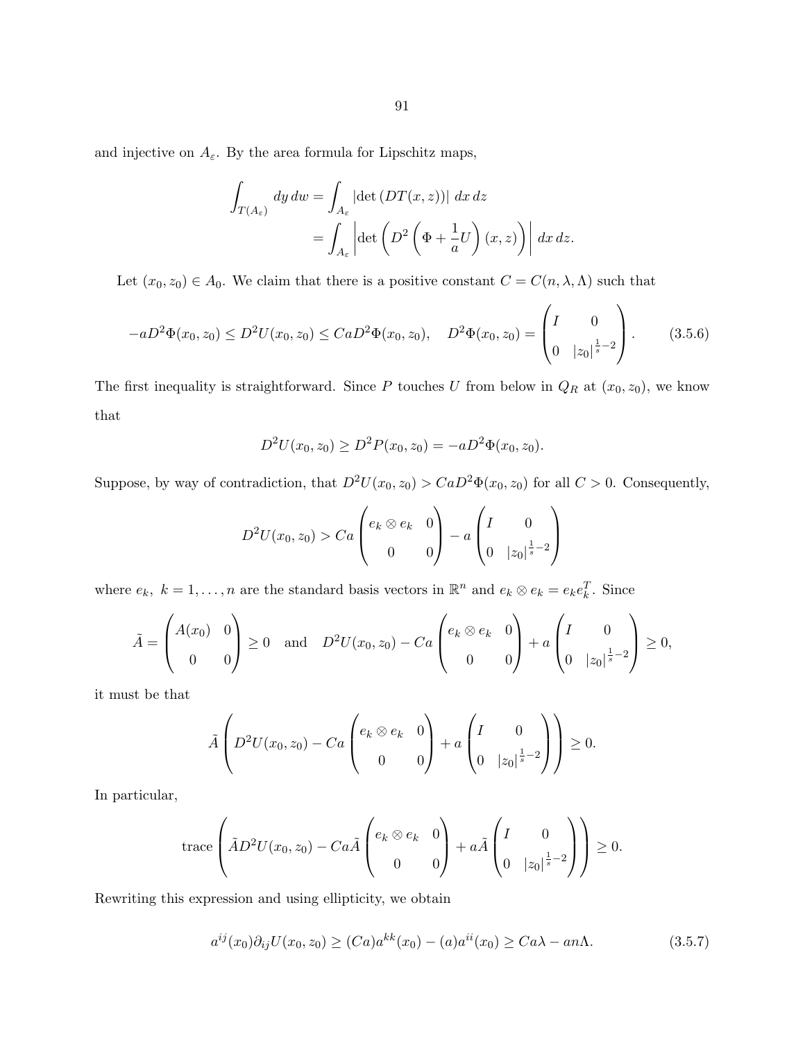and injective on $A_\varepsilon$. By the area formula for Lipschitz maps,

$$\begin{aligned}\int_{T(A_\varepsilon)} dy\, dw &= \int_{A_\varepsilon} |\det(DT(x,z))|\, dx\, dz \\ &= \int_{A_\varepsilon} \left|\det\left(D^2\left(\Phi + \frac{1}{a}U\right)(x,z)\right)\right| dx\, dz.\end{aligned}$$

Let $(x_0, z_0) \in A_0$. We claim that there is a positive constant $C = C(n, \lambda, \Lambda)$ such that

$$-aD^2\Phi(x_0,z_0) \leq D^2U(x_0,z_0) \leq CaD^2\Phi(x_0,z_0), \quad D^2\Phi(x_0,z_0) = \begin{pmatrix} I & 0 \\ 0 & |z_0|^{\frac{1}{s}-2} \end{pmatrix}. \tag{3.5.6}$$

The first inequality is straightforward. Since $P$ touches $U$ from below in $Q_R$ at $(x_0, z_0)$, we know that

$$D^2U(x_0,z_0) \geq D^2P(x_0,z_0) = -aD^2\Phi(x_0,z_0).$$

Suppose, by way of contradiction, that $D^2U(x_0,z_0) > CaD^2\Phi(x_0,z_0)$ for all $C > 0$. Consequently,

$$D^2U(x_0,z_0) > Ca\begin{pmatrix} e_k \otimes e_k & 0 \\ 0 & 0 \end{pmatrix} - a\begin{pmatrix} I & 0 \\ 0 & |z_0|^{\frac{1}{s}-2} \end{pmatrix}$$

where $e_k,\ k = 1, \ldots, n$ are the standard basis vectors in $\mathbb{R}^n$ and $e_k \otimes e_k = e_k e_k^T$. Since

$$\tilde{A} = \begin{pmatrix} A(x_0) & 0 \\ 0 & 0 \end{pmatrix} \geq 0 \quad \text{and} \quad D^2U(x_0,z_0) - Ca\begin{pmatrix} e_k \otimes e_k & 0 \\ 0 & 0 \end{pmatrix} + a\begin{pmatrix} I & 0 \\ 0 & |z_0|^{\frac{1}{s}-2} \end{pmatrix} \geq 0,$$

it must be that

$$\tilde{A}\left(D^2U(x_0,z_0) - Ca\begin{pmatrix} e_k \otimes e_k & 0 \\ 0 & 0 \end{pmatrix} + a\begin{pmatrix} I & 0 \\ 0 & |z_0|^{\frac{1}{s}-2} \end{pmatrix}\right) \geq 0.$$

In particular,

$$\text{trace}\left(\tilde{A}D^2U(x_0,z_0) - Ca\tilde{A}\begin{pmatrix} e_k \otimes e_k & 0 \\ 0 & 0 \end{pmatrix} + a\tilde{A}\begin{pmatrix} I & 0 \\ 0 & |z_0|^{\frac{1}{s}-2} \end{pmatrix}\right) \geq 0.$$

Rewriting this expression and using ellipticity, we obtain

$$a^{ij}(x_0)\partial_{ij}U(x_0,z_0) \geq (Ca)a^{kk}(x_0) - (a)a^{ii}(x_0) \geq Ca\lambda - an\Lambda. \tag{3.5.7}$$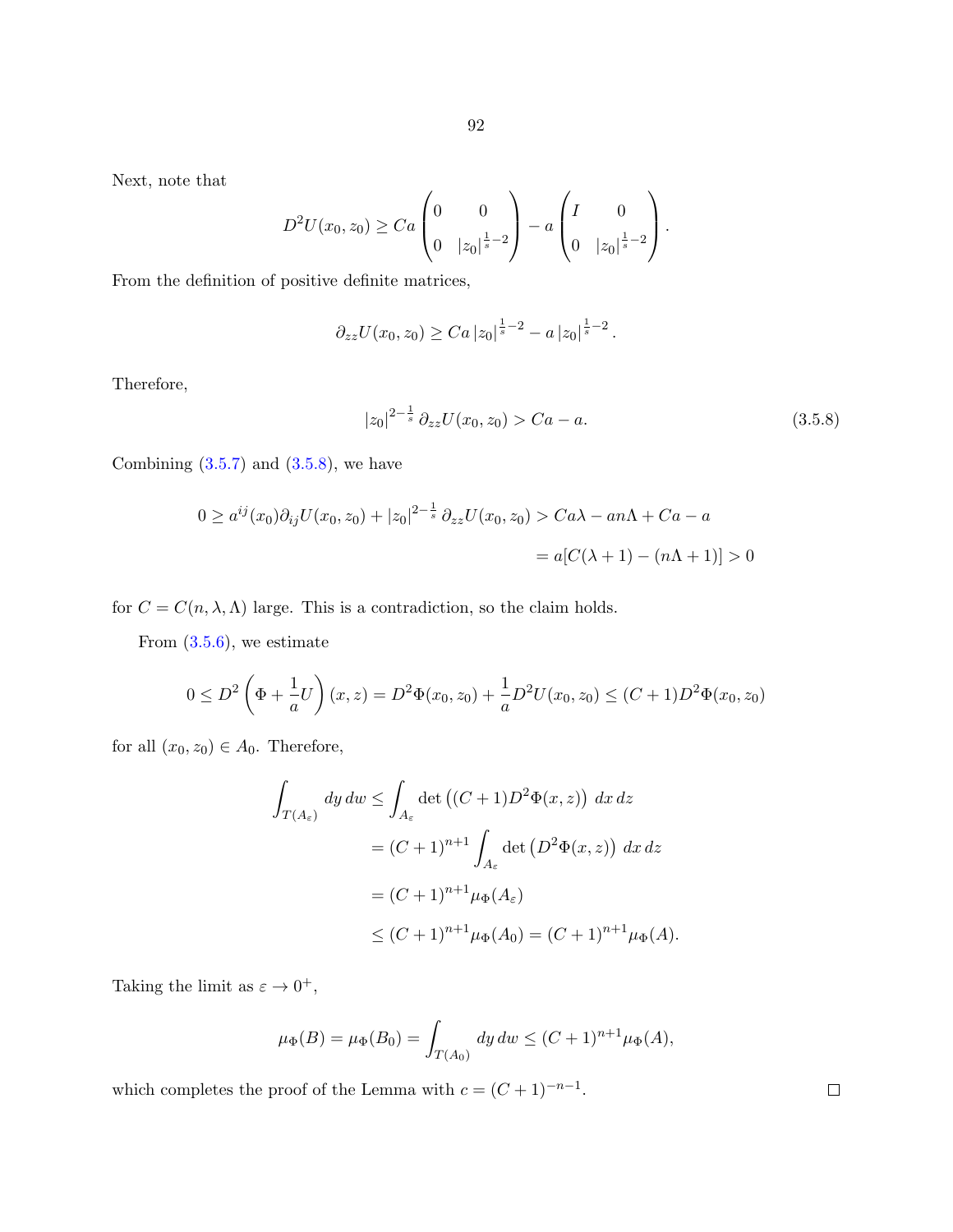Next, note that

$$D^2U(x_0, z_0) \geq Ca \begin{pmatrix} 0 & 0 \\ 0 & |z_0|^{\frac{1}{s}-2} \end{pmatrix} - a \begin{pmatrix} I & 0 \\ 0 & |z_0|^{\frac{1}{s}-2} \end{pmatrix}.$$

From the definition of positive definite matrices,

$$\partial_{zz}U(x_0, z_0) \geq Ca\, |z_0|^{\frac{1}{s}-2} - a\, |z_0|^{\frac{1}{s}-2}.$$

Therefore,

$$|z_0|^{2-\frac{1}{s}}\, \partial_{zz}U(x_0, z_0) > Ca - a. \tag{3.5.8}$$

Combining (3.5.7) and (3.5.8), we have

$$\begin{aligned} 0 \geq a^{ij}(x_0)\partial_{ij}U(x_0, z_0) + |z_0|^{2-\frac{1}{s}}\, \partial_{zz}U(x_0, z_0) &> Ca\lambda - an\Lambda + Ca - a \\ &= a[C(\lambda + 1) - (n\Lambda + 1)] > 0 \end{aligned}$$

for $C = C(n, \lambda, \Lambda)$ large. This is a contradiction, so the claim holds.

From (3.5.6), we estimate

$$0 \leq D^2\left(\Phi + \frac{1}{a}U\right)(x, z) = D^2\Phi(x_0, z_0) + \frac{1}{a}D^2U(x_0, z_0) \leq (C+1)D^2\Phi(x_0, z_0)$$

for all $(x_0, z_0) \in A_0$. Therefore,

$$\begin{aligned} \int_{T(A_\varepsilon)} dy\, dw &\leq \int_{A_\varepsilon} \det\left((C+1)D^2\Phi(x, z)\right)\, dx\, dz \\ &= (C+1)^{n+1} \int_{A_\varepsilon} \det\left(D^2\Phi(x, z)\right)\, dx\, dz \\ &= (C+1)^{n+1}\mu_\Phi(A_\varepsilon) \\ &\leq (C+1)^{n+1}\mu_\Phi(A_0) = (C+1)^{n+1}\mu_\Phi(A). \end{aligned}$$

Taking the limit as $\varepsilon \to 0^+$,

$$\mu_\Phi(B) = \mu_\Phi(B_0) = \int_{T(A_0)} dy\, dw \leq (C+1)^{n+1}\mu_\Phi(A),$$

which completes the proof of the Lemma with $c = (C+1)^{-n-1}$. □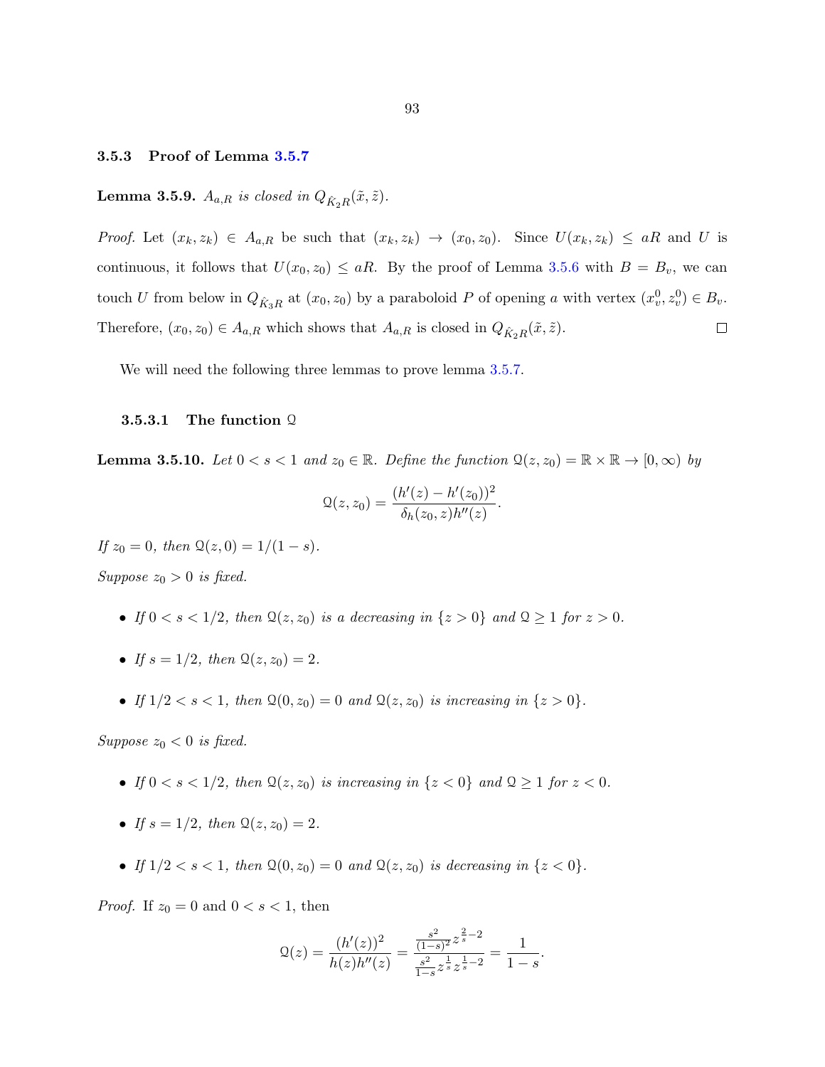### 3.5.3 Proof of Lemma 3.5.7

**Lemma 3.5.9.** *$A_{a,R}$ is closed in $Q_{\hat{K}_2 R}(\tilde{x}, \tilde{z})$.*

*Proof.* Let $(x_k, z_k) \in A_{a,R}$ be such that $(x_k, z_k) \to (x_0, z_0)$. Since $U(x_k, z_k) \leq aR$ and $U$ is continuous, it follows that $U(x_0, z_0) \leq aR$. By the proof of Lemma 3.5.6 with $B = B_v$, we can touch $U$ from below in $Q_{\hat{K}_3 R}$ at $(x_0, z_0)$ by a paraboloid $P$ of opening $a$ with vertex $(x_v^0, z_v^0) \in B_v$. Therefore, $(x_0, z_0) \in A_{a,R}$ which shows that $A_{a,R}$ is closed in $Q_{\hat{K}_2 R}(\tilde{x}, \tilde{z})$. □

We will need the following three lemmas to prove lemma 3.5.7.

#### 3.5.3.1 The function $\mathcal{Q}$

**Lemma 3.5.10.** *Let $0 < s < 1$ and $z_0 \in \mathbb{R}$. Define the function $\mathcal{Q}(z, z_0) = \mathbb{R} \times \mathbb{R} \to [0, \infty)$ by*

$$\mathcal{Q}(z, z_0) = \frac{(h'(z) - h'(z_0))^2}{\delta_h(z_0, z) h''(z)}.$$

*If $z_0 = 0$, then $\mathcal{Q}(z, 0) = 1/(1-s)$.*

*Suppose $z_0 > 0$ is fixed.*

- *If $0 < s < 1/2$, then $\mathcal{Q}(z, z_0)$ is a decreasing in $\{z > 0\}$ and $\mathcal{Q} \geq 1$ for $z > 0$.*
- *If $s = 1/2$, then $\mathcal{Q}(z, z_0) = 2$.*
- *If $1/2 < s < 1$, then $\mathcal{Q}(0, z_0) = 0$ and $\mathcal{Q}(z, z_0)$ is increasing in $\{z > 0\}$.*

*Suppose $z_0 < 0$ is fixed.*

- *If $0 < s < 1/2$, then $\mathcal{Q}(z, z_0)$ is increasing in $\{z < 0\}$ and $\mathcal{Q} \geq 1$ for $z < 0$.*
- *If $s = 1/2$, then $\mathcal{Q}(z, z_0) = 2$.*
- *If $1/2 < s < 1$, then $\mathcal{Q}(0, z_0) = 0$ and $\mathcal{Q}(z, z_0)$ is decreasing in $\{z < 0\}$.*

*Proof.* If $z_0 = 0$ and $0 < s < 1$, then

$$\mathcal{Q}(z) = \frac{(h'(z))^2}{h(z)h''(z)} = \frac{\frac{s^2}{(1-s)^2} z^{\frac{2}{s}-2}}{\frac{s^2}{1-s} z^{\frac{1}{s}} z^{\frac{1}{s}-2}} = \frac{1}{1-s}.$$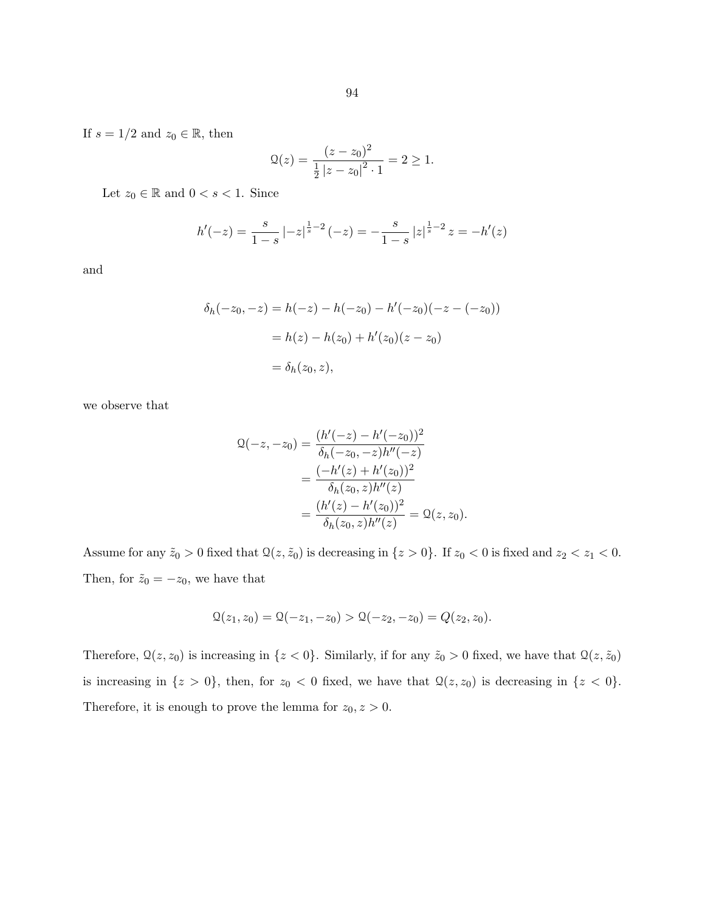If $s = 1/2$ and $z_0 \in \mathbb{R}$, then

$$\mathcal{Q}(z) = \frac{(z - z_0)^2}{\frac{1}{2}\left|z - z_0\right|^2 \cdot 1} = 2 \geq 1.$$

Let $z_0 \in \mathbb{R}$ and $0 < s < 1$. Since

$$h'(-z) = \frac{s}{1-s}\left|-z\right|^{\frac{1}{s}-2}(-z) = -\frac{s}{1-s}\left|z\right|^{\frac{1}{s}-2}z = -h'(z)$$

and

$$\begin{aligned}
\delta_h(-z_0, -z) &= h(-z) - h(-z_0) - h'(-z_0)(-z - (-z_0)) \\
&= h(z) - h(z_0) + h'(z_0)(z - z_0) \\
&= \delta_h(z_0, z),
\end{aligned}$$

we observe that

$$\begin{aligned}
\mathcal{Q}(-z, -z_0) &= \frac{(h'(-z) - h'(-z_0))^2}{\delta_h(-z_0, -z)h''(-z)} \\
&= \frac{(-h'(z) + h'(z_0))^2}{\delta_h(z_0, z)h''(z)} \\
&= \frac{(h'(z) - h'(z_0))^2}{\delta_h(z_0, z)h''(z)} = \mathcal{Q}(z, z_0).
\end{aligned}$$

Assume for any $\tilde{z}_0 > 0$ fixed that $\mathcal{Q}(z, \tilde{z}_0)$ is decreasing in $\{z > 0\}$. If $z_0 < 0$ is fixed and $z_2 < z_1 < 0$. Then, for $\tilde{z}_0 = -z_0$, we have that

$$\mathcal{Q}(z_1, z_0) = \mathcal{Q}(-z_1, -z_0) > \mathcal{Q}(-z_2, -z_0) = Q(z_2, z_0).$$

Therefore, $\mathcal{Q}(z, z_0)$ is increasing in $\{z < 0\}$. Similarly, if for any $\tilde{z}_0 > 0$ fixed, we have that $\mathcal{Q}(z, \tilde{z}_0)$ is increasing in $\{z > 0\}$, then, for $z_0 < 0$ fixed, we have that $\mathcal{Q}(z, z_0)$ is decreasing in $\{z < 0\}$. Therefore, it is enough to prove the lemma for $z_0, z > 0$.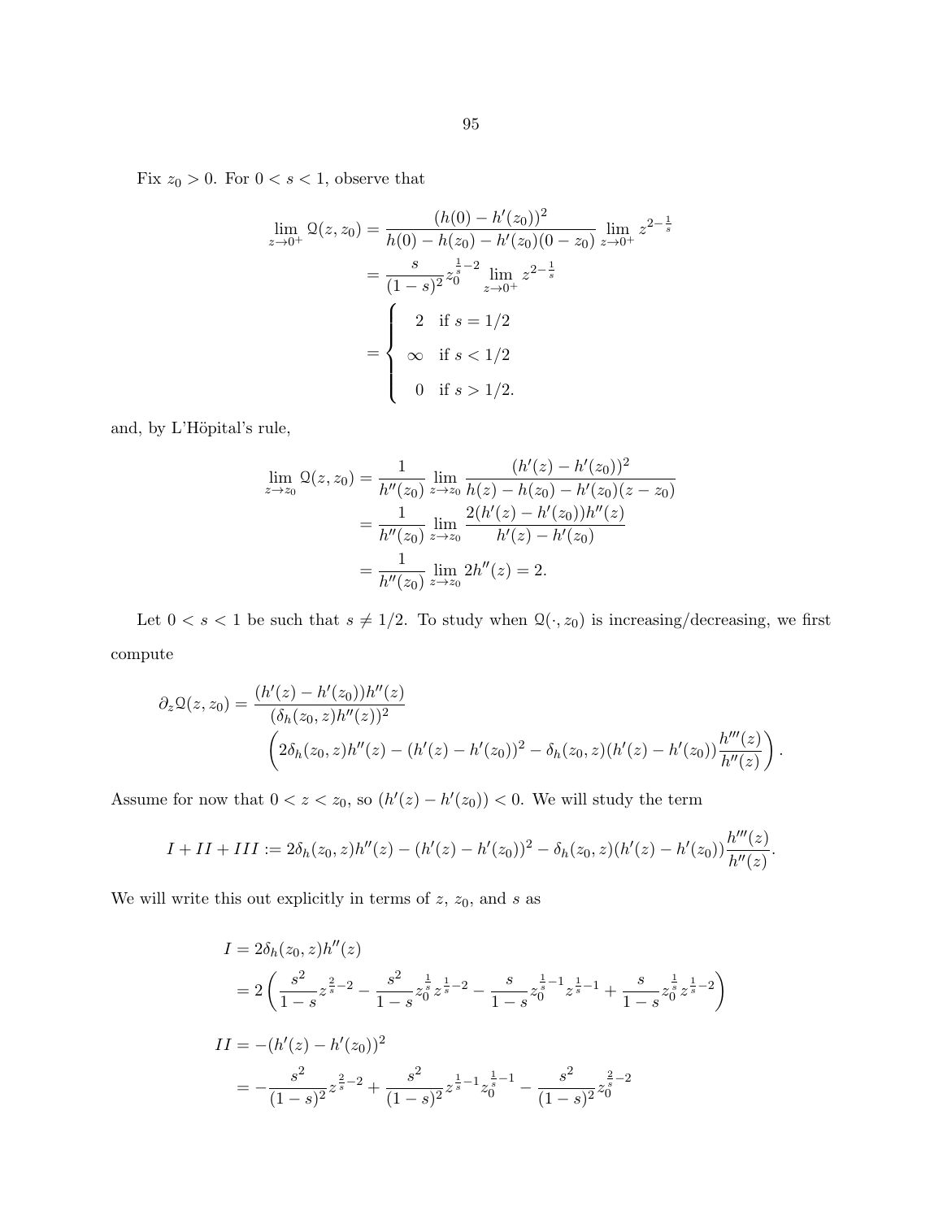Fix $z_0 > 0$. For $0 < s < 1$, observe that

$$
\begin{aligned}
\lim_{z \to 0^+} \mathcal{Q}(z, z_0) &= \frac{(h(0) - h'(z_0))^2}{h(0) - h(z_0) - h'(z_0)(0 - z_0)} \lim_{z \to 0^+} z^{2 - \frac{1}{s}} \\
&= \frac{s}{(1-s)^2} z_0^{\frac{1}{s} - 2} \lim_{z \to 0^+} z^{2 - \frac{1}{s}} \\
&= \begin{cases} 2 & \text{if } s = 1/2 \\ \infty & \text{if } s < 1/2 \\ 0 & \text{if } s > 1/2. \end{cases}
\end{aligned}
$$

and, by L'Höpital's rule,

$$
\begin{aligned}
\lim_{z \to z_0} \mathcal{Q}(z, z_0) &= \frac{1}{h''(z_0)} \lim_{z \to z_0} \frac{(h'(z) - h'(z_0))^2}{h(z) - h(z_0) - h'(z_0)(z - z_0)} \\
&= \frac{1}{h''(z_0)} \lim_{z \to z_0} \frac{2(h'(z) - h'(z_0))h''(z)}{h'(z) - h'(z_0)} \\
&= \frac{1}{h''(z_0)} \lim_{z \to z_0} 2h''(z) = 2.
\end{aligned}
$$

Let $0 < s < 1$ be such that $s \neq 1/2$. To study when $\mathcal{Q}(\cdot, z_0)$ is increasing/decreasing, we first compute

$$
\begin{aligned}
\partial_z \mathcal{Q}(z, z_0) = \frac{(h'(z) - h'(z_0))h''(z)}{(\delta_h(z_0, z)h''(z))^2} & \\
\left( 2\delta_h(z_0, z)h''(z) - (h'(z) - h'(z_0))^2 - \delta_h(z_0, z)(h'(z) - h'(z_0)) \frac{h'''(z)}{h''(z)} \right)&.
\end{aligned}
$$

Assume for now that $0 < z < z_0$, so $(h'(z) - h'(z_0)) < 0$. We will study the term

$$
I + II + III := 2\delta_h(z_0, z)h''(z) - (h'(z) - h'(z_0))^2 - \delta_h(z_0, z)(h'(z) - h'(z_0)) \frac{h'''(z)}{h''(z)}.
$$

We will write this out explicitly in terms of $z$, $z_0$, and $s$ as

$$
\begin{aligned}
I &= 2\delta_h(z_0, z)h''(z) \\
&= 2 \left( \frac{s^2}{1-s} z^{\frac{2}{s} - 2} - \frac{s^2}{1-s} z_0^{\frac{1}{s}} z^{\frac{1}{s} - 2} - \frac{s}{1-s} z_0^{\frac{1}{s} - 1} z^{\frac{1}{s} - 1} + \frac{s}{1-s} z_0^{\frac{1}{s}} z^{\frac{1}{s} - 2} \right) \\
II &= -(h'(z) - h'(z_0))^2 \\
&= -\frac{s^2}{(1-s)^2} z^{\frac{2}{s} - 2} + \frac{s^2}{(1-s)^2} z^{\frac{1}{s} - 1} z_0^{\frac{1}{s} - 1} - \frac{s^2}{(1-s)^2} z_0^{\frac{2}{s} - 2}
\end{aligned}
$$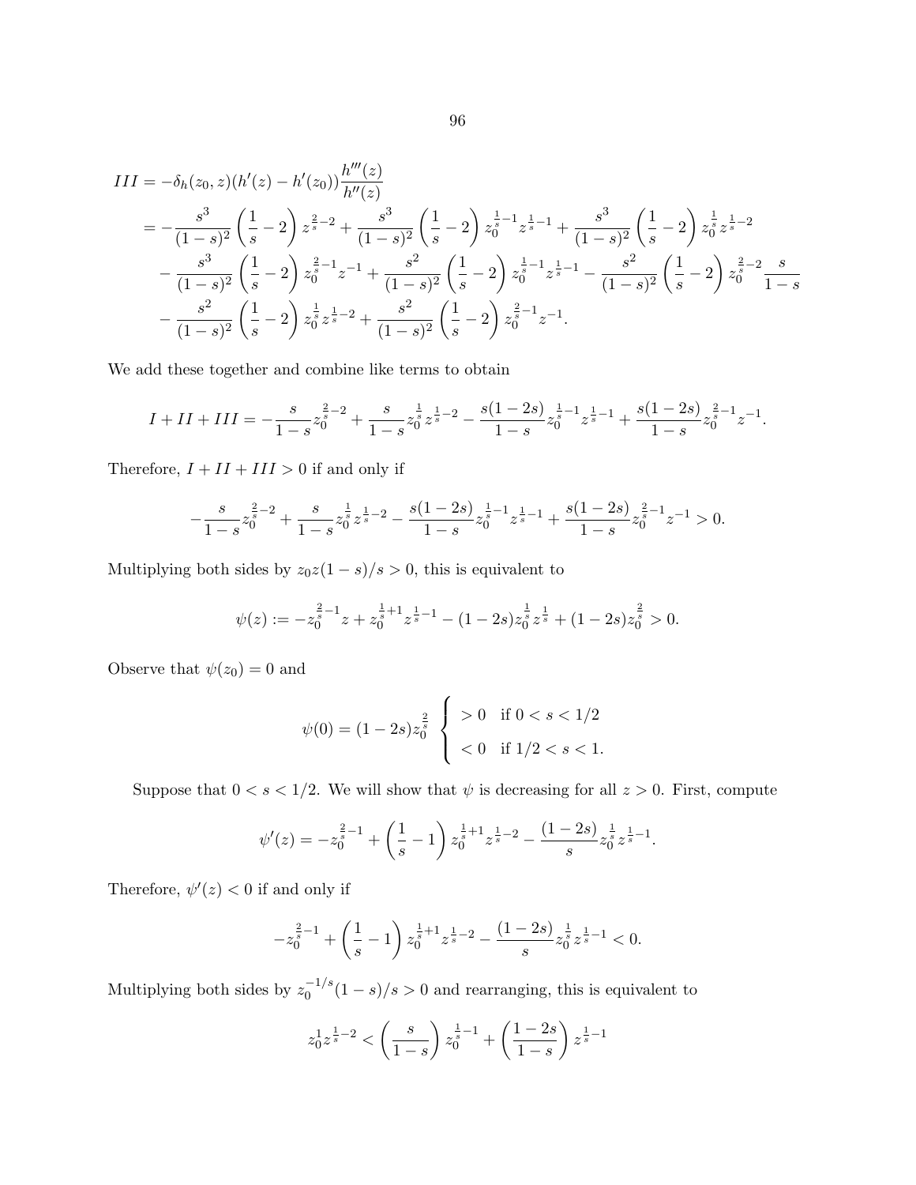$$
\begin{aligned}
III &= -\delta_h(z_0, z)(h'(z) - h'(z_0))\frac{h'''(z)}{h''(z)} \\
&= -\frac{s^3}{(1-s)^2}\left(\frac{1}{s} - 2\right) z^{\frac{2}{s}-2} + \frac{s^3}{(1-s)^2}\left(\frac{1}{s} - 2\right) z_0^{\frac{1}{s}-1} z^{\frac{1}{s}-1} + \frac{s^3}{(1-s)^2}\left(\frac{1}{s} - 2\right) z_0^{\frac{1}{s}} z^{\frac{1}{s}-2} \\
&\quad - \frac{s^3}{(1-s)^2}\left(\frac{1}{s} - 2\right) z_0^{\frac{2}{s}-1} z^{-1} + \frac{s^2}{(1-s)^2}\left(\frac{1}{s} - 2\right) z_0^{\frac{1}{s}-1} z^{\frac{1}{s}-1} - \frac{s^2}{(1-s)^2}\left(\frac{1}{s} - 2\right) z_0^{\frac{2}{s}-2} \frac{s}{1-s} \\
&\quad - \frac{s^2}{(1-s)^2}\left(\frac{1}{s} - 2\right) z_0^{\frac{1}{s}} z^{\frac{1}{s}-2} + \frac{s^2}{(1-s)^2}\left(\frac{1}{s} - 2\right) z_0^{\frac{2}{s}-1} z^{-1}.
\end{aligned}
$$

We add these together and combine like terms to obtain

$$
I + II + III = -\frac{s}{1-s} z_0^{\frac{2}{s}-2} + \frac{s}{1-s} z_0^{\frac{1}{s}} z^{\frac{1}{s}-2} - \frac{s(1-2s)}{1-s} z_0^{\frac{1}{s}-1} z^{\frac{1}{s}-1} + \frac{s(1-2s)}{1-s} z_0^{\frac{2}{s}-1} z^{-1}.
$$

Therefore, $I + II + III > 0$ if and only if

$$
-\frac{s}{1-s} z_0^{\frac{2}{s}-2} + \frac{s}{1-s} z_0^{\frac{1}{s}} z^{\frac{1}{s}-2} - \frac{s(1-2s)}{1-s} z_0^{\frac{1}{s}-1} z^{\frac{1}{s}-1} + \frac{s(1-2s)}{1-s} z_0^{\frac{2}{s}-1} z^{-1} > 0.
$$

Multiplying both sides by $z_0 z(1-s)/s > 0$, this is equivalent to

$$
\psi(z) := -z_0^{\frac{2}{s}-1} z + z_0^{\frac{1}{s}+1} z^{\frac{1}{s}-1} - (1-2s) z_0^{\frac{1}{s}} z^{\frac{1}{s}} + (1-2s) z_0^{\frac{2}{s}} > 0.
$$

Observe that $\psi(z_0) = 0$ and

$$
\psi(0) = (1-2s) z_0^{\frac{2}{s}} \begin{cases} > 0 & \text{if } 0 < s < 1/2 \\ < 0 & \text{if } 1/2 < s < 1. \end{cases}
$$

Suppose that $0 < s < 1/2$. We will show that $\psi$ is decreasing for all $z > 0$. First, compute

$$
\psi'(z) = -z_0^{\frac{2}{s}-1} + \left(\frac{1}{s} - 1\right) z_0^{\frac{1}{s}+1} z^{\frac{1}{s}-2} - \frac{(1-2s)}{s} z_0^{\frac{1}{s}} z^{\frac{1}{s}-1}.
$$

Therefore, $\psi'(z) < 0$ if and only if

$$
-z_0^{\frac{2}{s}-1} + \left(\frac{1}{s} - 1\right) z_0^{\frac{1}{s}+1} z^{\frac{1}{s}-2} - \frac{(1-2s)}{s} z_0^{\frac{1}{s}} z^{\frac{1}{s}-1} < 0.
$$

Multiplying both sides by $z_0^{-1/s}(1-s)/s > 0$ and rearranging, this is equivalent to

$$
z_0^1 z^{\frac{1}{s}-2} < \left(\frac{s}{1-s}\right) z_0^{\frac{1}{s}-1} + \left(\frac{1-2s}{1-s}\right) z^{\frac{1}{s}-1}
$$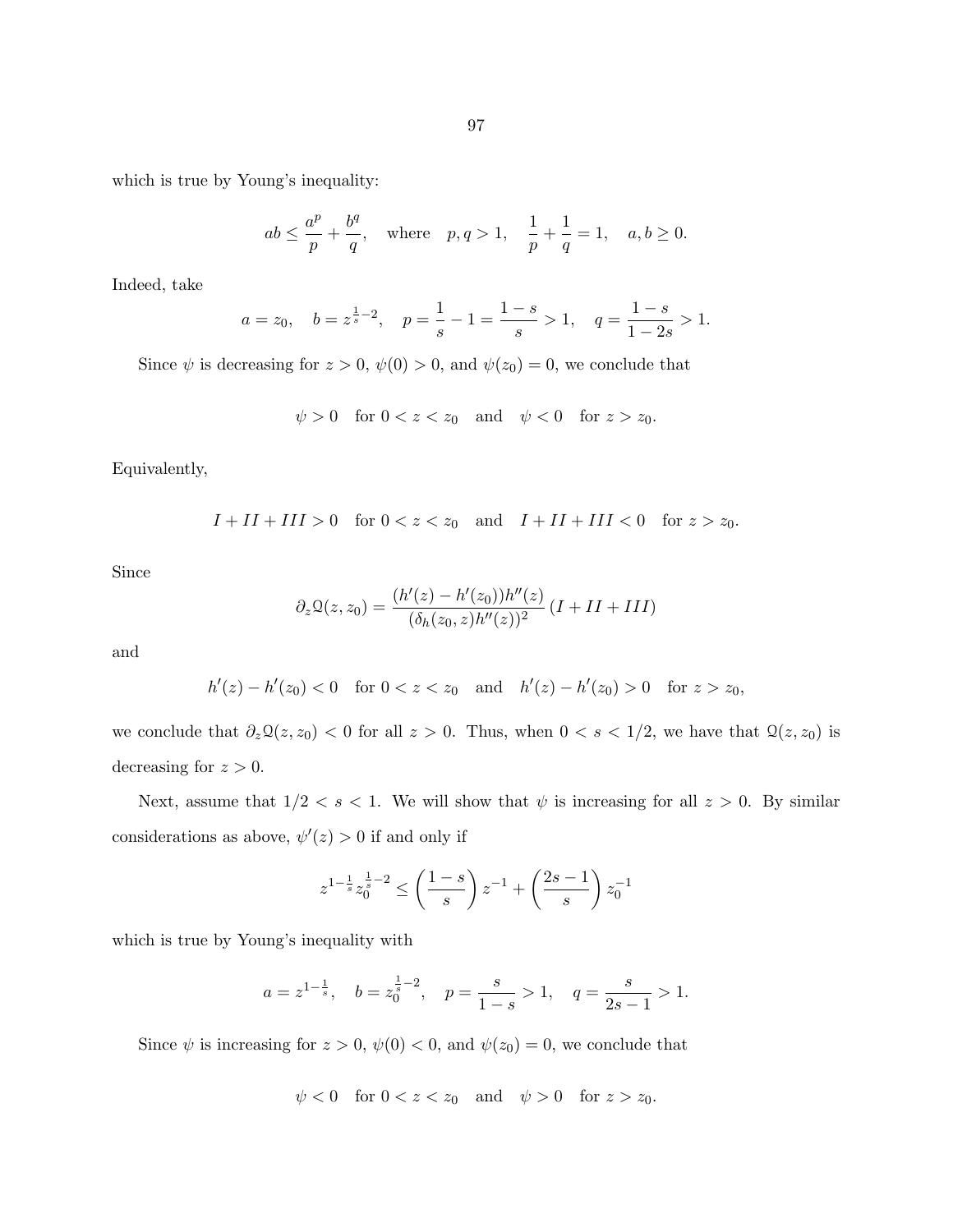which is true by Young's inequality:

$$ab \leq \frac{a^p}{p} + \frac{b^q}{q}, \quad \text{where} \quad p, q > 1, \quad \frac{1}{p} + \frac{1}{q} = 1, \quad a, b \geq 0.$$

Indeed, take

$$a = z_0, \quad b = z^{\frac{1}{s}-2}, \quad p = \frac{1}{s} - 1 = \frac{1-s}{s} > 1, \quad q = \frac{1-s}{1-2s} > 1.$$

Since $\psi$ is decreasing for $z > 0$, $\psi(0) > 0$, and $\psi(z_0) = 0$, we conclude that

$$\psi > 0 \quad \text{for } 0 < z < z_0 \quad \text{and} \quad \psi < 0 \quad \text{for } z > z_0.$$

Equivalently,

$$I + II + III > 0 \quad \text{for } 0 < z < z_0 \quad \text{and} \quad I + II + III < 0 \quad \text{for } z > z_0.$$

Since

$$\partial_z \mathcal{Q}(z, z_0) = \frac{(h'(z) - h'(z_0))h''(z)}{(\delta_h(z_0, z)h''(z))^2} \left(I + II + III\right)$$

and

$$h'(z) - h'(z_0) < 0 \quad \text{for } 0 < z < z_0 \quad \text{and} \quad h'(z) - h'(z_0) > 0 \quad \text{for } z > z_0,$$

we conclude that $\partial_z \mathcal{Q}(z, z_0) < 0$ for all $z > 0$. Thus, when $0 < s < 1/2$, we have that $\mathcal{Q}(z, z_0)$ is decreasing for $z > 0$.

Next, assume that $1/2 < s < 1$. We will show that $\psi$ is increasing for all $z > 0$. By similar considerations as above, $\psi'(z) > 0$ if and only if

$$z^{1-\frac{1}{s}} z_0^{\frac{1}{s}-2} \leq \left(\frac{1-s}{s}\right) z^{-1} + \left(\frac{2s-1}{s}\right) z_0^{-1}$$

which is true by Young's inequality with

$$a = z^{1-\frac{1}{s}}, \quad b = z_0^{\frac{1}{s}-2}, \quad p = \frac{s}{1-s} > 1, \quad q = \frac{s}{2s-1} > 1.$$

Since $\psi$ is increasing for $z > 0$, $\psi(0) < 0$, and $\psi(z_0) = 0$, we conclude that

$$\psi < 0 \quad \text{for } 0 < z < z_0 \quad \text{and} \quad \psi > 0 \quad \text{for } z > z_0.$$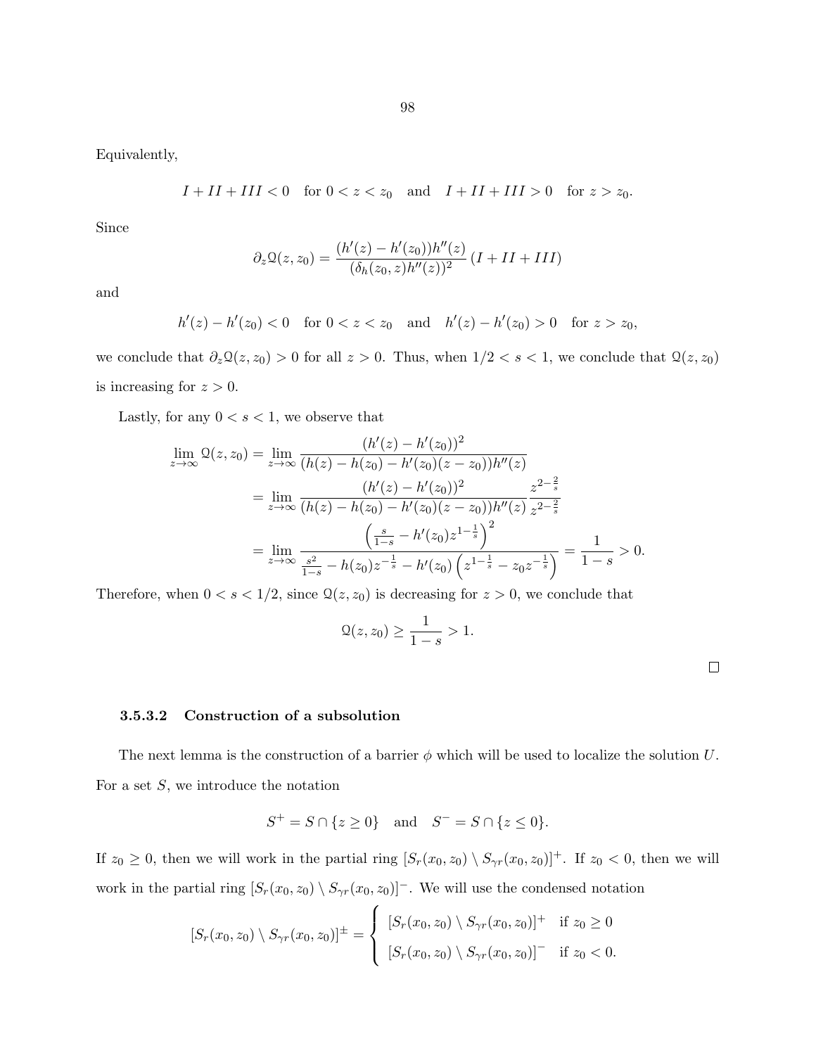Equivalently,

$$I + II + III < 0 \quad \text{for } 0 < z < z_0 \quad \text{and} \quad I + II + III > 0 \quad \text{for } z > z_0.$$

Since

$$\partial_z \mathcal{Q}(z, z_0) = \frac{(h'(z) - h'(z_0))h''(z)}{(\delta_h(z_0, z)h''(z))^2} (I + II + III)$$

and

$$h'(z) - h'(z_0) < 0 \quad \text{for } 0 < z < z_0 \quad \text{and} \quad h'(z) - h'(z_0) > 0 \quad \text{for } z > z_0,$$

we conclude that $\partial_z \mathcal{Q}(z, z_0) > 0$ for all $z > 0$. Thus, when $1/2 < s < 1$, we conclude that $\mathcal{Q}(z, z_0)$ is increasing for $z > 0$.

Lastly, for any $0 < s < 1$, we observe that

$$\begin{aligned}
\lim_{z \to \infty} \mathcal{Q}(z, z_0) &= \lim_{z \to \infty} \frac{(h'(z) - h'(z_0))^2}{(h(z) - h(z_0) - h'(z_0)(z - z_0))h''(z)} \\
&= \lim_{z \to \infty} \frac{(h'(z) - h'(z_0))^2}{(h(z) - h(z_0) - h'(z_0)(z - z_0))h''(z)} \frac{z^{2-\frac{2}{s}}}{z^{2-\frac{2}{s}}} \\
&= \lim_{z \to \infty} \frac{\left(\frac{s}{1-s} - h'(z_0) z^{1-\frac{1}{s}}\right)^2}{\frac{s^2}{1-s} - h(z_0) z^{-\frac{1}{s}} - h'(z_0)\left(z^{1-\frac{1}{s}} - z_0 z^{-\frac{1}{s}}\right)} = \frac{1}{1-s} > 0.
\end{aligned}$$

Therefore, when $0 < s < 1/2$, since $\mathcal{Q}(z, z_0)$ is decreasing for $z > 0$, we conclude that

$$\mathcal{Q}(z, z_0) \geq \frac{1}{1-s} > 1.$$

$\square$

#### 3.5.3.2 Construction of a subsolution

The next lemma is the construction of a barrier $\phi$ which will be used to localize the solution $U$. For a set $S$, we introduce the notation

$$S^+ = S \cap \{z \geq 0\} \quad \text{and} \quad S^- = S \cap \{z \leq 0\}.$$

If $z_0 \geq 0$, then we will work in the partial ring $[S_r(x_0, z_0) \setminus S_{\gamma r}(x_0, z_0)]^+$. If $z_0 < 0$, then we will work in the partial ring $[S_r(x_0, z_0) \setminus S_{\gamma r}(x_0, z_0)]^-$. We will use the condensed notation

$$[S_r(x_0, z_0) \setminus S_{\gamma r}(x_0, z_0)]^\pm = \begin{cases} [S_r(x_0, z_0) \setminus S_{\gamma r}(x_0, z_0)]^+ & \text{if } z_0 \geq 0 \\ [S_r(x_0, z_0) \setminus S_{\gamma r}(x_0, z_0)]^- & \text{if } z_0 < 0. \end{cases}$$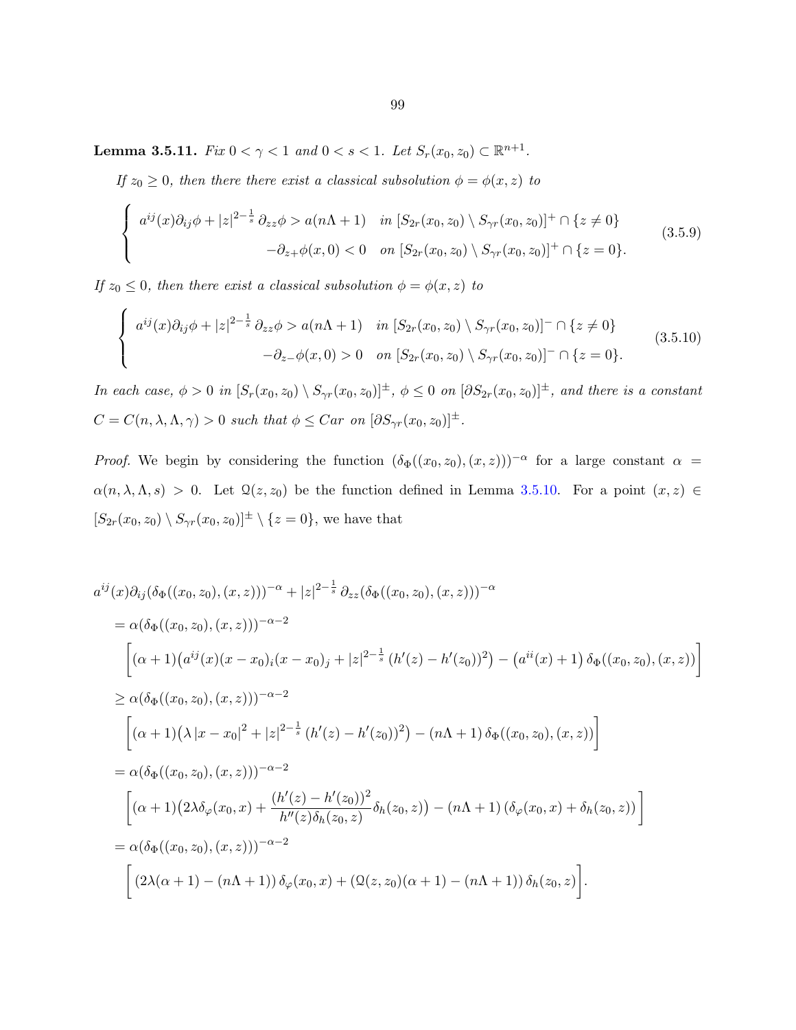**Lemma 3.5.11.** *Fix $0 < \gamma < 1$ and $0 < s < 1$. Let $S_r(x_0, z_0) \subset \mathbb{R}^{n+1}$.*

*If $z_0 \geq 0$, then there there exist a classical subsolution $\phi = \phi(x, z)$ to*

$$
\begin{cases} a^{ij}(x)\partial_{ij}\phi + |z|^{2-\frac{1}{s}}\,\partial_{zz}\phi > a(n\Lambda + 1) & \text{in } [S_{2r}(x_0, z_0) \setminus S_{\gamma r}(x_0, z_0)]^+ \cap \{z \neq 0\} \\ \qquad\qquad -\partial_{z+}\phi(x, 0) < 0 & \text{on } [S_{2r}(x_0, z_0) \setminus S_{\gamma r}(x_0, z_0)]^+ \cap \{z = 0\}. \end{cases} \tag{3.5.9}
$$

*If $z_0 \leq 0$, then there exist a classical subsolution $\phi = \phi(x, z)$ to*

$$
\begin{cases} a^{ij}(x)\partial_{ij}\phi + |z|^{2-\frac{1}{s}}\,\partial_{zz}\phi > a(n\Lambda + 1) & \text{in } [S_{2r}(x_0, z_0) \setminus S_{\gamma r}(x_0, z_0)]^- \cap \{z \neq 0\} \\ \qquad\qquad -\partial_{z-}\phi(x, 0) > 0 & \text{on } [S_{2r}(x_0, z_0) \setminus S_{\gamma r}(x_0, z_0)]^- \cap \{z = 0\}. \end{cases} \tag{3.5.10}
$$

*In each case, $\phi > 0$ in $[S_r(x_0, z_0) \setminus S_{\gamma r}(x_0, z_0)]^\pm$, $\phi \leq 0$ on $[\partial S_{2r}(x_0, z_0)]^\pm$, and there is a constant $C = C(n, \lambda, \Lambda, \gamma) > 0$ such that $\phi \leq Car$ on $[\partial S_{\gamma r}(x_0, z_0)]^\pm$.*

*Proof.* We begin by considering the function $(\delta_\Phi((x_0, z_0), (x, z)))^{-\alpha}$ for a large constant $\alpha = \alpha(n, \lambda, \Lambda, s) > 0$. Let $\mathcal{Q}(z, z_0)$ be the function defined in Lemma 3.5.10. For a point $(x, z) \in [S_{2r}(x_0, z_0) \setminus S_{\gamma r}(x_0, z_0)]^\pm \setminus \{z = 0\}$, we have that

$$
\begin{aligned}
& a^{ij}(x)\partial_{ij}(\delta_\Phi((x_0, z_0), (x, z)))^{-\alpha} + |z|^{2-\frac{1}{s}}\,\partial_{zz}(\delta_\Phi((x_0, z_0), (x, z)))^{-\alpha} \\
&\quad = \alpha(\delta_\Phi((x_0, z_0), (x, z)))^{-\alpha-2} \\
&\qquad \left[(\alpha + 1)\big(a^{ij}(x)(x - x_0)_i(x - x_0)_j + |z|^{2-\frac{1}{s}}\,(h'(z) - h'(z_0))^2\big) - \big(a^{ii}(x) + 1\big)\,\delta_\Phi((x_0, z_0), (x, z))\right] \\
&\quad \geq \alpha(\delta_\Phi((x_0, z_0), (x, z)))^{-\alpha-2} \\
&\qquad \left[(\alpha + 1)\big(\lambda\,|x - x_0|^2 + |z|^{2-\frac{1}{s}}\,(h'(z) - h'(z_0))^2\big) - (n\Lambda + 1)\,\delta_\Phi((x_0, z_0), (x, z))\right] \\
&\quad = \alpha(\delta_\Phi((x_0, z_0), (x, z)))^{-\alpha-2} \\
&\qquad \left[(\alpha + 1)\big(2\lambda\delta_\varphi(x_0, x) + \frac{(h'(z) - h'(z_0))^2}{h''(z)\delta_h(z_0, z)}\delta_h(z_0, z)\big) - (n\Lambda + 1)\,(\delta_\varphi(x_0, x) + \delta_h(z_0, z))\right] \\
&\quad = \alpha(\delta_\Phi((x_0, z_0), (x, z)))^{-\alpha-2} \\
&\qquad \left[\,(2\lambda(\alpha + 1) - (n\Lambda + 1))\,\delta_\varphi(x_0, x) + (\mathcal{Q}(z, z_0)(\alpha + 1) - (n\Lambda + 1))\,\delta_h(z_0, z)\right].
\end{aligned}
$$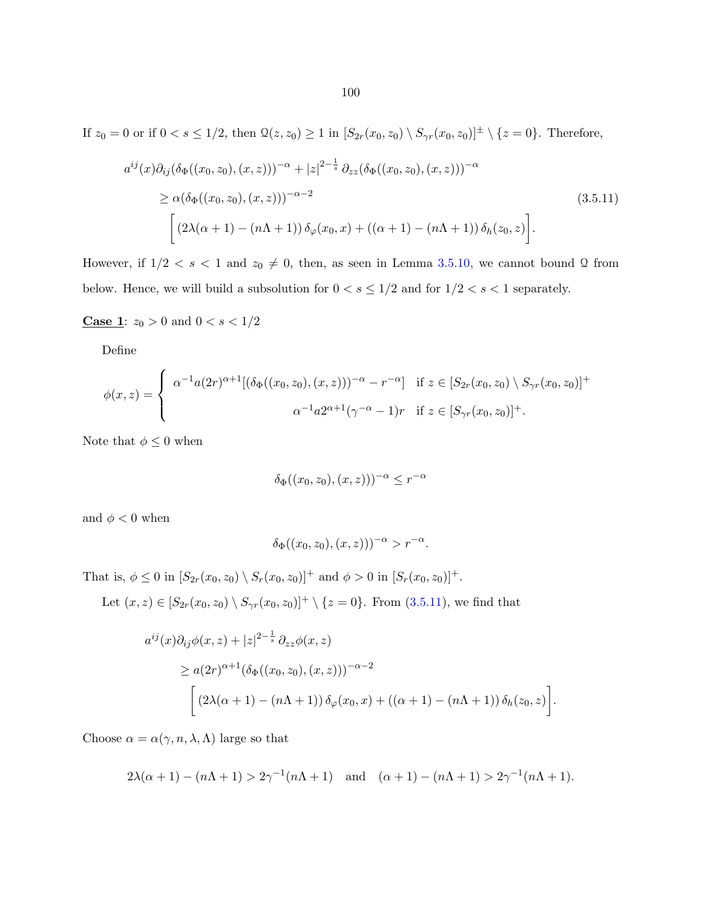If $z_0 = 0$ or if $0 < s \leq 1/2$, then $\mathcal{Q}(z, z_0) \geq 1$ in $[S_{2r}(x_0, z_0) \setminus S_{\gamma r}(x_0, z_0)]^{\pm} \setminus \{z = 0\}$. Therefore,

$$
\begin{aligned}
&a^{ij}(x)\partial_{ij}(\delta_\Phi((x_0, z_0), (x, z)))^{-\alpha} + |z|^{2-\frac{1}{s}}\,\partial_{zz}(\delta_\Phi((x_0, z_0), (x, z)))^{-\alpha} \\
&\quad \geq \alpha(\delta_\Phi((x_0, z_0), (x, z)))^{-\alpha-2} \\
&\quad\quad \bigg[(2\lambda(\alpha+1) - (n\Lambda+1))\,\delta_\varphi(x_0, x) + ((\alpha+1) - (n\Lambda+1))\,\delta_h(z_0, z)\bigg].
\end{aligned}
\tag{3.5.11}
$$

However, if $1/2 < s < 1$ and $z_0 \neq 0$, then, as seen in Lemma 3.5.10, we cannot bound $\mathcal{Q}$ from below. Hence, we will build a subsolution for $0 < s \leq 1/2$ and for $1/2 < s < 1$ separately.

**Case 1**: $z_0 > 0$ and $0 < s < 1/2$

Define

$$
\phi(x, z) = \begin{cases} \alpha^{-1}a(2r)^{\alpha+1}[(\delta_\Phi((x_0, z_0), (x, z)))^{-\alpha} - r^{-\alpha}] & \text{if } z \in [S_{2r}(x_0, z_0) \setminus S_{\gamma r}(x_0, z_0)]^+ \\ \alpha^{-1}a2^{\alpha+1}(\gamma^{-\alpha} - 1)r & \text{if } z \in [S_{\gamma r}(x_0, z_0)]^+. \end{cases}
$$

Note that $\phi \leq 0$ when

$$
\delta_\Phi((x_0, z_0), (x, z)))^{-\alpha} \leq r^{-\alpha}
$$

and $\phi < 0$ when

$$
\delta_\Phi((x_0, z_0), (x, z)))^{-\alpha} > r^{-\alpha}.
$$

That is, $\phi \leq 0$ in $[S_{2r}(x_0, z_0) \setminus S_r(x_0, z_0)]^+$ and $\phi > 0$ in $[S_r(x_0, z_0)]^+$.

Let $(x, z) \in [S_{2r}(x_0, z_0) \setminus S_{\gamma r}(x_0, z_0)]^+ \setminus \{z = 0\}$. From (3.5.11), we find that

$$
\begin{aligned}
&a^{ij}(x)\partial_{ij}\phi(x, z) + |z|^{2-\frac{1}{s}}\,\partial_{zz}\phi(x, z) \\
&\quad \geq a(2r)^{\alpha+1}(\delta_\Phi((x_0, z_0), (x, z)))^{-\alpha-2} \\
&\quad\quad \bigg[(2\lambda(\alpha+1) - (n\Lambda+1))\,\delta_\varphi(x_0, x) + ((\alpha+1) - (n\Lambda+1))\,\delta_h(z_0, z)\bigg].
\end{aligned}
$$

Choose $\alpha = \alpha(\gamma, n, \lambda, \Lambda)$ large so that

$$
2\lambda(\alpha+1) - (n\Lambda+1) > 2\gamma^{-1}(n\Lambda+1) \quad \text{and} \quad (\alpha+1) - (n\Lambda+1) > 2\gamma^{-1}(n\Lambda+1).
$$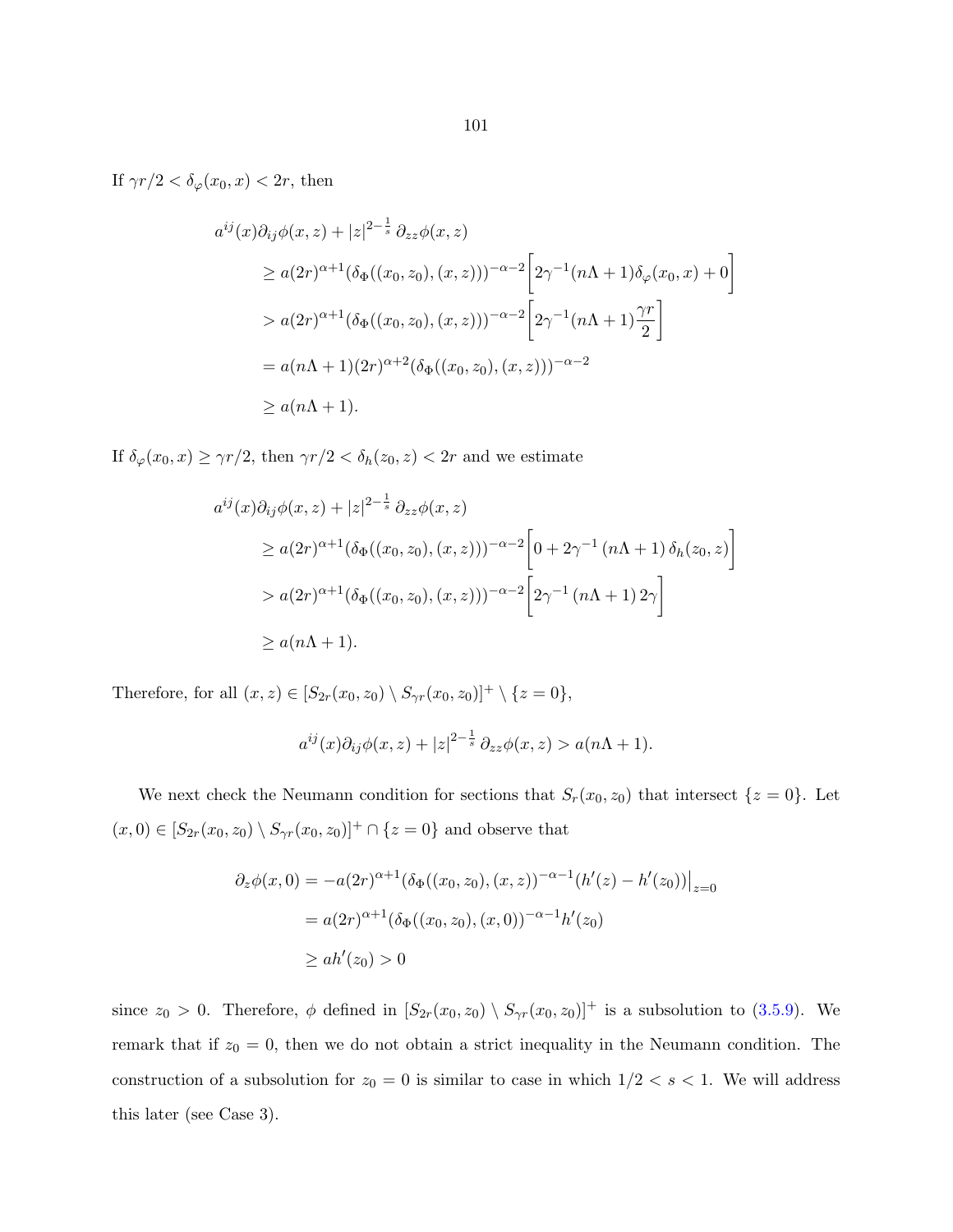If $\gamma r/2 < \delta_\varphi(x_0, x) < 2r$, then

$$
\begin{aligned}
a^{ij}(x)\partial_{ij}\phi(x,z) &+ |z|^{2-\frac{1}{s}}\, \partial_{zz}\phi(x,z) \\
&\geq a(2r)^{\alpha+1}(\delta_\Phi((x_0,z_0),(x,z)))^{-\alpha-2}\left[2\gamma^{-1}(n\Lambda+1)\delta_\varphi(x_0,x) + 0\right] \\
&> a(2r)^{\alpha+1}(\delta_\Phi((x_0,z_0),(x,z)))^{-\alpha-2}\left[2\gamma^{-1}(n\Lambda+1)\frac{\gamma r}{2}\right] \\
&= a(n\Lambda+1)(2r)^{\alpha+2}(\delta_\Phi((x_0,z_0),(x,z)))^{-\alpha-2} \\
&\geq a(n\Lambda+1).
\end{aligned}
$$

If $\delta_\varphi(x_0, x) \geq \gamma r/2$, then $\gamma r/2 < \delta_h(z_0, z) < 2r$ and we estimate

$$
\begin{aligned}
a^{ij}(x)\partial_{ij}\phi(x,z) &+ |z|^{2-\frac{1}{s}}\, \partial_{zz}\phi(x,z) \\
&\geq a(2r)^{\alpha+1}(\delta_\Phi((x_0,z_0),(x,z)))^{-\alpha-2}\left[0 + 2\gamma^{-1}\left(n\Lambda+1\right)\delta_h(z_0,z)\right] \\
&> a(2r)^{\alpha+1}(\delta_\Phi((x_0,z_0),(x,z)))^{-\alpha-2}\left[2\gamma^{-1}\left(n\Lambda+1\right)2\gamma\right] \\
&\geq a(n\Lambda+1).
\end{aligned}
$$

Therefore, for all $(x,z) \in [S_{2r}(x_0,z_0) \setminus S_{\gamma r}(x_0,z_0)]^+ \setminus \{z=0\}$,

$$
a^{ij}(x)\partial_{ij}\phi(x,z) + |z|^{2-\frac{1}{s}}\, \partial_{zz}\phi(x,z) > a(n\Lambda+1).
$$

We next check the Neumann condition for sections that $S_r(x_0,z_0)$ that intersect $\{z=0\}$. Let $(x,0) \in [S_{2r}(x_0,z_0) \setminus S_{\gamma r}(x_0,z_0)]^+ \cap \{z=0\}$ and observe that

$$
\begin{aligned}
\partial_z\phi(x,0) &= -a(2r)^{\alpha+1}(\delta_\Phi((x_0,z_0),(x,z))^{-\alpha-1}(h'(z)-h'(z_0))\big|_{z=0} \\
&= a(2r)^{\alpha+1}(\delta_\Phi((x_0,z_0),(x,0))^{-\alpha-1}h'(z_0) \\
&\geq ah'(z_0) > 0
\end{aligned}
$$

since $z_0 > 0$. Therefore, $\phi$ defined in $[S_{2r}(x_0,z_0) \setminus S_{\gamma r}(x_0,z_0)]^+$ is a subsolution to (3.5.9). We remark that if $z_0 = 0$, then we do not obtain a strict inequality in the Neumann condition. The construction of a subsolution for $z_0 = 0$ is similar to case in which $1/2 < s < 1$. We will address this later (see Case 3).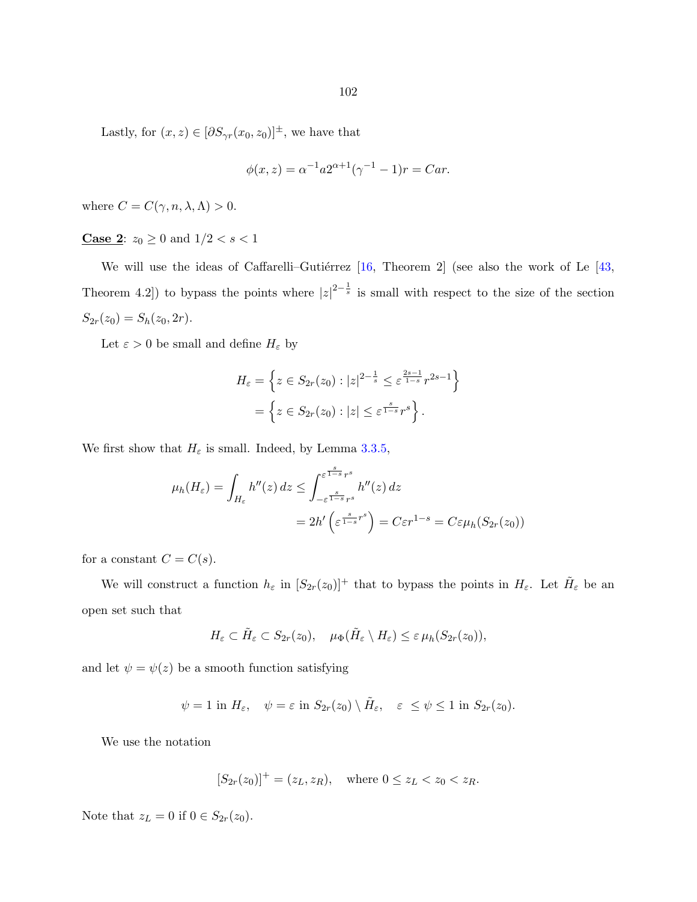Lastly, for $(x, z) \in [\partial S_{\gamma r}(x_0, z_0)]^{\pm}$, we have that

$$\phi(x, z) = \alpha^{-1} a 2^{\alpha+1}(\gamma^{-1} - 1)r = Car.$$

where $C = C(\gamma, n, \lambda, \Lambda) > 0$.

**Case 2**: $z_0 \geq 0$ and $1/2 < s < 1$

We will use the ideas of Caffarelli–Gutiérrez [16, Theorem 2] (see also the work of Le [43, Theorem 4.2]) to bypass the points where $|z|^{2-\frac{1}{s}}$ is small with respect to the size of the section $S_{2r}(z_0) = S_h(z_0, 2r)$.

Let $\varepsilon > 0$ be small and define $H_\varepsilon$ by

$$\begin{aligned} H_\varepsilon &= \left\{ z \in S_{2r}(z_0) : |z|^{2-\frac{1}{s}} \leq \varepsilon^{\frac{2s-1}{1-s}} r^{2s-1} \right\} \\ &= \left\{ z \in S_{2r}(z_0) : |z| \leq \varepsilon^{\frac{s}{1-s}} r^s \right\}. \end{aligned}$$

We first show that $H_\varepsilon$ is small. Indeed, by Lemma 3.3.5,

$$\begin{aligned} \mu_h(H_\varepsilon) = \int_{H_\varepsilon} h''(z)\, dz &\leq \int_{-\varepsilon^{\frac{s}{1-s}} r^s}^{\varepsilon^{\frac{s}{1-s}} r^s} h''(z)\, dz \\ &= 2h'\left(\varepsilon^{\frac{s}{1-s}} r^s\right) = C\varepsilon r^{1-s} = C\varepsilon \mu_h(S_{2r}(z_0)) \end{aligned}$$

for a constant $C = C(s)$.

We will construct a function $h_\varepsilon$ in $[S_{2r}(z_0)]^+$ that to bypass the points in $H_\varepsilon$. Let $\tilde{H}_\varepsilon$ be an open set such that

$$H_\varepsilon \subset \tilde{H}_\varepsilon \subset S_{2r}(z_0), \quad \mu_\Phi(\tilde{H}_\varepsilon \setminus H_\varepsilon) \leq \varepsilon\, \mu_h(S_{2r}(z_0)),$$

and let $\psi = \psi(z)$ be a smooth function satisfying

$$\psi = 1 \text{ in } H_\varepsilon, \quad \psi = \varepsilon \text{ in } S_{2r}(z_0) \setminus \tilde{H}_\varepsilon, \quad \varepsilon \leq \psi \leq 1 \text{ in } S_{2r}(z_0).$$

We use the notation

$$[S_{2r}(z_0)]^+ = (z_L, z_R), \quad \text{where } 0 \leq z_L < z_0 < z_R.$$

Note that $z_L = 0$ if $0 \in S_{2r}(z_0)$.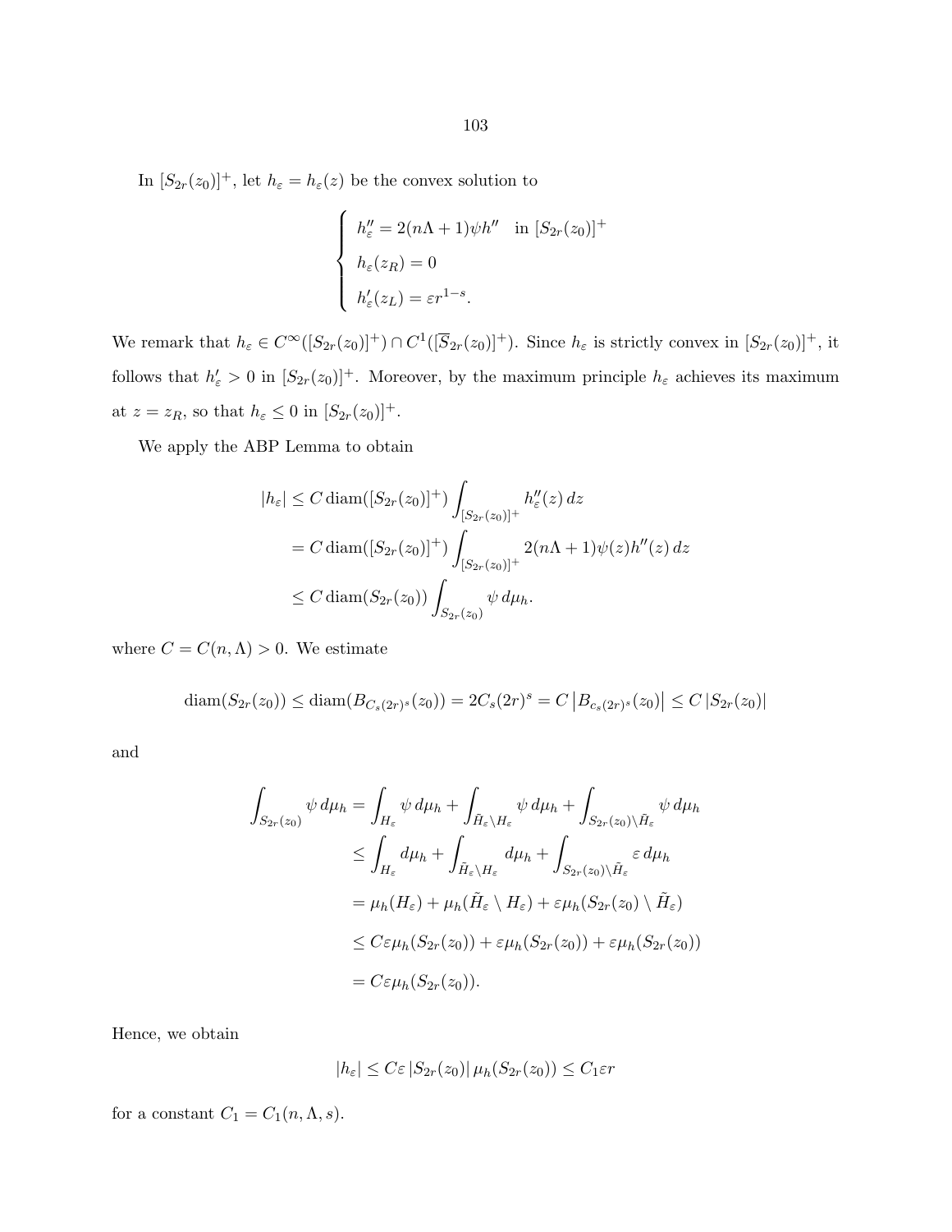In $[S_{2r}(z_0)]^+$, let $h_\varepsilon = h_\varepsilon(z)$ be the convex solution to

$$
\begin{cases}
h_\varepsilon'' = 2(n\Lambda + 1)\psi h'' & \text{in } [S_{2r}(z_0)]^+ \\
h_\varepsilon(z_R) = 0 \\
h_\varepsilon'(z_L) = \varepsilon r^{1-s}.
\end{cases}
$$

We remark that $h_\varepsilon \in C^\infty([S_{2r}(z_0)]^+) \cap C^1([\overline{S}_{2r}(z_0)]^+)$. Since $h_\varepsilon$ is strictly convex in $[S_{2r}(z_0)]^+$, it follows that $h_\varepsilon' > 0$ in $[S_{2r}(z_0)]^+$. Moreover, by the maximum principle $h_\varepsilon$ achieves its maximum at $z = z_R$, so that $h_\varepsilon \leq 0$ in $[S_{2r}(z_0)]^+$.

We apply the ABP Lemma to obtain

$$
\begin{aligned}
|h_\varepsilon| &\leq C \operatorname{diam}([S_{2r}(z_0)]^+) \int_{[S_{2r}(z_0)]^+} h_\varepsilon''(z)\, dz \\
&= C \operatorname{diam}([S_{2r}(z_0)]^+) \int_{[S_{2r}(z_0)]^+} 2(n\Lambda + 1)\psi(z) h''(z)\, dz \\
&\leq C \operatorname{diam}(S_{2r}(z_0)) \int_{S_{2r}(z_0)} \psi \, d\mu_h.
\end{aligned}
$$

where $C = C(n, \Lambda) > 0$. We estimate

$$
\operatorname{diam}(S_{2r}(z_0)) \leq \operatorname{diam}(B_{C_s(2r)^s}(z_0)) = 2C_s(2r)^s = C\left|B_{c_s(2r)^s}(z_0)\right| \leq C\left|S_{2r}(z_0)\right|
$$

and

$$
\begin{aligned}
\int_{S_{2r}(z_0)} \psi \, d\mu_h &= \int_{H_\varepsilon} \psi \, d\mu_h + \int_{\tilde{H}_\varepsilon \setminus H_\varepsilon} \psi \, d\mu_h + \int_{S_{2r}(z_0) \setminus \tilde{H}_\varepsilon} \psi \, d\mu_h \\
&\leq \int_{H_\varepsilon} d\mu_h + \int_{\tilde{H}_\varepsilon \setminus H_\varepsilon} d\mu_h + \int_{S_{2r}(z_0) \setminus \tilde{H}_\varepsilon} \varepsilon \, d\mu_h \\
&= \mu_h(H_\varepsilon) + \mu_h(\tilde{H}_\varepsilon \setminus H_\varepsilon) + \varepsilon \mu_h(S_{2r}(z_0) \setminus \tilde{H}_\varepsilon) \\
&\leq C\varepsilon \mu_h(S_{2r}(z_0)) + \varepsilon \mu_h(S_{2r}(z_0)) + \varepsilon \mu_h(S_{2r}(z_0)) \\
&= C\varepsilon \mu_h(S_{2r}(z_0)).
\end{aligned}
$$

Hence, we obtain

$$
|h_\varepsilon| \leq C\varepsilon \left|S_{2r}(z_0)\right| \mu_h(S_{2r}(z_0)) \leq C_1 \varepsilon r
$$

for a constant $C_1 = C_1(n, \Lambda, s)$.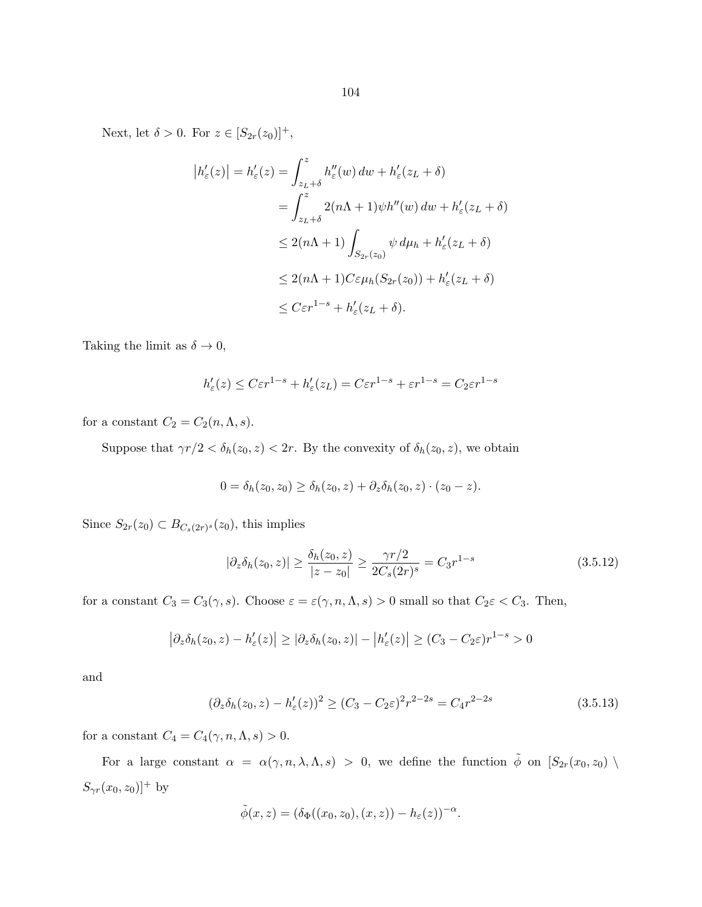Next, let $\delta > 0$. For $z \in [S_{2r}(z_0)]^+$,

$$
\begin{aligned}
\left|h_\varepsilon'(z)\right| = h_\varepsilon'(z) &= \int_{z_L+\delta}^{z} h_\varepsilon''(w)\,dw + h_\varepsilon'(z_L+\delta) \\
&= \int_{z_L+\delta}^{z} 2(n\Lambda+1)\psi h''(w)\,dw + h_\varepsilon'(z_L+\delta) \\
&\leq 2(n\Lambda+1)\int_{S_{2r}(z_0)} \psi\,d\mu_h + h_\varepsilon'(z_L+\delta) \\
&\leq 2(n\Lambda+1)C\varepsilon\mu_h(S_{2r}(z_0)) + h_\varepsilon'(z_L+\delta) \\
&\leq C\varepsilon r^{1-s} + h_\varepsilon'(z_L+\delta).
\end{aligned}
$$

Taking the limit as $\delta \to 0$,

$$
h_\varepsilon'(z) \leq C\varepsilon r^{1-s} + h_\varepsilon'(z_L) = C\varepsilon r^{1-s} + \varepsilon r^{1-s} = C_2\varepsilon r^{1-s}
$$

for a constant $C_2 = C_2(n, \Lambda, s)$.

Suppose that $\gamma r/2 < \delta_h(z_0, z) < 2r$. By the convexity of $\delta_h(z_0, z)$, we obtain

$$
0 = \delta_h(z_0, z_0) \geq \delta_h(z_0, z) + \partial_z \delta_h(z_0, z) \cdot (z_0 - z).
$$

Since $S_{2r}(z_0) \subset B_{C_s(2r)^s}(z_0)$, this implies

$$
|\partial_z \delta_h(z_0, z)| \geq \frac{\delta_h(z_0, z)}{|z - z_0|} \geq \frac{\gamma r/2}{2C_s(2r)^s} = C_3 r^{1-s} \tag{3.5.12}
$$

for a constant $C_3 = C_3(\gamma, s)$. Choose $\varepsilon = \varepsilon(\gamma, n, \Lambda, s) > 0$ small so that $C_2\varepsilon < C_3$. Then,

$$
\left|\partial_z \delta_h(z_0, z) - h_\varepsilon'(z)\right| \geq |\partial_z \delta_h(z_0, z)| - \left|h_\varepsilon'(z)\right| \geq (C_3 - C_2\varepsilon)r^{1-s} > 0
$$

and

$$
(\partial_z \delta_h(z_0, z) - h_\varepsilon'(z))^2 \geq (C_3 - C_2\varepsilon)^2 r^{2-2s} = C_4 r^{2-2s} \tag{3.5.13}
$$

for a constant $C_4 = C_4(\gamma, n, \Lambda, s) > 0$.

For a large constant $\alpha = \alpha(\gamma, n, \lambda, \Lambda, s) > 0$, we define the function $\tilde{\phi}$ on $[S_{2r}(x_0, z_0) \setminus S_{\gamma r}(x_0, z_0)]^+$ by

$$
\tilde{\phi}(x, z) = (\delta_\Phi((x_0, z_0), (x, z)) - h_\varepsilon(z))^{-\alpha}.
$$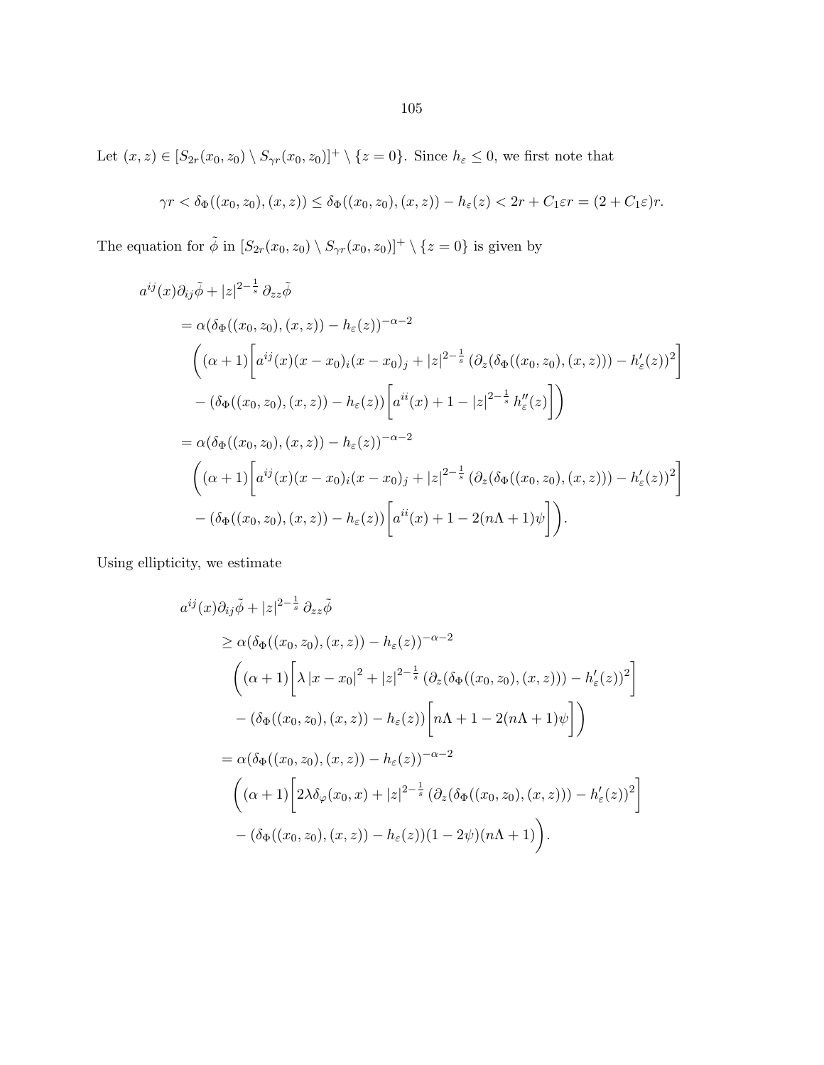Let $(x,z) \in [S_{2r}(x_0,z_0) \setminus S_{\gamma r}(x_0,z_0)]^+ \setminus \{z=0\}$. Since $h_\varepsilon \leq 0$, we first note that

$$\gamma r < \delta_\Phi((x_0,z_0),(x,z)) \leq \delta_\Phi((x_0,z_0),(x,z)) - h_\varepsilon(z) < 2r + C_1\varepsilon r = (2 + C_1\varepsilon)r.$$

The equation for $\tilde{\phi}$ in $[S_{2r}(x_0,z_0) \setminus S_{\gamma r}(x_0,z_0)]^+ \setminus \{z=0\}$ is given by

$$\begin{aligned}
a^{ij}(x)\partial_{ij}\tilde{\phi} &+ |z|^{2-\frac{1}{s}}\,\partial_{zz}\tilde{\phi} \\
&= \alpha(\delta_\Phi((x_0,z_0),(x,z)) - h_\varepsilon(z))^{-\alpha-2} \\
&\quad \Bigg((\alpha+1)\bigg[a^{ij}(x)(x-x_0)_i(x-x_0)_j + |z|^{2-\frac{1}{s}}\,(\partial_z(\delta_\Phi((x_0,z_0),(x,z))) - h_\varepsilon'(z))^2\bigg] \\
&\quad - (\delta_\Phi((x_0,z_0),(x,z)) - h_\varepsilon(z))\bigg[a^{ii}(x) + 1 - |z|^{2-\frac{1}{s}}\,h_\varepsilon''(z)\bigg]\Bigg) \\
&= \alpha(\delta_\Phi((x_0,z_0),(x,z)) - h_\varepsilon(z))^{-\alpha-2} \\
&\quad \Bigg((\alpha+1)\bigg[a^{ij}(x)(x-x_0)_i(x-x_0)_j + |z|^{2-\frac{1}{s}}\,(\partial_z(\delta_\Phi((x_0,z_0),(x,z))) - h_\varepsilon'(z))^2\bigg] \\
&\quad - (\delta_\Phi((x_0,z_0),(x,z)) - h_\varepsilon(z))\bigg[a^{ii}(x) + 1 - 2(n\Lambda+1)\psi\bigg]\Bigg).
\end{aligned}$$

Using ellipticity, we estimate

$$\begin{aligned}
a^{ij}(x)\partial_{ij}\tilde{\phi} &+ |z|^{2-\frac{1}{s}}\,\partial_{zz}\tilde{\phi} \\
&\geq \alpha(\delta_\Phi((x_0,z_0),(x,z)) - h_\varepsilon(z))^{-\alpha-2} \\
&\quad \Bigg((\alpha+1)\bigg[\lambda\,|x-x_0|^2 + |z|^{2-\frac{1}{s}}\,(\partial_z(\delta_\Phi((x_0,z_0),(x,z))) - h_\varepsilon'(z))^2\bigg] \\
&\quad - (\delta_\Phi((x_0,z_0),(x,z)) - h_\varepsilon(z))\bigg[n\Lambda + 1 - 2(n\Lambda+1)\psi\bigg]\Bigg) \\
&= \alpha(\delta_\Phi((x_0,z_0),(x,z)) - h_\varepsilon(z))^{-\alpha-2} \\
&\quad \Bigg((\alpha+1)\bigg[2\lambda\delta_\varphi(x_0,x) + |z|^{2-\frac{1}{s}}\,(\partial_z(\delta_\Phi((x_0,z_0),(x,z))) - h_\varepsilon'(z))^2\bigg] \\
&\quad - (\delta_\Phi((x_0,z_0),(x,z)) - h_\varepsilon(z))(1-2\psi)(n\Lambda+1)\Bigg).
\end{aligned}$$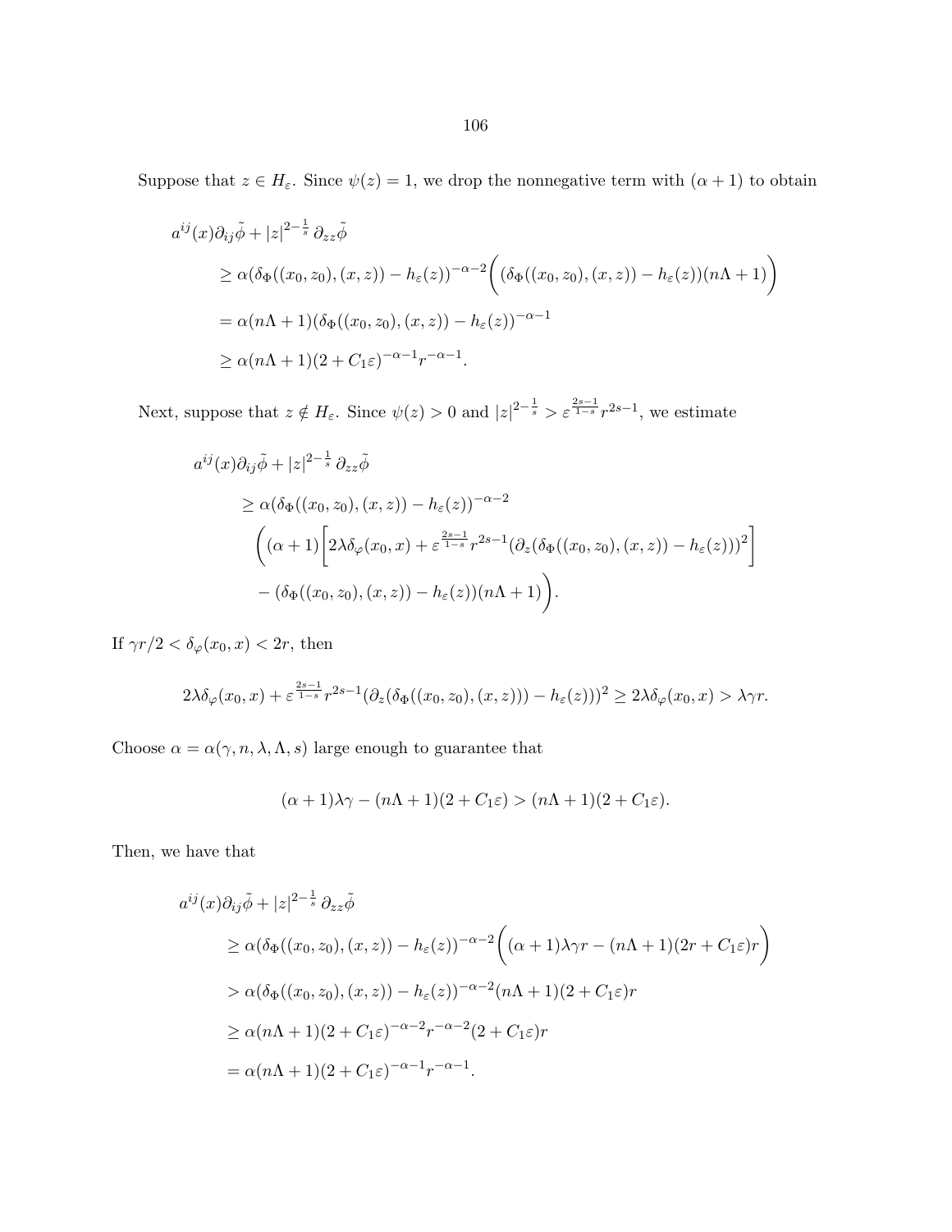Suppose that $z \in H_\varepsilon$. Since $\psi(z) = 1$, we drop the nonnegative term with $(\alpha+1)$ to obtain

$$
\begin{aligned}
a^{ij}(x)\partial_{ij}\tilde{\phi} + |z|^{2-\frac{1}{s}}\,\partial_{zz}\tilde{\phi} \\
&\geq \alpha(\delta_\Phi((x_0,z_0),(x,z)) - h_\varepsilon(z))^{-\alpha-2}\Big((\delta_\Phi((x_0,z_0),(x,z)) - h_\varepsilon(z))(n\Lambda+1)\Big) \\
&= \alpha(n\Lambda+1)(\delta_\Phi((x_0,z_0),(x,z)) - h_\varepsilon(z))^{-\alpha-1} \\
&\geq \alpha(n\Lambda+1)(2+C_1\varepsilon)^{-\alpha-1}r^{-\alpha-1}.
\end{aligned}
$$

Next, suppose that $z \notin H_\varepsilon$. Since $\psi(z) > 0$ and $|z|^{2-\frac{1}{s}} > \varepsilon^{\frac{2s-1}{1-s}}r^{2s-1}$, we estimate

$$
\begin{aligned}
a^{ij}(x)\partial_{ij}\tilde{\phi} + |z|^{2-\frac{1}{s}}\,\partial_{zz}\tilde{\phi} \\
&\geq \alpha(\delta_\Phi((x_0,z_0),(x,z)) - h_\varepsilon(z))^{-\alpha-2} \\
&\quad \Bigg((\alpha+1)\Big[2\lambda\delta_\varphi(x_0,x) + \varepsilon^{\frac{2s-1}{1-s}}r^{2s-1}(\partial_z(\delta_\Phi((x_0,z_0),(x,z)) - h_\varepsilon(z)))^2\Big] \\
&\quad - (\delta_\Phi((x_0,z_0),(x,z)) - h_\varepsilon(z))(n\Lambda+1)\Bigg).
\end{aligned}
$$

If $\gamma r/2 < \delta_\varphi(x_0,x) < 2r$, then

$$
2\lambda\delta_\varphi(x_0,x) + \varepsilon^{\frac{2s-1}{1-s}}r^{2s-1}(\partial_z(\delta_\Phi((x_0,z_0),(x,z))) - h_\varepsilon(z)))^2 \geq 2\lambda\delta_\varphi(x_0,x) > \lambda\gamma r.
$$

Choose $\alpha = \alpha(\gamma, n, \lambda, \Lambda, s)$ large enough to guarantee that

$$
(\alpha+1)\lambda\gamma - (n\Lambda+1)(2+C_1\varepsilon) > (n\Lambda+1)(2+C_1\varepsilon).
$$

Then, we have that

$$
\begin{aligned}
a^{ij}(x)\partial_{ij}\tilde{\phi} + |z|^{2-\frac{1}{s}}\,\partial_{zz}\tilde{\phi} \\
&\geq \alpha(\delta_\Phi((x_0,z_0),(x,z)) - h_\varepsilon(z))^{-\alpha-2}\Big((\alpha+1)\lambda\gamma r - (n\Lambda+1)(2r+C_1\varepsilon)r\Big) \\
&> \alpha(\delta_\Phi((x_0,z_0),(x,z)) - h_\varepsilon(z))^{-\alpha-2}(n\Lambda+1)(2+C_1\varepsilon)r \\
&\geq \alpha(n\Lambda+1)(2+C_1\varepsilon)^{-\alpha-2}r^{-\alpha-2}(2+C_1\varepsilon)r \\
&= \alpha(n\Lambda+1)(2+C_1\varepsilon)^{-\alpha-1}r^{-\alpha-1}.
\end{aligned}
$$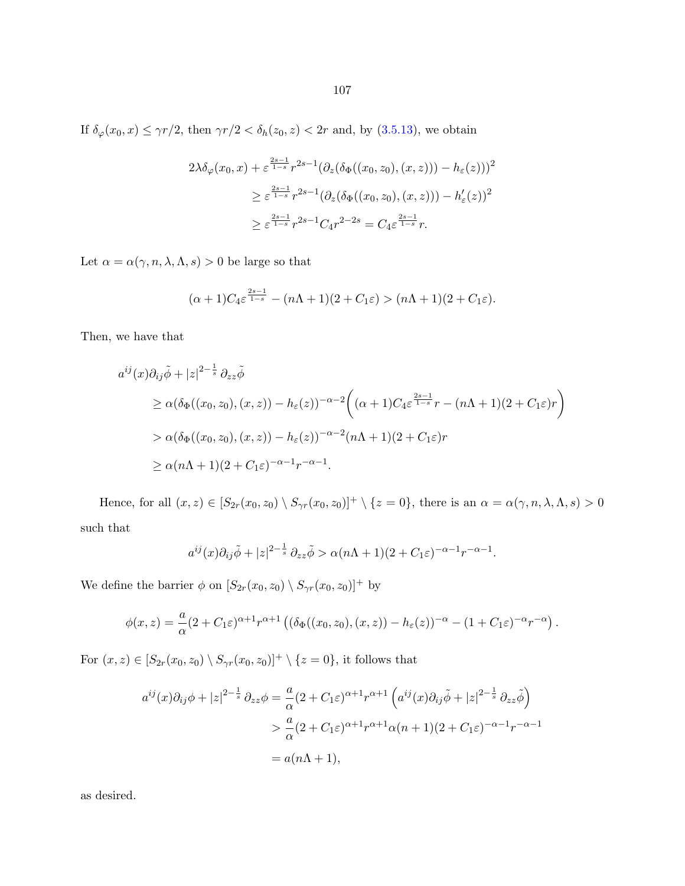If $\delta_\varphi(x_0, x) \leq \gamma r/2$, then $\gamma r/2 < \delta_h(z_0, z) < 2r$ and, by (3.5.13), we obtain

$$
\begin{aligned}
2\lambda\delta_\varphi(x_0, x) + \varepsilon^{\frac{2s-1}{1-s}} r^{2s-1}(\partial_z(\delta_\Phi((x_0, z_0), (x, z))) - h_\varepsilon(z)))^2 \\
\geq \varepsilon^{\frac{2s-1}{1-s}} r^{2s-1}(\partial_z(\delta_\Phi((x_0, z_0), (x, z))) - h'_\varepsilon(z))^2 \\
\geq \varepsilon^{\frac{2s-1}{1-s}} r^{2s-1} C_4 r^{2-2s} = C_4 \varepsilon^{\frac{2s-1}{1-s}} r.
\end{aligned}
$$

Let $\alpha = \alpha(\gamma, n, \lambda, \Lambda, s) > 0$ be large so that

$$
(\alpha + 1) C_4 \varepsilon^{\frac{2s-1}{1-s}} - (n\Lambda + 1)(2 + C_1\varepsilon) > (n\Lambda + 1)(2 + C_1\varepsilon).
$$

Then, we have that

$$
\begin{aligned}
a^{ij}(x)\partial_{ij}\tilde{\phi} &+ |z|^{2-\frac{1}{s}} \partial_{zz}\tilde{\phi} \\
&\geq \alpha(\delta_\Phi((x_0, z_0), (x, z)) - h_\varepsilon(z))^{-\alpha-2}\bigg((\alpha+1) C_4 \varepsilon^{\frac{2s-1}{1-s}} r - (n\Lambda+1)(2 + C_1\varepsilon) r\bigg) \\
&> \alpha(\delta_\Phi((x_0, z_0), (x, z)) - h_\varepsilon(z))^{-\alpha-2}(n\Lambda + 1)(2 + C_1\varepsilon) r \\
&\geq \alpha(n\Lambda + 1)(2 + C_1\varepsilon)^{-\alpha-1} r^{-\alpha-1}.
\end{aligned}
$$

Hence, for all $(x, z) \in [S_{2r}(x_0, z_0) \setminus S_{\gamma r}(x_0, z_0)]^+ \setminus \{z = 0\}$, there is an $\alpha = \alpha(\gamma, n, \lambda, \Lambda, s) > 0$ such that

$$
a^{ij}(x)\partial_{ij}\tilde{\phi} + |z|^{2-\frac{1}{s}} \partial_{zz}\tilde{\phi} > \alpha(n\Lambda + 1)(2 + C_1\varepsilon)^{-\alpha-1} r^{-\alpha-1}.
$$

We define the barrier $\phi$ on $[S_{2r}(x_0, z_0) \setminus S_{\gamma r}(x_0, z_0)]^+$ by

$$
\phi(x, z) = \frac{a}{\alpha}(2 + C_1\varepsilon)^{\alpha+1} r^{\alpha+1} \left( (\delta_\Phi((x_0, z_0), (x, z)) - h_\varepsilon(z))^{-\alpha} - (1 + C_1\varepsilon)^{-\alpha} r^{-\alpha} \right).
$$

For $(x, z) \in [S_{2r}(x_0, z_0) \setminus S_{\gamma r}(x_0, z_0)]^+ \setminus \{z = 0\}$, it follows that

$$
\begin{aligned}
a^{ij}(x)\partial_{ij}\phi + |z|^{2-\frac{1}{s}} \partial_{zz}\phi &= \frac{a}{\alpha}(2 + C_1\varepsilon)^{\alpha+1} r^{\alpha+1} \left( a^{ij}(x)\partial_{ij}\tilde{\phi} + |z|^{2-\frac{1}{s}} \partial_{zz}\tilde{\phi} \right) \\
&> \frac{a}{\alpha}(2 + C_1\varepsilon)^{\alpha+1} r^{\alpha+1} \alpha(n+1)(2 + C_1\varepsilon)^{-\alpha-1} r^{-\alpha-1} \\
&= a(n\Lambda + 1),
\end{aligned}
$$

as desired.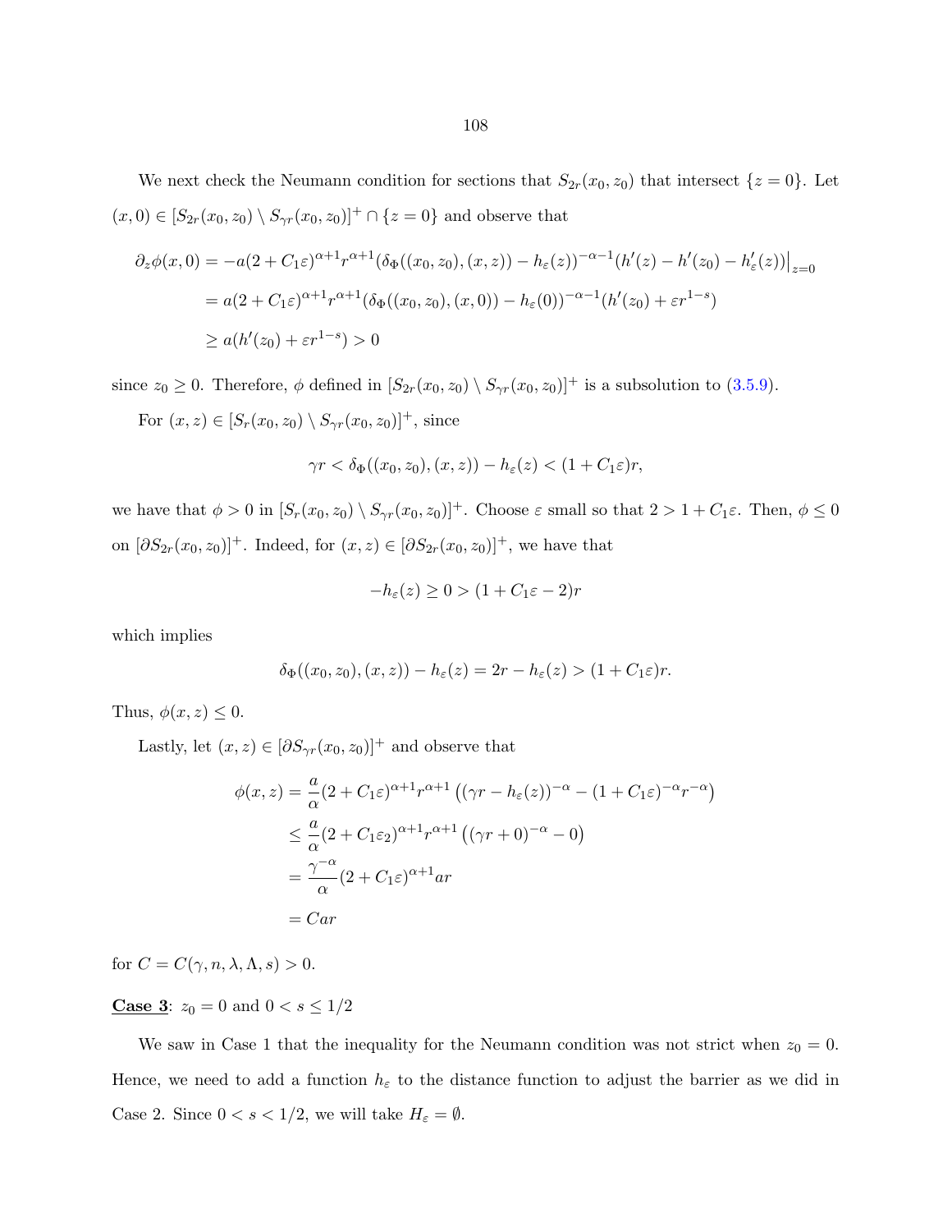We next check the Neumann condition for sections that $S_{2r}(x_0, z_0)$ that intersect $\{z = 0\}$. Let $(x, 0) \in [S_{2r}(x_0, z_0) \setminus S_{\gamma r}(x_0, z_0)]^+ \cap \{z = 0\}$ and observe that

$$
\begin{aligned}
\partial_z \phi(x, 0) &= -a(2 + C_1\varepsilon)^{\alpha+1} r^{\alpha+1} (\delta_\Phi((x_0, z_0), (x, z)) - h_\varepsilon(z))^{-\alpha-1} (h'(z) - h'(z_0) - h'_\varepsilon(z))\big|_{z=0} \\
&= a(2 + C_1\varepsilon)^{\alpha+1} r^{\alpha+1} (\delta_\Phi((x_0, z_0), (x, 0)) - h_\varepsilon(0))^{-\alpha-1} (h'(z_0) + \varepsilon r^{1-s}) \\
&\geq a(h'(z_0) + \varepsilon r^{1-s}) > 0
\end{aligned}
$$

since $z_0 \geq 0$. Therefore, $\phi$ defined in $[S_{2r}(x_0, z_0) \setminus S_{\gamma r}(x_0, z_0)]^+$ is a subsolution to (3.5.9).

For $(x, z) \in [S_r(x_0, z_0) \setminus S_{\gamma r}(x_0, z_0)]^+$, since

$$
\gamma r < \delta_\Phi((x_0, z_0), (x, z)) - h_\varepsilon(z) < (1 + C_1\varepsilon) r,
$$

we have that $\phi > 0$ in $[S_r(x_0, z_0) \setminus S_{\gamma r}(x_0, z_0)]^+$. Choose $\varepsilon$ small so that $2 > 1 + C_1\varepsilon$. Then, $\phi \leq 0$ on $[\partial S_{2r}(x_0, z_0)]^+$. Indeed, for $(x, z) \in [\partial S_{2r}(x_0, z_0)]^+$, we have that

$$
-h_\varepsilon(z) \geq 0 > (1 + C_1\varepsilon - 2) r
$$

which implies

$$
\delta_\Phi((x_0, z_0), (x, z)) - h_\varepsilon(z) = 2r - h_\varepsilon(z) > (1 + C_1\varepsilon) r.
$$

Thus, $\phi(x, z) \leq 0$.

Lastly, let $(x, z) \in [\partial S_{\gamma r}(x_0, z_0)]^+$ and observe that

$$
\begin{aligned}
\phi(x, z) &= \frac{a}{\alpha}(2 + C_1\varepsilon)^{\alpha+1} r^{\alpha+1} \left( (\gamma r - h_\varepsilon(z))^{-\alpha} - (1 + C_1\varepsilon)^{-\alpha} r^{-\alpha} \right) \\
&\leq \frac{a}{\alpha}(2 + C_1\varepsilon_2)^{\alpha+1} r^{\alpha+1} \left( (\gamma r + 0)^{-\alpha} - 0 \right) \\
&= \frac{\gamma^{-\alpha}}{\alpha}(2 + C_1\varepsilon)^{\alpha+1} a r \\
&= C a r
\end{aligned}
$$

for $C = C(\gamma, n, \lambda, \Lambda, s) > 0$.

**Case 3**: $z_0 = 0$ and $0 < s \leq 1/2$

We saw in Case 1 that the inequality for the Neumann condition was not strict when $z_0 = 0$. Hence, we need to add a function $h_\varepsilon$ to the distance function to adjust the barrier as we did in Case 2. Since $0 < s < 1/2$, we will take $H_\varepsilon = \emptyset$.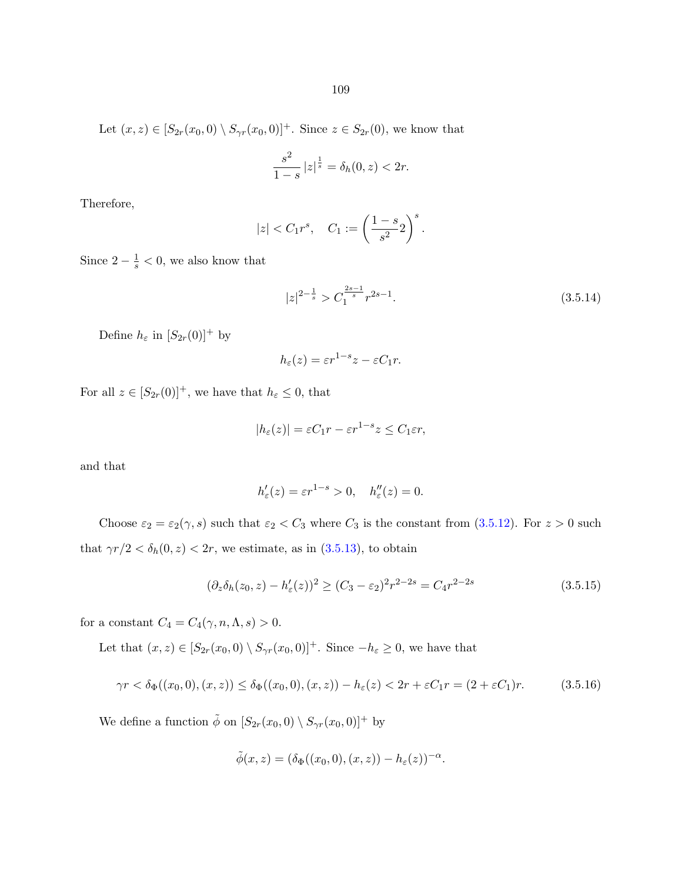Let $(x, z) \in [S_{2r}(x_0, 0) \setminus S_{\gamma r}(x_0, 0)]^+$. Since $z \in S_{2r}(0)$, we know that

$$\frac{s^2}{1-s} |z|^{\frac{1}{s}} = \delta_h(0, z) < 2r.$$

Therefore,

$$|z| < C_1 r^s, \quad C_1 := \left( \frac{1-s}{s^2} 2 \right)^s.$$

Since $2 - \frac{1}{s} < 0$, we also know that

$$|z|^{2-\frac{1}{s}} > C_1^{\frac{2s-1}{s}} r^{2s-1}. \tag{3.5.14}$$

Define $h_\varepsilon$ in $[S_{2r}(0)]^+$ by

$$h_\varepsilon(z) = \varepsilon r^{1-s} z - \varepsilon C_1 r.$$

For all $z \in [S_{2r}(0)]^+$, we have that $h_\varepsilon \leq 0$, that

$$|h_\varepsilon(z)| = \varepsilon C_1 r - \varepsilon r^{1-s} z \leq C_1 \varepsilon r,$$

and that

$$h_\varepsilon'(z) = \varepsilon r^{1-s} > 0, \quad h_\varepsilon''(z) = 0.$$

Choose $\varepsilon_2 = \varepsilon_2(\gamma, s)$ such that $\varepsilon_2 < C_3$ where $C_3$ is the constant from (3.5.12). For $z > 0$ such that $\gamma r/2 < \delta_h(0, z) < 2r$, we estimate, as in (3.5.13), to obtain

$$(\partial_z \delta_h(z_0, z) - h_\varepsilon'(z))^2 \geq (C_3 - \varepsilon_2)^2 r^{2-2s} = C_4 r^{2-2s} \tag{3.5.15}$$

for a constant $C_4 = C_4(\gamma, n, \Lambda, s) > 0$.

Let that $(x, z) \in [S_{2r}(x_0, 0) \setminus S_{\gamma r}(x_0, 0)]^+$. Since $-h_\varepsilon \geq 0$, we have that

$$\gamma r < \delta_\Phi((x_0, 0), (x, z)) \leq \delta_\Phi((x_0, 0), (x, z)) - h_\varepsilon(z) < 2r + \varepsilon C_1 r = (2 + \varepsilon C_1) r. \tag{3.5.16}$$

We define a function $\tilde{\phi}$ on $[S_{2r}(x_0, 0) \setminus S_{\gamma r}(x_0, 0)]^+$ by

$$\tilde{\phi}(x, z) = (\delta_\Phi((x_0, 0), (x, z)) - h_\varepsilon(z))^{-\alpha}.$$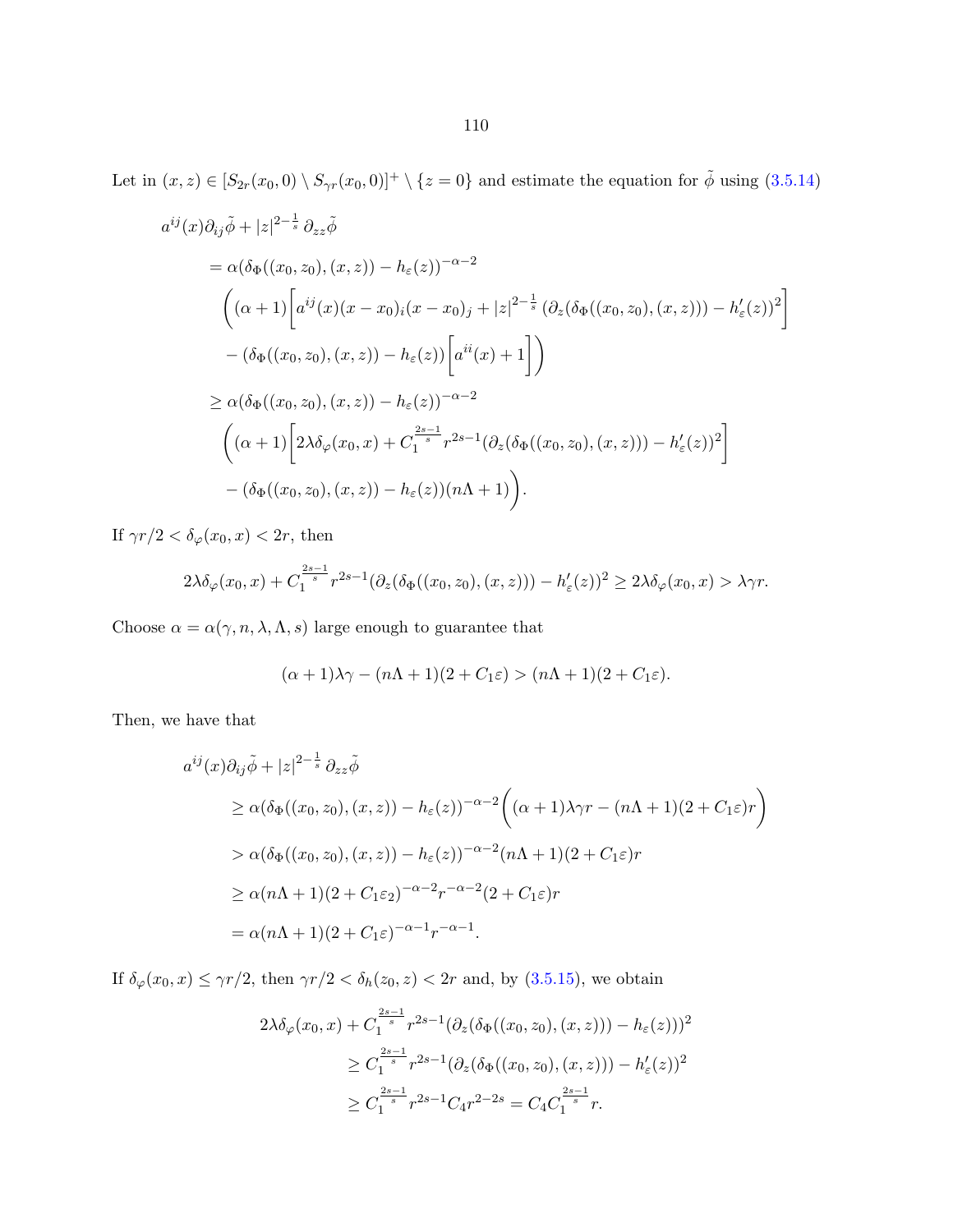Let in $(x, z) \in [S_{2r}(x_0, 0) \setminus S_{\gamma r}(x_0, 0)]^+ \setminus \{z = 0\}$ and estimate the equation for $\tilde{\phi}$ using (3.5.14)

$$
\begin{aligned}
&a^{ij}(x)\partial_{ij}\tilde{\phi} + |z|^{2-\frac{1}{s}}\,\partial_{zz}\tilde{\phi} \\
&\quad = \alpha(\delta_\Phi((x_0, z_0), (x, z)) - h_\varepsilon(z))^{-\alpha-2} \\
&\quad\quad \Bigg((\alpha+1)\bigg[a^{ij}(x)(x-x_0)_i(x-x_0)_j + |z|^{2-\frac{1}{s}}\left(\partial_z(\delta_\Phi((x_0, z_0), (x, z))) - h'_\varepsilon(z)\right)^2\bigg] \\
&\quad\quad - (\delta_\Phi((x_0, z_0), (x, z)) - h_\varepsilon(z))\bigg[a^{ii}(x) + 1\bigg]\Bigg) \\
&\quad \geq \alpha(\delta_\Phi((x_0, z_0), (x, z)) - h_\varepsilon(z))^{-\alpha-2} \\
&\quad\quad \Bigg((\alpha+1)\bigg[2\lambda\delta_\varphi(x_0, x) + C_1^{\frac{2s-1}{s}} r^{2s-1}(\partial_z(\delta_\Phi((x_0, z_0), (x, z))) - h'_\varepsilon(z))^2\bigg] \\
&\quad\quad - (\delta_\Phi((x_0, z_0), (x, z)) - h_\varepsilon(z))(n\Lambda + 1)\Bigg).
\end{aligned}
$$

If $\gamma r/2 < \delta_\varphi(x_0, x) < 2r$, then

$$
2\lambda\delta_\varphi(x_0, x) + C_1^{\frac{2s-1}{s}} r^{2s-1}(\partial_z(\delta_\Phi((x_0, z_0), (x, z))) - h'_\varepsilon(z))^2 \geq 2\lambda\delta_\varphi(x_0, x) > \lambda\gamma r.
$$

Choose $\alpha = \alpha(\gamma, n, \lambda, \Lambda, s)$ large enough to guarantee that

$$
(\alpha+1)\lambda\gamma - (n\Lambda+1)(2 + C_1\varepsilon) > (n\Lambda+1)(2 + C_1\varepsilon).
$$

Then, we have that

$$
\begin{aligned}
&a^{ij}(x)\partial_{ij}\tilde{\phi} + |z|^{2-\frac{1}{s}}\,\partial_{zz}\tilde{\phi} \\
&\quad \geq \alpha(\delta_\Phi((x_0, z_0), (x, z)) - h_\varepsilon(z))^{-\alpha-2}\Big((\alpha+1)\lambda\gamma r - (n\Lambda+1)(2 + C_1\varepsilon)r\Big) \\
&\quad > \alpha(\delta_\Phi((x_0, z_0), (x, z)) - h_\varepsilon(z))^{-\alpha-2}(n\Lambda+1)(2 + C_1\varepsilon)r \\
&\quad \geq \alpha(n\Lambda+1)(2 + C_1\varepsilon_2)^{-\alpha-2}r^{-\alpha-2}(2 + C_1\varepsilon)r \\
&\quad = \alpha(n\Lambda+1)(2 + C_1\varepsilon)^{-\alpha-1}r^{-\alpha-1}.
\end{aligned}
$$

If $\delta_\varphi(x_0, x) \leq \gamma r/2$, then $\gamma r/2 < \delta_h(z_0, z) < 2r$ and, by (3.5.15), we obtain

$$
\begin{aligned}
2\lambda\delta_\varphi(x_0, x) &+ C_1^{\frac{2s-1}{s}} r^{2s-1}(\partial_z(\delta_\Phi((x_0, z_0), (x, z))) - h_\varepsilon(z)))^2 \\
&\geq C_1^{\frac{2s-1}{s}} r^{2s-1}(\partial_z(\delta_\Phi((x_0, z_0), (x, z))) - h'_\varepsilon(z))^2 \\
&\geq C_1^{\frac{2s-1}{s}} r^{2s-1} C_4 r^{2-2s} = C_4 C_1^{\frac{2s-1}{s}} r.
\end{aligned}
$$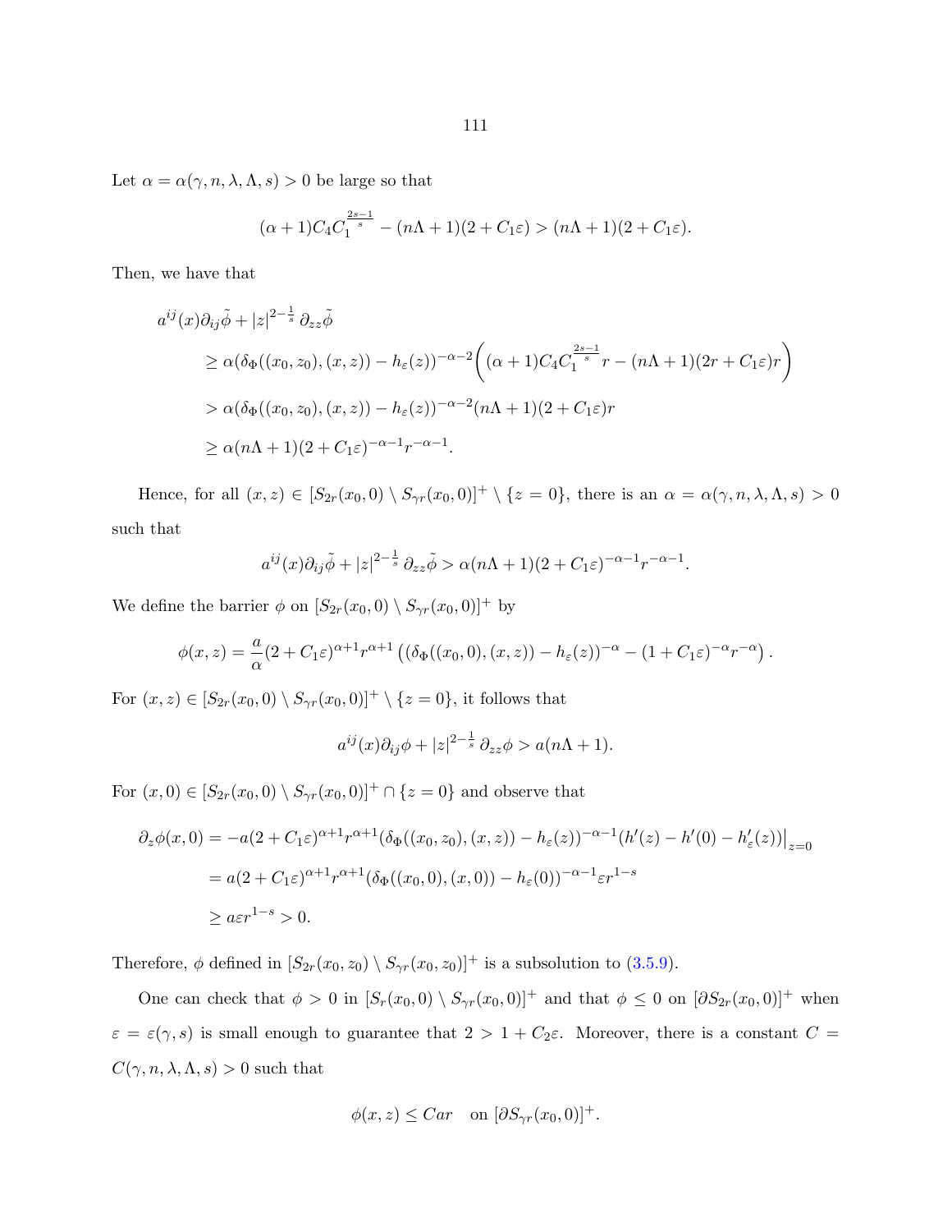Let $\alpha = \alpha(\gamma, n, \lambda, \Lambda, s) > 0$ be large so that

$$(\alpha+1)C_4 C_1^{\frac{2s-1}{s}} - (n\Lambda+1)(2+C_1\varepsilon) > (n\Lambda+1)(2+C_1\varepsilon).$$

Then, we have that

$$\begin{aligned}
a^{ij}(x)\partial_{ij}\tilde{\phi} + |z|^{2-\frac{1}{s}}\,\partial_{zz}\tilde{\phi}
&\geq \alpha(\delta_\Phi((x_0,z_0),(x,z)) - h_\varepsilon(z))^{-\alpha-2}\Big((\alpha+1)C_4 C_1^{\frac{2s-1}{s}} r - (n\Lambda+1)(2r+C_1\varepsilon)r\Big) \\
&> \alpha(\delta_\Phi((x_0,z_0),(x,z)) - h_\varepsilon(z))^{-\alpha-2}(n\Lambda+1)(2+C_1\varepsilon)r \\
&\geq \alpha(n\Lambda+1)(2+C_1\varepsilon)^{-\alpha-1}r^{-\alpha-1}.
\end{aligned}$$

Hence, for all $(x,z) \in [S_{2r}(x_0,0)\setminus S_{\gamma r}(x_0,0)]^+ \setminus \{z=0\}$, there is an $\alpha = \alpha(\gamma, n, \lambda, \Lambda, s) > 0$ such that

$$a^{ij}(x)\partial_{ij}\tilde{\phi} + |z|^{2-\frac{1}{s}}\,\partial_{zz}\tilde{\phi} > \alpha(n\Lambda+1)(2+C_1\varepsilon)^{-\alpha-1}r^{-\alpha-1}.$$

We define the barrier $\phi$ on $[S_{2r}(x_0,0)\setminus S_{\gamma r}(x_0,0)]^+$ by

$$\phi(x,z) = \frac{a}{\alpha}(2+C_1\varepsilon)^{\alpha+1}r^{\alpha+1}\left((\delta_\Phi((x_0,0),(x,z)) - h_\varepsilon(z))^{-\alpha} - (1+C_1\varepsilon)^{-\alpha}r^{-\alpha}\right).$$

For $(x,z) \in [S_{2r}(x_0,0)\setminus S_{\gamma r}(x_0,0)]^+ \setminus \{z=0\}$, it follows that

$$a^{ij}(x)\partial_{ij}\phi + |z|^{2-\frac{1}{s}}\,\partial_{zz}\phi > a(n\Lambda+1).$$

For $(x,0) \in [S_{2r}(x_0,0)\setminus S_{\gamma r}(x_0,0)]^+ \cap \{z=0\}$ and observe that

$$\begin{aligned}
\partial_z\phi(x,0) &= -a(2+C_1\varepsilon)^{\alpha+1}r^{\alpha+1}(\delta_\Phi((x_0,z_0),(x,z)) - h_\varepsilon(z))^{-\alpha-1}(h'(z) - h'(0) - h'_\varepsilon(z))\big|_{z=0} \\
&= a(2+C_1\varepsilon)^{\alpha+1}r^{\alpha+1}(\delta_\Phi((x_0,0),(x,0)) - h_\varepsilon(0))^{-\alpha-1}\varepsilon r^{1-s} \\
&\geq a\varepsilon r^{1-s} > 0.
\end{aligned}$$

Therefore, $\phi$ defined in $[S_{2r}(x_0,z_0)\setminus S_{\gamma r}(x_0,z_0)]^+$ is a subsolution to (3.5.9).

One can check that $\phi > 0$ in $[S_r(x_0,0)\setminus S_{\gamma r}(x_0,0)]^+$ and that $\phi \leq 0$ on $[\partial S_{2r}(x_0,0)]^+$ when $\varepsilon = \varepsilon(\gamma, s)$ is small enough to guarantee that $2 > 1 + C_2\varepsilon$. Moreover, there is a constant $C = C(\gamma, n, \lambda, \Lambda, s) > 0$ such that

$$\phi(x,z) \leq Car \quad \text{on } [\partial S_{\gamma r}(x_0,0)]^+.$$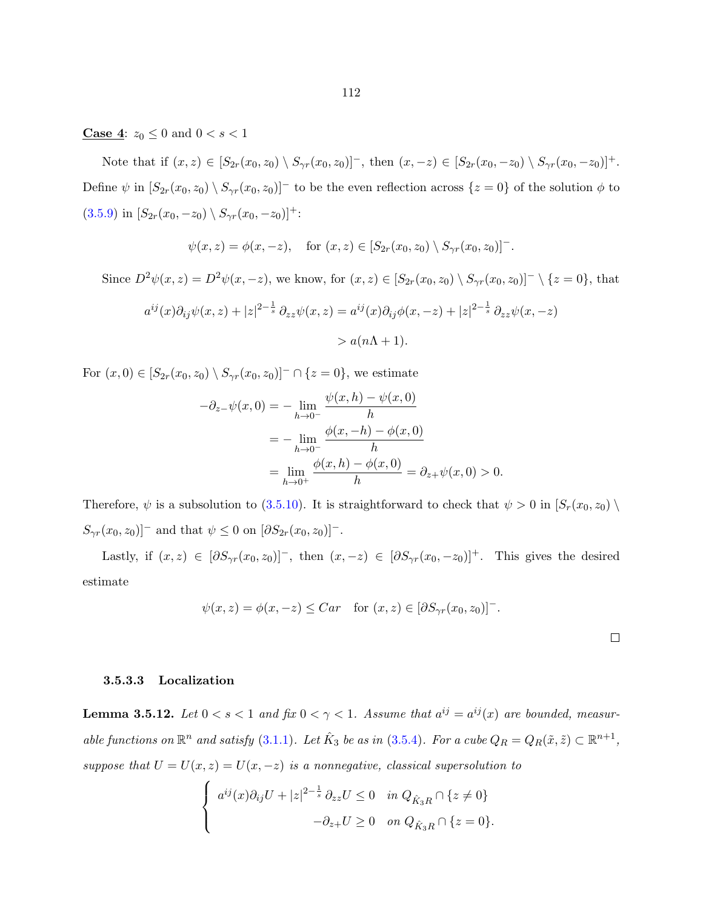**Case 4**: $z_0 \leq 0$ and $0 < s < 1$

Note that if $(x, z) \in [S_{2r}(x_0, z_0) \setminus S_{\gamma r}(x_0, z_0)]^-$, then $(x, -z) \in [S_{2r}(x_0, -z_0) \setminus S_{\gamma r}(x_0, -z_0)]^+$. Define $\psi$ in $[S_{2r}(x_0, z_0) \setminus S_{\gamma r}(x_0, z_0)]^-$ to be the even reflection across $\{z = 0\}$ of the solution $\phi$ to (3.5.9) in $[S_{2r}(x_0, -z_0) \setminus S_{\gamma r}(x_0, -z_0)]^+$:

$$\psi(x, z) = \phi(x, -z), \quad \text{for } (x, z) \in [S_{2r}(x_0, z_0) \setminus S_{\gamma r}(x_0, z_0)]^-.$$

Since $D^2\psi(x, z) = D^2\psi(x, -z)$, we know, for $(x, z) \in [S_{2r}(x_0, z_0) \setminus S_{\gamma r}(x_0, z_0)]^- \setminus \{z = 0\}$, that

$$\begin{aligned} a^{ij}(x)\partial_{ij}\psi(x, z) + |z|^{2-\frac{1}{s}}\,\partial_{zz}\psi(x, z) &= a^{ij}(x)\partial_{ij}\phi(x, -z) + |z|^{2-\frac{1}{s}}\,\partial_{zz}\psi(x, -z) \\ &> a(n\Lambda + 1). \end{aligned}$$

For $(x, 0) \in [S_{2r}(x_0, z_0) \setminus S_{\gamma r}(x_0, z_0)]^- \cap \{z = 0\}$, we estimate

$$\begin{aligned} -\partial_{z-}\psi(x, 0) &= -\lim_{h \to 0^-} \frac{\psi(x, h) - \psi(x, 0)}{h} \\ &= -\lim_{h \to 0^-} \frac{\phi(x, -h) - \phi(x, 0)}{h} \\ &= \lim_{h \to 0^+} \frac{\phi(x, h) - \phi(x, 0)}{h} = \partial_{z+}\psi(x, 0) > 0. \end{aligned}$$

Therefore, $\psi$ is a subsolution to (3.5.10). It is straightforward to check that $\psi > 0$ in $[S_r(x_0, z_0) \setminus S_{\gamma r}(x_0, z_0)]^-$ and that $\psi \leq 0$ on $[\partial S_{2r}(x_0, z_0)]^-$.

Lastly, if $(x, z) \in [\partial S_{\gamma r}(x_0, z_0)]^-$, then $(x, -z) \in [\partial S_{\gamma r}(x_0, -z_0)]^+$. This gives the desired estimate

$$\psi(x, z) = \phi(x, -z) \leq Car \quad \text{for } (x, z) \in [\partial S_{\gamma r}(x_0, z_0)]^-.$$

□

#### 3.5.3.3 Localization

**Lemma 3.5.12.** *Let $0 < s < 1$ and fix $0 < \gamma < 1$. Assume that $a^{ij} = a^{ij}(x)$ are bounded, measurable functions on $\mathbb{R}^n$ and satisfy (3.1.1). Let $\hat{K}_3$ be as in (3.5.4). For a cube $Q_R = Q_R(\tilde{x}, \tilde{z}) \subset \mathbb{R}^{n+1}$, suppose that $U = U(x, z) = U(x, -z)$ is a nonnegative, classical supersolution to*

$$\begin{cases} a^{ij}(x)\partial_{ij}U + |z|^{2-\frac{1}{s}}\,\partial_{zz}U \leq 0 & \text{in } Q_{\hat{K}_3 R} \cap \{z \neq 0\} \\ -\partial_{z+}U \geq 0 & \text{on } Q_{\hat{K}_3 R} \cap \{z = 0\}. \end{cases}$$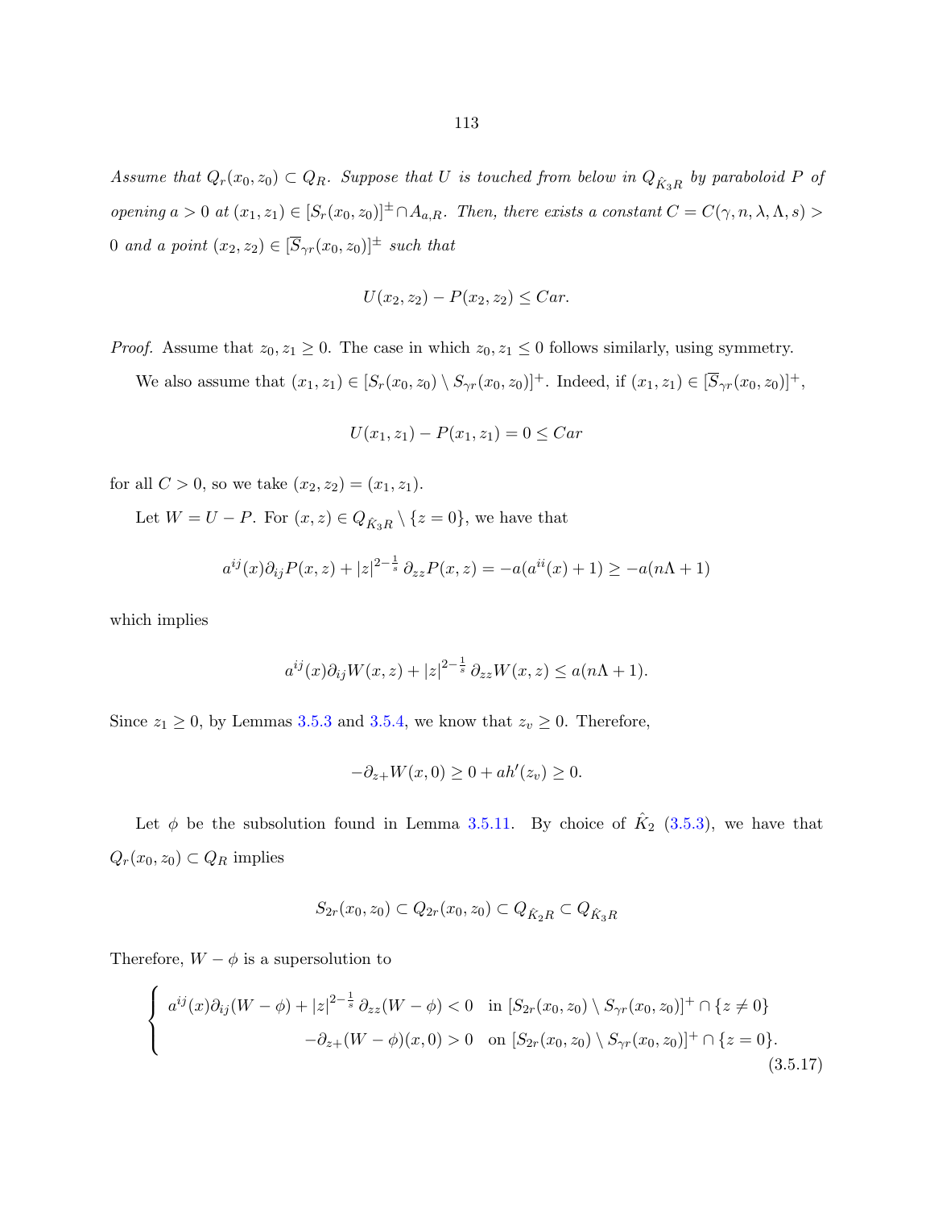*Assume that $Q_r(x_0, z_0) \subset Q_R$. Suppose that $U$ is touched from below in $Q_{\hat{K}_3 R}$ by paraboloid $P$ of opening $a > 0$ at $(x_1, z_1) \in [S_r(x_0, z_0)]^{\pm} \cap A_{a,R}$. Then, there exists a constant $C = C(\gamma, n, \lambda, \Lambda, s) > 0$ and a point $(x_2, z_2) \in [\overline{S}_{\gamma r}(x_0, z_0)]^{\pm}$ such that*

$$U(x_2, z_2) - P(x_2, z_2) \leq Car.$$

*Proof.* Assume that $z_0, z_1 \geq 0$. The case in which $z_0, z_1 \leq 0$ follows similarly, using symmetry.

We also assume that $(x_1, z_1) \in [S_r(x_0, z_0) \setminus S_{\gamma r}(x_0, z_0)]^+$. Indeed, if $(x_1, z_1) \in [\overline{S}_{\gamma r}(x_0, z_0)]^+$,

$$U(x_1, z_1) - P(x_1, z_1) = 0 \leq Car$$

for all $C > 0$, so we take $(x_2, z_2) = (x_1, z_1)$.

Let $W = U - P$. For $(x, z) \in Q_{\hat{K}_3 R} \setminus \{z = 0\}$, we have that

$$a^{ij}(x)\partial_{ij} P(x, z) + |z|^{2-\frac{1}{s}} \partial_{zz} P(x, z) = -a(a^{ii}(x) + 1) \geq -a(n\Lambda + 1)$$

which implies

$$a^{ij}(x)\partial_{ij} W(x, z) + |z|^{2-\frac{1}{s}} \partial_{zz} W(x, z) \leq a(n\Lambda + 1).$$

Since $z_1 \geq 0$, by Lemmas 3.5.3 and 3.5.4, we know that $z_v \geq 0$. Therefore,

$$-\partial_{z+} W(x, 0) \geq 0 + ah'(z_v) \geq 0.$$

Let $\phi$ be the subsolution found in Lemma 3.5.11. By choice of $\hat{K}_2$ (3.5.3), we have that $Q_r(x_0, z_0) \subset Q_R$ implies

$$S_{2r}(x_0, z_0) \subset Q_{2r}(x_0, z_0) \subset Q_{\hat{K}_2 R} \subset Q_{\hat{K}_3 R}$$

Therefore, $W - \phi$ is a supersolution to

$$\begin{cases} a^{ij}(x)\partial_{ij}(W - \phi) + |z|^{2-\frac{1}{s}} \partial_{zz}(W - \phi) < 0 & \text{in } [S_{2r}(x_0, z_0) \setminus S_{\gamma r}(x_0, z_0)]^+ \cap \{z \neq 0\} \\ -\partial_{z+}(W - \phi)(x, 0) > 0 & \text{on } [S_{2r}(x_0, z_0) \setminus S_{\gamma r}(x_0, z_0)]^+ \cap \{z = 0\}. \end{cases} \tag{3.5.17}$$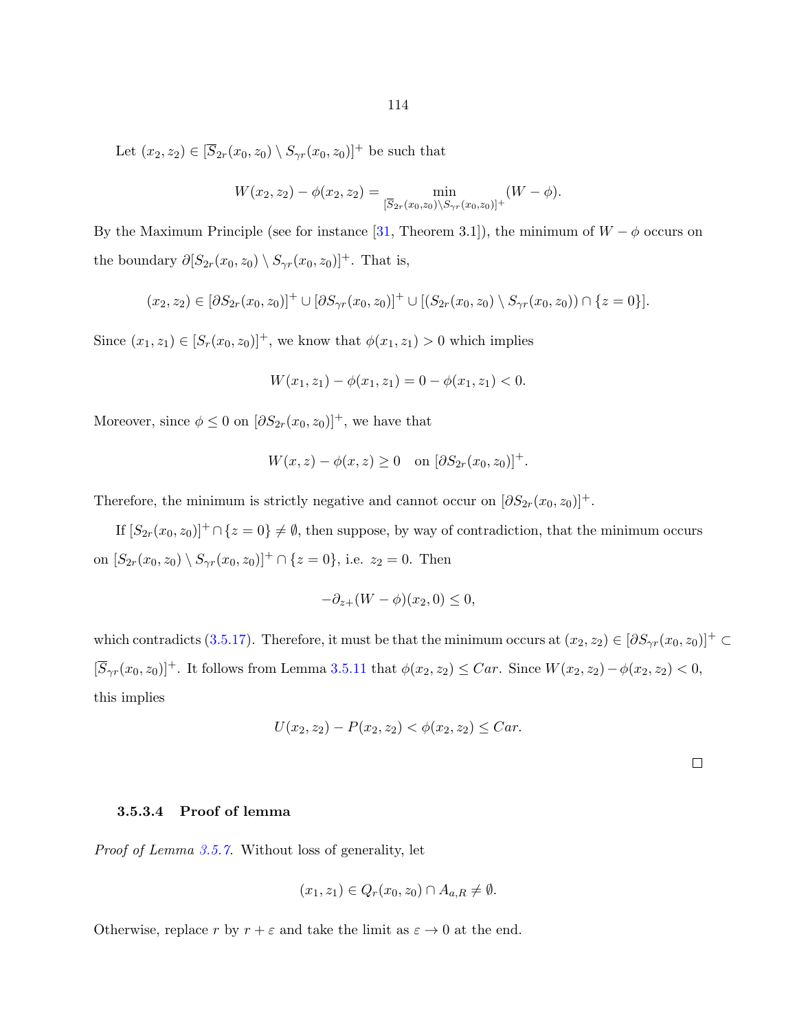Let $(x_2, z_2) \in [\overline{S}_{2r}(x_0, z_0) \setminus S_{\gamma r}(x_0, z_0)]^+$ be such that

$$W(x_2, z_2) - \phi(x_2, z_2) = \min_{[\overline{S}_{2r}(x_0,z_0)\setminus S_{\gamma r}(x_0,z_0)]^+} (W - \phi).$$

By the Maximum Principle (see for instance [31, Theorem 3.1]), the minimum of $W - \phi$ occurs on the boundary $\partial[S_{2r}(x_0, z_0) \setminus S_{\gamma r}(x_0, z_0)]^+$. That is,

$$(x_2, z_2) \in [\partial S_{2r}(x_0, z_0)]^+ \cup [\partial S_{\gamma r}(x_0, z_0)]^+ \cup [(S_{2r}(x_0, z_0) \setminus S_{\gamma r}(x_0, z_0)) \cap \{z = 0\}].$$

Since $(x_1, z_1) \in [S_r(x_0, z_0)]^+$, we know that $\phi(x_1, z_1) > 0$ which implies

$$W(x_1, z_1) - \phi(x_1, z_1) = 0 - \phi(x_1, z_1) < 0.$$

Moreover, since $\phi \leq 0$ on $[\partial S_{2r}(x_0, z_0)]^+$, we have that

$$W(x, z) - \phi(x, z) \geq 0 \quad \text{on } [\partial S_{2r}(x_0, z_0)]^+.$$

Therefore, the minimum is strictly negative and cannot occur on $[\partial S_{2r}(x_0, z_0)]^+$.

If $[S_{2r}(x_0, z_0)]^+ \cap \{z = 0\} \neq \emptyset$, then suppose, by way of contradiction, that the minimum occurs on $[S_{2r}(x_0, z_0) \setminus S_{\gamma r}(x_0, z_0)]^+ \cap \{z = 0\}$, i.e. $z_2 = 0$. Then

$$-\partial_{z+}(W - \phi)(x_2, 0) \leq 0,$$

which contradicts (3.5.17). Therefore, it must be that the minimum occurs at $(x_2, z_2) \in [\partial S_{\gamma r}(x_0, z_0)]^+ \subset [\overline{S}_{\gamma r}(x_0, z_0)]^+$. It follows from Lemma 3.5.11 that $\phi(x_2, z_2) \leq Car$. Since $W(x_2, z_2) - \phi(x_2, z_2) < 0$, this implies

$$U(x_2, z_2) - P(x_2, z_2) < \phi(x_2, z_2) \leq Car.$$

□

#### 3.5.3.4 Proof of lemma

*Proof of Lemma 3.5.7.* Without loss of generality, let

$$(x_1, z_1) \in Q_r(x_0, z_0) \cap A_{a,R} \neq \emptyset.$$

Otherwise, replace $r$ by $r + \varepsilon$ and take the limit as $\varepsilon \to 0$ at the end.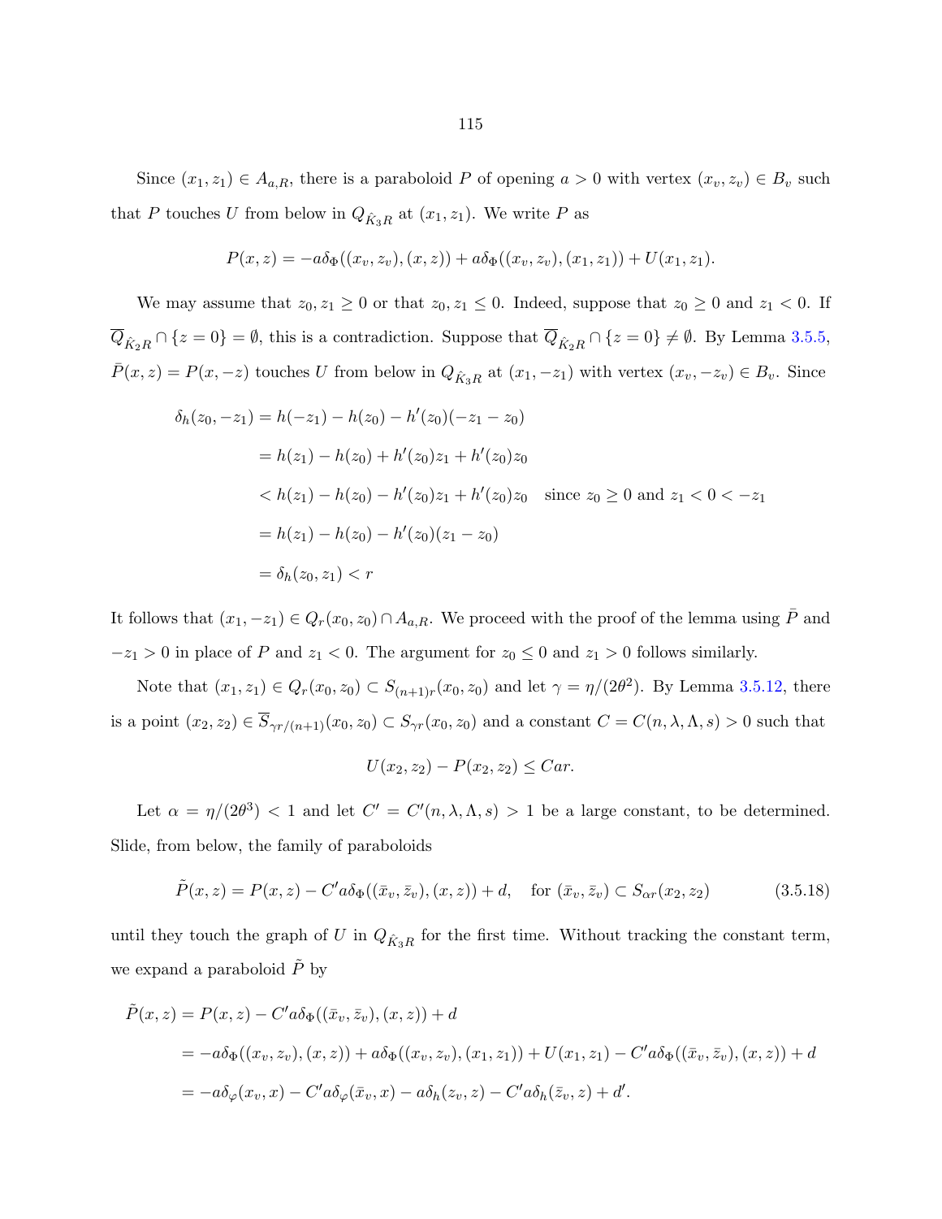Since $(x_1, z_1) \in A_{a,R}$, there is a paraboloid $P$ of opening $a > 0$ with vertex $(x_v, z_v) \in B_v$ such that $P$ touches $U$ from below in $Q_{\hat{K}_3 R}$ at $(x_1, z_1)$. We write $P$ as

$$P(x,z) = -a\delta_\Phi((x_v, z_v), (x, z)) + a\delta_\Phi((x_v, z_v), (x_1, z_1)) + U(x_1, z_1).$$

We may assume that $z_0, z_1 \geq 0$ or that $z_0, z_1 \leq 0$. Indeed, suppose that $z_0 \geq 0$ and $z_1 < 0$. If $\overline{Q}_{\hat{K}_2 R} \cap \{z = 0\} = \emptyset$, this is a contradiction. Suppose that $\overline{Q}_{\hat{K}_2 R} \cap \{z = 0\} \neq \emptyset$. By Lemma 3.5.5, $\bar{P}(x, z) = P(x, -z)$ touches $U$ from below in $Q_{\hat{K}_3 R}$ at $(x_1, -z_1)$ with vertex $(x_v, -z_v) \in B_v$. Since

$$\begin{aligned}
\delta_h(z_0, -z_1) &= h(-z_1) - h(z_0) - h'(z_0)(-z_1 - z_0) \\
&= h(z_1) - h(z_0) + h'(z_0)z_1 + h'(z_0)z_0 \\
&< h(z_1) - h(z_0) - h'(z_0)z_1 + h'(z_0)z_0 \quad \text{since } z_0 \geq 0 \text{ and } z_1 < 0 < -z_1 \\
&= h(z_1) - h(z_0) - h'(z_0)(z_1 - z_0) \\
&= \delta_h(z_0, z_1) < r
\end{aligned}$$

It follows that $(x_1, -z_1) \in Q_r(x_0, z_0) \cap A_{a,R}$. We proceed with the proof of the lemma using $\bar{P}$ and $-z_1 > 0$ in place of $P$ and $z_1 < 0$. The argument for $z_0 \leq 0$ and $z_1 > 0$ follows similarly.

Note that $(x_1, z_1) \in Q_r(x_0, z_0) \subset S_{(n+1)r}(x_0, z_0)$ and let $\gamma = \eta/(2\theta^2)$. By Lemma 3.5.12, there is a point $(x_2, z_2) \in \overline{S}_{\gamma r/(n+1)}(x_0, z_0) \subset S_{\gamma r}(x_0, z_0)$ and a constant $C = C(n, \lambda, \Lambda, s) > 0$ such that

$$U(x_2, z_2) - P(x_2, z_2) \leq Car.$$

Let $\alpha = \eta/(2\theta^3) < 1$ and let $C' = C'(n, \lambda, \Lambda, s) > 1$ be a large constant, to be determined. Slide, from below, the family of paraboloids

$$\tilde{P}(x, z) = P(x, z) - C'a\delta_\Phi((\bar{x}_v, \bar{z}_v), (x, z)) + d, \quad \text{for } (\bar{x}_v, \bar{z}_v) \subset S_{\alpha r}(x_2, z_2) \tag{3.5.18}$$

until they touch the graph of $U$ in $Q_{\hat{K}_3 R}$ for the first time. Without tracking the constant term, we expand a paraboloid $\tilde{P}$ by

$$\begin{aligned}
\tilde{P}(x, z) &= P(x, z) - C'a\delta_\Phi((\bar{x}_v, \bar{z}_v), (x, z)) + d \\
&= -a\delta_\Phi((x_v, z_v), (x, z)) + a\delta_\Phi((x_v, z_v), (x_1, z_1)) + U(x_1, z_1) - C'a\delta_\Phi((\bar{x}_v, \bar{z}_v), (x, z)) + d \\
&= -a\delta_\varphi(x_v, x) - C'a\delta_\varphi(\bar{x}_v, x) - a\delta_h(z_v, z) - C'a\delta_h(\bar{z}_v, z) + d'.
\end{aligned}$$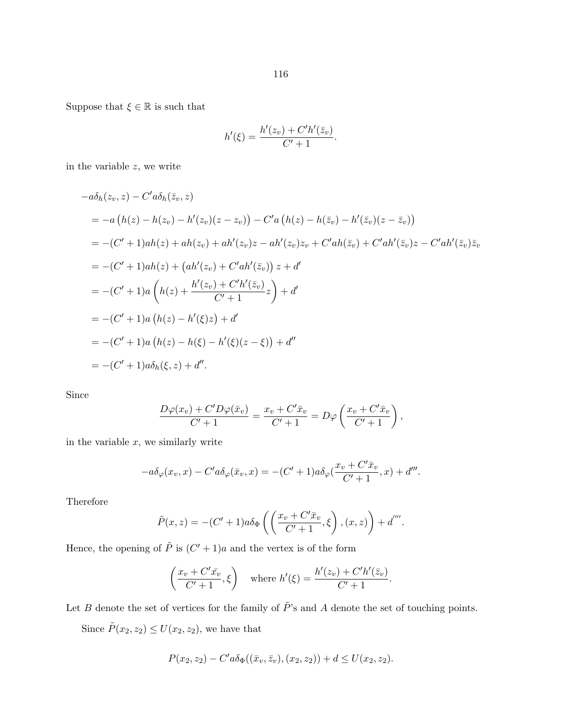Suppose that $\xi \in \mathbb{R}$ is such that

$$h'(\xi) = \frac{h'(z_v) + C'h'(\bar{z}_v)}{C' + 1}.$$

in the variable $z$, we write

$$\begin{aligned}
&-a\delta_h(z_v, z) - C'a\delta_h(\bar{z}_v, z) \\
&= -a\big(h(z) - h(z_v) - h'(z_v)(z - z_v)\big) - C'a\big(h(z) - h(\bar{z}_v) - h'(\bar{z}_v)(z - \bar{z}_v)\big) \\
&= -(C'+1)ah(z) + ah(z_v) + ah'(z_v)z - ah'(z_v)z_v + C'ah(\bar{z}_v) + C'ah'(\bar{z}_v)z - C'ah'(\bar{z}_v)\bar{z}_v \\
&= -(C'+1)ah(z) + \big(ah'(z_v) + C'ah'(\bar{z}_v)\big)z + d' \\
&= -(C'+1)a\left(h(z) + \frac{h'(z_v) + C'h'(\bar{z}_v)}{C'+1}z\right) + d' \\
&= -(C'+1)a\big(h(z) - h'(\xi)z\big) + d' \\
&= -(C'+1)a\big(h(z) - h(\xi) - h'(\xi)(z - \xi)\big) + d'' \\
&= -(C'+1)a\delta_h(\xi, z) + d''.
\end{aligned}$$

Since

$$\frac{D\varphi(x_v) + C'D\varphi(\bar{x}_v)}{C'+1} = \frac{x_v + C'\bar{x}_v}{C'+1} = D\varphi\left(\frac{x_v + C'\bar{x}_v}{C'+1}\right),$$

in the variable $x$, we similarly write

$$-a\delta_\varphi(x_v, x) - C'a\delta_\varphi(\bar{x}_v, x) = -(C'+1)a\delta_\varphi(\frac{x_v + C'\bar{x}_v}{C'+1}, x) + d'''.$$

Therefore

$$\tilde{P}(x, z) = -(C'+1)a\delta_\Phi\left(\left(\frac{x_v + C'\bar{x}_v}{C'+1}, \xi\right), (x, z)\right) + d''''.$$

Hence, the opening of $\tilde{P}$ is $(C'+1)a$ and the vertex is of the form

$$\left(\frac{x_v + C'\bar{x_v}}{C'+1}, \xi\right) \quad \text{where } h'(\xi) = \frac{h'(z_v) + C'h'(\bar{z}_v)}{C'+1}.$$

Let $B$ denote the set of vertices for the family of $\tilde{P}$'s and $A$ denote the set of touching points.

Since $\tilde{P}(x_2, z_2) \leq U(x_2, z_2)$, we have that

$$P(x_2, z_2) - C'a\delta_\Phi((\bar{x}_v, \bar{z}_v), (x_2, z_2)) + d \leq U(x_2, z_2).$$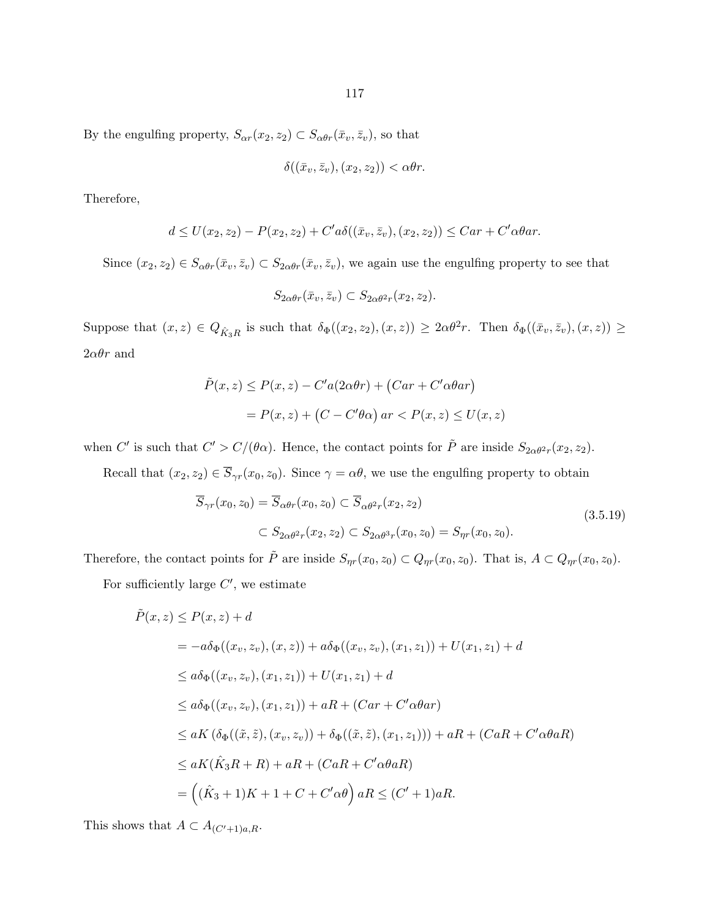By the engulfing property, $S_{\alpha r}(x_2, z_2) \subset S_{\alpha\theta r}(\bar{x}_v, \bar{z}_v)$, so that

$$\delta((\bar{x}_v, \bar{z}_v), (x_2, z_2)) < \alpha\theta r.$$

Therefore,

$$d \leq U(x_2, z_2) - P(x_2, z_2) + C' a \delta((\bar{x}_v, \bar{z}_v), (x_2, z_2)) \leq Car + C'\alpha\theta ar.$$

Since $(x_2, z_2) \in S_{\alpha\theta r}(\bar{x}_v, \bar{z}_v) \subset S_{2\alpha\theta r}(\bar{x}_v, \bar{z}_v)$, we again use the engulfing property to see that

$$S_{2\alpha\theta r}(\bar{x}_v, \bar{z}_v) \subset S_{2\alpha\theta^2 r}(x_2, z_2).$$

Suppose that $(x, z) \in Q_{\hat{K}_3 R}$ is such that $\delta_\Phi((x_2, z_2), (x, z)) \geq 2\alpha\theta^2 r$. Then $\delta_\Phi((\bar{x}_v, \bar{z}_v), (x, z)) \geq 2\alpha\theta r$ and

$$\begin{aligned}
\tilde{P}(x, z) &\leq P(x, z) - C'a(2\alpha\theta r) + \left(Car + C'\alpha\theta ar\right) \\
&= P(x, z) + \left(C - C'\theta\alpha\right) ar < P(x, z) \leq U(x, z)
\end{aligned}$$

when $C'$ is such that $C' > C/(\theta\alpha)$. Hence, the contact points for $\tilde{P}$ are inside $S_{2\alpha\theta^2 r}(x_2, z_2)$.

Recall that $(x_2, z_2) \in \overline{S}_{\gamma r}(x_0, z_0)$. Since $\gamma = \alpha\theta$, we use the engulfing property to obtain

$$\begin{aligned}
\overline{S}_{\gamma r}(x_0, z_0) = \overline{S}_{\alpha\theta r}(x_0, z_0) &\subset \overline{S}_{\alpha\theta^2 r}(x_2, z_2) \\
&\subset S_{2\alpha\theta^2 r}(x_2, z_2) \subset S_{2\alpha\theta^3 r}(x_0, z_0) = S_{\eta r}(x_0, z_0).
\end{aligned} \tag{3.5.19}$$

Therefore, the contact points for $\tilde{P}$ are inside $S_{\eta r}(x_0, z_0) \subset Q_{\eta r}(x_0, z_0)$. That is, $A \subset Q_{\eta r}(x_0, z_0)$.

For sufficiently large $C'$, we estimate

$$\begin{aligned}
\tilde{P}(x, z) &\leq P(x, z) + d \\
&= -a\delta_\Phi((x_v, z_v), (x, z)) + a\delta_\Phi((x_v, z_v), (x_1, z_1)) + U(x_1, z_1) + d \\
&\leq a\delta_\Phi((x_v, z_v), (x_1, z_1)) + U(x_1, z_1) + d \\
&\leq a\delta_\Phi((x_v, z_v), (x_1, z_1)) + aR + (Car + C'\alpha\theta ar) \\
&\leq aK\left(\delta_\Phi((\tilde{x}, \tilde{z}), (x_v, z_v)) + \delta_\Phi((\tilde{x}, \tilde{z}), (x_1, z_1))\right) + aR + (CaR + C'\alpha\theta aR) \\
&\leq aK(\hat{K}_3 R + R) + aR + (CaR + C'\alpha\theta aR) \\
&= \left((\hat{K}_3 + 1)K + 1 + C + C'\alpha\theta\right) aR \leq (C' + 1)aR.
\end{aligned}$$

This shows that $A \subset A_{(C'+1)a,R}$.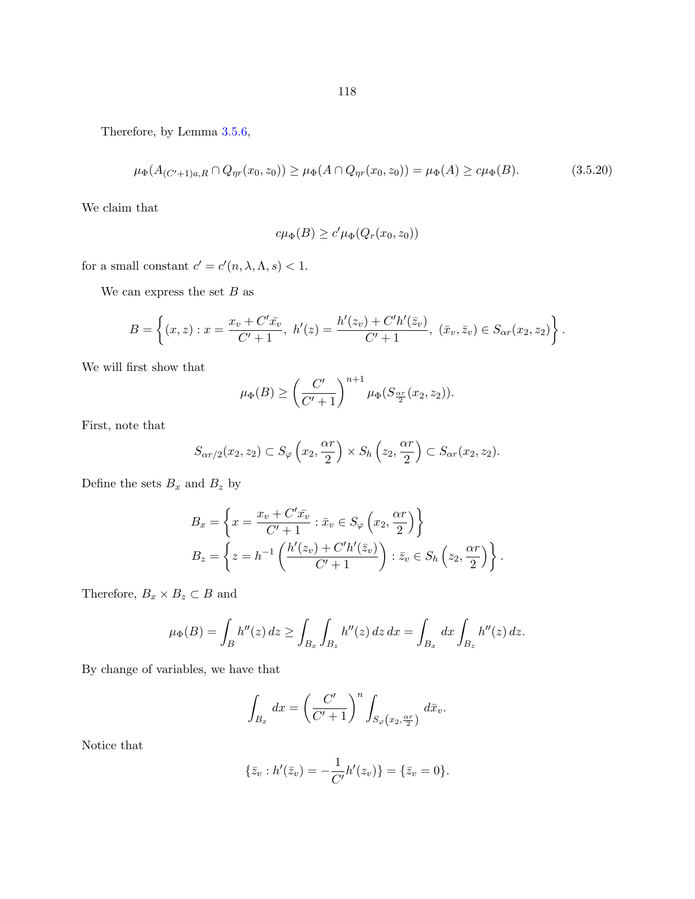Therefore, by Lemma 3.5.6,

$$\mu_\Phi(A_{(C'+1)a,R} \cap Q_{\eta r}(x_0, z_0)) \geq \mu_\Phi(A \cap Q_{\eta r}(x_0, z_0)) = \mu_\Phi(A) \geq c\mu_\Phi(B). \tag{3.5.20}$$

We claim that

$$c\mu_\Phi(B) \geq c'\mu_\Phi(Q_r(x_0, z_0))$$

for a small constant $c' = c'(n, \lambda, \Lambda, s) < 1$.

We can express the set $B$ as

$$B = \left\{ (x, z) : x = \frac{x_v + C'\bar{x_v}}{C'+1},\ h'(z) = \frac{h'(z_v) + C'h'(\bar{z}_v)}{C'+1},\ (\bar{x}_v, \bar{z}_v) \in S_{\alpha r}(x_2, z_2) \right\}.$$

We will first show that

$$\mu_\Phi(B) \geq \left(\frac{C'}{C'+1}\right)^{n+1} \mu_\Phi(S_{\frac{\alpha r}{2}}(x_2, z_2)).$$

First, note that

$$S_{\alpha r/2}(x_2, z_2) \subset S_\varphi\left(x_2, \frac{\alpha r}{2}\right) \times S_h\left(z_2, \frac{\alpha r}{2}\right) \subset S_{\alpha r}(x_2, z_2).$$

Define the sets $B_x$ and $B_z$ by

$$B_x = \left\{ x = \frac{x_v + C'\bar{x_v}}{C'+1} : \bar{x}_v \in S_\varphi\left(x_2, \frac{\alpha r}{2}\right) \right\}$$

$$B_z = \left\{ z = h^{-1}\left(\frac{h'(z_v) + C'h'(\bar{z}_v)}{C'+1}\right) : \bar{z}_v \in S_h\left(z_2, \frac{\alpha r}{2}\right) \right\}.$$

Therefore, $B_x \times B_z \subset B$ and

$$\mu_\Phi(B) = \int_B h''(z)\, dz \geq \int_{B_x} \int_{B_z} h''(z)\, dz\, dx = \int_{B_x} dx \int_{B_z} h''(z)\, dz.$$

By change of variables, we have that

$$\int_{B_x} dx = \left(\frac{C'}{C'+1}\right)^n \int_{S_\varphi\left(x_2, \frac{\alpha r}{2}\right)} d\bar{x}_v.$$

Notice that

$$\{\bar{z}_v : h'(\bar{z}_v) = -\frac{1}{C'}h'(z_v)\} = \{\bar{z}_v = 0\}.$$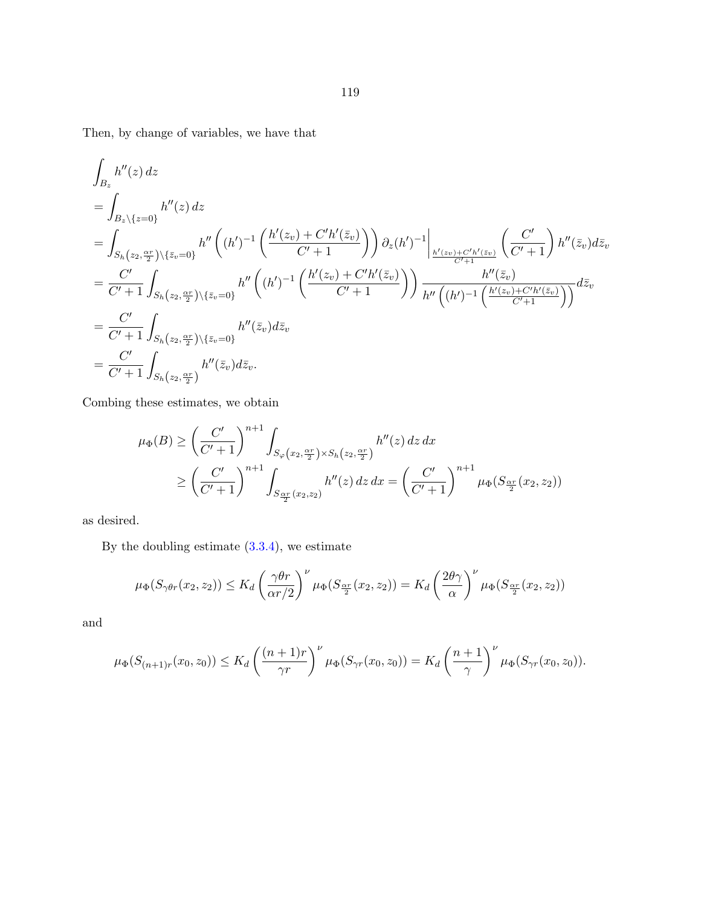Then, by change of variables, we have that

$$
\begin{aligned}
&\int_{B_z} h''(z)\,dz \\
&= \int_{B_z\setminus\{z=0\}} h''(z)\,dz \\
&= \int_{S_h\left(z_2,\frac{\alpha r}{2}\right)\setminus\{\bar{z}_v=0\}} h''\left((h')^{-1}\left(\frac{h'(z_v)+C'h'(\bar{z}_v)}{C'+1}\right)\right)\partial_z(h')^{-1}\Big|_{\frac{h'(z_v)+C'h'(\bar{z}_v)}{C'+1}}\left(\frac{C'}{C'+1}\right)h''(\bar{z}_v)d\bar{z}_v \\
&= \frac{C'}{C'+1}\int_{S_h\left(z_2,\frac{\alpha r}{2}\right)\setminus\{\bar{z}_v=0\}} h''\left((h')^{-1}\left(\frac{h'(z_v)+C'h'(\bar{z}_v)}{C'+1}\right)\right)\frac{h''(\bar{z}_v)}{h''\left((h')^{-1}\left(\frac{h'(z_v)+C'h'(\bar{z}_v)}{C'+1}\right)\right)}d\bar{z}_v \\
&= \frac{C'}{C'+1}\int_{S_h\left(z_2,\frac{\alpha r}{2}\right)\setminus\{\bar{z}_v=0\}} h''(\bar{z}_v)d\bar{z}_v \\
&= \frac{C'}{C'+1}\int_{S_h\left(z_2,\frac{\alpha r}{2}\right)} h''(\bar{z}_v)d\bar{z}_v.
\end{aligned}
$$

Combing these estimates, we obtain

$$
\begin{aligned}
\mu_\Phi(B) &\geq \left(\frac{C'}{C'+1}\right)^{n+1}\int_{S_\varphi\left(x_2,\frac{\alpha r}{2}\right)\times S_h\left(z_2,\frac{\alpha r}{2}\right)} h''(z)\,dz\,dx \\
&\geq \left(\frac{C'}{C'+1}\right)^{n+1}\int_{S_{\frac{\alpha r}{2}}(x_2,z_2)} h''(z)\,dz\,dx = \left(\frac{C'}{C'+1}\right)^{n+1}\mu_\Phi(S_{\frac{\alpha r}{2}}(x_2,z_2))
\end{aligned}
$$

as desired.

By the doubling estimate (3.3.4), we estimate

$$
\mu_\Phi(S_{\gamma\theta r}(x_2,z_2)) \leq K_d\left(\frac{\gamma\theta r}{\alpha r/2}\right)^\nu \mu_\Phi(S_{\frac{\alpha r}{2}}(x_2,z_2)) = K_d\left(\frac{2\theta\gamma}{\alpha}\right)^\nu \mu_\Phi(S_{\frac{\alpha r}{2}}(x_2,z_2))
$$

and

$$
\mu_\Phi(S_{(n+1)r}(x_0,z_0)) \leq K_d\left(\frac{(n+1)r}{\gamma r}\right)^\nu \mu_\Phi(S_{\gamma r}(x_0,z_0)) = K_d\left(\frac{n+1}{\gamma}\right)^\nu \mu_\Phi(S_{\gamma r}(x_0,z_0)).
$$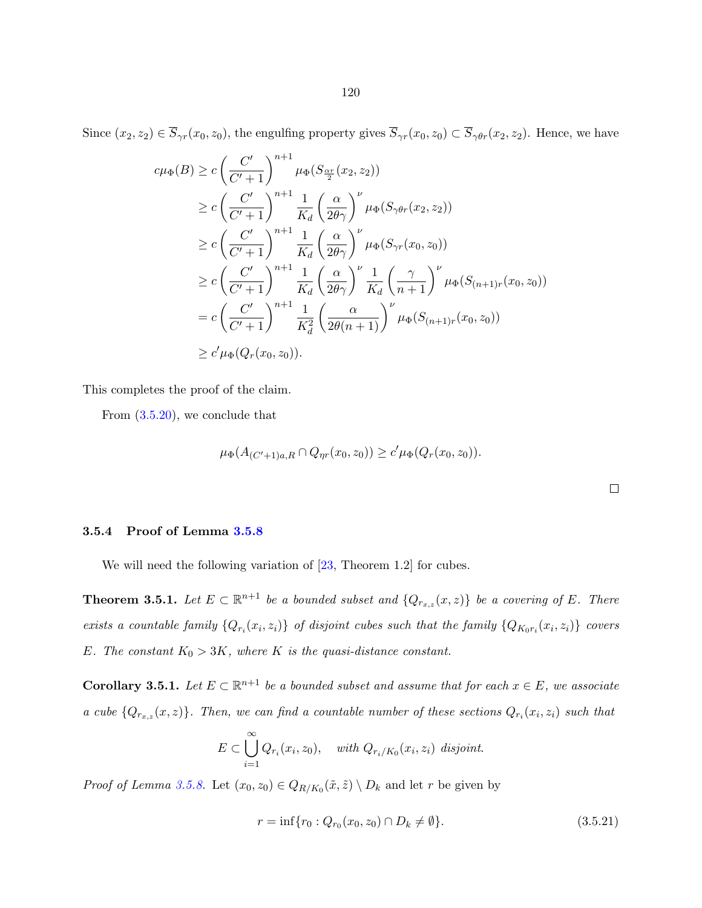Since $(x_2, z_2) \in \overline{S}_{\gamma r}(x_0, z_0)$, the engulfing property gives $\overline{S}_{\gamma r}(x_0, z_0) \subset \overline{S}_{\gamma \theta r}(x_2, z_2)$. Hence, we have

$$
\begin{aligned}
c\mu_\Phi(B) &\geq c\left(\frac{C'}{C'+1}\right)^{n+1} \mu_\Phi(S_{\frac{\alpha r}{2}}(x_2, z_2)) \\
&\geq c\left(\frac{C'}{C'+1}\right)^{n+1} \frac{1}{K_d}\left(\frac{\alpha}{2\theta\gamma}\right)^{\nu} \mu_\Phi(S_{\gamma\theta r}(x_2, z_2)) \\
&\geq c\left(\frac{C'}{C'+1}\right)^{n+1} \frac{1}{K_d}\left(\frac{\alpha}{2\theta\gamma}\right)^{\nu} \mu_\Phi(S_{\gamma r}(x_0, z_0)) \\
&\geq c\left(\frac{C'}{C'+1}\right)^{n+1} \frac{1}{K_d}\left(\frac{\alpha}{2\theta\gamma}\right)^{\nu} \frac{1}{K_d}\left(\frac{\gamma}{n+1}\right)^{\nu} \mu_\Phi(S_{(n+1)r}(x_0, z_0)) \\
&= c\left(\frac{C'}{C'+1}\right)^{n+1} \frac{1}{K_d^2}\left(\frac{\alpha}{2\theta(n+1)}\right)^{\nu} \mu_\Phi(S_{(n+1)r}(x_0, z_0)) \\
&\geq c'\mu_\Phi(Q_r(x_0, z_0)).
\end{aligned}
$$

This completes the proof of the claim.

From (3.5.20), we conclude that

$$
\mu_\Phi(A_{(C'+1)a,R} \cap Q_{\eta r}(x_0, z_0)) \geq c'\mu_\Phi(Q_r(x_0, z_0)).
$$

□

### 3.5.4 Proof of Lemma 3.5.8

We will need the following variation of [23, Theorem 1.2] for cubes.

**Theorem 3.5.1.** *Let $E \subset \mathbb{R}^{n+1}$ be a bounded subset and $\{Q_{r_{x,z}}(x, z)\}$ be a covering of $E$. There exists a countable family $\{Q_{r_i}(x_i, z_i)\}$ of disjoint cubes such that the family $\{Q_{K_0 r_i}(x_i, z_i)\}$ covers $E$. The constant $K_0 > 3K$, where $K$ is the quasi-distance constant.*

**Corollary 3.5.1.** *Let $E \subset \mathbb{R}^{n+1}$ be a bounded subset and assume that for each $x \in E$, we associate a cube $\{Q_{r_{x,z}}(x, z)\}$. Then, we can find a countable number of these sections $Q_{r_i}(x_i, z_i)$ such that*

$$
E \subset \bigcup_{i=1}^{\infty} Q_{r_i}(x_i, z_0), \quad \textit{with } Q_{r_i/K_0}(x_i, z_i) \textit{ disjoint.}
$$

*Proof of Lemma 3.5.8.* Let $(x_0, z_0) \in Q_{R/K_0}(\tilde{x}, \tilde{z}) \setminus D_k$ and let $r$ be given by

$$
r = \inf\{r_0 : Q_{r_0}(x_0, z_0) \cap D_k \neq \emptyset\}. \tag{3.5.21}
$$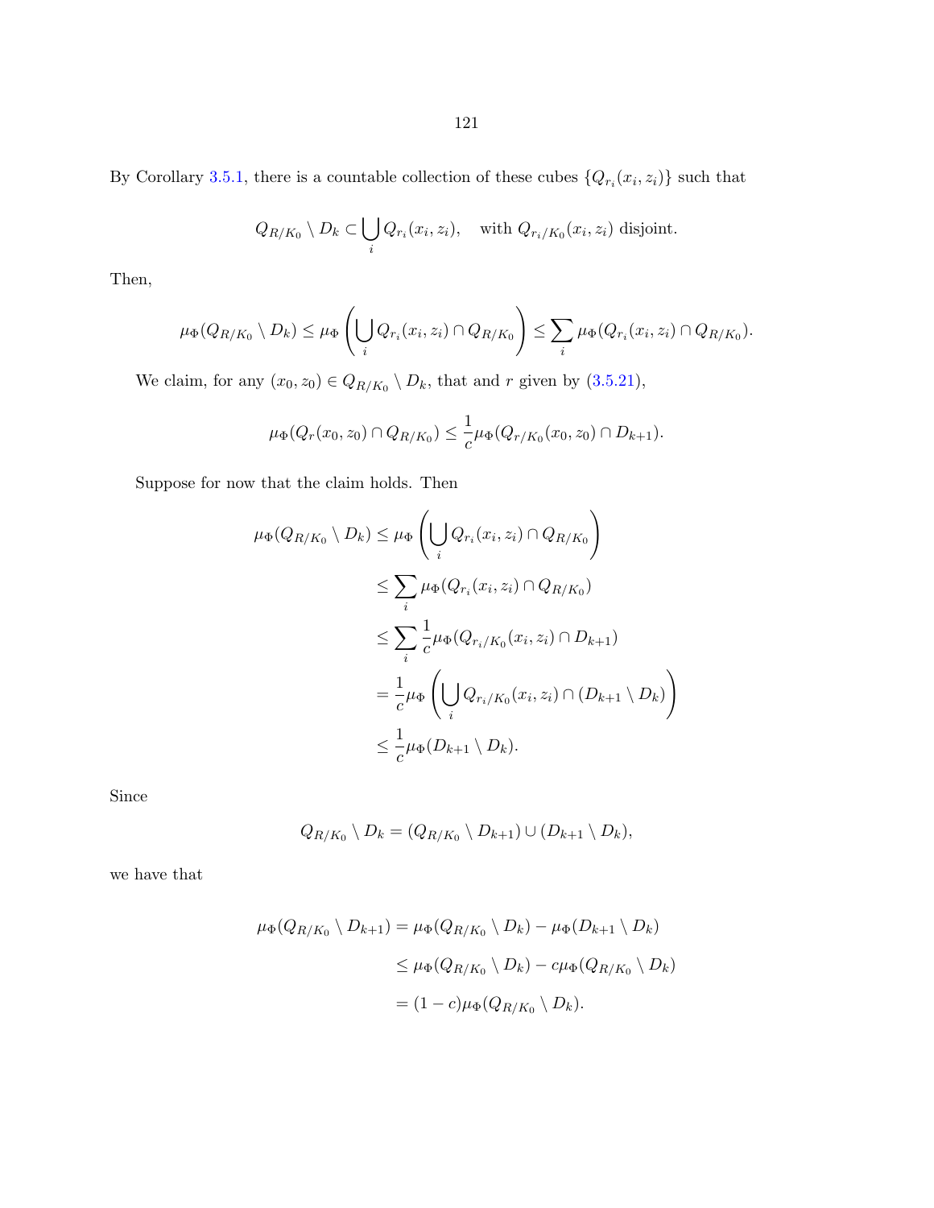By Corollary 3.5.1, there is a countable collection of these cubes $\{Q_{r_i}(x_i, z_i)\}$ such that

$$Q_{R/K_0} \setminus D_k \subset \bigcup_i Q_{r_i}(x_i, z_i), \quad \text{with } Q_{r_i/K_0}(x_i, z_i) \text{ disjoint.}$$

Then,

$$\mu_\Phi(Q_{R/K_0} \setminus D_k) \leq \mu_\Phi\left(\bigcup_i Q_{r_i}(x_i, z_i) \cap Q_{R/K_0}\right) \leq \sum_i \mu_\Phi(Q_{r_i}(x_i, z_i) \cap Q_{R/K_0}).$$

We claim, for any $(x_0, z_0) \in Q_{R/K_0} \setminus D_k$, that and $r$ given by (3.5.21),

$$\mu_\Phi(Q_r(x_0, z_0) \cap Q_{R/K_0}) \leq \frac{1}{c}\mu_\Phi(Q_{r/K_0}(x_0, z_0) \cap D_{k+1}).$$

Suppose for now that the claim holds. Then

$$\begin{aligned}
\mu_\Phi(Q_{R/K_0} \setminus D_k) &\leq \mu_\Phi\left(\bigcup_i Q_{r_i}(x_i, z_i) \cap Q_{R/K_0}\right) \\
&\leq \sum_i \mu_\Phi(Q_{r_i}(x_i, z_i) \cap Q_{R/K_0}) \\
&\leq \sum_i \frac{1}{c}\mu_\Phi(Q_{r_i/K_0}(x_i, z_i) \cap D_{k+1}) \\
&= \frac{1}{c}\mu_\Phi\left(\bigcup_i Q_{r_i/K_0}(x_i, z_i) \cap (D_{k+1} \setminus D_k)\right) \\
&\leq \frac{1}{c}\mu_\Phi(D_{k+1} \setminus D_k).
\end{aligned}$$

Since

$$Q_{R/K_0} \setminus D_k = (Q_{R/K_0} \setminus D_{k+1}) \cup (D_{k+1} \setminus D_k),$$

we have that

$$\begin{aligned}
\mu_\Phi(Q_{R/K_0} \setminus D_{k+1}) &= \mu_\Phi(Q_{R/K_0} \setminus D_k) - \mu_\Phi(D_{k+1} \setminus D_k) \\
&\leq \mu_\Phi(Q_{R/K_0} \setminus D_k) - c\mu_\Phi(Q_{R/K_0} \setminus D_k) \\
&= (1-c)\mu_\Phi(Q_{R/K_0} \setminus D_k).
\end{aligned}$$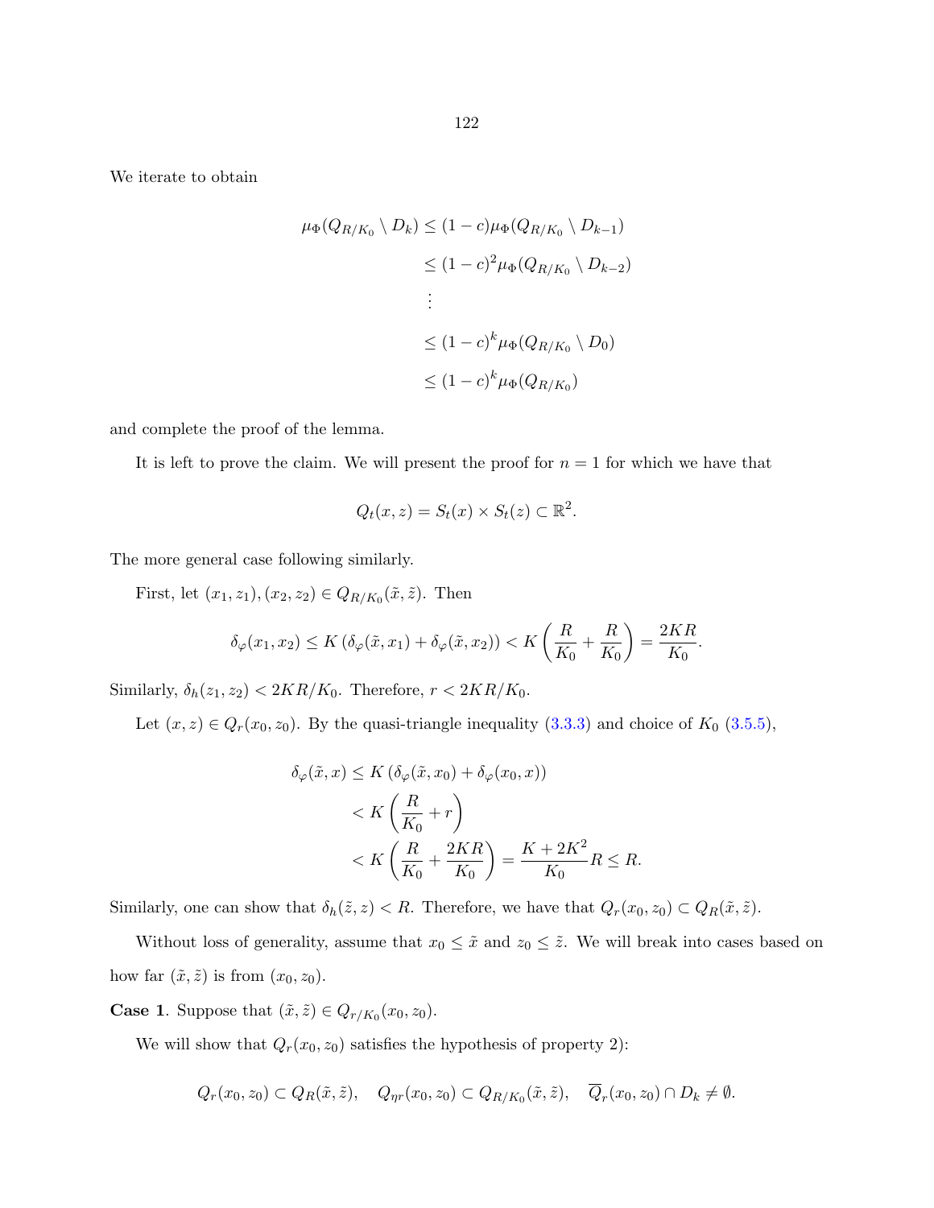We iterate to obtain

$$\begin{aligned}
\mu_\Phi(Q_{R/K_0} \setminus D_k) &\leq (1-c)\mu_\Phi(Q_{R/K_0} \setminus D_{k-1}) \\
&\leq (1-c)^2 \mu_\Phi(Q_{R/K_0} \setminus D_{k-2}) \\
&\vdots \\
&\leq (1-c)^k \mu_\Phi(Q_{R/K_0} \setminus D_0) \\
&\leq (1-c)^k \mu_\Phi(Q_{R/K_0})
\end{aligned}$$

and complete the proof of the lemma.

It is left to prove the claim. We will present the proof for $n = 1$ for which we have that

$$Q_t(x,z) = S_t(x) \times S_t(z) \subset \mathbb{R}^2.$$

The more general case following similarly.

First, let $(x_1, z_1), (x_2, z_2) \in Q_{R/K_0}(\tilde{x}, \tilde{z})$. Then

$$\delta_\varphi(x_1, x_2) \leq K\left(\delta_\varphi(\tilde{x}, x_1) + \delta_\varphi(\tilde{x}, x_2)\right) < K\left(\frac{R}{K_0} + \frac{R}{K_0}\right) = \frac{2KR}{K_0}.$$

Similarly, $\delta_h(z_1, z_2) < 2KR/K_0$. Therefore, $r < 2KR/K_0$.

Let $(x, z) \in Q_r(x_0, z_0)$. By the quasi-triangle inequality (3.3.3) and choice of $K_0$ (3.5.5),

$$\begin{aligned}
\delta_\varphi(\tilde{x}, x) &\leq K\left(\delta_\varphi(\tilde{x}, x_0) + \delta_\varphi(x_0, x)\right) \\
&< K\left(\frac{R}{K_0} + r\right) \\
&< K\left(\frac{R}{K_0} + \frac{2KR}{K_0}\right) = \frac{K + 2K^2}{K_0} R \leq R.
\end{aligned}$$

Similarly, one can show that $\delta_h(\tilde{z}, z) < R$. Therefore, we have that $Q_r(x_0, z_0) \subset Q_R(\tilde{x}, \tilde{z})$.

Without loss of generality, assume that $x_0 \leq \tilde{x}$ and $z_0 \leq \tilde{z}$. We will break into cases based on how far $(\tilde{x}, \tilde{z})$ is from $(x_0, z_0)$.

**Case 1**. Suppose that $(\tilde{x}, \tilde{z}) \in Q_{r/K_0}(x_0, z_0)$.

We will show that $Q_r(x_0, z_0)$ satisfies the hypothesis of property 2):

$$Q_r(x_0, z_0) \subset Q_R(\tilde{x}, \tilde{z}), \quad Q_{\eta r}(x_0, z_0) \subset Q_{R/K_0}(\tilde{x}, \tilde{z}), \quad \overline{Q}_r(x_0, z_0) \cap D_k \neq \emptyset.$$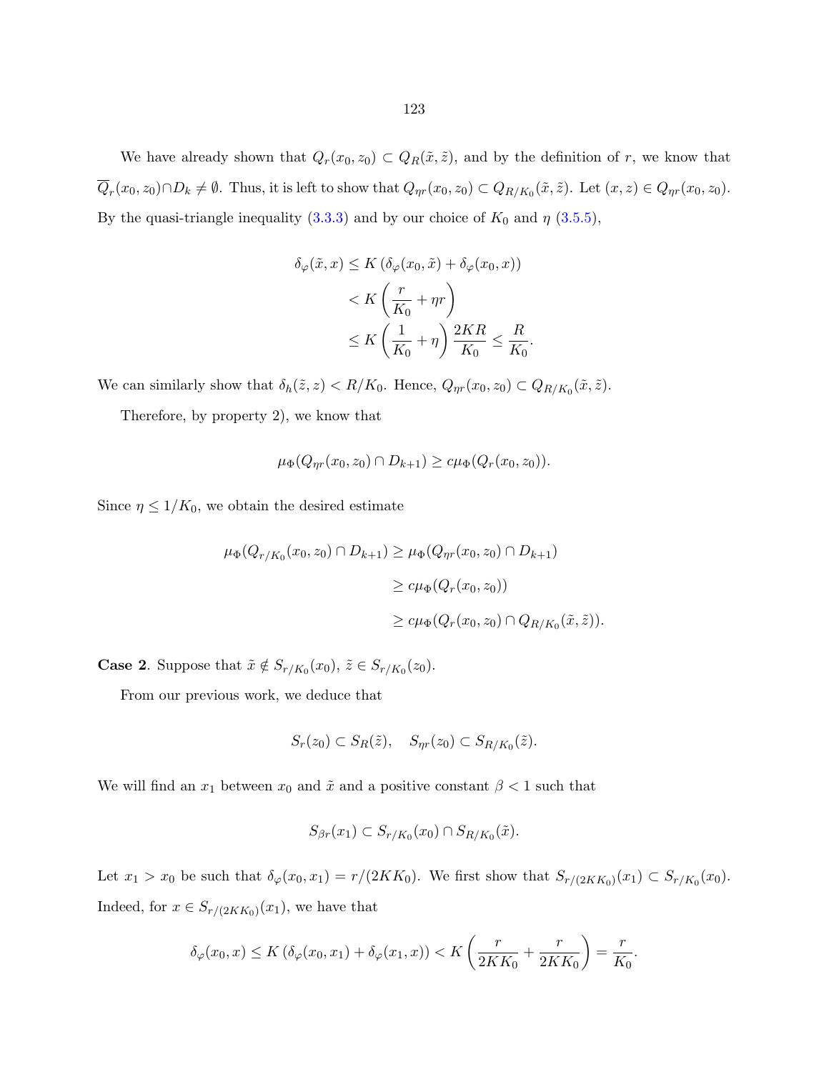We have already shown that $Q_r(x_0, z_0) \subset Q_R(\tilde{x}, \tilde{z})$, and by the definition of $r$, we know that $\overline{Q}_r(x_0, z_0) \cap D_k \neq \emptyset$. Thus, it is left to show that $Q_{\eta r}(x_0, z_0) \subset Q_{R/K_0}(\tilde{x}, \tilde{z})$. Let $(x, z) \in Q_{\eta r}(x_0, z_0)$. By the quasi-triangle inequality (3.3.3) and by our choice of $K_0$ and $\eta$ (3.5.5),

$$
\begin{aligned}
\delta_\varphi(\tilde{x}, x) &\leq K\left(\delta_\varphi(x_0, \tilde{x}) + \delta_\varphi(x_0, x)\right) \\
&< K\left(\frac{r}{K_0} + \eta r\right) \\
&\leq K\left(\frac{1}{K_0} + \eta\right)\frac{2KR}{K_0} \leq \frac{R}{K_0}.
\end{aligned}
$$

We can similarly show that $\delta_h(\tilde{z}, z) < R/K_0$. Hence, $Q_{\eta r}(x_0, z_0) \subset Q_{R/K_0}(\tilde{x}, \tilde{z})$.

Therefore, by property 2), we know that

$$
\mu_\Phi(Q_{\eta r}(x_0, z_0) \cap D_{k+1}) \geq c\mu_\Phi(Q_r(x_0, z_0)).
$$

Since $\eta \leq 1/K_0$, we obtain the desired estimate

$$
\begin{aligned}
\mu_\Phi(Q_{r/K_0}(x_0, z_0) \cap D_{k+1}) &\geq \mu_\Phi(Q_{\eta r}(x_0, z_0) \cap D_{k+1}) \\
&\geq c\mu_\Phi(Q_r(x_0, z_0)) \\
&\geq c\mu_\Phi(Q_r(x_0, z_0) \cap Q_{R/K_0}(\tilde{x}, \tilde{z})).
\end{aligned}
$$

**Case 2**. Suppose that $\tilde{x} \notin S_{r/K_0}(x_0)$, $\tilde{z} \in S_{r/K_0}(z_0)$.

From our previous work, we deduce that

$$
S_r(z_0) \subset S_R(\tilde{z}), \quad S_{\eta r}(z_0) \subset S_{R/K_0}(\tilde{z}).
$$

We will find an $x_1$ between $x_0$ and $\tilde{x}$ and a positive constant $\beta < 1$ such that

$$
S_{\beta r}(x_1) \subset S_{r/K_0}(x_0) \cap S_{R/K_0}(\tilde{x}).
$$

Let $x_1 > x_0$ be such that $\delta_\varphi(x_0, x_1) = r/(2KK_0)$. We first show that $S_{r/(2KK_0)}(x_1) \subset S_{r/K_0}(x_0)$. Indeed, for $x \in S_{r/(2KK_0)}(x_1)$, we have that

$$
\delta_\varphi(x_0, x) \leq K\left(\delta_\varphi(x_0, x_1) + \delta_\varphi(x_1, x)\right) < K\left(\frac{r}{2KK_0} + \frac{r}{2KK_0}\right) = \frac{r}{K_0}.
$$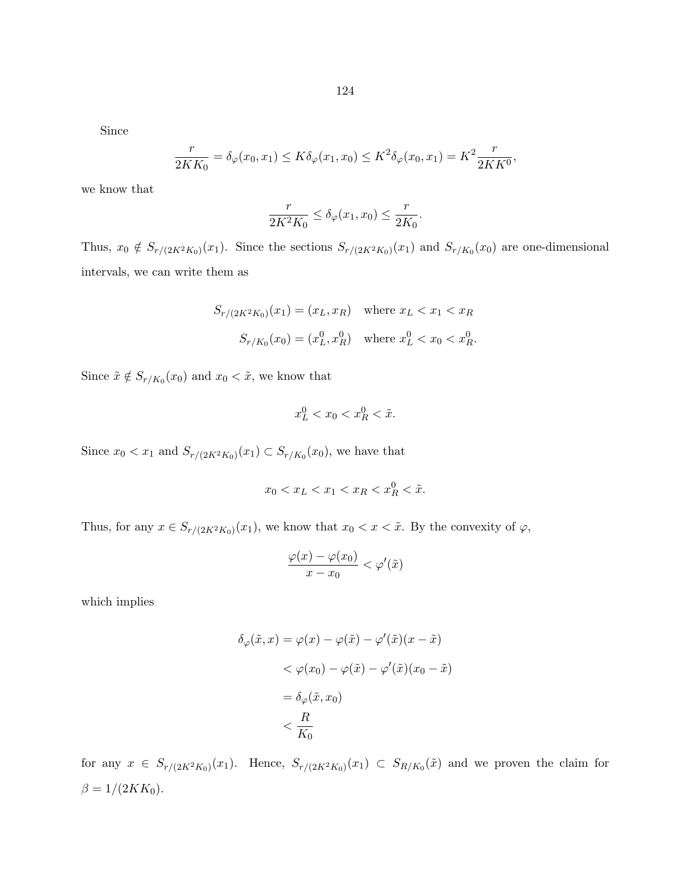Since

$$\frac{r}{2KK_0} = \delta_\varphi(x_0, x_1) \leq K\delta_\varphi(x_1, x_0) \leq K^2\delta_\varphi(x_0, x_1) = K^2\frac{r}{2KK^0},$$

we know that

$$\frac{r}{2K^2K_0} \leq \delta_\varphi(x_1, x_0) \leq \frac{r}{2K_0}.$$

Thus, $x_0 \notin S_{r/(2K^2K_0)}(x_1)$. Since the sections $S_{r/(2K^2K_0)}(x_1)$ and $S_{r/K_0}(x_0)$ are one-dimensional intervals, we can write them as

$$S_{r/(2K^2K_0)}(x_1) = (x_L, x_R) \quad \text{where } x_L < x_1 < x_R$$
$$S_{r/K_0}(x_0) = (x_L^0, x_R^0) \quad \text{where } x_L^0 < x_0 < x_R^0.$$

Since $\tilde{x} \notin S_{r/K_0}(x_0)$ and $x_0 < \tilde{x}$, we know that

$$x_L^0 < x_0 < x_R^0 < \tilde{x}.$$

Since $x_0 < x_1$ and $S_{r/(2K^2K_0)}(x_1) \subset S_{r/K_0}(x_0)$, we have that

$$x_0 < x_L < x_1 < x_R < x_R^0 < \tilde{x}.$$

Thus, for any $x \in S_{r/(2K^2K_0)}(x_1)$, we know that $x_0 < x < \tilde{x}$. By the convexity of $\varphi$,

$$\frac{\varphi(x) - \varphi(x_0)}{x - x_0} < \varphi'(\tilde{x})$$

which implies

$$\begin{aligned}
\delta_\varphi(\tilde{x}, x) &= \varphi(x) - \varphi(\tilde{x}) - \varphi'(\tilde{x})(x - \tilde{x}) \\
&< \varphi(x_0) - \varphi(\tilde{x}) - \varphi'(\tilde{x})(x_0 - \tilde{x}) \\
&= \delta_\varphi(\tilde{x}, x_0) \\
&< \frac{R}{K_0}
\end{aligned}$$

for any $x \in S_{r/(2K^2K_0)}(x_1)$. Hence, $S_{r/(2K^2K_0)}(x_1) \subset S_{R/K_0}(\tilde{x})$ and we proven the claim for $\beta = 1/(2KK_0)$.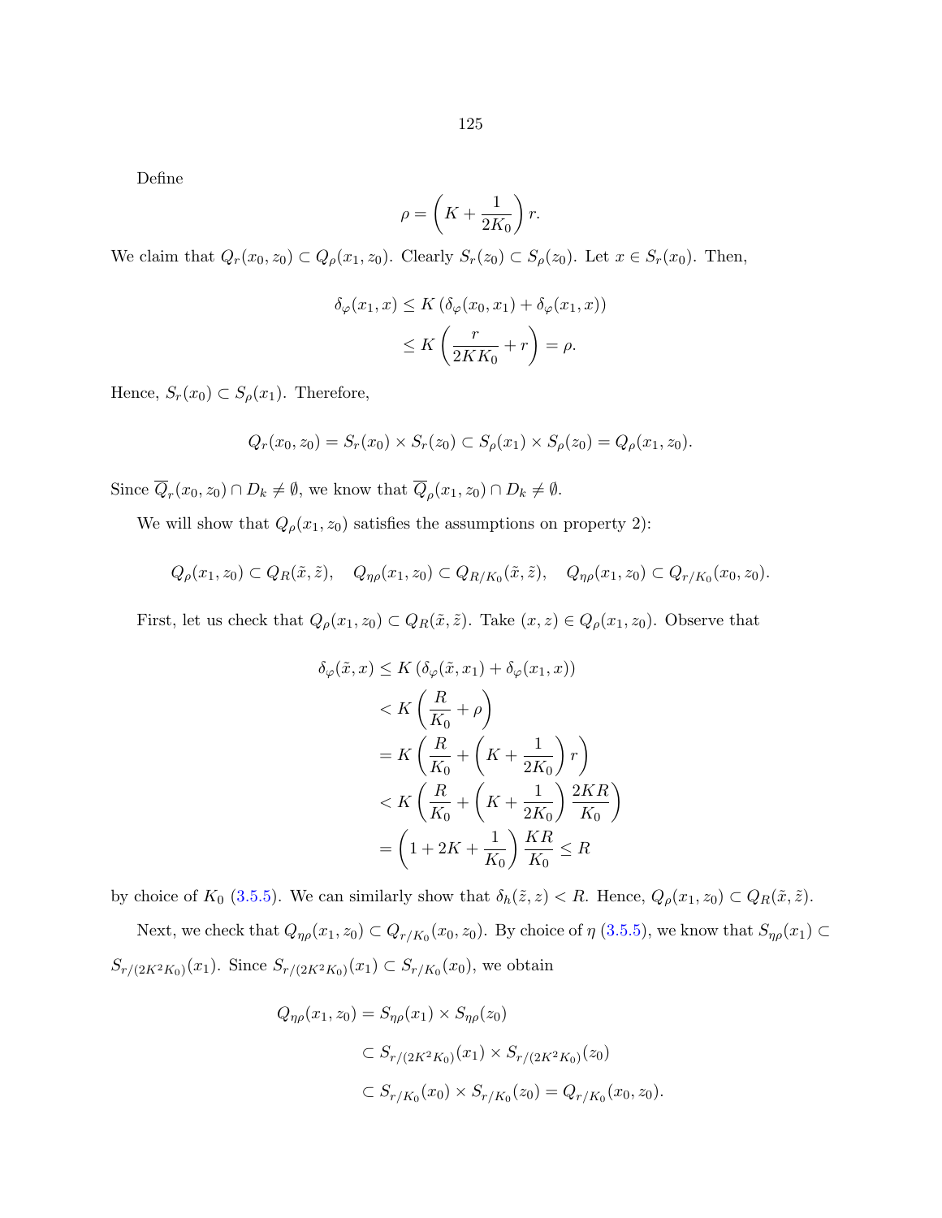Define

$$\rho = \left(K + \frac{1}{2K_0}\right) r.$$

We claim that $Q_r(x_0, z_0) \subset Q_\rho(x_1, z_0)$. Clearly $S_r(z_0) \subset S_\rho(z_0)$. Let $x \in S_r(x_0)$. Then,

$$\begin{aligned}
\delta_\varphi(x_1, x) &\leq K\left(\delta_\varphi(x_0, x_1) + \delta_\varphi(x_1, x)\right) \\
&\leq K\left(\frac{r}{2KK_0} + r\right) = \rho.
\end{aligned}$$

Hence, $S_r(x_0) \subset S_\rho(x_1)$. Therefore,

$$Q_r(x_0, z_0) = S_r(x_0) \times S_r(z_0) \subset S_\rho(x_1) \times S_\rho(z_0) = Q_\rho(x_1, z_0).$$

Since $\overline{Q}_r(x_0, z_0) \cap D_k \neq \emptyset$, we know that $\overline{Q}_\rho(x_1, z_0) \cap D_k \neq \emptyset$.

We will show that $Q_\rho(x_1, z_0)$ satisfies the assumptions on property 2):

$$Q_\rho(x_1, z_0) \subset Q_R(\tilde{x}, \tilde{z}), \quad Q_{\eta\rho}(x_1, z_0) \subset Q_{R/K_0}(\tilde{x}, \tilde{z}), \quad Q_{\eta\rho}(x_1, z_0) \subset Q_{r/K_0}(x_0, z_0).$$

First, let us check that $Q_\rho(x_1, z_0) \subset Q_R(\tilde{x}, \tilde{z})$. Take $(x, z) \in Q_\rho(x_1, z_0)$. Observe that

$$\begin{aligned}
\delta_\varphi(\tilde{x}, x) &\leq K\left(\delta_\varphi(\tilde{x}, x_1) + \delta_\varphi(x_1, x)\right) \\
&< K\left(\frac{R}{K_0} + \rho\right) \\
&= K\left(\frac{R}{K_0} + \left(K + \frac{1}{2K_0}\right) r\right) \\
&< K\left(\frac{R}{K_0} + \left(K + \frac{1}{2K_0}\right) \frac{2KR}{K_0}\right) \\
&= \left(1 + 2K + \frac{1}{K_0}\right) \frac{KR}{K_0} \leq R
\end{aligned}$$

by choice of $K_0$ (3.5.5). We can similarly show that $\delta_h(\tilde{z}, z) < R$. Hence, $Q_\rho(x_1, z_0) \subset Q_R(\tilde{x}, \tilde{z})$.

Next, we check that $Q_{\eta\rho}(x_1, z_0) \subset Q_{r/K_0}(x_0, z_0)$. By choice of $\eta$ (3.5.5), we know that $S_{\eta\rho}(x_1) \subset S_{r/(2K^2K_0)}(x_1)$. Since $S_{r/(2K^2K_0)}(x_1) \subset S_{r/K_0}(x_0)$, we obtain

$$\begin{aligned}
Q_{\eta\rho}(x_1, z_0) &= S_{\eta\rho}(x_1) \times S_{\eta\rho}(z_0) \\
&\subset S_{r/(2K^2K_0)}(x_1) \times S_{r/(2K^2K_0)}(z_0) \\
&\subset S_{r/K_0}(x_0) \times S_{r/K_0}(z_0) = Q_{r/K_0}(x_0, z_0).
\end{aligned}$$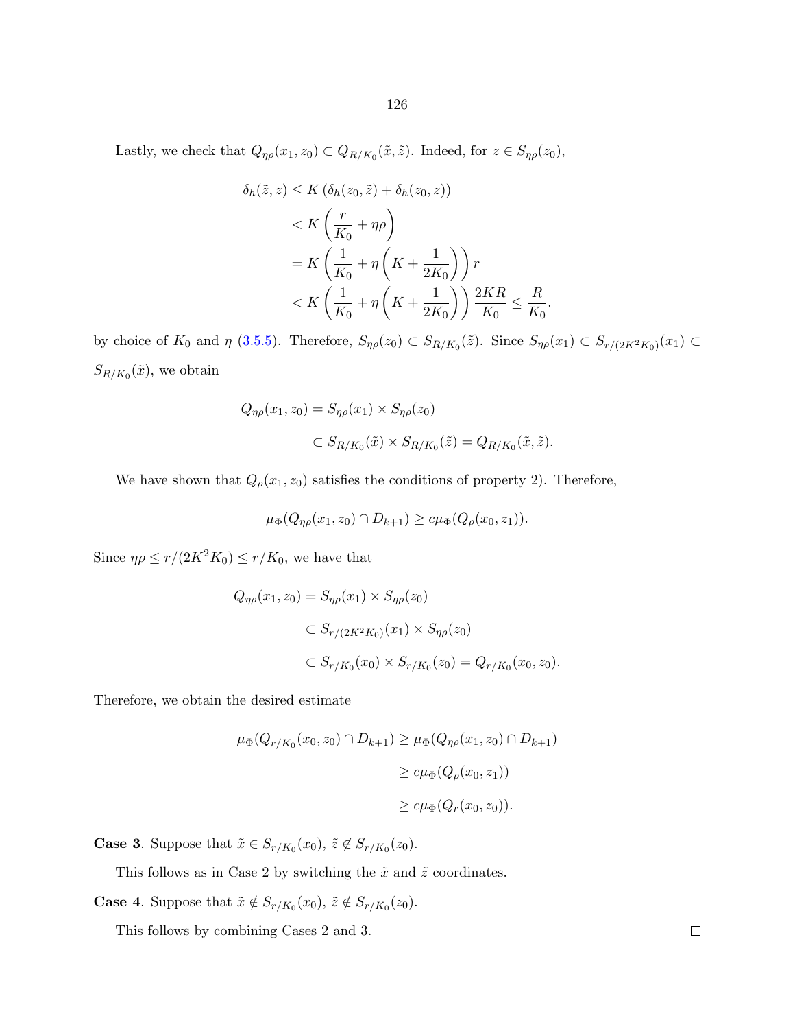Lastly, we check that $Q_{\eta\rho}(x_1, z_0) \subset Q_{R/K_0}(\tilde{x}, \tilde{z})$. Indeed, for $z \in S_{\eta\rho}(z_0)$,

$$
\begin{aligned}
\delta_h(\tilde{z}, z) &\leq K\left(\delta_h(z_0, \tilde{z}) + \delta_h(z_0, z)\right) \\
&< K\left(\frac{r}{K_0} + \eta\rho\right) \\
&= K\left(\frac{1}{K_0} + \eta\left(K + \frac{1}{2K_0}\right)\right) r \\
&< K\left(\frac{1}{K_0} + \eta\left(K + \frac{1}{2K_0}\right)\right) \frac{2KR}{K_0} \leq \frac{R}{K_0}.
\end{aligned}
$$

by choice of $K_0$ and $\eta$ (3.5.5). Therefore, $S_{\eta\rho}(z_0) \subset S_{R/K_0}(\tilde{z})$. Since $S_{\eta\rho}(x_1) \subset S_{r/(2K^2K_0)}(x_1) \subset S_{R/K_0}(\tilde{x})$, we obtain

$$
\begin{aligned}
Q_{\eta\rho}(x_1, z_0) &= S_{\eta\rho}(x_1) \times S_{\eta\rho}(z_0) \\
&\subset S_{R/K_0}(\tilde{x}) \times S_{R/K_0}(\tilde{z}) = Q_{R/K_0}(\tilde{x}, \tilde{z}).
\end{aligned}
$$

We have shown that $Q_\rho(x_1, z_0)$ satisfies the conditions of property 2). Therefore,

$$
\mu_\Phi(Q_{\eta\rho}(x_1, z_0) \cap D_{k+1}) \geq c\mu_\Phi(Q_\rho(x_0, z_1)).
$$

Since $\eta\rho \leq r/(2K^2K_0) \leq r/K_0$, we have that

$$
\begin{aligned}
Q_{\eta\rho}(x_1, z_0) &= S_{\eta\rho}(x_1) \times S_{\eta\rho}(z_0) \\
&\subset S_{r/(2K^2K_0)}(x_1) \times S_{\eta\rho}(z_0) \\
&\subset S_{r/K_0}(x_0) \times S_{r/K_0}(z_0) = Q_{r/K_0}(x_0, z_0).
\end{aligned}
$$

Therefore, we obtain the desired estimate

$$
\begin{aligned}
\mu_\Phi(Q_{r/K_0}(x_0, z_0) \cap D_{k+1}) &\geq \mu_\Phi(Q_{\eta\rho}(x_1, z_0) \cap D_{k+1}) \\
&\geq c\mu_\Phi(Q_\rho(x_0, z_1)) \\
&\geq c\mu_\Phi(Q_r(x_0, z_0)).
\end{aligned}
$$

**Case 3**. Suppose that $\tilde{x} \in S_{r/K_0}(x_0)$, $\tilde{z} \notin S_{r/K_0}(z_0)$.

This follows as in Case 2 by switching the $\tilde{x}$ and $\tilde{z}$ coordinates.

**Case 4**. Suppose that $\tilde{x} \notin S_{r/K_0}(x_0)$, $\tilde{z} \notin S_{r/K_0}(z_0)$.

This follows by combining Cases 2 and 3. □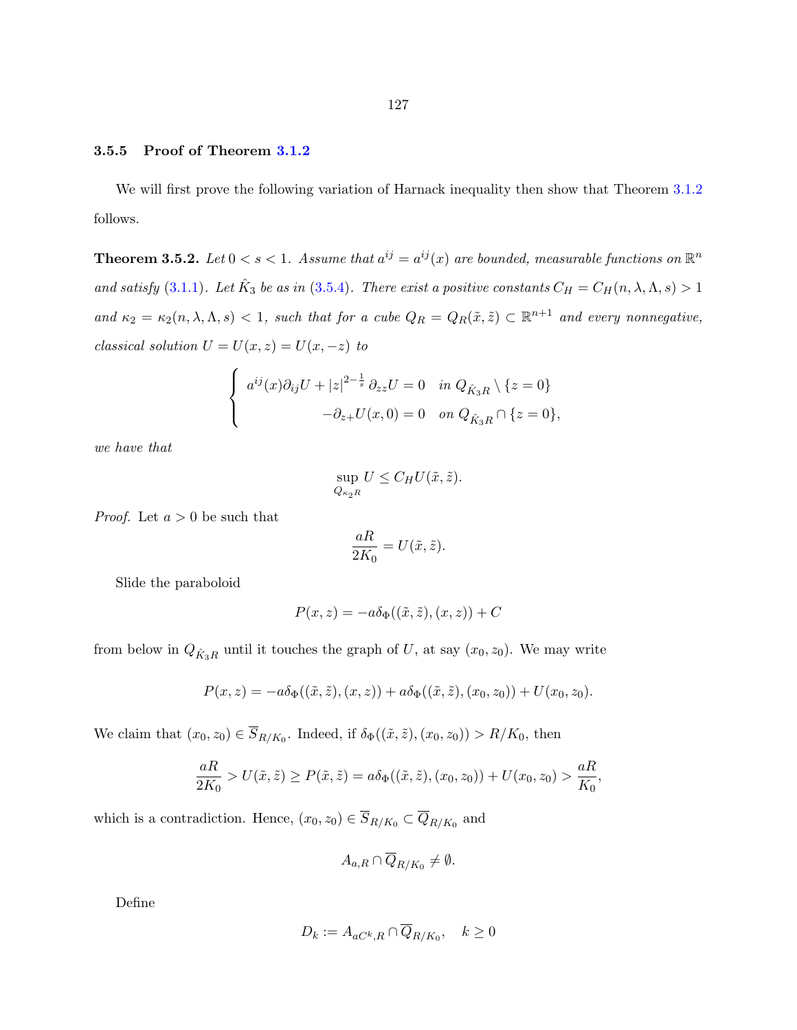### 3.5.5 Proof of Theorem 3.1.2

We will first prove the following variation of Harnack inequality then show that Theorem 3.1.2 follows.

**Theorem 3.5.2.** *Let $0 < s < 1$. Assume that $a^{ij} = a^{ij}(x)$ are bounded, measurable functions on $\mathbb{R}^n$ and satisfy (3.1.1). Let $\hat{K}_3$ be as in (3.5.4). There exist a positive constants $C_H = C_H(n, \lambda, \Lambda, s) > 1$ and $\kappa_2 = \kappa_2(n, \lambda, \Lambda, s) < 1$, such that for a cube $Q_R = Q_R(\tilde{x}, \tilde{z}) \subset \mathbb{R}^{n+1}$ and every nonnegative, classical solution $U = U(x, z) = U(x, -z)$ to*

$$\begin{cases} a^{ij}(x)\partial_{ij}U + |z|^{2-\frac{1}{s}}\,\partial_{zz}U = 0 & \text{in } Q_{\hat{K}_3 R} \setminus \{z = 0\} \\ -\partial_{z+}U(x, 0) = 0 & \text{on } Q_{\hat{K}_3 R} \cap \{z = 0\}, \end{cases}$$

*we have that*

$$\sup_{Q_{\kappa_2 R}} U \leq C_H U(\tilde{x}, \tilde{z}).$$

*Proof.* Let $a > 0$ be such that

$$\frac{aR}{2K_0} = U(\tilde{x}, \tilde{z}).$$

Slide the paraboloid

$$P(x, z) = -a\delta_\Phi((\tilde{x}, \tilde{z}), (x, z)) + C$$

from below in $Q_{\hat{K}_3 R}$ until it touches the graph of $U$, at say $(x_0, z_0)$. We may write

$$P(x, z) = -a\delta_\Phi((\tilde{x}, \tilde{z}), (x, z)) + a\delta_\Phi((\tilde{x}, \tilde{z}), (x_0, z_0)) + U(x_0, z_0).$$

We claim that $(x_0, z_0) \in \overline{S}_{R/K_0}$. Indeed, if $\delta_\Phi((\tilde{x}, \tilde{z}), (x_0, z_0)) > R/K_0$, then

$$\frac{aR}{2K_0} > U(\tilde{x}, \tilde{z}) \geq P(\tilde{x}, \tilde{z}) = a\delta_\Phi((\tilde{x}, \tilde{z}), (x_0, z_0)) + U(x_0, z_0) > \frac{aR}{K_0},$$

which is a contradiction. Hence, $(x_0, z_0) \in \overline{S}_{R/K_0} \subset \overline{Q}_{R/K_0}$ and

$$A_{a,R} \cap \overline{Q}_{R/K_0} \neq \emptyset.$$

Define

$$D_k := A_{aC^k,R} \cap \overline{Q}_{R/K_0}, \quad k \geq 0$$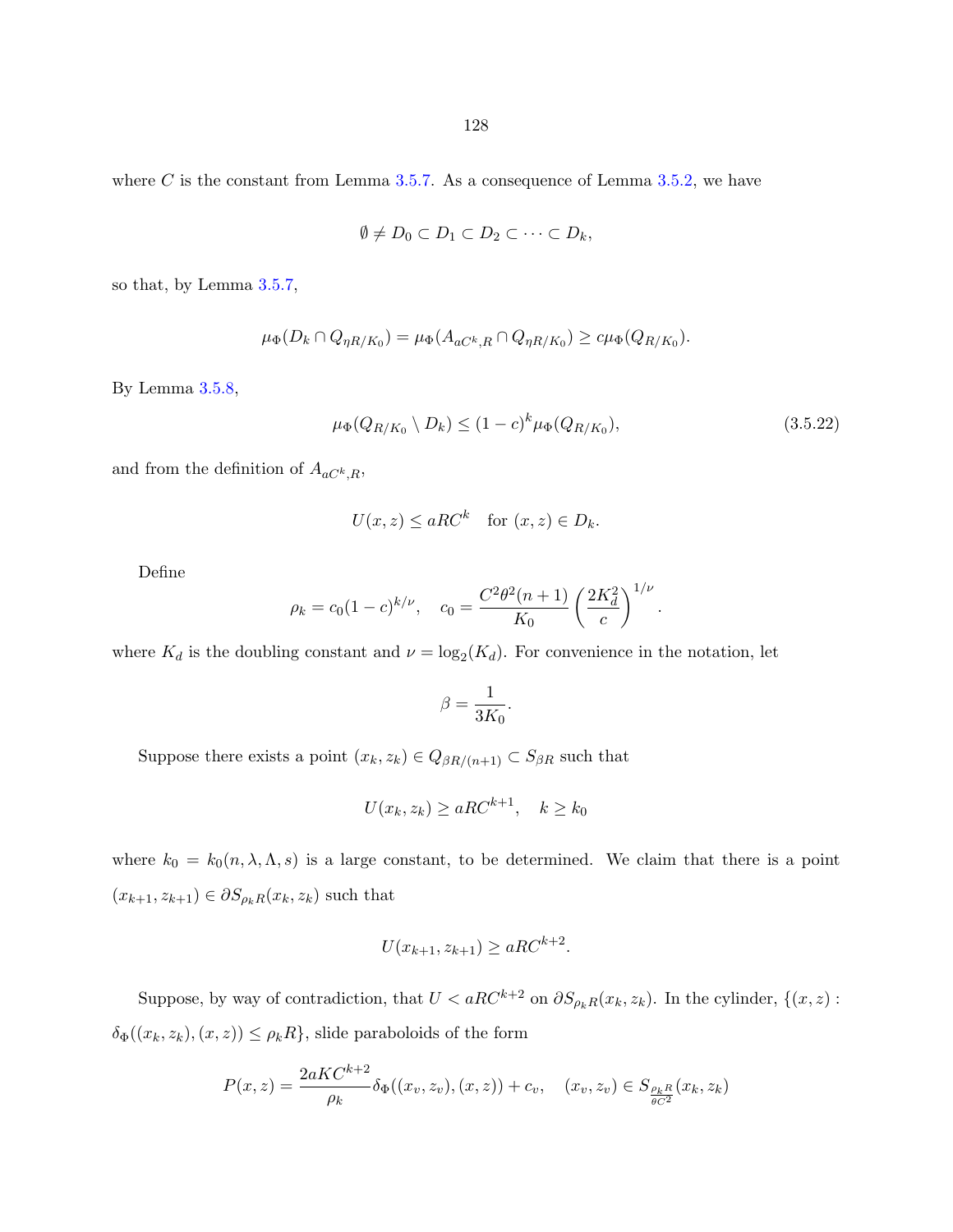where $C$ is the constant from Lemma 3.5.7. As a consequence of Lemma 3.5.2, we have

$$\emptyset \neq D_0 \subset D_1 \subset D_2 \subset \cdots \subset D_k,$$

so that, by Lemma 3.5.7,

$$\mu_\Phi(D_k \cap Q_{\eta R/K_0}) = \mu_\Phi(A_{aC^k,R} \cap Q_{\eta R/K_0}) \geq c\mu_\Phi(Q_{R/K_0}).$$

By Lemma 3.5.8,

$$\mu_\Phi(Q_{R/K_0} \setminus D_k) \leq (1-c)^k \mu_\Phi(Q_{R/K_0}), \tag{3.5.22}$$

and from the definition of $A_{aC^k,R}$,

$$U(x,z) \leq aRC^k \quad \text{for } (x,z) \in D_k.$$

Define

$$\rho_k = c_0(1-c)^{k/\nu}, \quad c_0 = \frac{C^2\theta^2(n+1)}{K_0}\left(\frac{2K_d^2}{c}\right)^{1/\nu}.$$

where $K_d$ is the doubling constant and $\nu = \log_2(K_d)$. For convenience in the notation, let

$$\beta = \frac{1}{3K_0}.$$

Suppose there exists a point $(x_k, z_k) \in Q_{\beta R/(n+1)} \subset S_{\beta R}$ such that

$$U(x_k, z_k) \geq aRC^{k+1}, \quad k \geq k_0$$

where $k_0 = k_0(n, \lambda, \Lambda, s)$ is a large constant, to be determined. We claim that there is a point $(x_{k+1}, z_{k+1}) \in \partial S_{\rho_k R}(x_k, z_k)$ such that

$$U(x_{k+1}, z_{k+1}) \geq aRC^{k+2}.$$

Suppose, by way of contradiction, that $U < aRC^{k+2}$ on $\partial S_{\rho_k R}(x_k, z_k)$. In the cylinder, $\{(x,z) : \delta_\Phi((x_k,z_k),(x,z)) \leq \rho_k R\}$, slide paraboloids of the form

$$P(x,z) = \frac{2aKC^{k+2}}{\rho_k}\delta_\Phi((x_v,z_v),(x,z)) + c_v, \quad (x_v,z_v) \in S_{\frac{\rho_k R}{\theta C^2}}(x_k,z_k)$$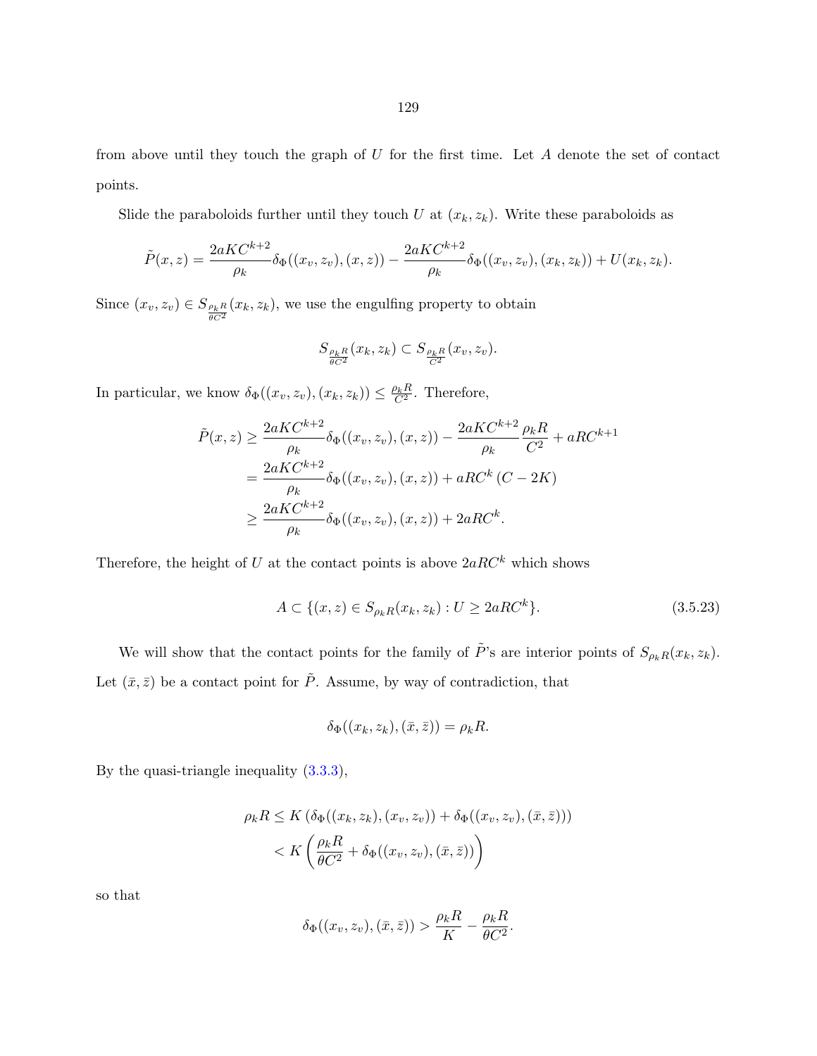from above until they touch the graph of $U$ for the first time. Let $A$ denote the set of contact points.

Slide the paraboloids further until they touch $U$ at $(x_k, z_k)$. Write these paraboloids as

$$\tilde{P}(x,z) = \frac{2aKC^{k+2}}{\rho_k}\delta_\Phi((x_v,z_v),(x,z)) - \frac{2aKC^{k+2}}{\rho_k}\delta_\Phi((x_v,z_v),(x_k,z_k)) + U(x_k,z_k).$$

Since $(x_v, z_v) \in S_{\frac{\rho_k R}{\theta C^2}}(x_k, z_k)$, we use the engulfing property to obtain

$$S_{\frac{\rho_k R}{\theta C^2}}(x_k, z_k) \subset S_{\frac{\rho_k R}{C^2}}(x_v, z_v).$$

In particular, we know $\delta_\Phi((x_v,z_v),(x_k,z_k)) \le \frac{\rho_k R}{C^2}$. Therefore,

$$\begin{aligned}
\tilde{P}(x,z) &\ge \frac{2aKC^{k+2}}{\rho_k}\delta_\Phi((x_v,z_v),(x,z)) - \frac{2aKC^{k+2}}{\rho_k}\frac{\rho_k R}{C^2} + aRC^{k+1} \\
&= \frac{2aKC^{k+2}}{\rho_k}\delta_\Phi((x_v,z_v),(x,z)) + aRC^k\left(C - 2K\right) \\
&\ge \frac{2aKC^{k+2}}{\rho_k}\delta_\Phi((x_v,z_v),(x,z)) + 2aRC^k.
\end{aligned}$$

Therefore, the height of $U$ at the contact points is above $2aRC^k$ which shows

$$A \subset \{(x,z) \in S_{\rho_k R}(x_k,z_k) : U \ge 2aRC^k\}. \tag{3.5.23}$$

We will show that the contact points for the family of $\tilde{P}$'s are interior points of $S_{\rho_k R}(x_k, z_k)$. Let $(\bar{x}, \bar{z})$ be a contact point for $\tilde{P}$. Assume, by way of contradiction, that

$$\delta_\Phi((x_k,z_k),(\bar{x},\bar{z})) = \rho_k R.$$

By the quasi-triangle inequality (3.3.3),

$$\begin{aligned}
\rho_k R &\le K\left(\delta_\Phi((x_k,z_k),(x_v,z_v)) + \delta_\Phi((x_v,z_v),(\bar{x},\bar{z}))\right) \\
&< K\left(\frac{\rho_k R}{\theta C^2} + \delta_\Phi((x_v,z_v),(\bar{x},\bar{z}))\right)
\end{aligned}$$

so that

$$\delta_\Phi((x_v,z_v),(\bar{x},\bar{z})) > \frac{\rho_k R}{K} - \frac{\rho_k R}{\theta C^2}.$$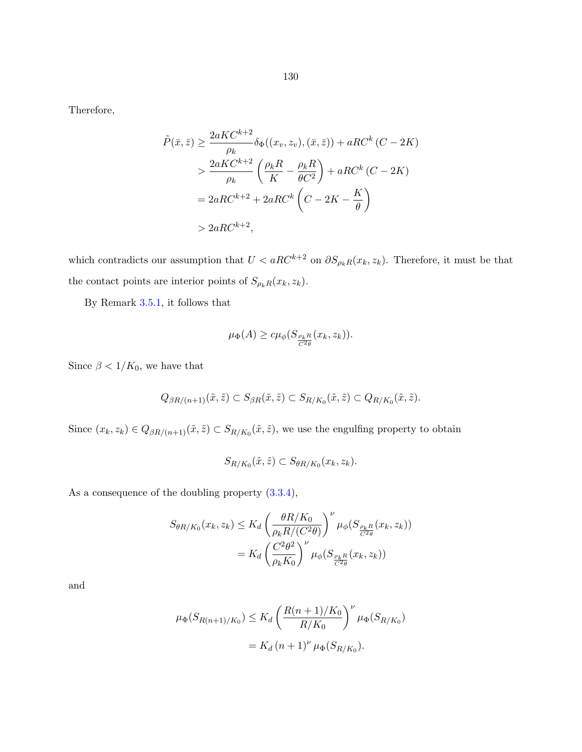Therefore,

$$
\begin{aligned}
\tilde{P}(\bar{x}, \bar{z}) &\geq \frac{2aKC^{k+2}}{\rho_k} \delta_\Phi((x_v, z_v), (\bar{x}, \bar{z})) + aRC^k (C - 2K) \\
&> \frac{2aKC^{k+2}}{\rho_k} \left( \frac{\rho_k R}{K} - \frac{\rho_k R}{\theta C^2} \right) + aRC^k (C - 2K) \\
&= 2aRC^{k+2} + 2aRC^k \left( C - 2K - \frac{K}{\theta} \right) \\
&> 2aRC^{k+2},
\end{aligned}
$$

which contradicts our assumption that $U < aRC^{k+2}$ on $\partial S_{\rho_k R}(x_k, z_k)$. Therefore, it must be that the contact points are interior points of $S_{\rho_k R}(x_k, z_k)$.

By Remark 3.5.1, it follows that

$$
\mu_\Phi(A) \geq c\mu_\phi(S_{\frac{\rho_k R}{C^2\theta}}(x_k, z_k)).
$$

Since $\beta < 1/K_0$, we have that

$$
Q_{\beta R/(n+1)}(\tilde{x}, \tilde{z}) \subset S_{\beta R}(\tilde{x}, \tilde{z}) \subset S_{R/K_0}(\tilde{x}, \tilde{z}) \subset Q_{R/K_0}(\tilde{x}, \tilde{z}).
$$

Since $(x_k, z_k) \in Q_{\beta R/(n+1)}(\tilde{x}, \tilde{z}) \subset S_{R/K_0}(\tilde{x}, \tilde{z})$, we use the engulfing property to obtain

$$
S_{R/K_0}(\tilde{x}, \tilde{z}) \subset S_{\theta R/K_0}(x_k, z_k).
$$

As a consequence of the doubling property (3.3.4),

$$
\begin{aligned}
S_{\theta R/K_0}(x_k, z_k) &\leq K_d \left( \frac{\theta R/K_0}{\rho_k R/(C^2\theta)} \right)^\nu \mu_\phi(S_{\frac{\rho_k R}{C^2\theta}}(x_k, z_k)) \\
&= K_d \left( \frac{C^2\theta^2}{\rho_k K_0} \right)^\nu \mu_\phi(S_{\frac{\rho_k R}{C^2\theta}}(x_k, z_k))
\end{aligned}
$$

and

$$
\begin{aligned}
\mu_\Phi(S_{R(n+1)/K_0}) &\leq K_d \left( \frac{R(n+1)/K_0}{R/K_0} \right)^\nu \mu_\Phi(S_{R/K_0}) \\
&= K_d \, (n+1)^\nu \, \mu_\Phi(S_{R/K_0}).
\end{aligned}
$$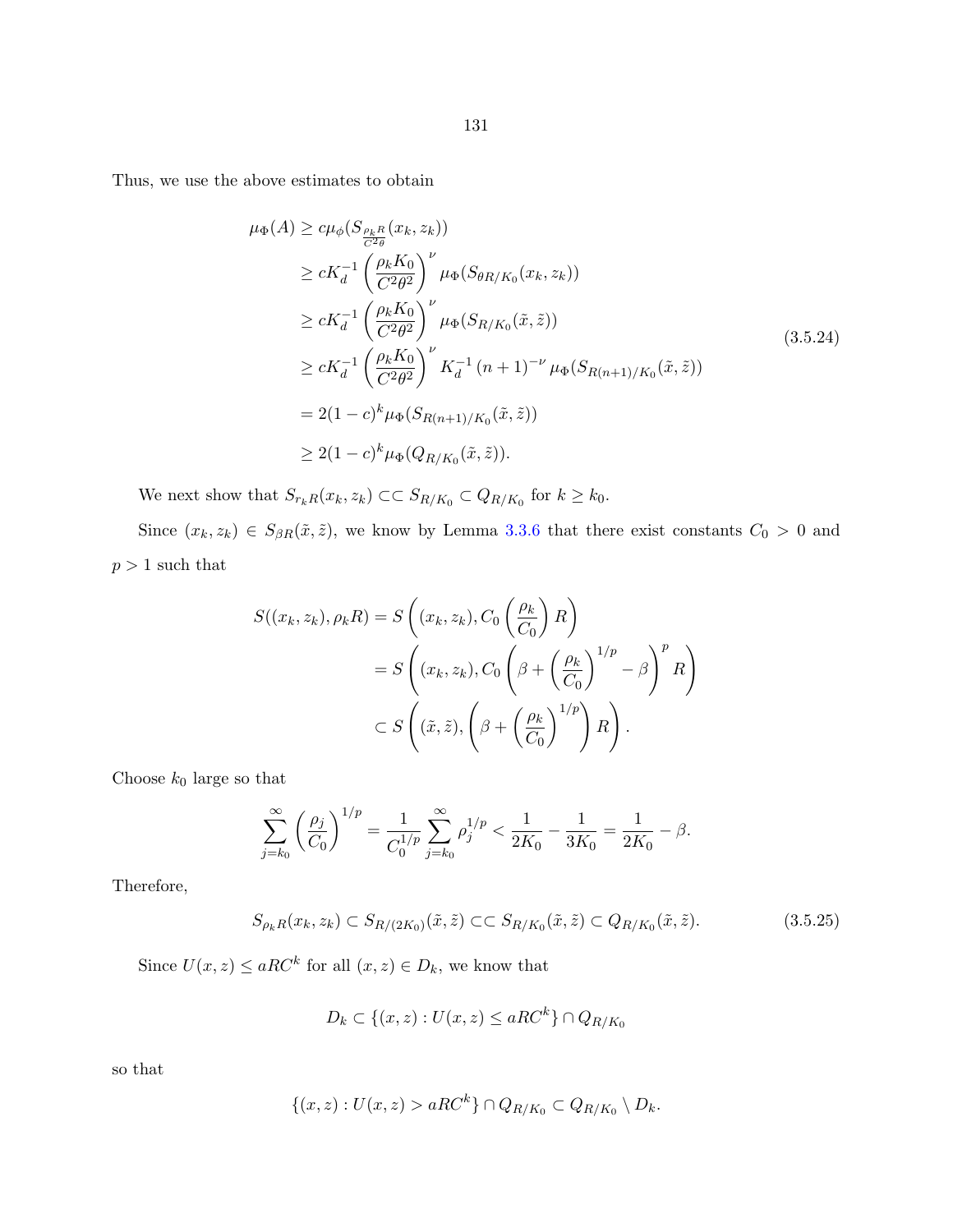Thus, we use the above estimates to obtain

$$
\begin{aligned}
\mu_\Phi(A) &\geq c\mu_\phi(S_{\frac{\rho_k R}{C^2\theta}}(x_k, z_k)) \\
&\geq cK_d^{-1}\left(\frac{\rho_k K_0}{C^2\theta^2}\right)^\nu \mu_\Phi(S_{\theta R/K_0}(x_k, z_k)) \\
&\geq cK_d^{-1}\left(\frac{\rho_k K_0}{C^2\theta^2}\right)^\nu \mu_\Phi(S_{R/K_0}(\tilde{x}, \tilde{z})) \\
&\geq cK_d^{-1}\left(\frac{\rho_k K_0}{C^2\theta^2}\right)^\nu K_d^{-1}(n+1)^{-\nu}\mu_\Phi(S_{R(n+1)/K_0}(\tilde{x}, \tilde{z})) \\
&= 2(1-c)^k \mu_\Phi(S_{R(n+1)/K_0}(\tilde{x}, \tilde{z})) \\
&\geq 2(1-c)^k \mu_\Phi(Q_{R/K_0}(\tilde{x}, \tilde{z})).
\end{aligned}
\tag{3.5.24}
$$

We next show that $S_{r_k R}(x_k, z_k) \subset\subset S_{R/K_0} \subset Q_{R/K_0}$ for $k \geq k_0$.

Since $(x_k, z_k) \in S_{\beta R}(\tilde{x}, \tilde{z})$, we know by Lemma 3.3.6 that there exist constants $C_0 > 0$ and $p > 1$ such that

$$
\begin{aligned}
S((x_k, z_k), \rho_k R) &= S\left((x_k, z_k), C_0\left(\frac{\rho_k}{C_0}\right)R\right) \\
&= S\left((x_k, z_k), C_0\left(\beta + \left(\frac{\rho_k}{C_0}\right)^{1/p} - \beta\right)^p R\right) \\
&\subset S\left((\tilde{x}, \tilde{z}), \left(\beta + \left(\frac{\rho_k}{C_0}\right)^{1/p}\right)R\right).
\end{aligned}
$$

Choose $k_0$ large so that

$$
\sum_{j=k_0}^{\infty}\left(\frac{\rho_j}{C_0}\right)^{1/p} = \frac{1}{C_0^{1/p}}\sum_{j=k_0}^{\infty}\rho_j^{1/p} < \frac{1}{2K_0} - \frac{1}{3K_0} = \frac{1}{2K_0} - \beta.
$$

Therefore,

$$
S_{\rho_k R}(x_k, z_k) \subset S_{R/(2K_0)}(\tilde{x}, \tilde{z}) \subset\subset S_{R/K_0}(\tilde{x}, \tilde{z}) \subset Q_{R/K_0}(\tilde{x}, \tilde{z}). \tag{3.5.25}
$$

Since $U(x, z) \leq aRC^k$ for all $(x, z) \in D_k$, we know that

$$
D_k \subset \{(x, z) : U(x, z) \leq aRC^k\} \cap Q_{R/K_0}
$$

so that

$$
\{(x, z) : U(x, z) > aRC^k\} \cap Q_{R/K_0} \subset Q_{R/K_0} \setminus D_k.
$$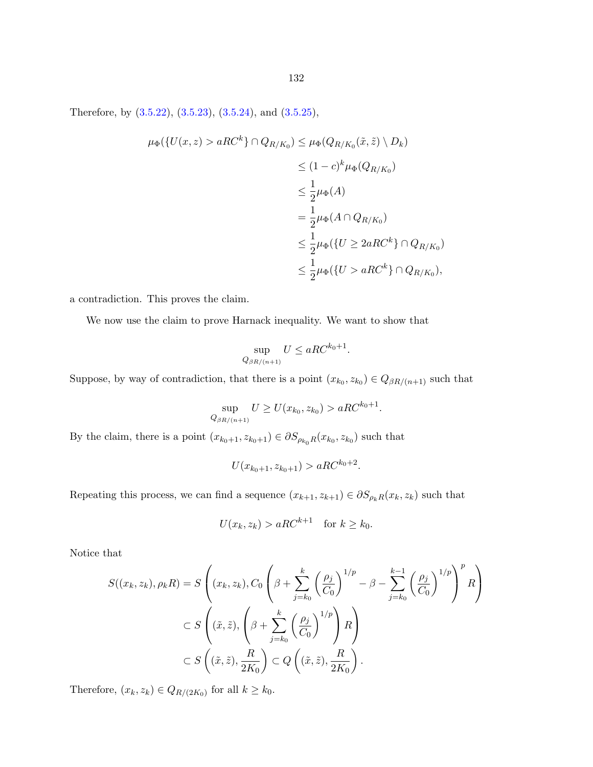Therefore, by (3.5.22), (3.5.23), (3.5.24), and (3.5.25),

$$
\begin{aligned}
\mu_\Phi(\{U(x,z) > aRC^k\} \cap Q_{R/K_0}) &\leq \mu_\Phi(Q_{R/K_0}(\tilde{x},\tilde{z}) \setminus D_k) \\
&\leq (1-c)^k \mu_\Phi(Q_{R/K_0}) \\
&\leq \frac{1}{2}\mu_\Phi(A) \\
&= \frac{1}{2}\mu_\Phi(A \cap Q_{R/K_0}) \\
&\leq \frac{1}{2}\mu_\Phi(\{U \geq 2aRC^k\} \cap Q_{R/K_0}) \\
&\leq \frac{1}{2}\mu_\Phi(\{U > aRC^k\} \cap Q_{R/K_0}),
\end{aligned}
$$

a contradiction. This proves the claim.

We now use the claim to prove Harnack inequality. We want to show that

$$
\sup_{Q_{\beta R/(n+1)}} U \leq aRC^{k_0+1}.
$$

Suppose, by way of contradiction, that there is a point $(x_{k_0}, z_{k_0}) \in Q_{\beta R/(n+1)}$ such that

$$
\sup_{Q_{\beta R/(n+1)}} U \geq U(x_{k_0}, z_{k_0}) > aRC^{k_0+1}.
$$

By the claim, there is a point $(x_{k_0+1}, z_{k_0+1}) \in \partial S_{\rho_{k_0} R}(x_{k_0}, z_{k_0})$ such that

$$
U(x_{k_0+1}, z_{k_0+1}) > aRC^{k_0+2}.
$$

Repeating this process, we can find a sequence $(x_{k+1}, z_{k+1}) \in \partial S_{\rho_k R}(x_k, z_k)$ such that

$$
U(x_k, z_k) > aRC^{k+1} \quad \text{for } k \geq k_0.
$$

Notice that

$$
\begin{aligned}
S((x_k,z_k), \rho_k R) &= S\left((x_k,z_k), C_0\left(\beta + \sum_{j=k_0}^{k}\left(\frac{\rho_j}{C_0}\right)^{1/p} - \beta - \sum_{j=k_0}^{k-1}\left(\frac{\rho_j}{C_0}\right)^{1/p}\right)^p R\right) \\
&\subset S\left((\tilde{x},\tilde{z}), \left(\beta + \sum_{j=k_0}^{k}\left(\frac{\rho_j}{C_0}\right)^{1/p}\right) R\right) \\
&\subset S\left((\tilde{x},\tilde{z}), \frac{R}{2K_0}\right) \subset Q\left((\tilde{x},\tilde{z}), \frac{R}{2K_0}\right).
\end{aligned}
$$

Therefore, $(x_k, z_k) \in Q_{R/(2K_0)}$ for all $k \geq k_0$.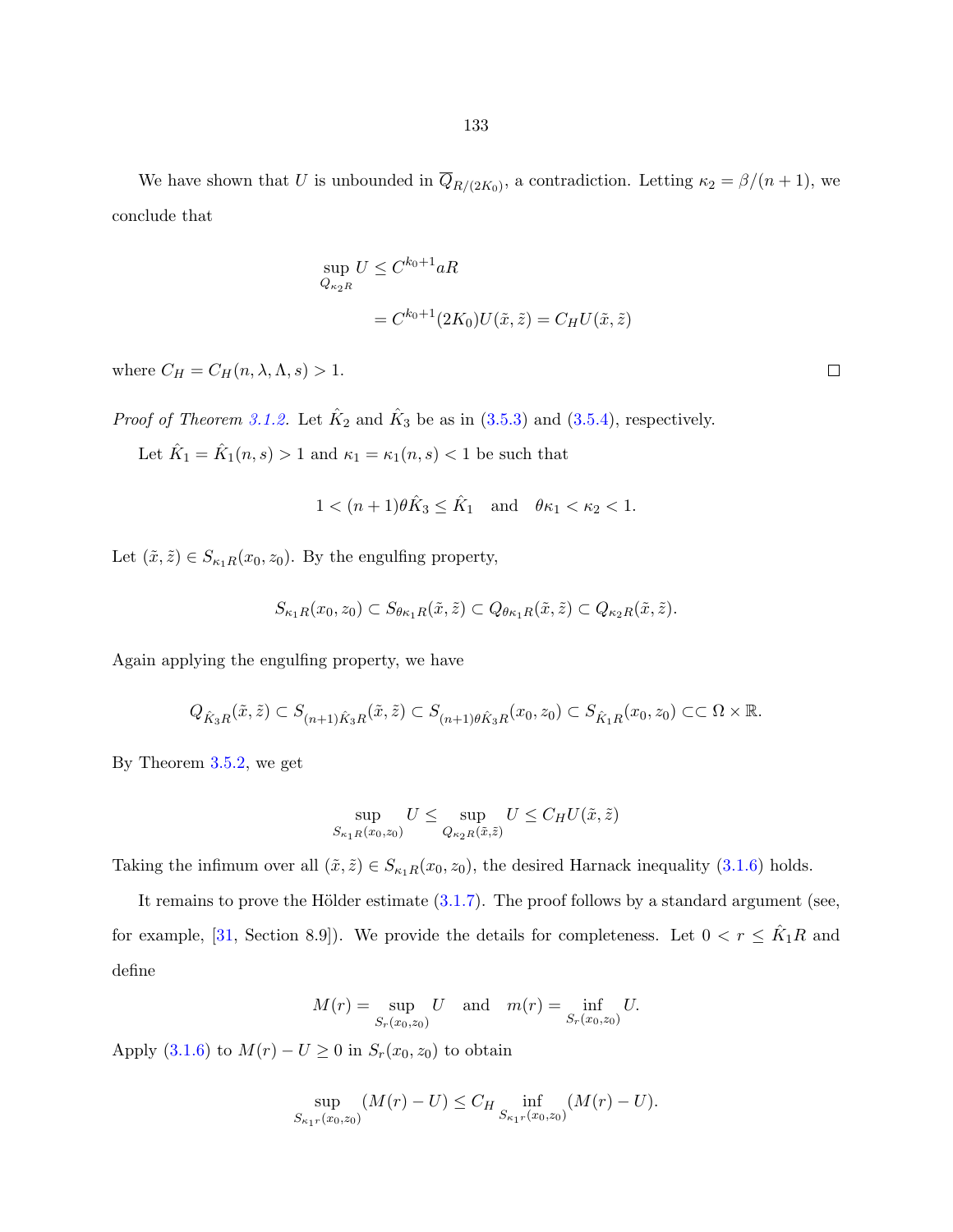We have shown that $U$ is unbounded in $\overline{Q}_{R/(2K_0)}$, a contradiction. Letting $\kappa_2 = \beta/(n+1)$, we conclude that

$$\sup_{Q_{\kappa_2 R}} U \leq C^{k_0+1} aR$$

$$= C^{k_0+1}(2K_0)U(\tilde{x}, \tilde{z}) = C_H U(\tilde{x}, \tilde{z})$$

where $C_H = C_H(n, \lambda, \Lambda, s) > 1$. $\square$

*Proof of Theorem 3.1.2.* Let $\hat{K}_2$ and $\hat{K}_3$ be as in (3.5.3) and (3.5.4), respectively.

Let $\hat{K}_1 = \hat{K}_1(n, s) > 1$ and $\kappa_1 = \kappa_1(n, s) < 1$ be such that

$$1 < (n+1)\theta \hat{K}_3 \leq \hat{K}_1 \quad \text{and} \quad \theta\kappa_1 < \kappa_2 < 1.$$

Let $(\tilde{x}, \tilde{z}) \in S_{\kappa_1 R}(x_0, z_0)$. By the engulfing property,

$$S_{\kappa_1 R}(x_0, z_0) \subset S_{\theta\kappa_1 R}(\tilde{x}, \tilde{z}) \subset Q_{\theta\kappa_1 R}(\tilde{x}, \tilde{z}) \subset Q_{\kappa_2 R}(\tilde{x}, \tilde{z}).$$

Again applying the engulfing property, we have

$$Q_{\hat{K}_3 R}(\tilde{x}, \tilde{z}) \subset S_{(n+1)\hat{K}_3 R}(\tilde{x}, \tilde{z}) \subset S_{(n+1)\theta\hat{K}_3 R}(x_0, z_0) \subset S_{\hat{K}_1 R}(x_0, z_0) \subset\subset \Omega \times \mathbb{R}.$$

By Theorem 3.5.2, we get

$$\sup_{S_{\kappa_1 R}(x_0,z_0)} U \leq \sup_{Q_{\kappa_2 R}(\tilde{x},\tilde{z})} U \leq C_H U(\tilde{x}, \tilde{z})$$

Taking the infimum over all $(\tilde{x}, \tilde{z}) \in S_{\kappa_1 R}(x_0, z_0)$, the desired Harnack inequality (3.1.6) holds.

It remains to prove the Hölder estimate (3.1.7). The proof follows by a standard argument (see, for example, [31, Section 8.9]). We provide the details for completeness. Let $0 < r \leq \hat{K}_1 R$ and define

$$M(r) = \sup_{S_r(x_0,z_0)} U \quad \text{and} \quad m(r) = \inf_{S_r(x_0,z_0)} U.$$

Apply (3.1.6) to $M(r) - U \geq 0$ in $S_r(x_0, z_0)$ to obtain

$$\sup_{S_{\kappa_1 r}(x_0,z_0)} (M(r) - U) \leq C_H \inf_{S_{\kappa_1 r}(x_0,z_0)} (M(r) - U).$$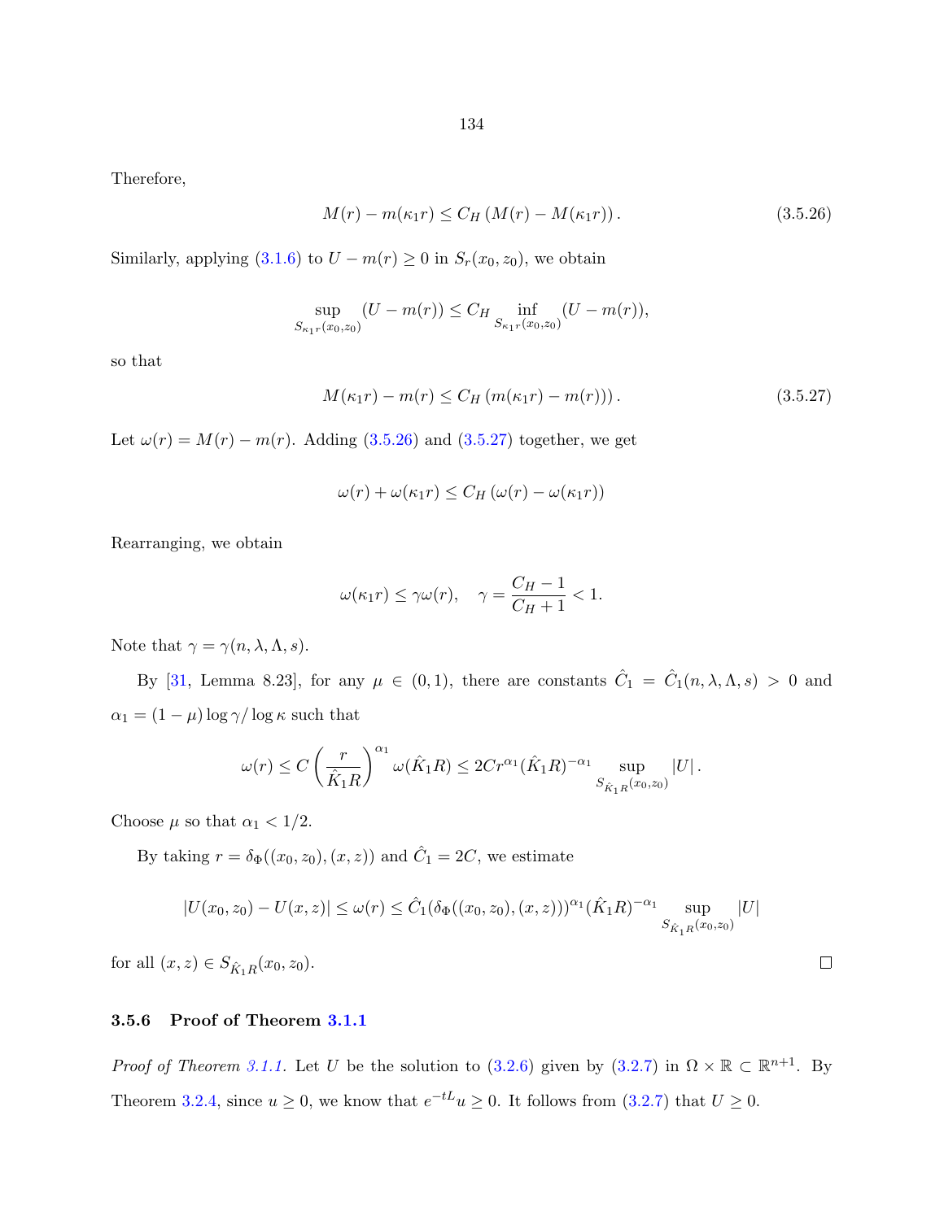Therefore,

$$M(r) - m(\kappa_1 r) \leq C_H \left( M(r) - M(\kappa_1 r) \right). \tag{3.5.26}$$

Similarly, applying (3.1.6) to $U - m(r) \geq 0$ in $S_r(x_0, z_0)$, we obtain

$$\sup_{S_{\kappa_1 r}(x_0,z_0)} (U - m(r)) \leq C_H \inf_{S_{\kappa_1 r}(x_0,z_0)} (U - m(r)),$$

so that

$$M(\kappa_1 r) - m(r) \leq C_H \left( m(\kappa_1 r) - m(r) \right). \tag{3.5.27}$$

Let $\omega(r) = M(r) - m(r)$. Adding (3.5.26) and (3.5.27) together, we get

$$\omega(r) + \omega(\kappa_1 r) \leq C_H \left( \omega(r) - \omega(\kappa_1 r) \right)$$

Rearranging, we obtain

$$\omega(\kappa_1 r) \leq \gamma \omega(r), \quad \gamma = \frac{C_H - 1}{C_H + 1} < 1.$$

Note that $\gamma = \gamma(n, \lambda, \Lambda, s)$.

By [31, Lemma 8.23], for any $\mu \in (0,1)$, there are constants $\hat{C}_1 = \hat{C}_1(n, \lambda, \Lambda, s) > 0$ and $\alpha_1 = (1 - \mu) \log \gamma / \log \kappa$ such that

$$\omega(r) \leq C \left( \frac{r}{\hat{K}_1 R} \right)^{\alpha_1} \omega(\hat{K}_1 R) \leq 2C r^{\alpha_1} (\hat{K}_1 R)^{-\alpha_1} \sup_{S_{\hat{K}_1 R}(x_0,z_0)} |U|.$$

Choose $\mu$ so that $\alpha_1 < 1/2$.

By taking $r = \delta_\Phi((x_0, z_0), (x, z))$ and $\hat{C}_1 = 2C$, we estimate

$$|U(x_0, z_0) - U(x, z)| \leq \omega(r) \leq \hat{C}_1 (\delta_\Phi((x_0, z_0), (x, z)))^{\alpha_1} (\hat{K}_1 R)^{-\alpha_1} \sup_{S_{\hat{K}_1 R}(x_0,z_0)} |U|$$

for all $(x, z) \in S_{\hat{K}_1 R}(x_0, z_0)$. □

### 3.5.6 Proof of Theorem 3.1.1

*Proof of Theorem 3.1.1.* Let $U$ be the solution to (3.2.6) given by (3.2.7) in $\Omega \times \mathbb{R} \subset \mathbb{R}^{n+1}$. By Theorem 3.2.4, since $u \geq 0$, we know that $e^{-tL} u \geq 0$. It follows from (3.2.7) that $U \geq 0$.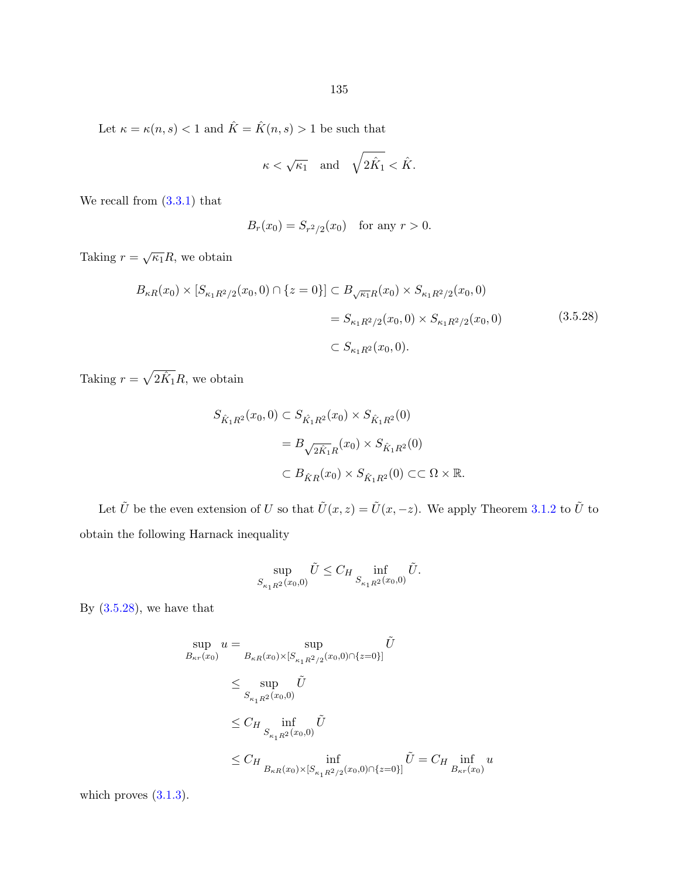Let $\kappa = \kappa(n,s) < 1$ and $\hat{K} = \hat{K}(n,s) > 1$ be such that

$$\kappa < \sqrt{\kappa_1} \quad \text{and} \quad \sqrt{2\hat{K}_1} < \hat{K}.$$

We recall from (3.3.1) that

$$B_r(x_0) = S_{r^2/2}(x_0) \quad \text{for any } r > 0.$$

Taking $r = \sqrt{\kappa_1}R$, we obtain

$$\begin{aligned}
B_{\kappa R}(x_0) \times [S_{\kappa_1 R^2/2}(x_0,0) \cap \{z=0\}] &\subset B_{\sqrt{\kappa_1}R}(x_0) \times S_{\kappa_1 R^2/2}(x_0,0) \\
&= S_{\kappa_1 R^2/2}(x_0,0) \times S_{\kappa_1 R^2/2}(x_0,0) \\
&\subset S_{\kappa_1 R^2}(x_0,0).
\end{aligned} \tag{3.5.28}$$

Taking $r = \sqrt{2\hat{K}_1}R$, we obtain

$$\begin{aligned}
S_{\hat{K}_1 R^2}(x_0,0) &\subset S_{\hat{K}_1 R^2}(x_0) \times S_{\hat{K}_1 R^2}(0) \\
&= B_{\sqrt{2\hat{K}_1}R}(x_0) \times S_{\hat{K}_1 R^2}(0) \\
&\subset B_{\hat{K}R}(x_0) \times S_{\hat{K}_1 R^2}(0) \subset\subset \Omega \times \mathbb{R}.
\end{aligned}$$

Let $\tilde{U}$ be the even extension of $U$ so that $\tilde{U}(x,z) = \tilde{U}(x,-z)$. We apply Theorem 3.1.2 to $\tilde{U}$ to obtain the following Harnack inequality

$$\sup_{S_{\kappa_1 R^2}(x_0,0)} \tilde{U} \le C_H \inf_{S_{\kappa_1 R^2}(x_0,0)} \tilde{U}.$$

By (3.5.28), we have that

$$\begin{aligned}
\sup_{B_{\kappa r}(x_0)} u &= \sup_{B_{\kappa R}(x_0) \times [S_{\kappa_1 R^2/2}(x_0,0) \cap \{z=0\}]} \tilde{U} \\
&\le \sup_{S_{\kappa_1 R^2}(x_0,0)} \tilde{U} \\
&\le C_H \inf_{S_{\kappa_1 R^2}(x_0,0)} \tilde{U} \\
&\le C_H \inf_{B_{\kappa R}(x_0) \times [S_{\kappa_1 R^2/2}(x_0,0) \cap \{z=0\}]} \tilde{U} = C_H \inf_{B_{\kappa r}(x_0)} u
\end{aligned}$$

which proves (3.1.3).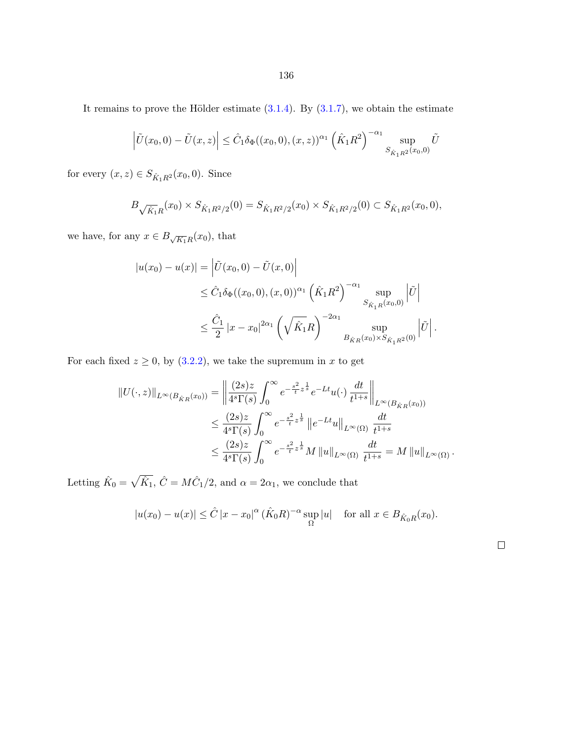It remains to prove the Hölder estimate (3.1.4). By (3.1.7), we obtain the estimate

$$\left|\tilde{U}(x_0,0)-\tilde{U}(x,z)\right| \le \hat{C}_1 \delta_\Phi((x_0,0),(x,z))^{\alpha_1}\left(\hat{K}_1 R^2\right)^{-\alpha_1} \sup_{S_{\hat{K}_1R^2}(x_0,0)} \tilde{U}$$

for every $(x,z) \in S_{\hat{K}_1R^2}(x_0,0)$. Since

$$B_{\sqrt{\hat{K}_1}R}(x_0) \times S_{\hat{K}_1R^2/2}(0) = S_{\hat{K}_1R^2/2}(x_0) \times S_{\hat{K}_1R^2/2}(0) \subset S_{\hat{K}_1R^2}(x_0,0),$$

we have, for any $x \in B_{\sqrt{K_1}R}(x_0)$, that

$$\begin{aligned}
|u(x_0)-u(x)| &= \left|\tilde{U}(x_0,0)-\tilde{U}(x,0)\right| \\
&\le \hat{C}_1 \delta_\Phi((x_0,0),(x,0))^{\alpha_1}\left(\hat{K}_1R^2\right)^{-\alpha_1} \sup_{S_{\hat{K}_1R}(x_0,0)} \left|\tilde{U}\right| \\
&\le \frac{\hat{C}_1}{2}\left|x-x_0\right|^{2\alpha_1}\left(\sqrt{\hat{K}_1}R\right)^{-2\alpha_1} \sup_{B_{\hat{K}R}(x_0)\times S_{\hat{K}_1R^2}(0)} \left|\tilde{U}\right|.
\end{aligned}$$

For each fixed $z \ge 0$, by (3.2.2), we take the supremum in $x$ to get

$$\begin{aligned}
\|U(\cdot,z)\|_{L^\infty(B_{\hat{K}R}(x_0))} &= \left\| \frac{(2s)z}{4^s\Gamma(s)} \int_0^\infty e^{-\frac{s^2}{t}z^{\frac{1}{s}}} e^{-Lt}u(\cdot)\,\frac{dt}{t^{1+s}} \right\|_{L^\infty(B_{\hat{K}R}(x_0))} \\
&\le \frac{(2s)z}{4^s\Gamma(s)} \int_0^\infty e^{-\frac{s^2}{t}z^{\frac{1}{s}}} \left\|e^{-Lt}u\right\|_{L^\infty(\Omega)} \frac{dt}{t^{1+s}} \\
&\le \frac{(2s)z}{4^s\Gamma(s)} \int_0^\infty e^{-\frac{s^2}{t}z^{\frac{1}{s}}} M\,\|u\|_{L^\infty(\Omega)}\,\frac{dt}{t^{1+s}} = M\,\|u\|_{L^\infty(\Omega)}.
\end{aligned}$$

Letting $\hat{K}_0 = \sqrt{\hat{K}_1}$, $\hat{C} = M\hat{C}_1/2$, and $\alpha = 2\alpha_1$, we conclude that

$$|u(x_0)-u(x)| \le \hat{C}\,|x-x_0|^\alpha\,(\hat{K}_0R)^{-\alpha}\sup_\Omega |u| \quad \text{for all } x \in B_{\hat{K}_0R}(x_0).$$

□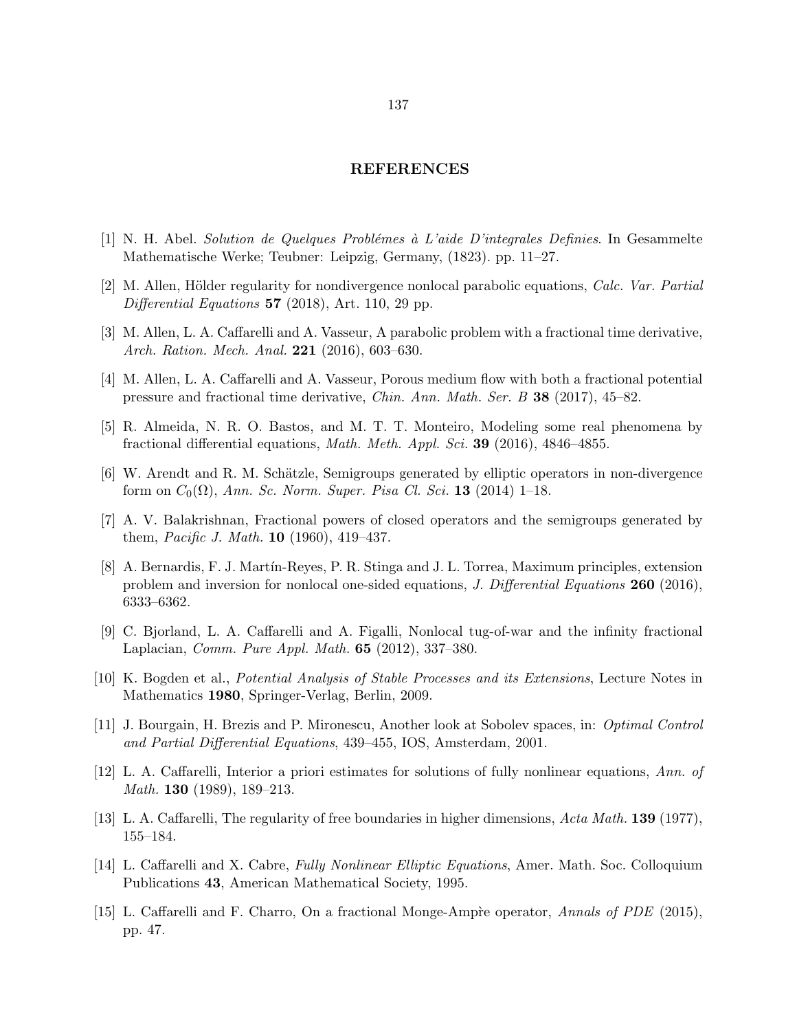# REFERENCES

[1] N. H. Abel. *Solution de Quelques Problémes à L'aide D'integrales Definies*. In Gesammelte Mathematische Werke; Teubner: Leipzig, Germany, (1823). pp. 11–27.

[2] M. Allen, Hölder regularity for nondivergence nonlocal parabolic equations, *Calc. Var. Partial Differential Equations* **57** (2018), Art. 110, 29 pp.

[3] M. Allen, L. A. Caffarelli and A. Vasseur, A parabolic problem with a fractional time derivative, *Arch. Ration. Mech. Anal.* **221** (2016), 603–630.

[4] M. Allen, L. A. Caffarelli and A. Vasseur, Porous medium flow with both a fractional potential pressure and fractional time derivative, *Chin. Ann. Math. Ser. B* **38** (2017), 45–82.

[5] R. Almeida, N. R. O. Bastos, and M. T. T. Monteiro, Modeling some real phenomena by fractional differential equations, *Math. Meth. Appl. Sci.* **39** (2016), 4846–4855.

[6] W. Arendt and R. M. Schätzle, Semigroups generated by elliptic operators in non-divergence form on $C_0(\Omega)$, *Ann. Sc. Norm. Super. Pisa Cl. Sci.* **13** (2014) 1–18.

[7] A. V. Balakrishnan, Fractional powers of closed operators and the semigroups generated by them, *Pacific J. Math.* **10** (1960), 419–437.

[8] A. Bernardis, F. J. Martín-Reyes, P. R. Stinga and J. L. Torrea, Maximum principles, extension problem and inversion for nonlocal one-sided equations, *J. Differential Equations* **260** (2016), 6333–6362.

[9] C. Bjorland, L. A. Caffarelli and A. Figalli, Nonlocal tug-of-war and the infinity fractional Laplacian, *Comm. Pure Appl. Math.* **65** (2012), 337–380.

[10] K. Bogden et al., *Potential Analysis of Stable Processes and its Extensions*, Lecture Notes in Mathematics **1980**, Springer-Verlag, Berlin, 2009.

[11] J. Bourgain, H. Brezis and P. Mironescu, Another look at Sobolev spaces, in: *Optimal Control and Partial Differential Equations*, 439–455, IOS, Amsterdam, 2001.

[12] L. A. Caffarelli, Interior a priori estimates for solutions of fully nonlinear equations, *Ann. of Math.* **130** (1989), 189–213.

[13] L. A. Caffarelli, The regularity of free boundaries in higher dimensions, *Acta Math.* **139** (1977), 155–184.

[14] L. Caffarelli and X. Cabre, *Fully Nonlinear Elliptic Equations*, Amer. Math. Soc. Colloquium Publications **43**, American Mathematical Society, 1995.

[15] L. Caffarelli and F. Charro, On a fractional Monge-Ampr̀e operator, *Annals of PDE* (2015), pp. 47.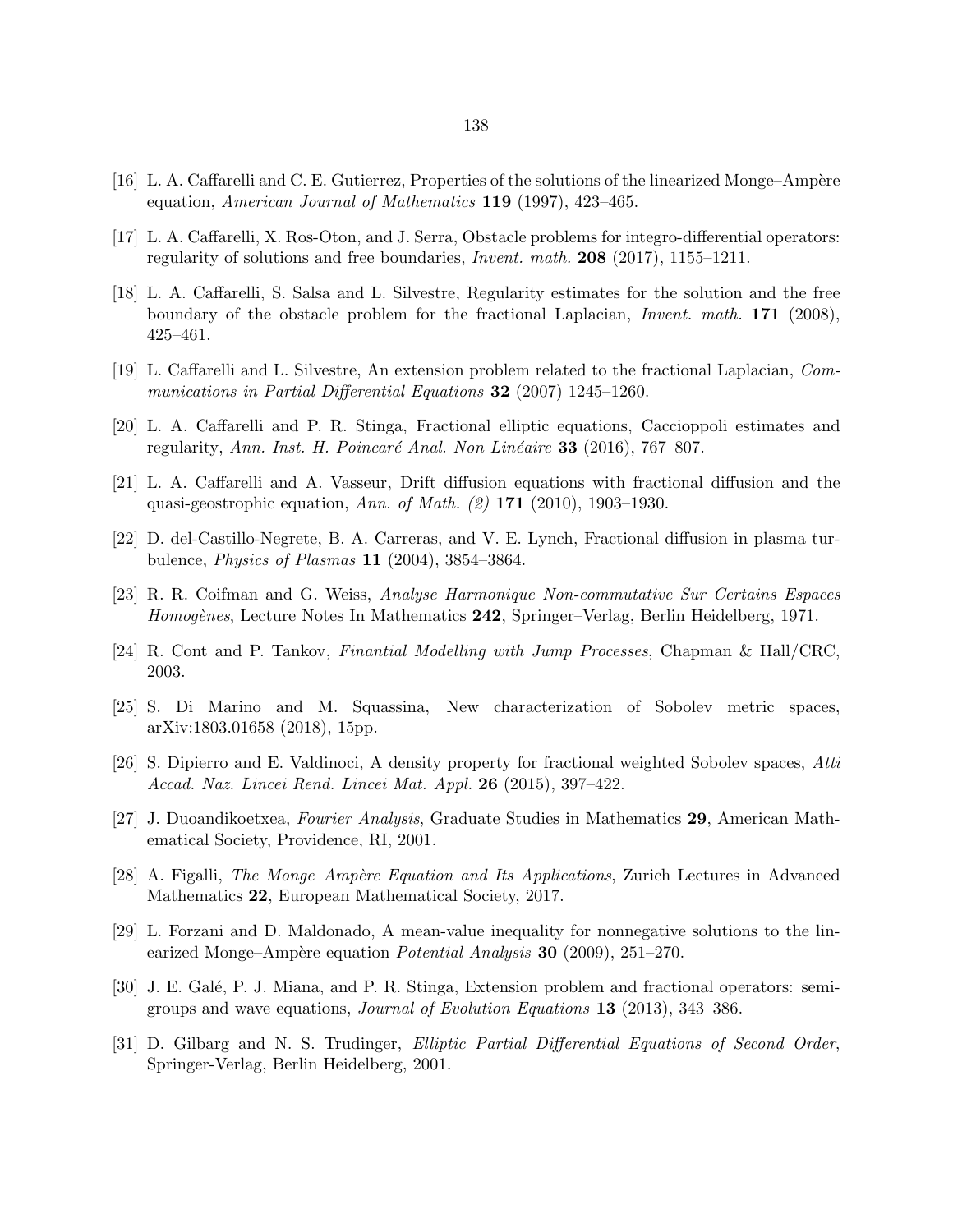[16] L. A. Caffarelli and C. E. Gutierrez, Properties of the solutions of the linearized Monge–Ampère equation, *American Journal of Mathematics* **119** (1997), 423–465.

[17] L. A. Caffarelli, X. Ros-Oton, and J. Serra, Obstacle problems for integro-differential operators: regularity of solutions and free boundaries, *Invent. math.* **208** (2017), 1155–1211.

[18] L. A. Caffarelli, S. Salsa and L. Silvestre, Regularity estimates for the solution and the free boundary of the obstacle problem for the fractional Laplacian, *Invent. math.* **171** (2008), 425–461.

[19] L. Caffarelli and L. Silvestre, An extension problem related to the fractional Laplacian, *Communications in Partial Differential Equations* **32** (2007) 1245–1260.

[20] L. A. Caffarelli and P. R. Stinga, Fractional elliptic equations, Caccioppoli estimates and regularity, *Ann. Inst. H. Poincaré Anal. Non Linéaire* **33** (2016), 767–807.

[21] L. A. Caffarelli and A. Vasseur, Drift diffusion equations with fractional diffusion and the quasi-geostrophic equation, *Ann. of Math. (2)* **171** (2010), 1903–1930.

[22] D. del-Castillo-Negrete, B. A. Carreras, and V. E. Lynch, Fractional diffusion in plasma turbulence, *Physics of Plasmas* **11** (2004), 3854–3864.

[23] R. R. Coifman and G. Weiss, *Analyse Harmonique Non-commutative Sur Certains Espaces Homogènes*, Lecture Notes In Mathematics **242**, Springer–Verlag, Berlin Heidelberg, 1971.

[24] R. Cont and P. Tankov, *Finantial Modelling with Jump Processes*, Chapman & Hall/CRC, 2003.

[25] S. Di Marino and M. Squassina, New characterization of Sobolev metric spaces, arXiv:1803.01658 (2018), 15pp.

[26] S. Dipierro and E. Valdinoci, A density property for fractional weighted Sobolev spaces, *Atti Accad. Naz. Lincei Rend. Lincei Mat. Appl.* **26** (2015), 397–422.

[27] J. Duoandikoetxea, *Fourier Analysis*, Graduate Studies in Mathematics **29**, American Mathematical Society, Providence, RI, 2001.

[28] A. Figalli, *The Monge–Ampère Equation and Its Applications*, Zurich Lectures in Advanced Mathematics **22**, European Mathematical Society, 2017.

[29] L. Forzani and D. Maldonado, A mean-value inequality for nonnegative solutions to the linearized Monge–Ampère equation *Potential Analysis* **30** (2009), 251–270.

[30] J. E. Galé, P. J. Miana, and P. R. Stinga, Extension problem and fractional operators: semigroups and wave equations, *Journal of Evolution Equations* **13** (2013), 343–386.

[31] D. Gilbarg and N. S. Trudinger, *Elliptic Partial Differential Equations of Second Order*, Springer-Verlag, Berlin Heidelberg, 2001.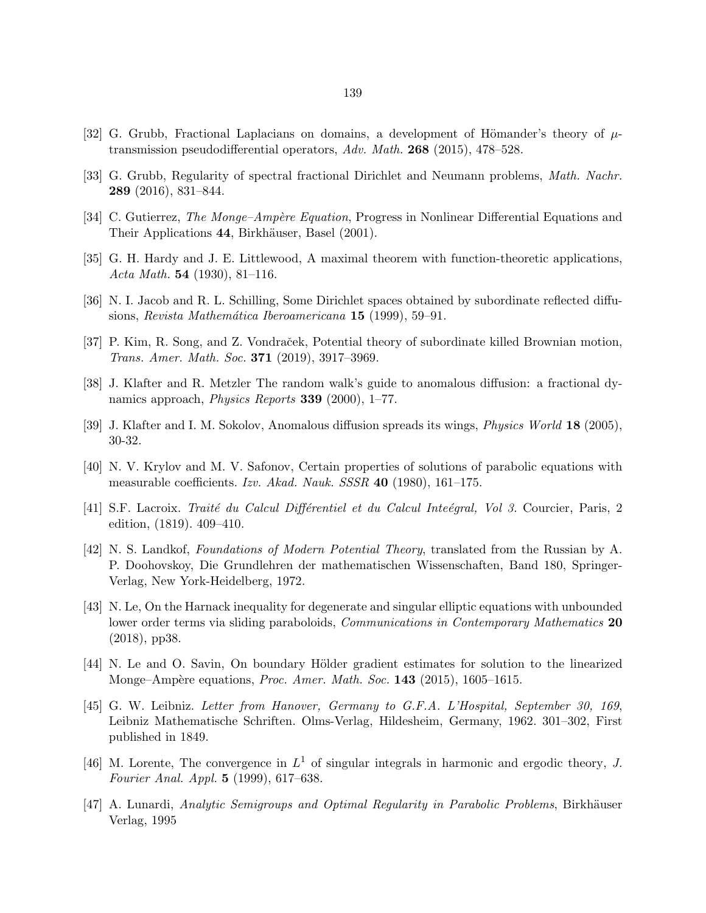[32] G. Grubb, Fractional Laplacians on domains, a development of Hömander's theory of $\mu$-transmission pseudodifferential operators, *Adv. Math.* **268** (2015), 478–528.

[33] G. Grubb, Regularity of spectral fractional Dirichlet and Neumann problems, *Math. Nachr.* **289** (2016), 831–844.

[34] C. Gutierrez, *The Monge–Ampère Equation*, Progress in Nonlinear Differential Equations and Their Applications **44**, Birkhäuser, Basel (2001).

[35] G. H. Hardy and J. E. Littlewood, A maximal theorem with function-theoretic applications, *Acta Math.* **54** (1930), 81–116.

[36] N. I. Jacob and R. L. Schilling, Some Dirichlet spaces obtained by subordinate reflected diffusions, *Revista Mathemática Iberoamericana* **15** (1999), 59–91.

[37] P. Kim, R. Song, and Z. Vondraček, Potential theory of subordinate killed Brownian motion, *Trans. Amer. Math. Soc.* **371** (2019), 3917–3969.

[38] J. Klafter and R. Metzler The random walk's guide to anomalous diffusion: a fractional dynamics approach, *Physics Reports* **339** (2000), 1–77.

[39] J. Klafter and I. M. Sokolov, Anomalous diffusion spreads its wings, *Physics World* **18** (2005), 30-32.

[40] N. V. Krylov and M. V. Safonov, Certain properties of solutions of parabolic equations with measurable coefficients. *Izv. Akad. Nauk. SSSR* **40** (1980), 161–175.

[41] S.F. Lacroix. *Traité du Calcul Différentiel et du Calcul Inteégral, Vol 3.* Courcier, Paris, 2 edition, (1819). 409–410.

[42] N. S. Landkof, *Foundations of Modern Potential Theory*, translated from the Russian by A. P. Doohovskoy, Die Grundlehren der mathematischen Wissenschaften, Band 180, Springer-Verlag, New York-Heidelberg, 1972.

[43] N. Le, On the Harnack inequality for degenerate and singular elliptic equations with unbounded lower order terms via sliding paraboloids, *Communications in Contemporary Mathematics* **20** (2018), pp38.

[44] N. Le and O. Savin, On boundary Hölder gradient estimates for solution to the linearized Monge–Ampère equations, *Proc. Amer. Math. Soc.* **143** (2015), 1605–1615.

[45] G. W. Leibniz. *Letter from Hanover, Germany to G.F.A. L'Hospital, September 30, 169*, Leibniz Mathematische Schriften. Olms-Verlag, Hildesheim, Germany, 1962. 301–302, First published in 1849.

[46] M. Lorente, The convergence in $L^1$ of singular integrals in harmonic and ergodic theory, *J. Fourier Anal. Appl.* **5** (1999), 617–638.

[47] A. Lunardi, *Analytic Semigroups and Optimal Regularity in Parabolic Problems*, Birkhäuser Verlag, 1995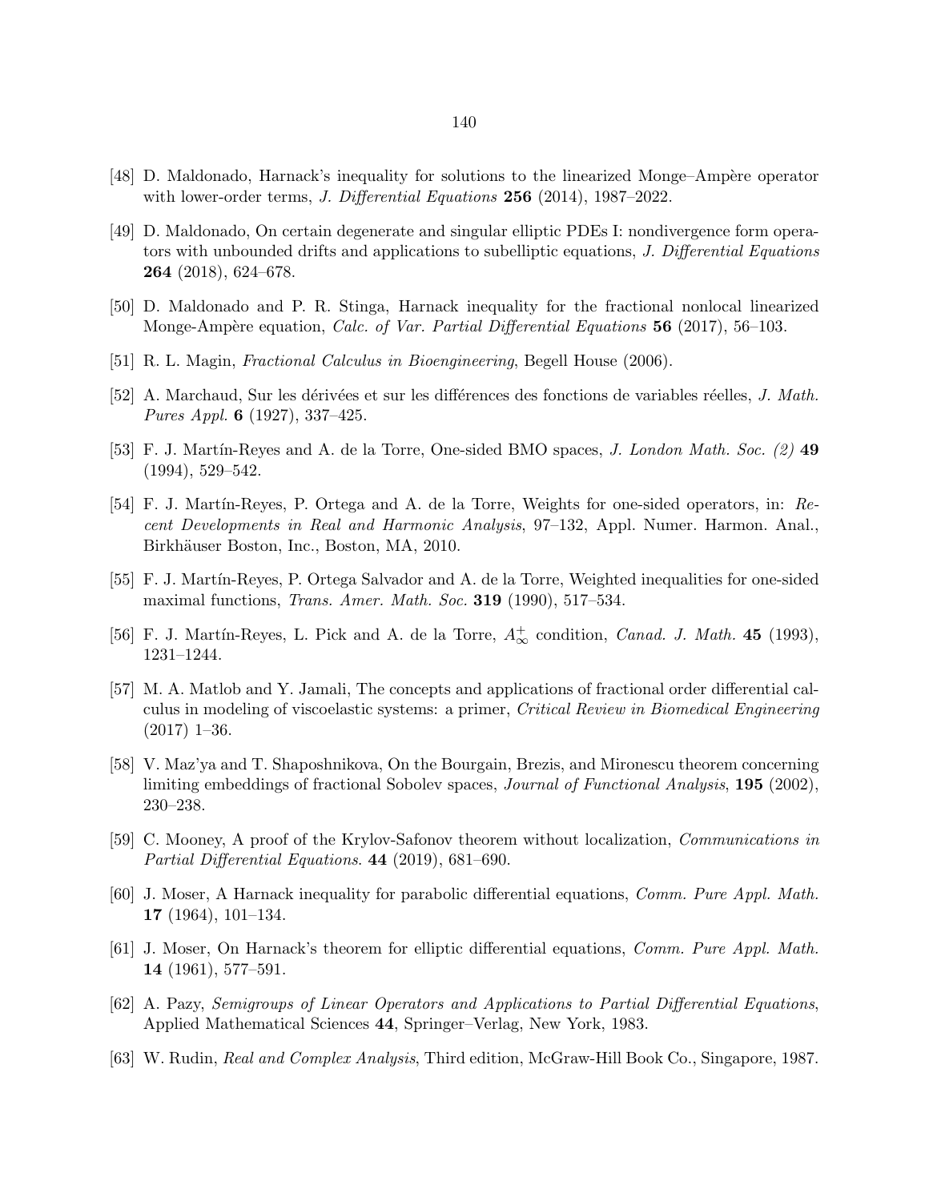[48] D. Maldonado, Harnack's inequality for solutions to the linearized Monge–Ampère operator with lower-order terms, *J. Differential Equations* **256** (2014), 1987–2022.

[49] D. Maldonado, On certain degenerate and singular elliptic PDEs I: nondivergence form operators with unbounded drifts and applications to subelliptic equations, *J. Differential Equations* **264** (2018), 624–678.

[50] D. Maldonado and P. R. Stinga, Harnack inequality for the fractional nonlocal linearized Monge-Ampère equation, *Calc. of Var. Partial Differential Equations* **56** (2017), 56–103.

[51] R. L. Magin, *Fractional Calculus in Bioengineering*, Begell House (2006).

[52] A. Marchaud, Sur les dérivées et sur les différences des fonctions de variables réelles, *J. Math. Pures Appl.* **6** (1927), 337–425.

[53] F. J. Martín-Reyes and A. de la Torre, One-sided BMO spaces, *J. London Math. Soc. (2)* **49** (1994), 529–542.

[54] F. J. Martín-Reyes, P. Ortega and A. de la Torre, Weights for one-sided operators, in: *Recent Developments in Real and Harmonic Analysis*, 97–132, Appl. Numer. Harmon. Anal., Birkhäuser Boston, Inc., Boston, MA, 2010.

[55] F. J. Martín-Reyes, P. Ortega Salvador and A. de la Torre, Weighted inequalities for one-sided maximal functions, *Trans. Amer. Math. Soc.* **319** (1990), 517–534.

[56] F. J. Martín-Reyes, L. Pick and A. de la Torre, $A_\infty^+$ condition, *Canad. J. Math.* **45** (1993), 1231–1244.

[57] M. A. Matlob and Y. Jamali, The concepts and applications of fractional order differential calculus in modeling of viscoelastic systems: a primer, *Critical Review in Biomedical Engineering* (2017) 1–36.

[58] V. Maz'ya and T. Shaposhnikova, On the Bourgain, Brezis, and Mironescu theorem concerning limiting embeddings of fractional Sobolev spaces, *Journal of Functional Analysis*, **195** (2002), 230–238.

[59] C. Mooney, A proof of the Krylov-Safonov theorem without localization, *Communications in Partial Differential Equations*. **44** (2019), 681–690.

[60] J. Moser, A Harnack inequality for parabolic differential equations, *Comm. Pure Appl. Math.* **17** (1964), 101–134.

[61] J. Moser, On Harnack's theorem for elliptic differential equations, *Comm. Pure Appl. Math.* **14** (1961), 577–591.

[62] A. Pazy, *Semigroups of Linear Operators and Applications to Partial Differential Equations*, Applied Mathematical Sciences **44**, Springer–Verlag, New York, 1983.

[63] W. Rudin, *Real and Complex Analysis*, Third edition, McGraw-Hill Book Co., Singapore, 1987.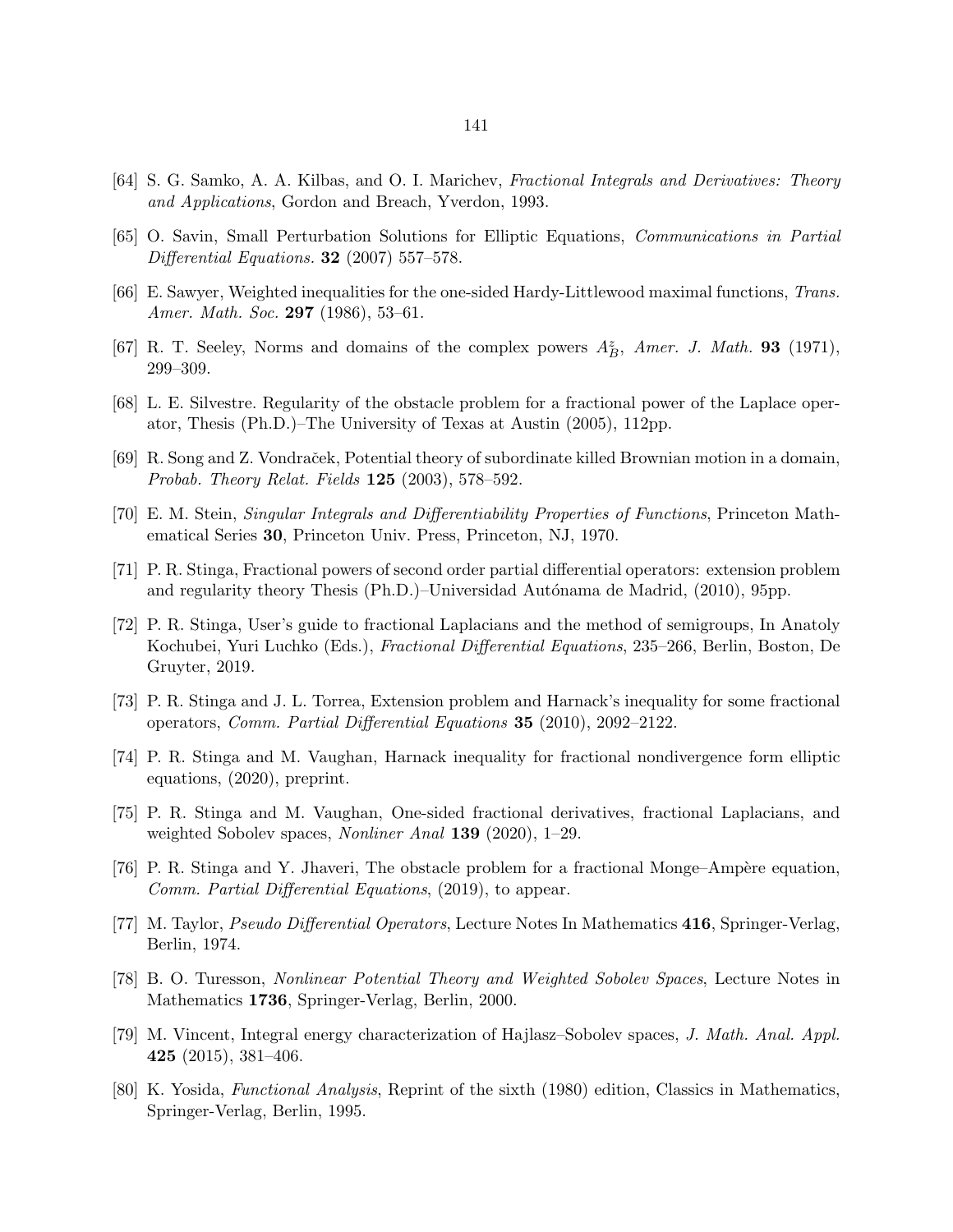[64] S. G. Samko, A. A. Kilbas, and O. I. Marichev, *Fractional Integrals and Derivatives: Theory and Applications*, Gordon and Breach, Yverdon, 1993.

[65] O. Savin, Small Perturbation Solutions for Elliptic Equations, *Communications in Partial Differential Equations.* **32** (2007) 557–578.

[66] E. Sawyer, Weighted inequalities for the one-sided Hardy-Littlewood maximal functions, *Trans. Amer. Math. Soc.* **297** (1986), 53–61.

[67] R. T. Seeley, Norms and domains of the complex powers $A_B^z$, *Amer. J. Math.* **93** (1971), 299–309.

[68] L. E. Silvestre. Regularity of the obstacle problem for a fractional power of the Laplace operator, Thesis (Ph.D.)–The University of Texas at Austin (2005), 112pp.

[69] R. Song and Z. Vondraček, Potential theory of subordinate killed Brownian motion in a domain, *Probab. Theory Relat. Fields* **125** (2003), 578–592.

[70] E. M. Stein, *Singular Integrals and Differentiability Properties of Functions*, Princeton Mathematical Series **30**, Princeton Univ. Press, Princeton, NJ, 1970.

[71] P. R. Stinga, Fractional powers of second order partial differential operators: extension problem and regularity theory Thesis (Ph.D.)–Universidad Autónama de Madrid, (2010), 95pp.

[72] P. R. Stinga, User's guide to fractional Laplacians and the method of semigroups, In Anatoly Kochubei, Yuri Luchko (Eds.), *Fractional Differential Equations*, 235–266, Berlin, Boston, De Gruyter, 2019.

[73] P. R. Stinga and J. L. Torrea, Extension problem and Harnack's inequality for some fractional operators, *Comm. Partial Differential Equations* **35** (2010), 2092–2122.

[74] P. R. Stinga and M. Vaughan, Harnack inequality for fractional nondivergence form elliptic equations, (2020), preprint.

[75] P. R. Stinga and M. Vaughan, One-sided fractional derivatives, fractional Laplacians, and weighted Sobolev spaces, *Nonliner Anal* **139** (2020), 1–29.

[76] P. R. Stinga and Y. Jhaveri, The obstacle problem for a fractional Monge–Ampère equation, *Comm. Partial Differential Equations*, (2019), to appear.

[77] M. Taylor, *Pseudo Differential Operators*, Lecture Notes In Mathematics **416**, Springer-Verlag, Berlin, 1974.

[78] B. O. Turesson, *Nonlinear Potential Theory and Weighted Sobolev Spaces*, Lecture Notes in Mathematics **1736**, Springer-Verlag, Berlin, 2000.

[79] M. Vincent, Integral energy characterization of Hajlasz–Sobolev spaces, *J. Math. Anal. Appl.* **425** (2015), 381–406.

[80] K. Yosida, *Functional Analysis*, Reprint of the sixth (1980) edition, Classics in Mathematics, Springer-Verlag, Berlin, 1995.